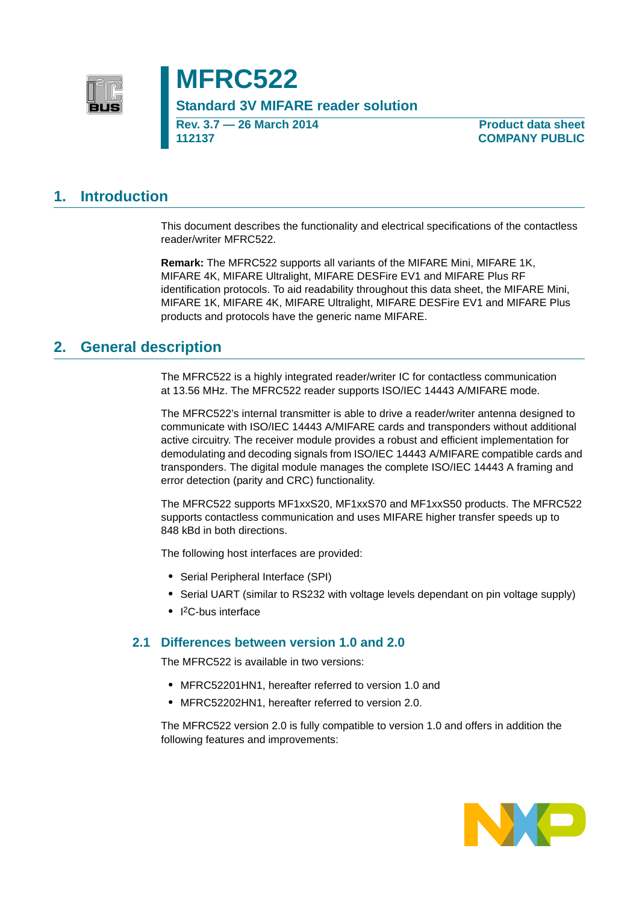# MFRC522

**Standard 3V MIFARE reader solution**

**Rev. 3.7 — 26 March 2014**
**112137**

**Product data sheet**
**COMPANY PUBLIC**

## 1. Introduction

This document describes the functionality and electrical specifications of the contactless reader/writer MFRC522.

**Remark:** The MFRC522 supports all variants of the MIFARE Mini, MIFARE 1K, MIFARE 4K, MIFARE Ultralight, MIFARE DESFire EV1 and MIFARE Plus RF identification protocols. To aid readability throughout this data sheet, the MIFARE Mini, MIFARE 1K, MIFARE 4K, MIFARE Ultralight, MIFARE DESFire EV1 and MIFARE Plus products and protocols have the generic name MIFARE.

## 2. General description

The MFRC522 is a highly integrated reader/writer IC for contactless communication at 13.56 MHz. The MFRC522 reader supports ISO/IEC 14443 A/MIFARE mode.

The MFRC522's internal transmitter is able to drive a reader/writer antenna designed to communicate with ISO/IEC 14443 A/MIFARE cards and transponders without additional active circuitry. The receiver module provides a robust and efficient implementation for demodulating and decoding signals from ISO/IEC 14443 A/MIFARE compatible cards and transponders. The digital module manages the complete ISO/IEC 14443 A framing and error detection (parity and CRC) functionality.

The MFRC522 supports MF1xxS20, MF1xxS70 and MF1xxS50 products. The MFRC522 supports contactless communication and uses MIFARE higher transfer speeds up to 848 kBd in both directions.

The following host interfaces are provided:

- Serial Peripheral Interface (SPI)
- Serial UART (similar to RS232 with voltage levels dependant on pin voltage supply)
- I²C-bus interface

### 2.1 Differences between version 1.0 and 2.0

The MFRC522 is available in two versions:

- MFRC52201HN1, hereafter referred to version 1.0 and
- MFRC52202HN1, hereafter referred to version 2.0.

The MFRC522 version 2.0 is fully compatible to version 1.0 and offers in addition the following features and improvements: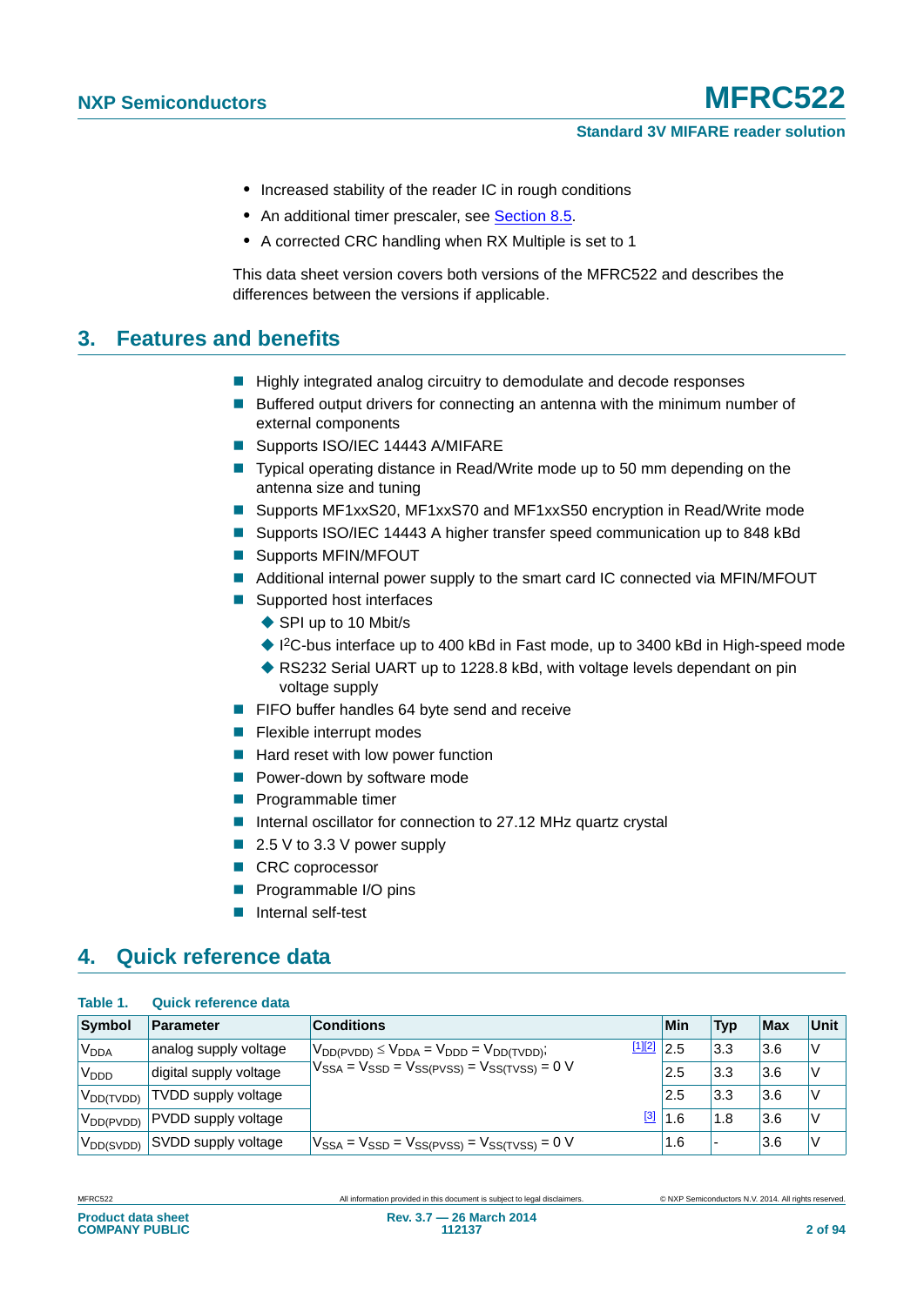- Increased stability of the reader IC in rough conditions
- An additional timer prescaler, see Section 8.5.
- A corrected CRC handling when RX Multiple is set to 1

This data sheet version covers both versions of the MFRC522 and describes the differences between the versions if applicable.

## 3. Features and benefits

- Highly integrated analog circuitry to demodulate and decode responses
- Buffered output drivers for connecting an antenna with the minimum number of external components
- Supports ISO/IEC 14443 A/MIFARE
- Typical operating distance in Read/Write mode up to 50 mm depending on the antenna size and tuning
- Supports MF1xxS20, MF1xxS70 and MF1xxS50 encryption in Read/Write mode
- Supports ISO/IEC 14443 A higher transfer speed communication up to 848 kBd
- Supports MFIN/MFOUT
- Additional internal power supply to the smart card IC connected via MFIN/MFOUT
- Supported host interfaces
  - SPI up to 10 Mbit/s
  - I$^2$C-bus interface up to 400 kBd in Fast mode, up to 3400 kBd in High-speed mode
  - RS232 Serial UART up to 1228.8 kBd, with voltage levels dependant on pin voltage supply
- FIFO buffer handles 64 byte send and receive
- Flexible interrupt modes
- Hard reset with low power function
- Power-down by software mode
- Programmable timer
- Internal oscillator for connection to 27.12 MHz quartz crystal
- 2.5 V to 3.3 V power supply
- CRC coprocessor
- Programmable I/O pins
- Internal self-test

## 4. Quick reference data

**Table 1. Quick reference data**

| Symbol | Parameter | Conditions | | Min | Typ | Max | Unit |
|---|---|---|---|---|---|---|---|
| $V_{DDA}$ | analog supply voltage | $V_{DD(PVDD)} \leq V_{DDA} = V_{DDD} = V_{DD(TVDD)}$; $V_{SSA} = V_{SSD} = V_{SS(PVSS)} = V_{SS(TVSS)} = 0$ V | [1][2] | 2.5 | 3.3 | 3.6 | V |
| $V_{DDD}$ | digital supply voltage | | | 2.5 | 3.3 | 3.6 | V |
| $V_{DD(TVDD)}$ | TVDD supply voltage | | | 2.5 | 3.3 | 3.6 | V |
| $V_{DD(PVDD)}$ | PVDD supply voltage | | [3] | 1.6 | 1.8 | 3.6 | V |
| $V_{DD(SVDD)}$ | SVDD supply voltage | $V_{SSA} = V_{SSD} = V_{SS(PVSS)} = V_{SS(TVSS)} = 0$ V | | 1.6 | - | 3.6 | V |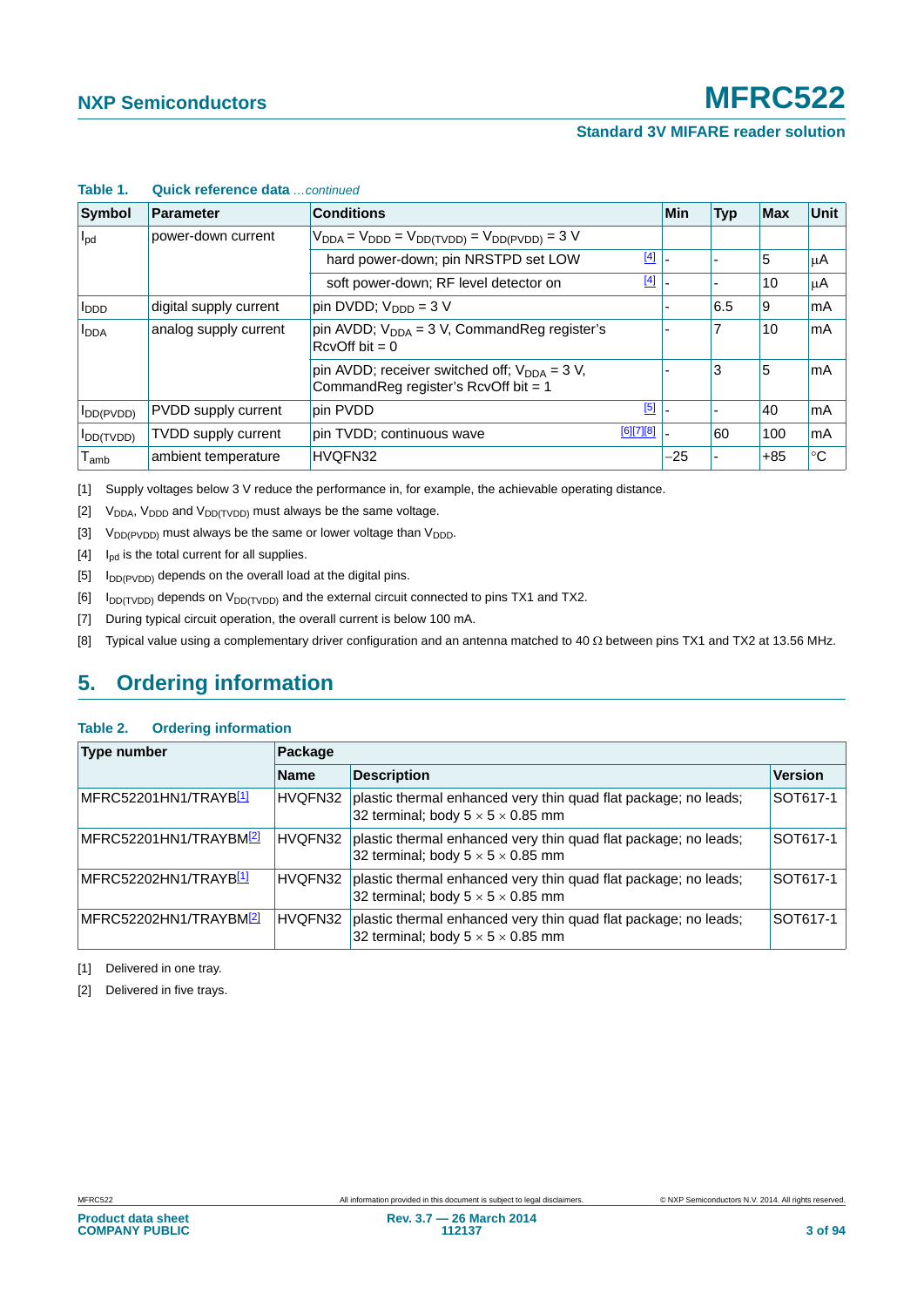**Table 1. Quick reference data** *...continued*

| Symbol | Parameter | Conditions | Min | Typ | Max | Unit |
|---|---|---|---|---|---|---|
| $I_{pd}$ | power-down current | $V_{DDA} = V_{DDD} = V_{DD(TVDD)} = V_{DD(PVDD)} = 3$ V | | | | |
| | | hard power-down; pin NRSTPD set LOW [4] | - | - | 5 | μA |
| | | soft power-down; RF level detector on [4] | - | - | 10 | μA |
| $I_{DDD}$ | digital supply current | pin DVDD; $V_{DDD} = 3$ V | - | 6.5 | 9 | mA |
| $I_{DDA}$ | analog supply current | pin AVDD; $V_{DDA} = 3$ V, CommandReg register's RcvOff bit = 0 | - | 7 | 10 | mA |
| | | pin AVDD; receiver switched off; $V_{DDA} = 3$ V, CommandReg register's RcvOff bit = 1 | - | 3 | 5 | mA |
| $I_{DD(PVDD)}$ | PVDD supply current | pin PVDD [5] | - | - | 40 | mA |
| $I_{DD(TVDD)}$ | TVDD supply current | pin TVDD; continuous wave [6][7][8] | - | 60 | 100 | mA |
| $T_{amb}$ | ambient temperature | HVQFN32 | −25 | - | +85 | °C |

[1] Supply voltages below 3 V reduce the performance in, for example, the achievable operating distance.

[2] $V_{DDA}$, $V_{DDD}$ and $V_{DD(TVDD)}$ must always be the same voltage.

[3] $V_{DD(PVDD)}$ must always be the same or lower voltage than $V_{DDD}$.

[4] $I_{pd}$ is the total current for all supplies.

[5] $I_{DD(PVDD)}$ depends on the overall load at the digital pins.

[6] $I_{DD(TVDD)}$ depends on $V_{DD(TVDD)}$ and the external circuit connected to pins TX1 and TX2.

[7] During typical circuit operation, the overall current is below 100 mA.

[8] Typical value using a complementary driver configuration and an antenna matched to 40 Ω between pins TX1 and TX2 at 13.56 MHz.

## 5. Ordering information

**Table 2. Ordering information**

| Type number | Package | | |
|---|---|---|---|
| | Name | Description | Version |
| MFRC52201HN1/TRAYB[1] | HVQFN32 | plastic thermal enhanced very thin quad flat package; no leads; 32 terminal; body 5 × 5 × 0.85 mm | SOT617-1 |
| MFRC52201HN1/TRAYBM[2] | HVQFN32 | plastic thermal enhanced very thin quad flat package; no leads; 32 terminal; body 5 × 5 × 0.85 mm | SOT617-1 |
| MFRC52202HN1/TRAYB[1] | HVQFN32 | plastic thermal enhanced very thin quad flat package; no leads; 32 terminal; body 5 × 5 × 0.85 mm | SOT617-1 |
| MFRC52202HN1/TRAYBM[2] | HVQFN32 | plastic thermal enhanced very thin quad flat package; no leads; 32 terminal; body 5 × 5 × 0.85 mm | SOT617-1 |

[1] Delivered in one tray.

[2] Delivered in five trays.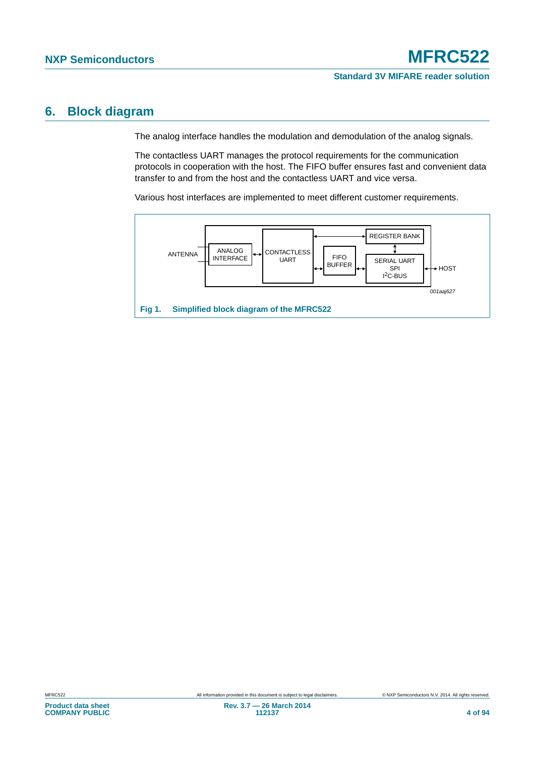## 6. Block diagram

The analog interface handles the modulation and demodulation of the analog signals.

The contactless UART manages the protocol requirements for the communication protocols in cooperation with the host. The FIFO buffer ensures fast and convenient data transfer to and from the host and the contactless UART and vice versa.

Various host interfaces are implemented to meet different customer requirements.

ANTENNA | ANALOG INTERFACE | CONTACTLESS UART | FIFO BUFFER | REGISTER BANK | SERIAL UART SPI I²C-BUS | HOST

001aaj627

**Fig 1. Simplified block diagram of the MFRC522**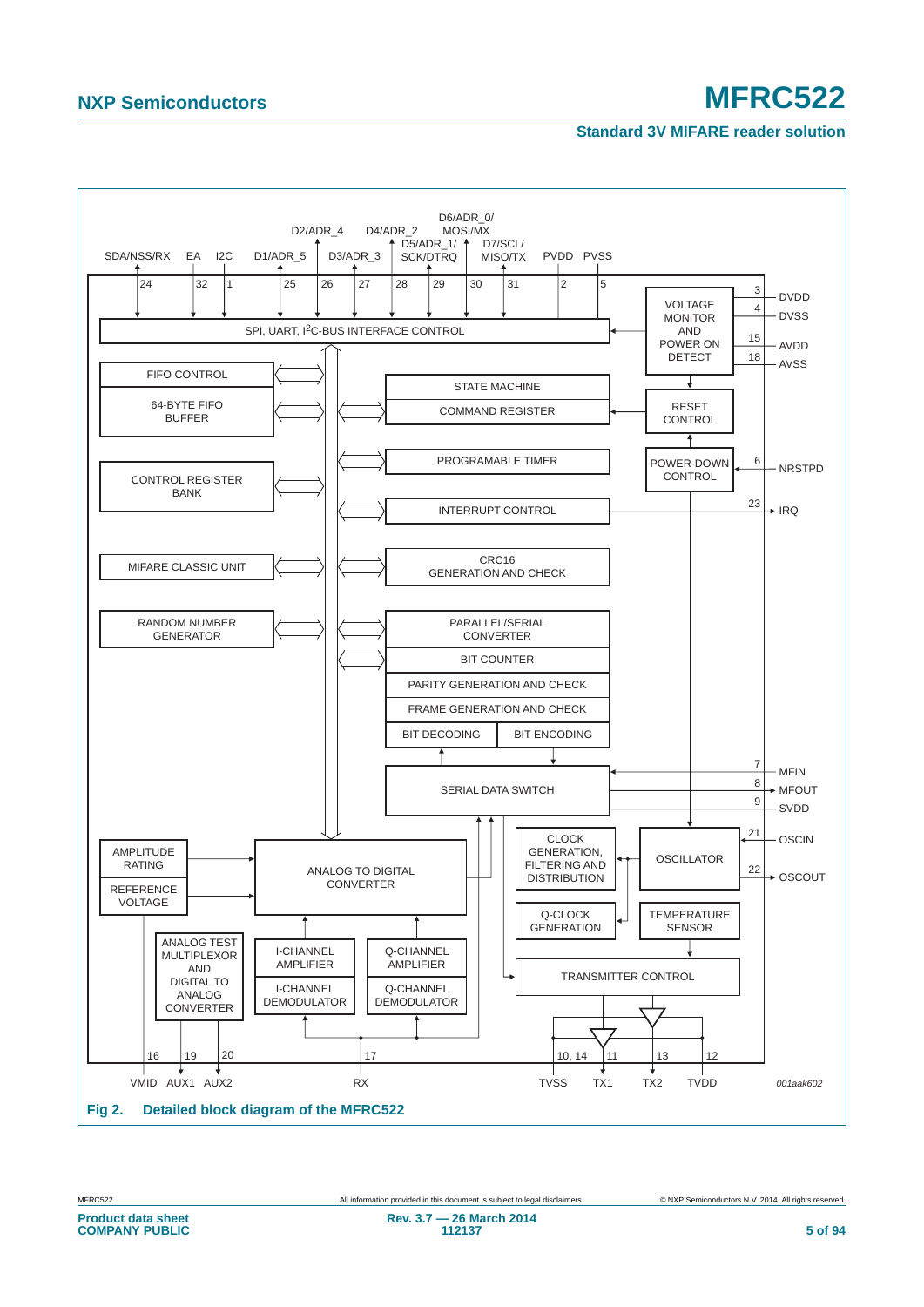SDA/NSS/RX, EA, I2C, D1/ADR_5, D2/ADR_4, D3/ADR_3, D4/ADR_2, D5/ADR_1/ SCK/DTRQ, D6/ADR_0/ MOSI/MX, D7/SCL/ MISO/TX, PVDD, PVSS

SPI, UART, I²C-BUS INTERFACE CONTROL

VOLTAGE MONITOR AND POWER ON DETECT — DVDD (3), DVSS (4), AVDD (15), AVSS (18)

FIFO CONTROL

64-BYTE FIFO BUFFER

STATE MACHINE

COMMAND REGISTER

RESET CONTROL

PROGRAMABLE TIMER

POWER-DOWN CONTROL — NRSTPD (6)

CONTROL REGISTER BANK

INTERRUPT CONTROL — IRQ (23)

MIFARE CLASSIC UNIT

CRC16 GENERATION AND CHECK

RANDOM NUMBER GENERATOR

PARALLEL/SERIAL CONVERTER

BIT COUNTER

PARITY GENERATION AND CHECK

FRAME GENERATION AND CHECK

BIT DECODING | BIT ENCODING

SERIAL DATA SWITCH — MFIN (7), MFOUT (8), SVDD (9)

AMPLITUDE RATING

REFERENCE VOLTAGE

ANALOG TO DIGITAL CONVERTER

CLOCK GENERATION, FILTERING AND DISTRIBUTION

OSCILLATOR — OSCIN (21), OSCOUT (22)

Q-CLOCK GENERATION

TEMPERATURE SENSOR

ANALOG TEST MULTIPLEXOR AND DIGITAL TO ANALOG CONVERTER

I-CHANNEL AMPLIFIER

Q-CHANNEL AMPLIFIER

I-CHANNEL DEMODULATOR

Q-CHANNEL DEMODULATOR

TRANSMITTER CONTROL

VMID (16), AUX1 (19), AUX2 (20), RX (17), TVSS (10, 14), TX1 (11), TX2 (13), TVDD (12)

001aak602

**Fig 2. Detailed block diagram of the MFRC522**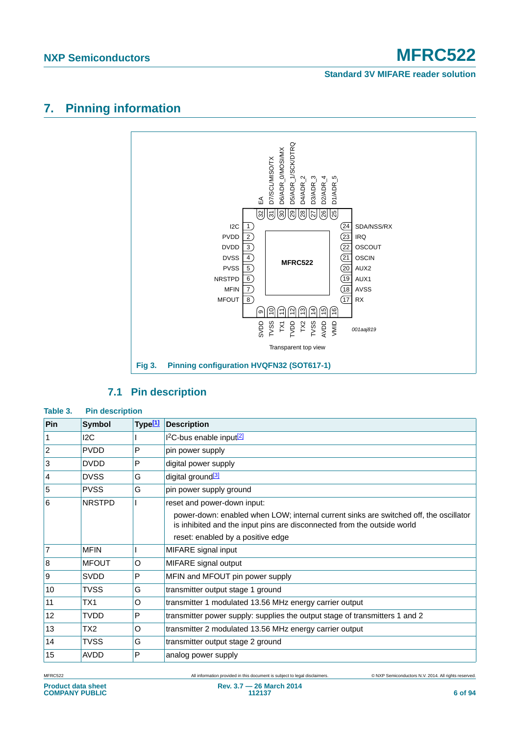# 7. Pinning information

Fig 3. Pinning configuration HVQFN32 (SOT617-1)

## 7.1 Pin description

**Table 3. Pin description**

| Pin | Symbol | Type[1] | Description |
|---|---|---|---|
| 1 | I2C | I | I²C-bus enable input[2] |
| 2 | PVDD | P | pin power supply |
| 3 | DVDD | P | digital power supply |
| 4 | DVSS | G | digital ground[3] |
| 5 | PVSS | G | pin power supply ground |
| 6 | NRSTPD | I | reset and power-down input: power-down: enabled when LOW; internal current sinks are switched off, the oscillator is inhibited and the input pins are disconnected from the outside world reset: enabled by a positive edge |
| 7 | MFIN | I | MIFARE signal input |
| 8 | MFOUT | O | MIFARE signal output |
| 9 | SVDD | P | MFIN and MFOUT pin power supply |
| 10 | TVSS | G | transmitter output stage 1 ground |
| 11 | TX1 | O | transmitter 1 modulated 13.56 MHz energy carrier output |
| 12 | TVDD | P | transmitter power supply: supplies the output stage of transmitters 1 and 2 |
| 13 | TX2 | O | transmitter 2 modulated 13.56 MHz energy carrier output |
| 14 | TVSS | G | transmitter output stage 2 ground |
| 15 | AVDD | P | analog power supply |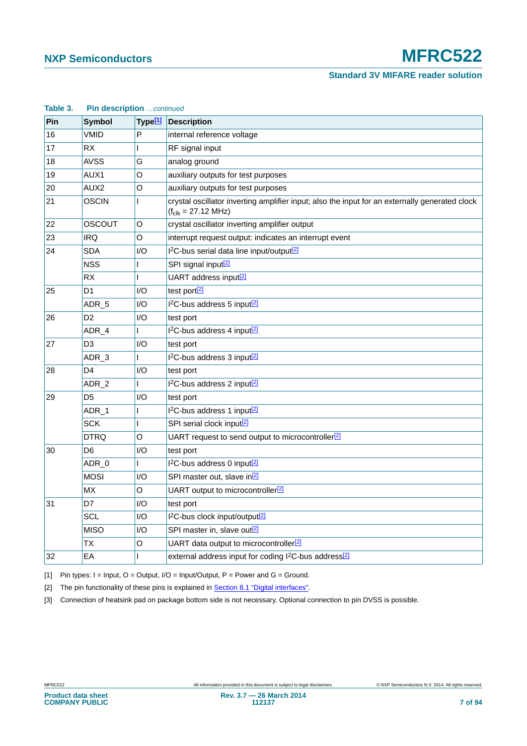**Table 3. Pin description** *...continued*

| Pin | Symbol | Type[1] | Description |
|---|---|---|---|
| 16 | VMID | P | internal reference voltage |
| 17 | RX | I | RF signal input |
| 18 | AVSS | G | analog ground |
| 19 | AUX1 | O | auxiliary outputs for test purposes |
| 20 | AUX2 | O | auxiliary outputs for test purposes |
| 21 | OSCIN | I | crystal oscillator inverting amplifier input; also the input for an externally generated clock ($f_{clk}$ = 27.12 MHz) |
| 22 | OSCOUT | O | crystal oscillator inverting amplifier output |
| 23 | IRQ | O | interrupt request output: indicates an interrupt event |
| 24 | SDA | I/O | I²C-bus serial data line input/output[2] |
| | NSS | I | SPI signal input[2] |
| | RX | I | UART address input[2] |
| 25 | D1 | I/O | test port[2] |
| | ADR_5 | I/O | I²C-bus address 5 input[2] |
| 26 | D2 | I/O | test port |
| | ADR_4 | I | I²C-bus address 4 input[2] |
| 27 | D3 | I/O | test port |
| | ADR_3 | I | I²C-bus address 3 input[2] |
| 28 | D4 | I/O | test port |
| | ADR_2 | I | I²C-bus address 2 input[2] |
| 29 | D5 | I/O | test port |
| | ADR_1 | I | I²C-bus address 1 input[2] |
| | SCK | I | SPI serial clock input[2] |
| | DTRQ | O | UART request to send output to microcontroller[2] |
| 30 | D6 | I/O | test port |
| | ADR_0 | I | I²C-bus address 0 input[2] |
| | MOSI | I/O | SPI master out, slave in[2] |
| | MX | O | UART output to microcontroller[2] |
| 31 | D7 | I/O | test port |
| | SCL | I/O | I²C-bus clock input/output[2] |
| | MISO | I/O | SPI master in, slave out[2] |
| | TX | O | UART data output to microcontroller[2] |
| 32 | EA | I | external address input for coding I²C-bus address[2] |

[1] Pin types: I = Input, O = Output, I/O = Input/Output, P = Power and G = Ground.

[2] The pin functionality of these pins is explained in Section 8.1 "Digital interfaces".

[3] Connection of heatsink pad on package bottom side is not necessary. Optional connection to pin DVSS is possible.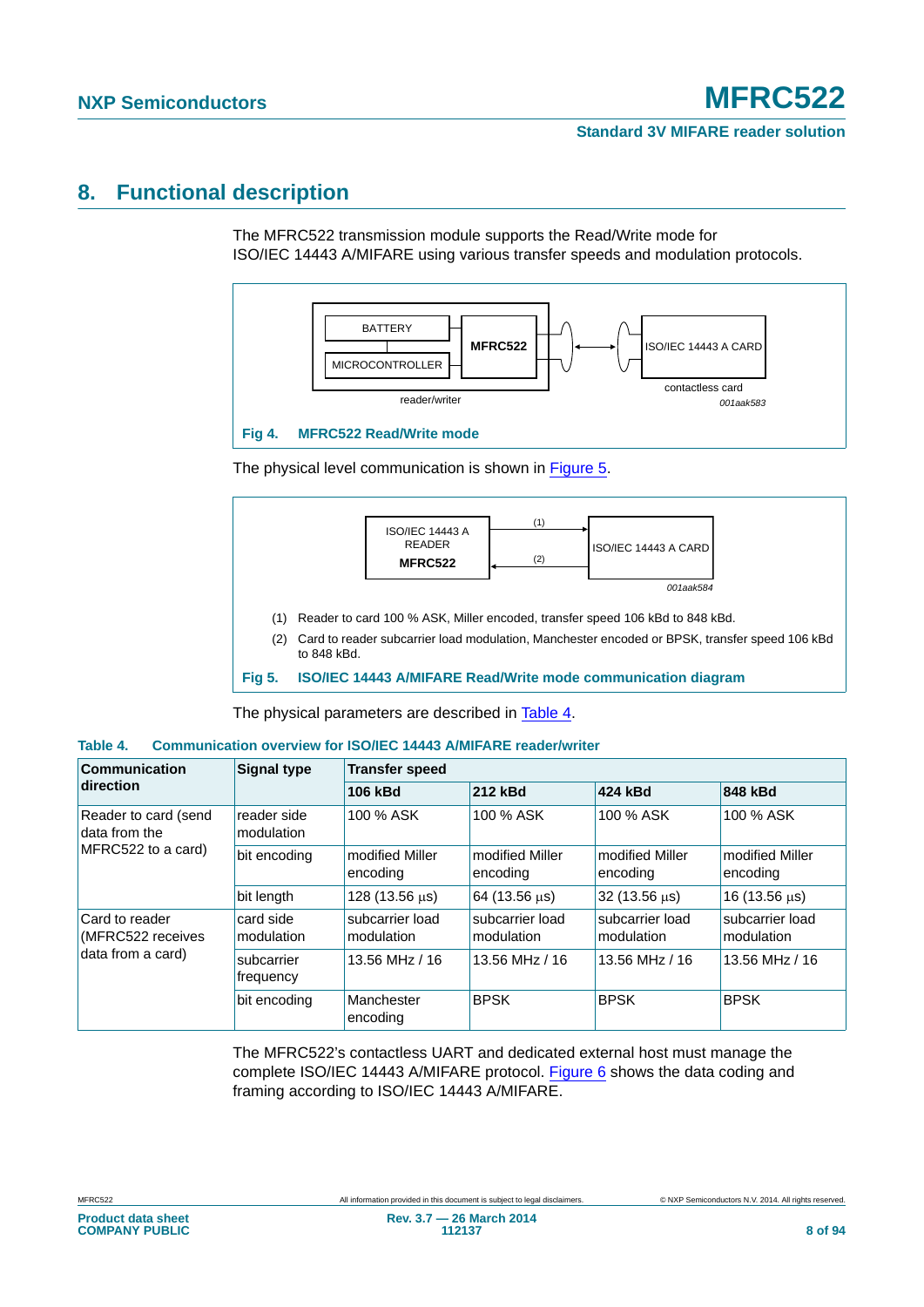# 8. Functional description

The MFRC522 transmission module supports the Read/Write mode for ISO/IEC 14443 A/MIFARE using various transfer speeds and modulation protocols.

BATTERY

MICROCONTROLLER

MFRC522

reader/writer

ISO/IEC 14443 A CARD

contactless card

*001aak583*

**Fig 4. MFRC522 Read/Write mode**

The physical level communication is shown in Figure 5.

ISO/IEC 14443 A READER

**MFRC522**

(1)

(2)

ISO/IEC 14443 A CARD

*001aak584*

(1) Reader to card 100 % ASK, Miller encoded, transfer speed 106 kBd to 848 kBd.

(2) Card to reader subcarrier load modulation, Manchester encoded or BPSK, transfer speed 106 kBd to 848 kBd.

**Fig 5. ISO/IEC 14443 A/MIFARE Read/Write mode communication diagram**

The physical parameters are described in Table 4.

**Table 4. Communication overview for ISO/IEC 14443 A/MIFARE reader/writer**

| Communication direction | Signal type | Transfer speed | | | |
|---|---|---|---|---|---|
| | | **106 kBd** | **212 kBd** | **424 kBd** | **848 kBd** |
| Reader to card (send data from the MFRC522 to a card) | reader side modulation | 100 % ASK | 100 % ASK | 100 % ASK | 100 % ASK |
| | bit encoding | modified Miller encoding | modified Miller encoding | modified Miller encoding | modified Miller encoding |
| | bit length | 128 (13.56 μs) | 64 (13.56 μs) | 32 (13.56 μs) | 16 (13.56 μs) |
| Card to reader (MFRC522 receives data from a card) | card side modulation | subcarrier load modulation | subcarrier load modulation | subcarrier load modulation | subcarrier load modulation |
| | subcarrier frequency | 13.56 MHz / 16 | 13.56 MHz / 16 | 13.56 MHz / 16 | 13.56 MHz / 16 |
| | bit encoding | Manchester encoding | BPSK | BPSK | BPSK |

The MFRC522's contactless UART and dedicated external host must manage the complete ISO/IEC 14443 A/MIFARE protocol. Figure 6 shows the data coding and framing according to ISO/IEC 14443 A/MIFARE.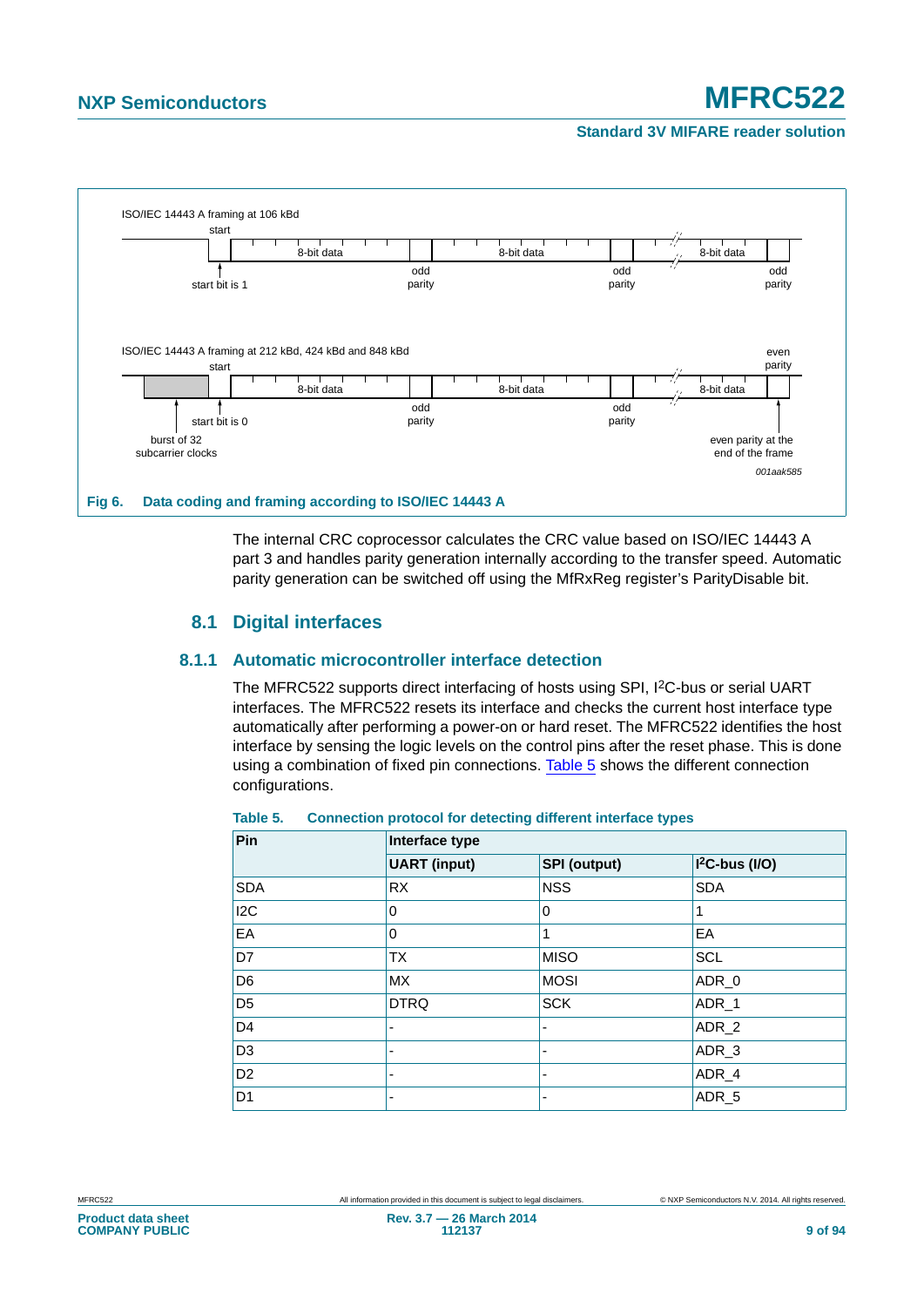Fig 6. Data coding and framing according to ISO/IEC 14443 A

The internal CRC coprocessor calculates the CRC value based on ISO/IEC 14443 A part 3 and handles parity generation internally according to the transfer speed. Automatic parity generation can be switched off using the MfRxReg register's ParityDisable bit.

## 8.1 Digital interfaces

### 8.1.1 Automatic microcontroller interface detection

The MFRC522 supports direct interfacing of hosts using SPI, I2C-bus or serial UART interfaces. The MFRC522 resets its interface and checks the current host interface type automatically after performing a power-on or hard reset. The MFRC522 identifies the host interface by sensing the logic levels on the control pins after the reset phase. This is done using a combination of fixed pin connections. Table 5 shows the different connection configurations.

**Table 5. Connection protocol for detecting different interface types**

| Pin | Interface type | | |
|---|---|---|---|
| | **UART (input)** | **SPI (output)** | **I2C-bus (I/O)** |
| SDA | RX | NSS | SDA |
| I2C | 0 | 0 | 1 |
| EA | 0 | 1 | EA |
| D7 | TX | MISO | SCL |
| D6 | MX | MOSI | ADR_0 |
| D5 | DTRQ | SCK | ADR_1 |
| D4 | - | - | ADR_2 |
| D3 | - | - | ADR_3 |
| D2 | - | - | ADR_4 |
| D1 | - | - | ADR_5 |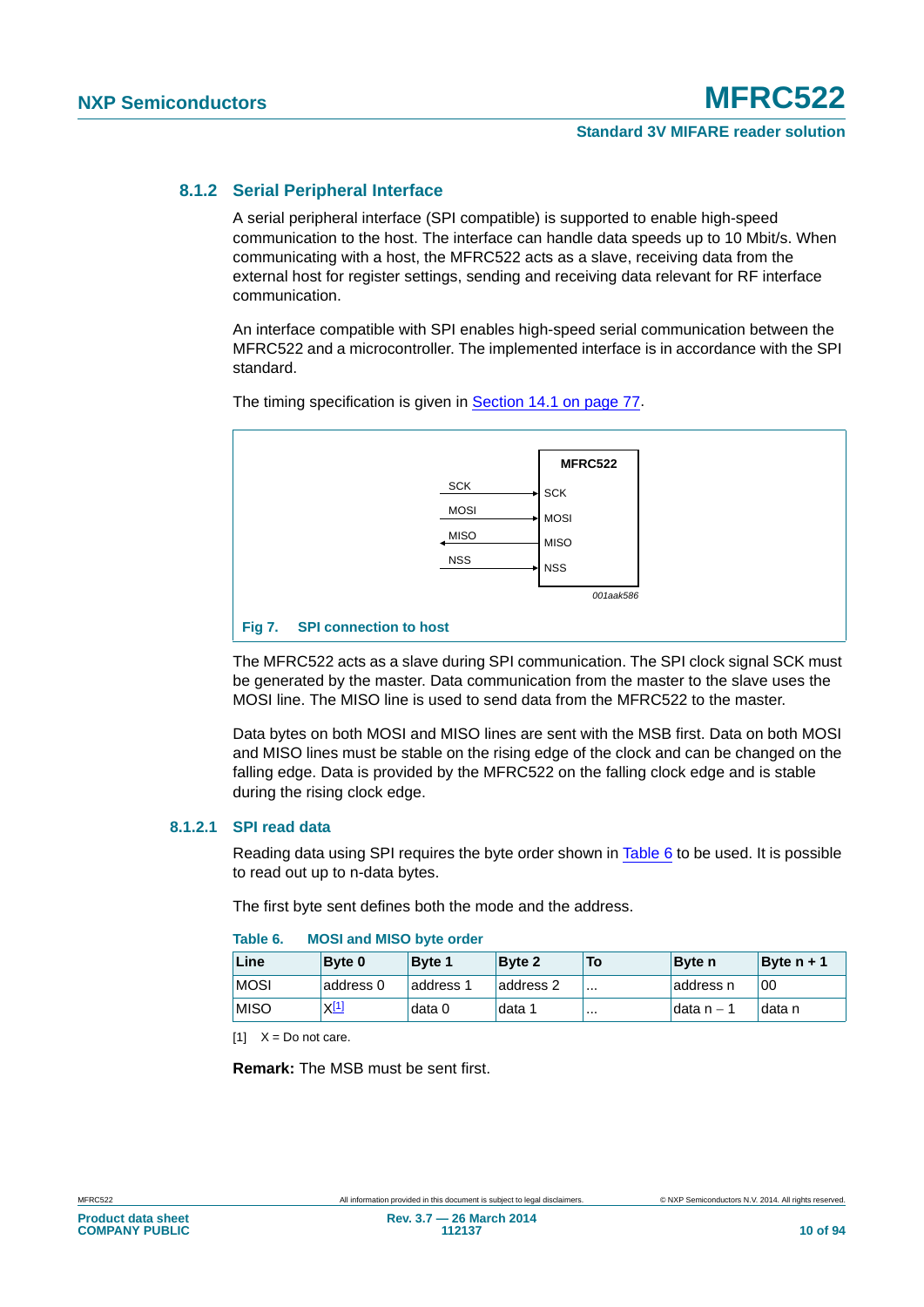### 8.1.2 Serial Peripheral Interface

A serial peripheral interface (SPI compatible) is supported to enable high-speed communication to the host. The interface can handle data speeds up to 10 Mbit/s. When communicating with a host, the MFRC522 acts as a slave, receiving data from the external host for register settings, sending and receiving data relevant for RF interface communication.

An interface compatible with SPI enables high-speed serial communication between the MFRC522 and a microcontroller. The implemented interface is in accordance with the SPI standard.

The timing specification is given in Section 14.1 on page 77.

SCK, MOSI, MISO, NSS — MFRC522: SCK, MOSI, MISO, NSS

001aak586

**Fig 7. SPI connection to host**

The MFRC522 acts as a slave during SPI communication. The SPI clock signal SCK must be generated by the master. Data communication from the master to the slave uses the MOSI line. The MISO line is used to send data from the MFRC522 to the master.

Data bytes on both MOSI and MISO lines are sent with the MSB first. Data on both MOSI and MISO lines must be stable on the rising edge of the clock and can be changed on the falling edge. Data is provided by the MFRC522 on the falling clock edge and is stable during the rising clock edge.

#### 8.1.2.1 SPI read data

Reading data using SPI requires the byte order shown in Table 6 to be used. It is possible to read out up to n-data bytes.

The first byte sent defines both the mode and the address.

**Table 6. MOSI and MISO byte order**

| Line | Byte 0 | Byte 1 | Byte 2 | To | Byte n | Byte n + 1 |
|---|---|---|---|---|---|---|
| MOSI | address 0 | address 1 | address 2 | ... | address n | 00 |
| MISO | X[1] | data 0 | data 1 | ... | data n − 1 | data n |

[1] X = Do not care.

**Remark:** The MSB must be sent first.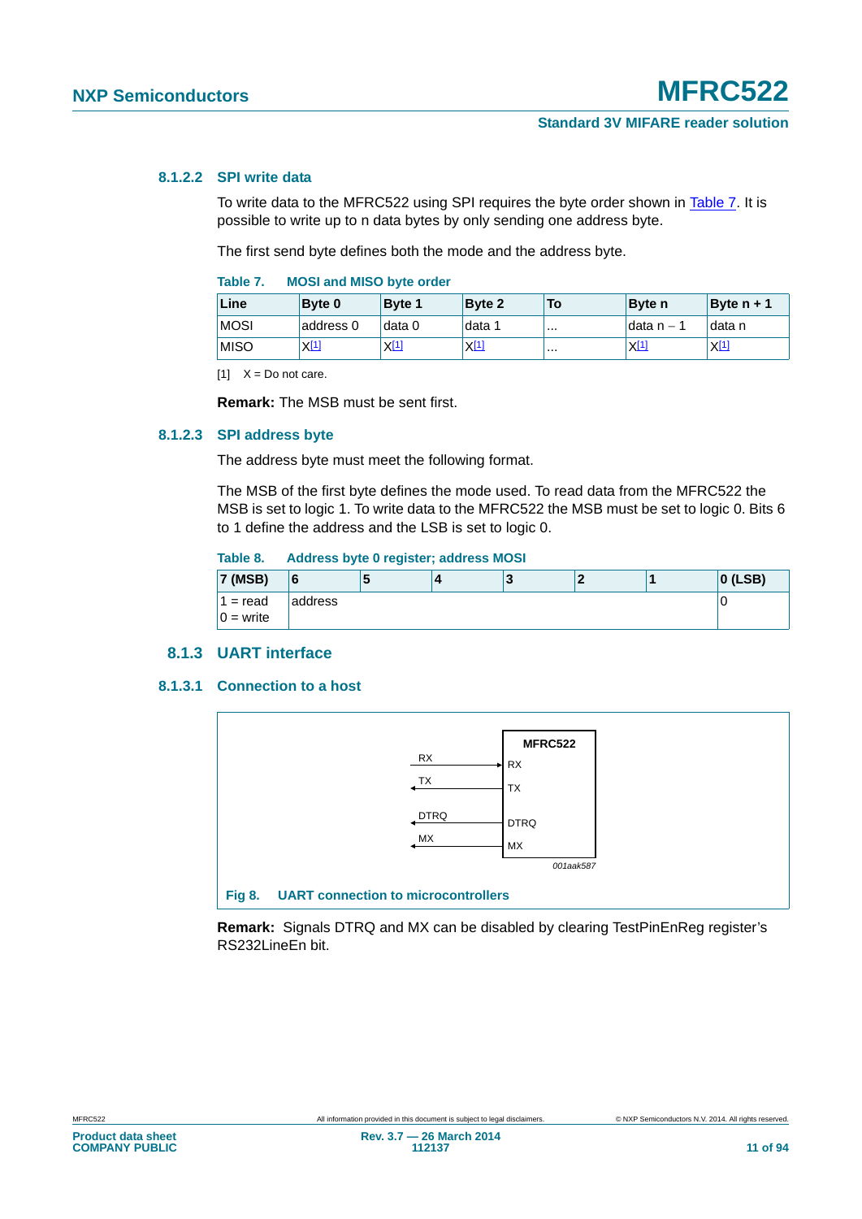#### 8.1.2.2 SPI write data

To write data to the MFRC522 using SPI requires the byte order shown in Table 7. It is possible to write up to n data bytes by only sending one address byte.

The first send byte defines both the mode and the address byte.

**Table 7. MOSI and MISO byte order**

| Line | Byte 0 | Byte 1 | Byte 2 | To | Byte n | Byte n + 1 |
|---|---|---|---|---|---|---|
| MOSI | address 0 | data 0 | data 1 | ... | data n − 1 | data n |
| MISO | X[1] | X[1] | X[1] | ... | X[1] | X[1] |

[1] X = Do not care.

**Remark:** The MSB must be sent first.

#### 8.1.2.3 SPI address byte

The address byte must meet the following format.

The MSB of the first byte defines the mode used. To read data from the MFRC522 the MSB is set to logic 1. To write data to the MFRC522 the MSB must be set to logic 0. Bits 6 to 1 define the address and the LSB is set to logic 0.

**Table 8. Address byte 0 register; address MOSI**

| 7 (MSB) | 6 | 5 | 4 | 3 | 2 | 1 | 0 (LSB) |
|---|---|---|---|---|---|---|---|
| 1 = read<br>0 = write | address | | | | | | 0 |

### 8.1.3 UART interface

#### 8.1.3.1 Connection to a host

Fig 8. UART connection to microcontrollers

**Remark:** Signals DTRQ and MX can be disabled by clearing TestPinEnReg register's RS232LineEn bit.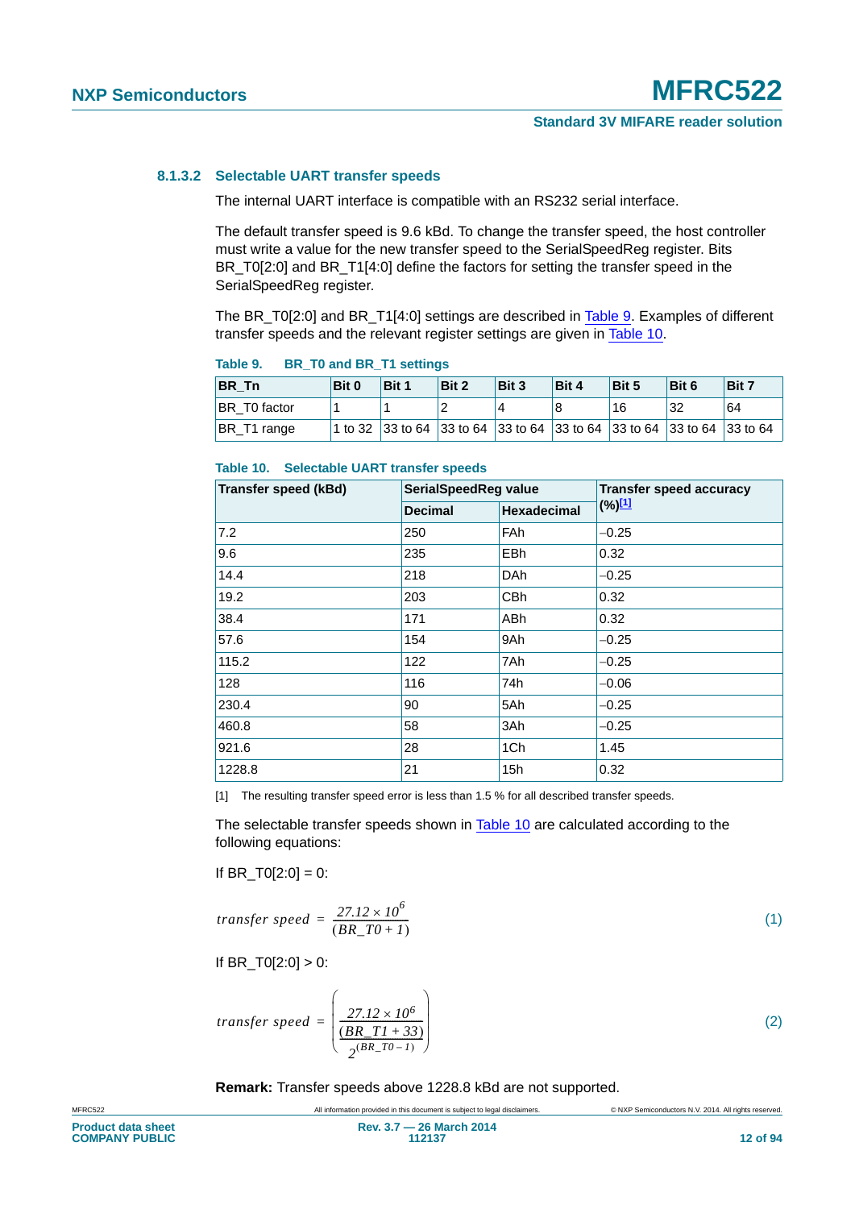#### 8.1.3.2 Selectable UART transfer speeds

The internal UART interface is compatible with an RS232 serial interface.

The default transfer speed is 9.6 kBd. To change the transfer speed, the host controller must write a value for the new transfer speed to the SerialSpeedReg register. Bits BR_T0[2:0] and BR_T1[4:0] define the factors for setting the transfer speed in the SerialSpeedReg register.

The BR_T0[2:0] and BR_T1[4:0] settings are described in Table 9. Examples of different transfer speeds and the relevant register settings are given in Table 10.

**Table 9. BR_T0 and BR_T1 settings**

| BR_Tn | Bit 0 | Bit 1 | Bit 2 | Bit 3 | Bit 4 | Bit 5 | Bit 6 | Bit 7 |
|---|---|---|---|---|---|---|---|---|
| BR_T0 factor | 1 | 1 | 2 | 4 | 8 | 16 | 32 | 64 |
| BR_T1 range | 1 to 32 | 33 to 64 | 33 to 64 | 33 to 64 | 33 to 64 | 33 to 64 | 33 to 64 | 33 to 64 |

**Table 10. Selectable UART transfer speeds**

| Transfer speed (kBd) | SerialSpeedReg value | | Transfer speed accuracy (%)[1] |
|---|---|---|---|
| | Decimal | Hexadecimal | |
| 7.2 | 250 | FAh | −0.25 |
| 9.6 | 235 | EBh | 0.32 |
| 14.4 | 218 | DAh | −0.25 |
| 19.2 | 203 | CBh | 0.32 |
| 38.4 | 171 | ABh | 0.32 |
| 57.6 | 154 | 9Ah | −0.25 |
| 115.2 | 122 | 7Ah | −0.25 |
| 128 | 116 | 74h | −0.06 |
| 230.4 | 90 | 5Ah | −0.25 |
| 460.8 | 58 | 3Ah | −0.25 |
| 921.6 | 28 | 1Ch | 1.45 |
| 1228.8 | 21 | 15h | 0.32 |

[1] The resulting transfer speed error is less than 1.5 % for all described transfer speeds.

The selectable transfer speeds shown in Table 10 are calculated according to the following equations:

If BR_T0[2:0] = 0:

$$transfer\ speed = \frac{27.12 \times 10^6}{(BR\_T0 + 1)} \tag{1}$$

If BR_T0[2:0] > 0:

$$transfer\ speed = \left( \frac{\frac{27.12 \times 10^6}{(BR\_T1 + 33)}}{2^{(BR\_T0 - 1)}} \right) \tag{2}$$

**Remark:** Transfer speeds above 1228.8 kBd are not supported.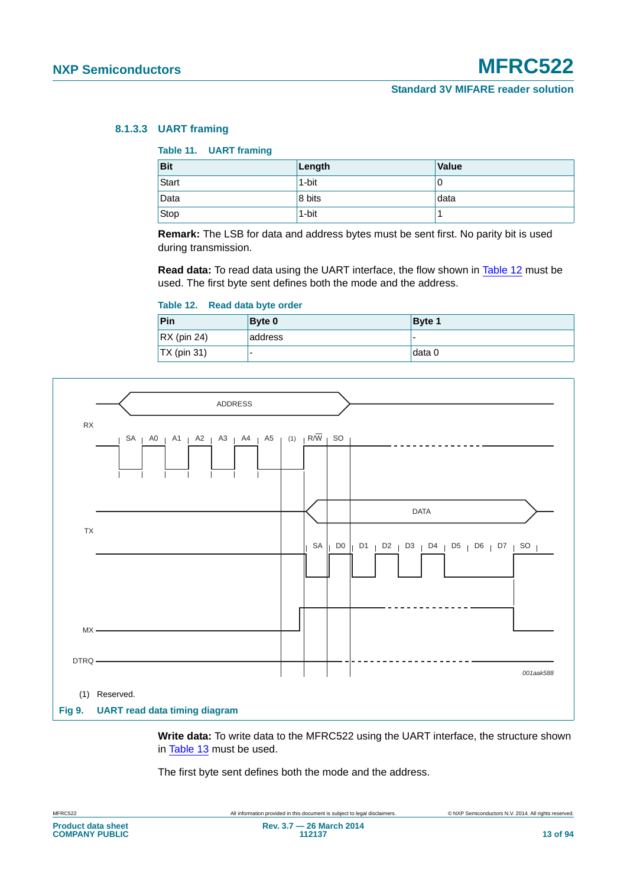#### 8.1.3.3 UART framing

**Table 11. UART framing**

| Bit | Length | Value |
|---|---|---|
| Start | 1-bit | 0 |
| Data | 8 bits | data |
| Stop | 1-bit | 1 |

**Remark:** The LSB for data and address bytes must be sent first. No parity bit is used during transmission.

**Read data:** To read data using the UART interface, the flow shown in Table 12 must be used. The first byte sent defines both the mode and the address.

**Table 12. Read data byte order**

| Pin | Byte 0 | Byte 1 |
|---|---|---|
| RX (pin 24) | address | - |
| TX (pin 31) | - | data 0 |

(1) Reserved.

**Fig 9. UART read data timing diagram**

**Write data:** To write data to the MFRC522 using the UART interface, the structure shown in Table 13 must be used.

The first byte sent defines both the mode and the address.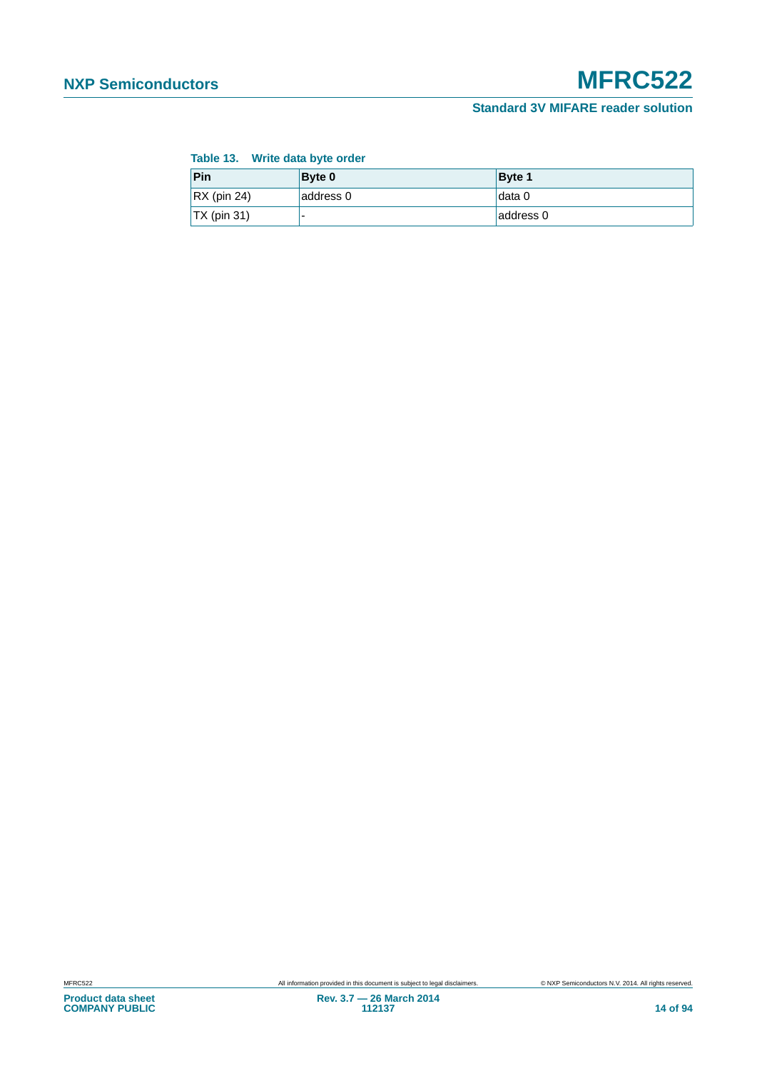**Table 13. Write data byte order**

| Pin | Byte 0 | Byte 1 |
|---|---|---|
| RX (pin 24) | address 0 | data 0 |
| TX (pin 31) | - | address 0 |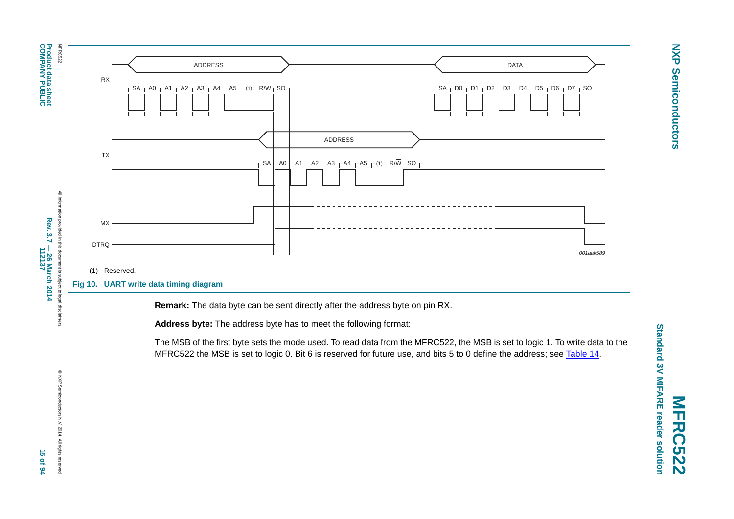(1) Reserved.

**Fig 10. UART write data timing diagram**

**Remark:** The data byte can be sent directly after the address byte on pin RX.

**Address byte:** The address byte has to meet the following format:

The MSB of the first byte sets the mode used. To read data from the MFRC522, the MSB is set to logic 1. To write data to the MFRC522 the MSB is set to logic 0. Bit 6 is reserved for future use, and bits 5 to 0 define the address; see Table 14.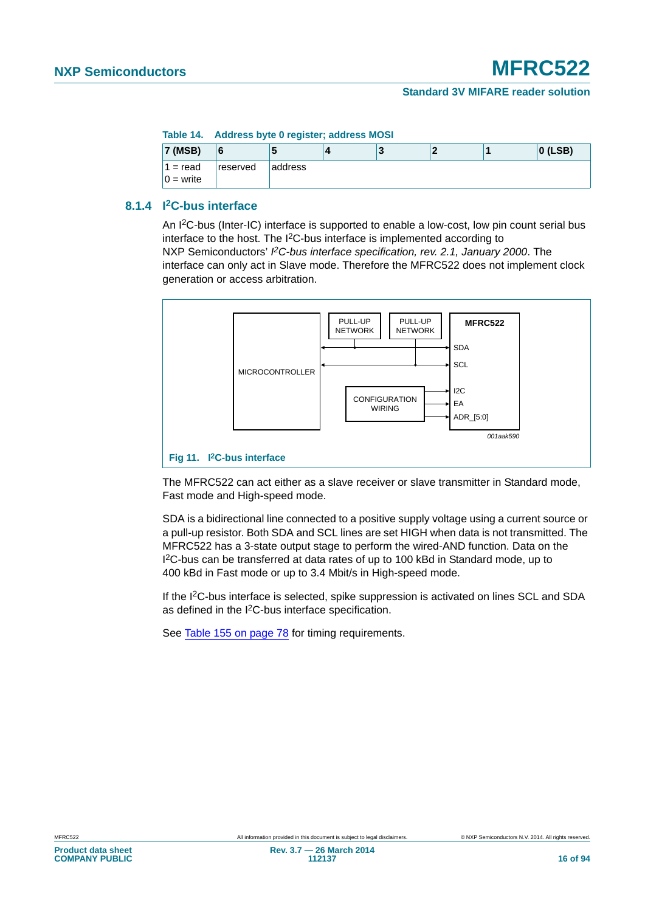**Table 14. Address byte 0 register; address MOSI**

| 7 (MSB) | 6 | 5 | 4 | 3 | 2 | 1 | 0 (LSB) |
|---|---|---|---|---|---|---|---|
| 1 = read<br>0 = write | reserved | address | | | | | |

### 8.1.4 I²C-bus interface

An I²C-bus (Inter-IC) interface is supported to enable a low-cost, low pin count serial bus interface to the host. The I²C-bus interface is implemented according to NXP Semiconductors' *I²C-bus interface specification, rev. 2.1, January 2000*. The interface can only act in Slave mode. Therefore the MFRC522 does not implement clock generation or access arbitration.

Fig 11. I²C-bus interface

The MFRC522 can act either as a slave receiver or slave transmitter in Standard mode, Fast mode and High-speed mode.

SDA is a bidirectional line connected to a positive supply voltage using a current source or a pull-up resistor. Both SDA and SCL lines are set HIGH when data is not transmitted. The MFRC522 has a 3-state output stage to perform the wired-AND function. Data on the I²C-bus can be transferred at data rates of up to 100 kBd in Standard mode, up to 400 kBd in Fast mode or up to 3.4 Mbit/s in High-speed mode.

If the I²C-bus interface is selected, spike suppression is activated on lines SCL and SDA as defined in the I²C-bus interface specification.

See Table 155 on page 78 for timing requirements.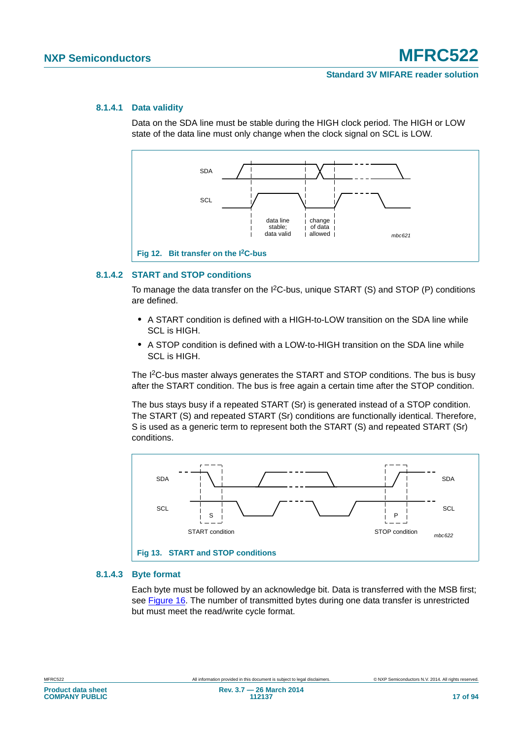#### 8.1.4.1 Data validity

Data on the SDA line must be stable during the HIGH clock period. The HIGH or LOW state of the data line must only change when the clock signal on SCL is LOW.

**Fig 12. Bit transfer on the I²C-bus**

#### 8.1.4.2 START and STOP conditions

To manage the data transfer on the I²C-bus, unique START (S) and STOP (P) conditions are defined.

- A START condition is defined with a HIGH-to-LOW transition on the SDA line while SCL is HIGH.
- A STOP condition is defined with a LOW-to-HIGH transition on the SDA line while SCL is HIGH.

The I²C-bus master always generates the START and STOP conditions. The bus is busy after the START condition. The bus is free again a certain time after the STOP condition.

The bus stays busy if a repeated START (Sr) is generated instead of a STOP condition. The START (S) and repeated START (Sr) conditions are functionally identical. Therefore, S is used as a generic term to represent both the START (S) and repeated START (Sr) conditions.

**Fig 13. START and STOP conditions**

#### 8.1.4.3 Byte format

Each byte must be followed by an acknowledge bit. Data is transferred with the MSB first; see Figure 16. The number of transmitted bytes during one data transfer is unrestricted but must meet the read/write cycle format.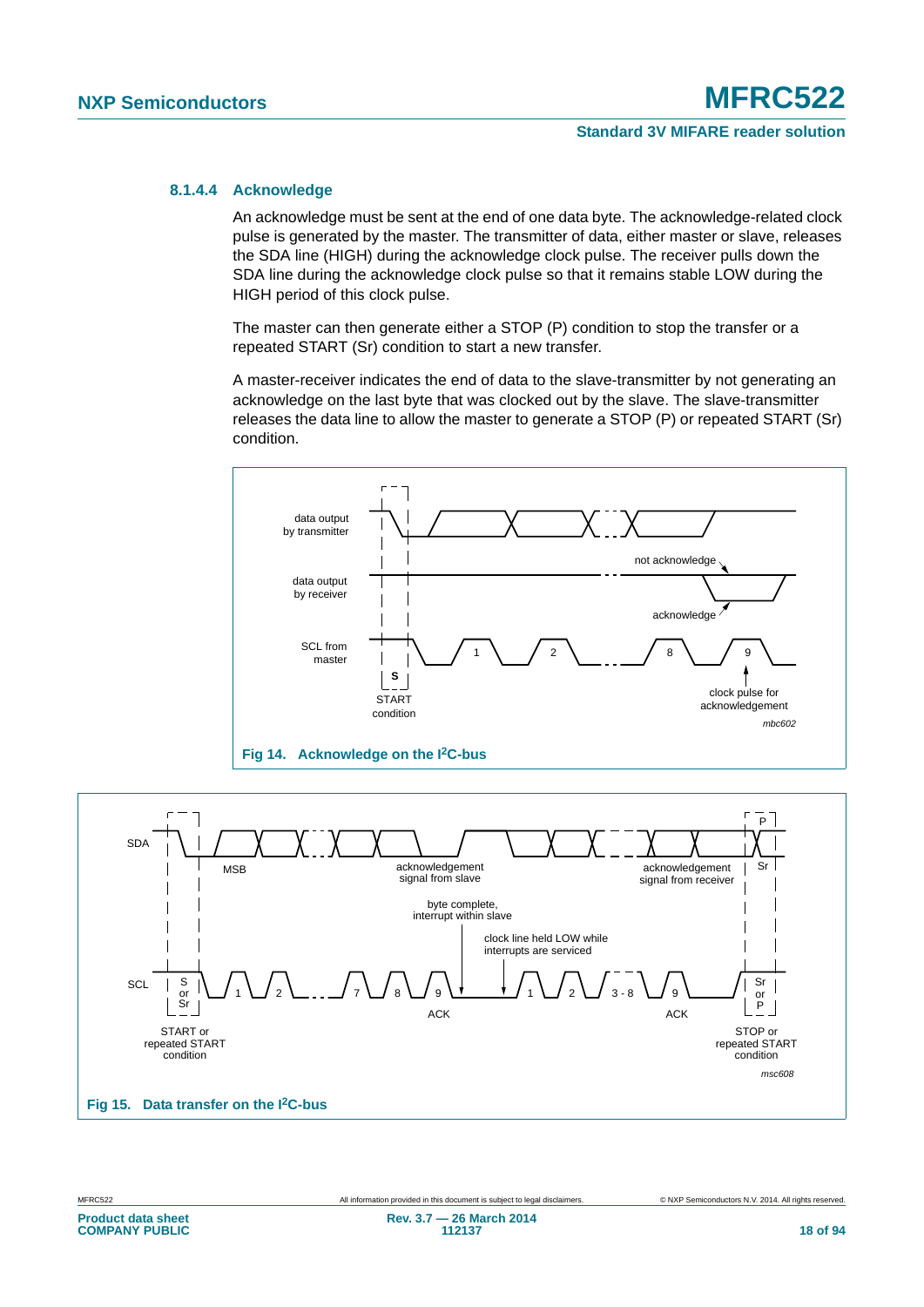#### 8.1.4.4 Acknowledge

An acknowledge must be sent at the end of one data byte. The acknowledge-related clock pulse is generated by the master. The transmitter of data, either master or slave, releases the SDA line (HIGH) during the acknowledge clock pulse. The receiver pulls down the SDA line during the acknowledge clock pulse so that it remains stable LOW during the HIGH period of this clock pulse.

The master can then generate either a STOP (P) condition to stop the transfer or a repeated START (Sr) condition to start a new transfer.

A master-receiver indicates the end of data to the slave-transmitter by not generating an acknowledge on the last byte that was clocked out by the slave. The slave-transmitter releases the data line to allow the master to generate a STOP (P) or repeated START (Sr) condition.

**Fig 14. Acknowledge on the I²C-bus**

**Fig 15. Data transfer on the I²C-bus**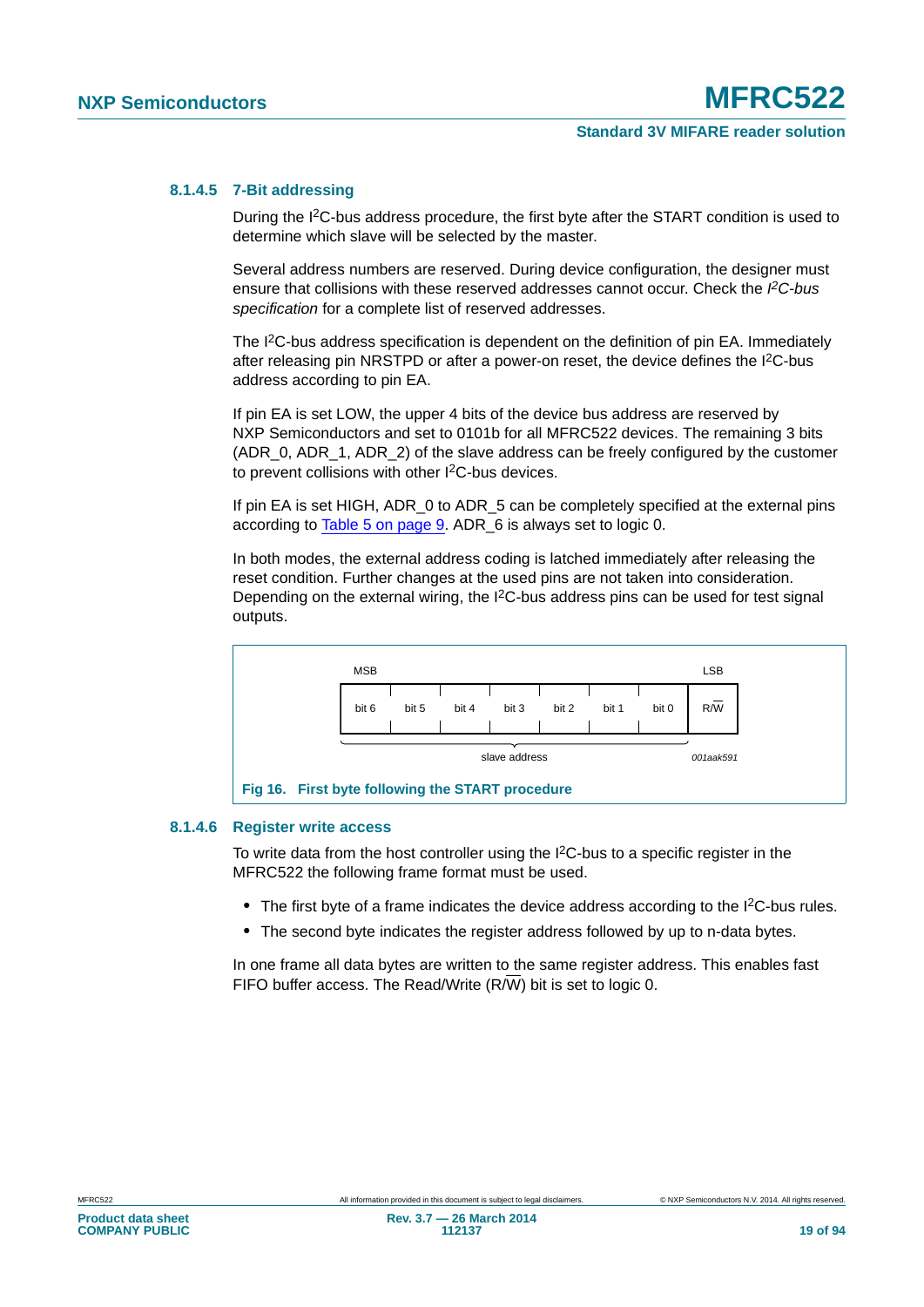#### 8.1.4.5 7-Bit addressing

During the I$^2$C-bus address procedure, the first byte after the START condition is used to determine which slave will be selected by the master.

Several address numbers are reserved. During device configuration, the designer must ensure that collisions with these reserved addresses cannot occur. Check the *I$^2$C-bus specification* for a complete list of reserved addresses.

The I$^2$C-bus address specification is dependent on the definition of pin EA. Immediately after releasing pin NRSTPD or after a power-on reset, the device defines the I$^2$C-bus address according to pin EA.

If pin EA is set LOW, the upper 4 bits of the device bus address are reserved by NXP Semiconductors and set to 0101b for all MFRC522 devices. The remaining 3 bits (ADR_0, ADR_1, ADR_2) of the slave address can be freely configured by the customer to prevent collisions with other I$^2$C-bus devices.

If pin EA is set HIGH, ADR_0 to ADR_5 can be completely specified at the external pins according to Table 5 on page 9. ADR_6 is always set to logic 0.

In both modes, the external address coding is latched immediately after releasing the reset condition. Further changes at the used pins are not taken into consideration. Depending on the external wiring, the I$^2$C-bus address pins can be used for test signal outputs.

| MSB | | | | | | | LSB |
|---|---|---|---|---|---|---|---|
| bit 6 | bit 5 | bit 4 | bit 3 | bit 2 | bit 1 | bit 0 | R/$\overline{W}$ |
| slave address | | | | | | | |

001aak591

**Fig 16. First byte following the START procedure**

#### 8.1.4.6 Register write access

To write data from the host controller using the I$^2$C-bus to a specific register in the MFRC522 the following frame format must be used.

- The first byte of a frame indicates the device address according to the I$^2$C-bus rules.
- The second byte indicates the register address followed by up to n-data bytes.

In one frame all data bytes are written to the same register address. This enables fast FIFO buffer access. The Read/Write (R/$\overline{W}$) bit is set to logic 0.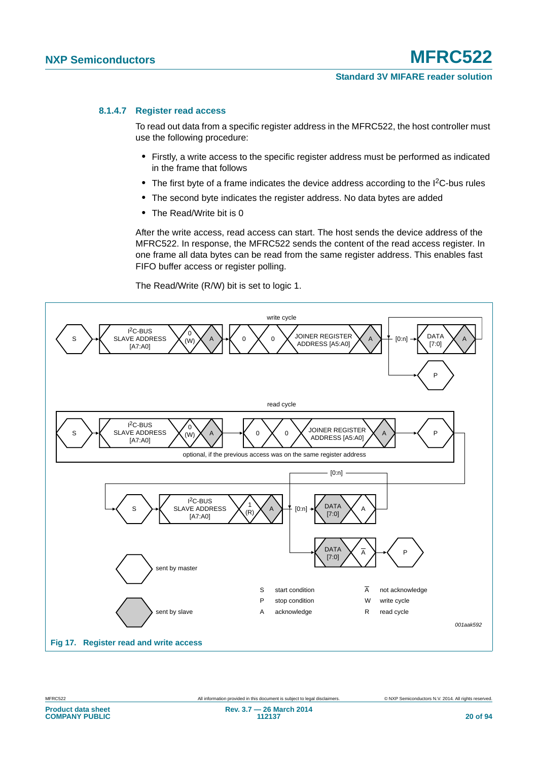### 8.1.4.7 Register read access

To read out data from a specific register address in the MFRC522, the host controller must use the following procedure:

- Firstly, a write access to the specific register address must be performed as indicated in the frame that follows
- The first byte of a frame indicates the device address according to the I$^2$C-bus rules
- The second byte indicates the register address. No data bytes are added
- The Read/Write bit is 0

After the write access, read access can start. The host sends the device address of the MFRC522. In response, the MFRC522 sends the content of the read access register. In one frame all data bytes can be read from the same register address. This enables fast FIFO buffer access or register polling.

The Read/Write (R/W) bit is set to logic 1.

Fig 17. Register read and write access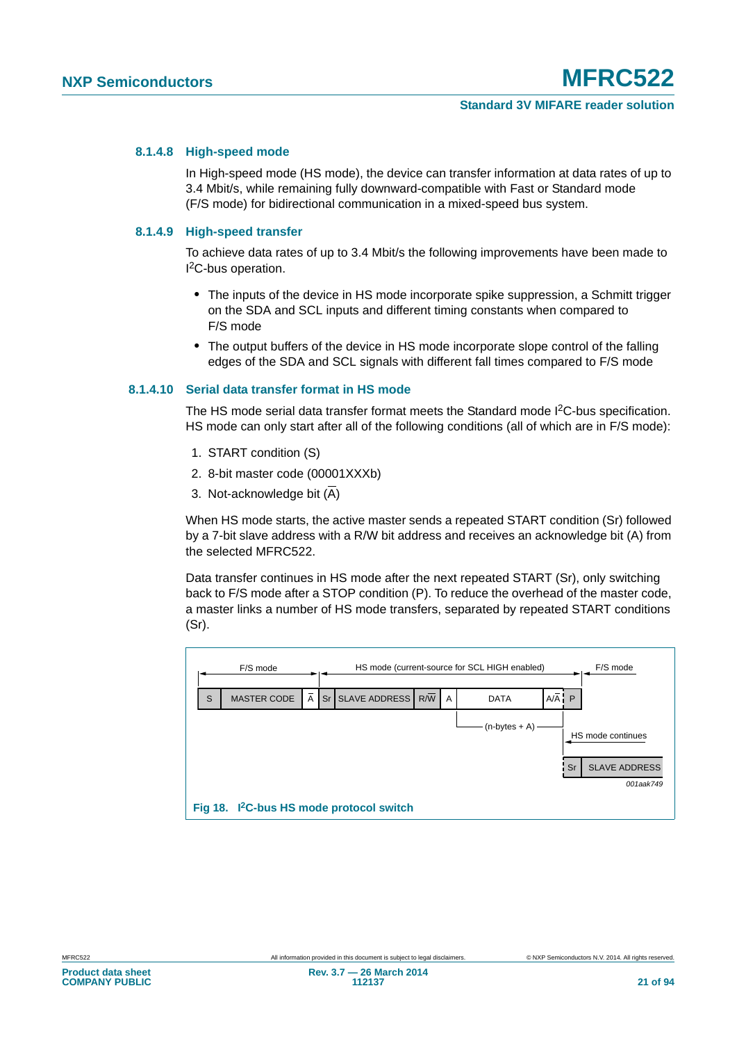#### 8.1.4.8 High-speed mode

In High-speed mode (HS mode), the device can transfer information at data rates of up to 3.4 Mbit/s, while remaining fully downward-compatible with Fast or Standard mode (F/S mode) for bidirectional communication in a mixed-speed bus system.

#### 8.1.4.9 High-speed transfer

To achieve data rates of up to 3.4 Mbit/s the following improvements have been made to I²C-bus operation.

- The inputs of the device in HS mode incorporate spike suppression, a Schmitt trigger on the SDA and SCL inputs and different timing constants when compared to F/S mode
- The output buffers of the device in HS mode incorporate slope control of the falling edges of the SDA and SCL signals with different fall times compared to F/S mode

#### 8.1.4.10 Serial data transfer format in HS mode

The HS mode serial data transfer format meets the Standard mode I²C-bus specification. HS mode can only start after all of the following conditions (all of which are in F/S mode):

1. START condition (S)
2. 8-bit master code (00001XXXb)
3. Not-acknowledge bit ($\overline{A}$)

When HS mode starts, the active master sends a repeated START condition (Sr) followed by a 7-bit slave address with a R/W bit address and receives an acknowledge bit (A) from the selected MFRC522.

Data transfer continues in HS mode after the next repeated START (Sr), only switching back to F/S mode after a STOP condition (P). To reduce the overhead of the master code, a master links a number of HS mode transfers, separated by repeated START conditions (Sr).

F/S mode | HS mode (current-source for SCL HIGH enabled) | F/S mode

| S | MASTER CODE | $\overline{A}$ | Sr | SLAVE ADDRESS | R/$\overline{W}$ | A | DATA | A/$\overline{A}$ | P |
|---|---|---|---|---|---|---|---|---|---|

(n-bytes + A)

HS mode continues

| Sr | SLAVE ADDRESS |
|---|---|

001aak749

**Fig 18. I²C-bus HS mode protocol switch**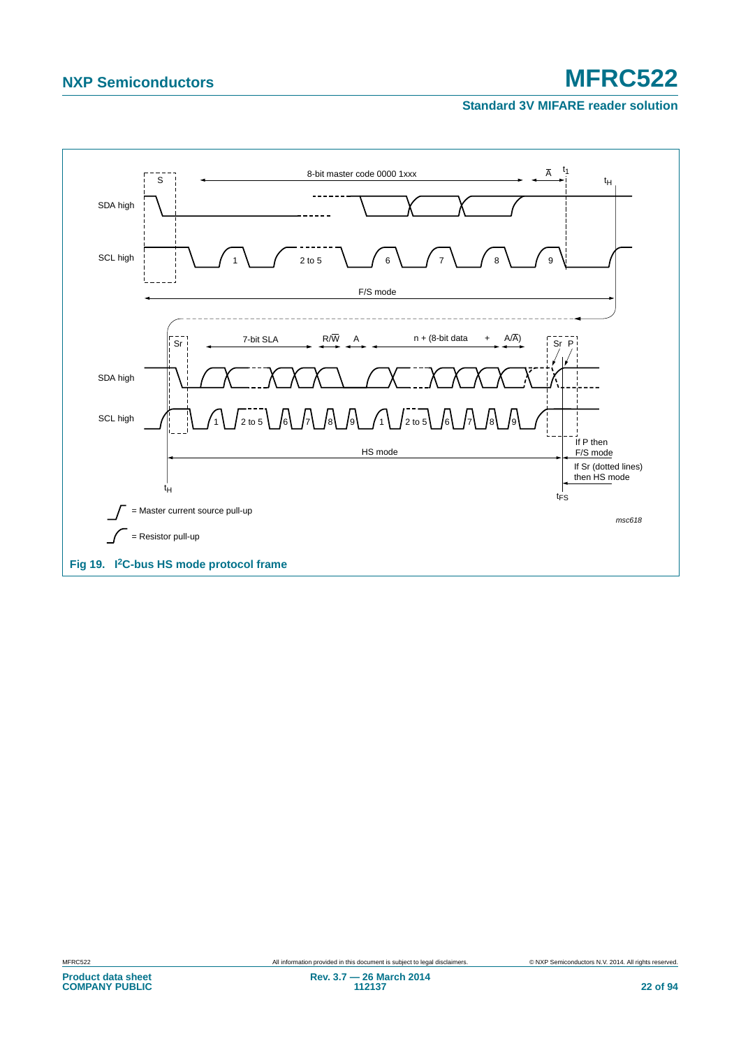**Fig 19. I²C-bus HS mode protocol frame**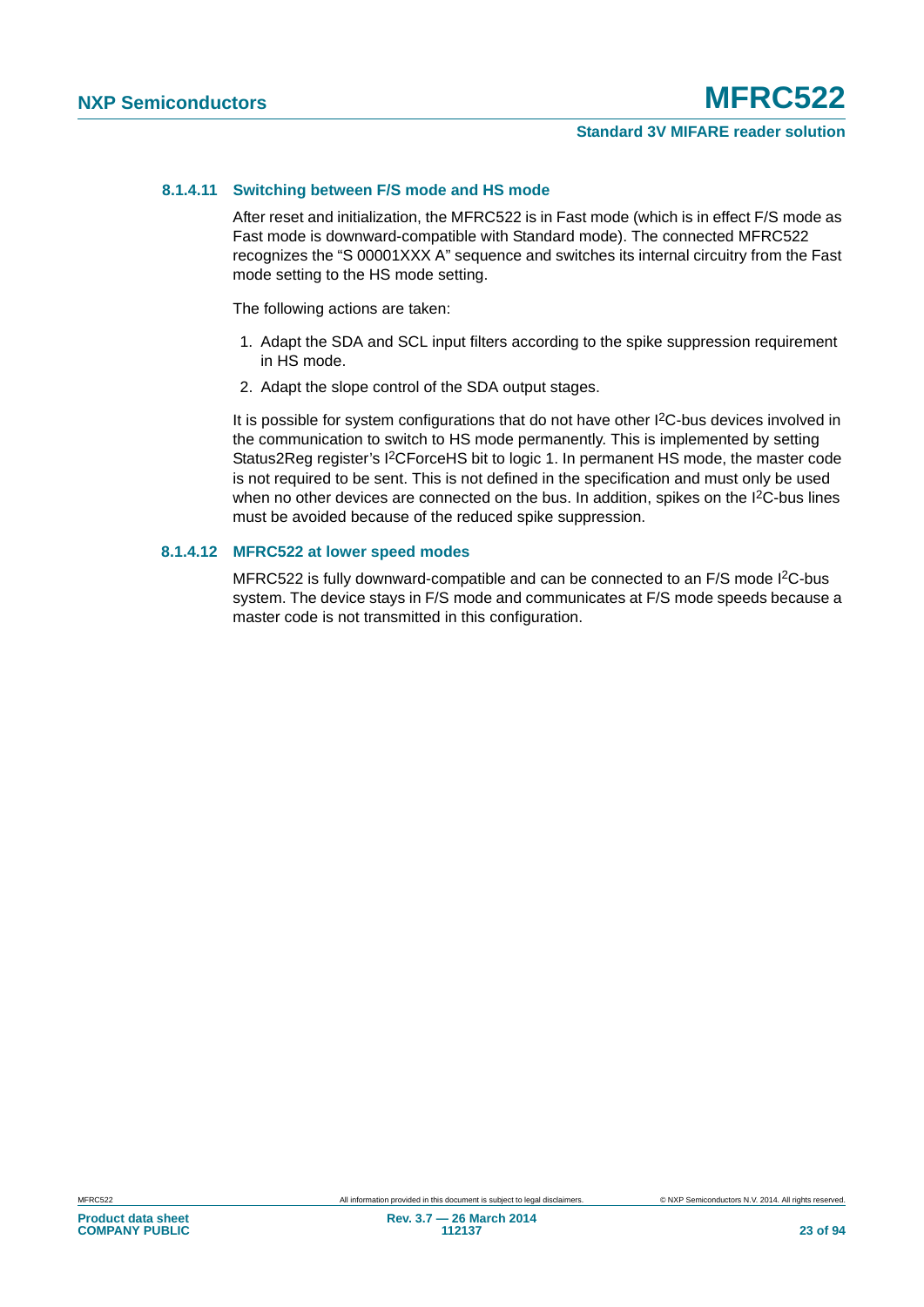#### 8.1.4.11 Switching between F/S mode and HS mode

After reset and initialization, the MFRC522 is in Fast mode (which is in effect F/S mode as Fast mode is downward-compatible with Standard mode). The connected MFRC522 recognizes the “S 00001XXX A” sequence and switches its internal circuitry from the Fast mode setting to the HS mode setting.

The following actions are taken:

1. Adapt the SDA and SCL input filters according to the spike suppression requirement in HS mode.
2. Adapt the slope control of the SDA output stages.

It is possible for system configurations that do not have other $I^2C$-bus devices involved in the communication to switch to HS mode permanently. This is implemented by setting Status2Reg register’s $I^2C$ForceHS bit to logic 1. In permanent HS mode, the master code is not required to be sent. This is not defined in the specification and must only be used when no other devices are connected on the bus. In addition, spikes on the $I^2C$-bus lines must be avoided because of the reduced spike suppression.

#### 8.1.4.12 MFRC522 at lower speed modes

MFRC522 is fully downward-compatible and can be connected to an F/S mode $I^2C$-bus system. The device stays in F/S mode and communicates at F/S mode speeds because a master code is not transmitted in this configuration.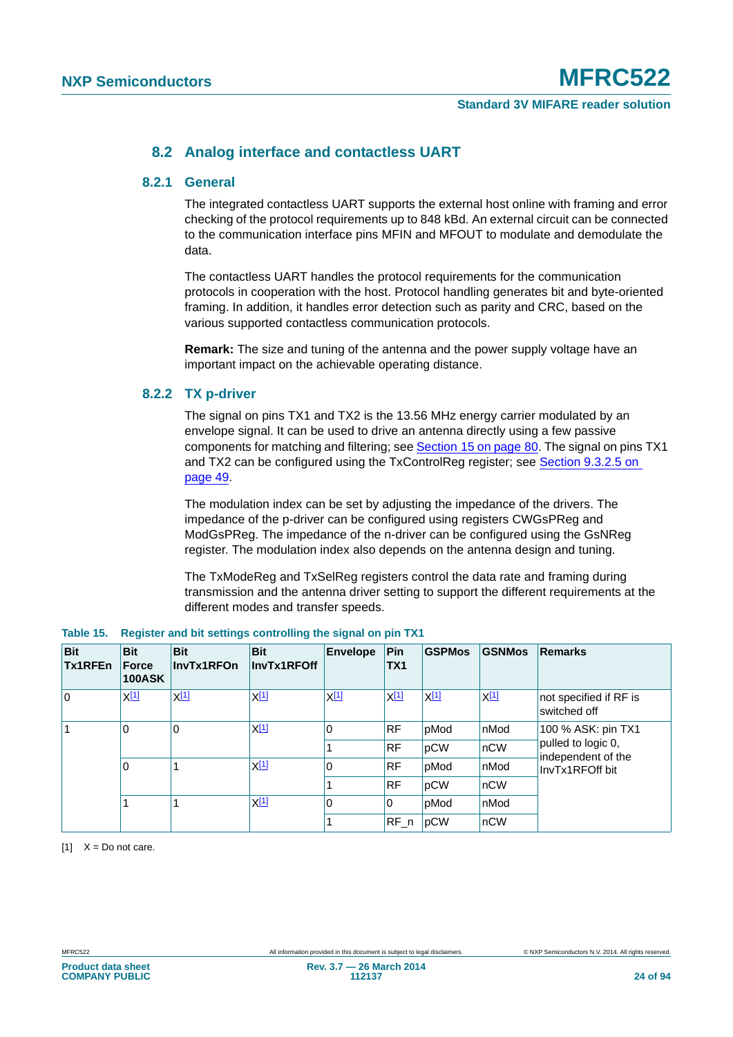## 8.2 Analog interface and contactless UART

### 8.2.1 General

The integrated contactless UART supports the external host online with framing and error checking of the protocol requirements up to 848 kBd. An external circuit can be connected to the communication interface pins MFIN and MFOUT to modulate and demodulate the data.

The contactless UART handles the protocol requirements for the communication protocols in cooperation with the host. Protocol handling generates bit and byte-oriented framing. In addition, it handles error detection such as parity and CRC, based on the various supported contactless communication protocols.

**Remark:** The size and tuning of the antenna and the power supply voltage have an important impact on the achievable operating distance.

### 8.2.2 TX p-driver

The signal on pins TX1 and TX2 is the 13.56 MHz energy carrier modulated by an envelope signal. It can be used to drive an antenna directly using a few passive components for matching and filtering; see Section 15 on page 80. The signal on pins TX1 and TX2 can be configured using the TxControlReg register; see Section 9.3.2.5 on page 49.

The modulation index can be set by adjusting the impedance of the drivers. The impedance of the p-driver can be configured using registers CWGsPReg and ModGsPReg. The impedance of the n-driver can be configured using the GsNReg register. The modulation index also depends on the antenna design and tuning.

The TxModeReg and TxSelReg registers control the data rate and framing during transmission and the antenna driver setting to support the different requirements at the different modes and transfer speeds.

**Table 15. Register and bit settings controlling the signal on pin TX1**

| Bit Tx1RFEn | Bit Force 100ASK | Bit InvTx1RFOn | Bit InvTx1RFOff | Envelope | Pin TX1 | GSPMos | GSNMos | Remarks |
|---|---|---|---|---|---|---|---|---|
| 0 | X[1] | X[1] | X[1] | X[1] | X[1] | X[1] | X[1] | not specified if RF is switched off |
| 1 | 0 | 0 | X[1] | 0 | RF | pMod | nMod | 100 % ASK: pin TX1 pulled to logic 0, independent of the InvTx1RFOff bit |
| | | | | 1 | RF | pCW | nCW | |
| | 0 | 1 | X[1] | 0 | RF | pMod | nMod | |
| | | | | 1 | RF | pCW | nCW | |
| | 1 | 1 | X[1] | 0 | 0 | pMod | nMod | |
| | | | | 1 | RF_n | pCW | nCW | |

[1] X = Do not care.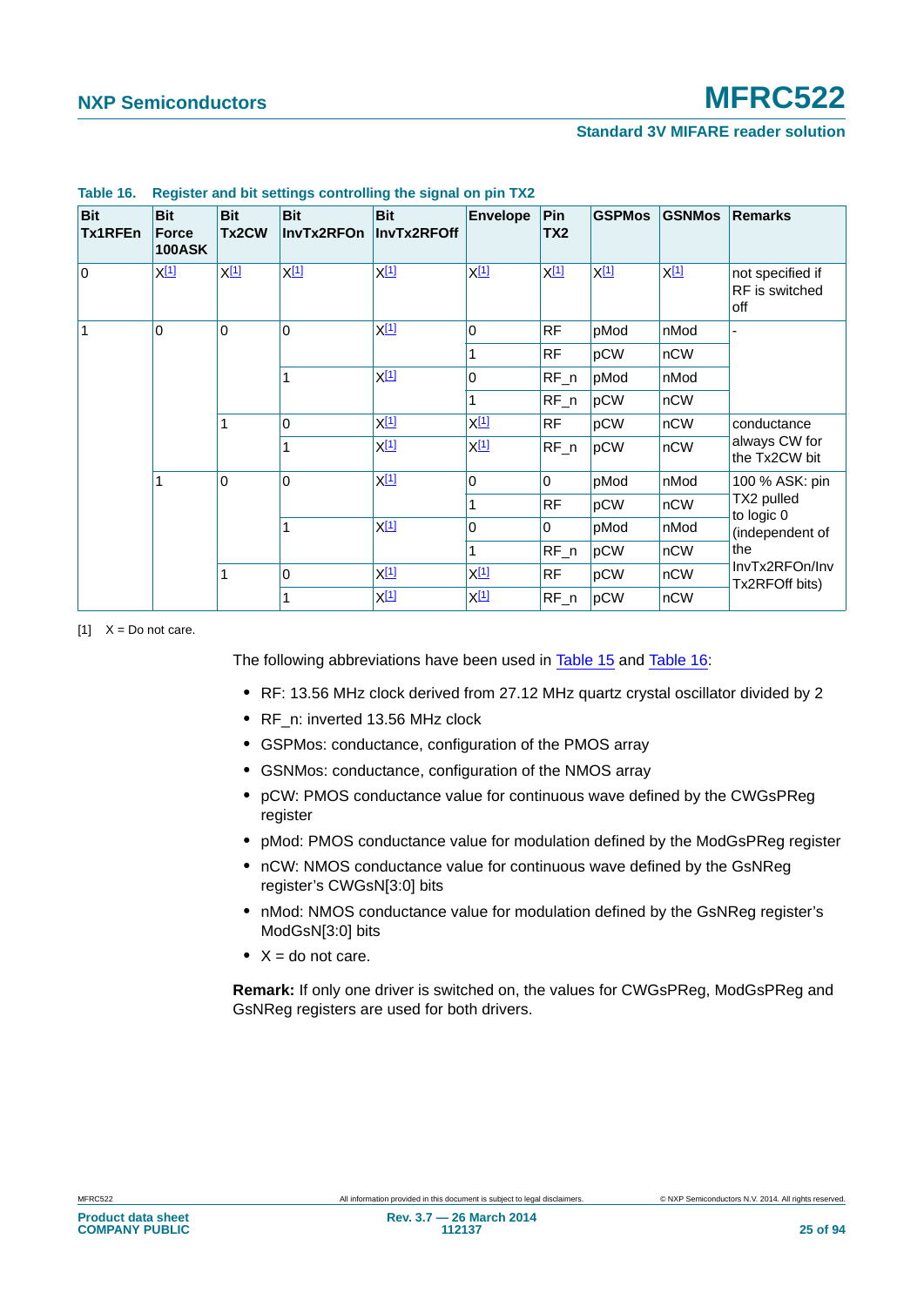**Table 16. Register and bit settings controlling the signal on pin TX2**

| Bit Tx1RFEn | Bit Force 100ASK | Bit Tx2CW | Bit InvTx2RFOn | Bit InvTx2RFOff | Envelope | Pin TX2 | GSPMos | GSNMos | Remarks |
|---|---|---|---|---|---|---|---|---|---|
| 0 | X[1] | X[1] | X[1] | X[1] | X[1] | X[1] | X[1] | X[1] | not specified if RF is switched off |
| 1 | 0 | 0 | 0 | X[1] | 0 | RF | pMod | nMod | - |
| | | | | | 1 | RF | pCW | nCW | |
| | | | 1 | X[1] | 0 | RF_n | pMod | nMod | |
| | | | | | 1 | RF_n | pCW | nCW | |
| | | 1 | 0 | X[1] | X[1] | RF | pCW | nCW | conductance always CW for the Tx2CW bit |
| | | | 1 | X[1] | X[1] | RF_n | pCW | nCW | |
| | 1 | 0 | 0 | X[1] | 0 | 0 | pMod | nMod | 100 % ASK: pin TX2 pulled to logic 0 (independent of the InvTx2RFOn/InvTx2RFOff bits) |
| | | | | | 1 | RF | pCW | nCW | |
| | | | 1 | X[1] | 0 | 0 | pMod | nMod | |
| | | | | | 1 | RF_n | pCW | nCW | |
| | | 1 | 0 | X[1] | X[1] | RF | pCW | nCW | |
| | | | 1 | X[1] | X[1] | RF_n | pCW | nCW | |

[1] X = Do not care.

The following abbreviations have been used in Table 15 and Table 16:

- RF: 13.56 MHz clock derived from 27.12 MHz quartz crystal oscillator divided by 2
- RF_n: inverted 13.56 MHz clock
- GSPMos: conductance, configuration of the PMOS array
- GSNMos: conductance, configuration of the NMOS array
- pCW: PMOS conductance value for continuous wave defined by the CWGsPReg register
- pMod: PMOS conductance value for modulation defined by the ModGsPReg register
- nCW: NMOS conductance value for continuous wave defined by the GsNReg register's CWGsN[3:0] bits
- nMod: NMOS conductance value for modulation defined by the GsNReg register's ModGsN[3:0] bits
- X = do not care.

**Remark:** If only one driver is switched on, the values for CWGsPReg, ModGsPReg and GsNReg registers are used for both drivers.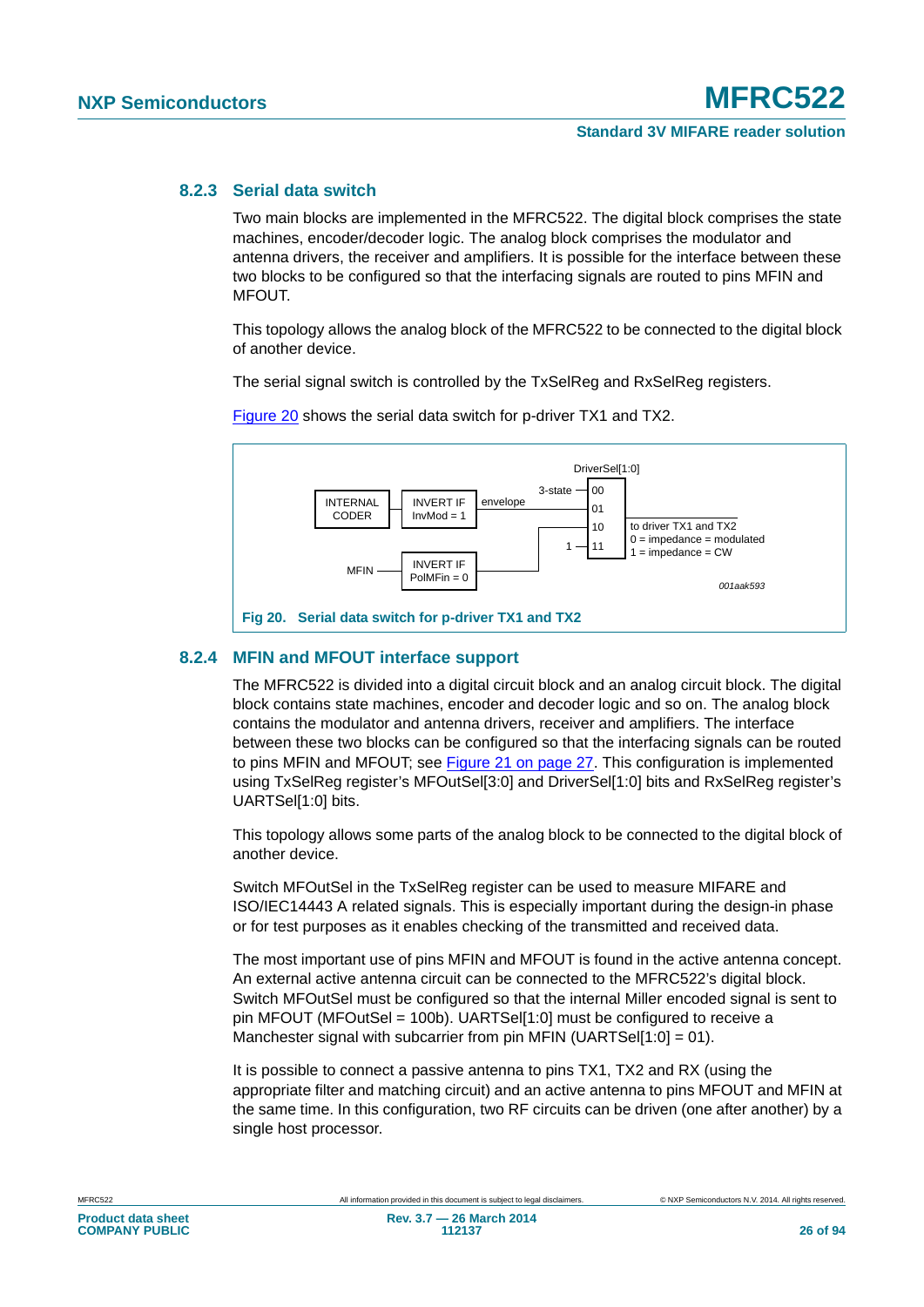### 8.2.3 Serial data switch

Two main blocks are implemented in the MFRC522. The digital block comprises the state machines, encoder/decoder logic. The analog block comprises the modulator and antenna drivers, the receiver and amplifiers. It is possible for the interface between these two blocks to be configured so that the interfacing signals are routed to pins MFIN and MFOUT.

This topology allows the analog block of the MFRC522 to be connected to the digital block of another device.

The serial signal switch is controlled by the TxSelReg and RxSelReg registers.

Figure 20 shows the serial data switch for p-driver TX1 and TX2.

DriverSel[1:0]

INTERNAL CODER → INVERT IF InvMod = 1 → envelope → 01

3-state → 00

MFIN → INVERT IF PolMFin = 0 → 10

1 → 11

to driver TX1 and TX2
0 = impedance = modulated
1 = impedance = CW

001aak593

**Fig 20. Serial data switch for p-driver TX1 and TX2**

### 8.2.4 MFIN and MFOUT interface support

The MFRC522 is divided into a digital circuit block and an analog circuit block. The digital block contains state machines, encoder and decoder logic and so on. The analog block contains the modulator and antenna drivers, receiver and amplifiers. The interface between these two blocks can be configured so that the interfacing signals can be routed to pins MFIN and MFOUT; see Figure 21 on page 27. This configuration is implemented using TxSelReg register's MFOutSel[3:0] and DriverSel[1:0] bits and RxSelReg register's UARTSel[1:0] bits.

This topology allows some parts of the analog block to be connected to the digital block of another device.

Switch MFOutSel in the TxSelReg register can be used to measure MIFARE and ISO/IEC14443 A related signals. This is especially important during the design-in phase or for test purposes as it enables checking of the transmitted and received data.

The most important use of pins MFIN and MFOUT is found in the active antenna concept. An external active antenna circuit can be connected to the MFRC522's digital block. Switch MFOutSel must be configured so that the internal Miller encoded signal is sent to pin MFOUT (MFOutSel = 100b). UARTSel[1:0] must be configured to receive a Manchester signal with subcarrier from pin MFIN (UARTSel[1:0] = 01).

It is possible to connect a passive antenna to pins TX1, TX2 and RX (using the appropriate filter and matching circuit) and an active antenna to pins MFOUT and MFIN at the same time. In this configuration, two RF circuits can be driven (one after another) by a single host processor.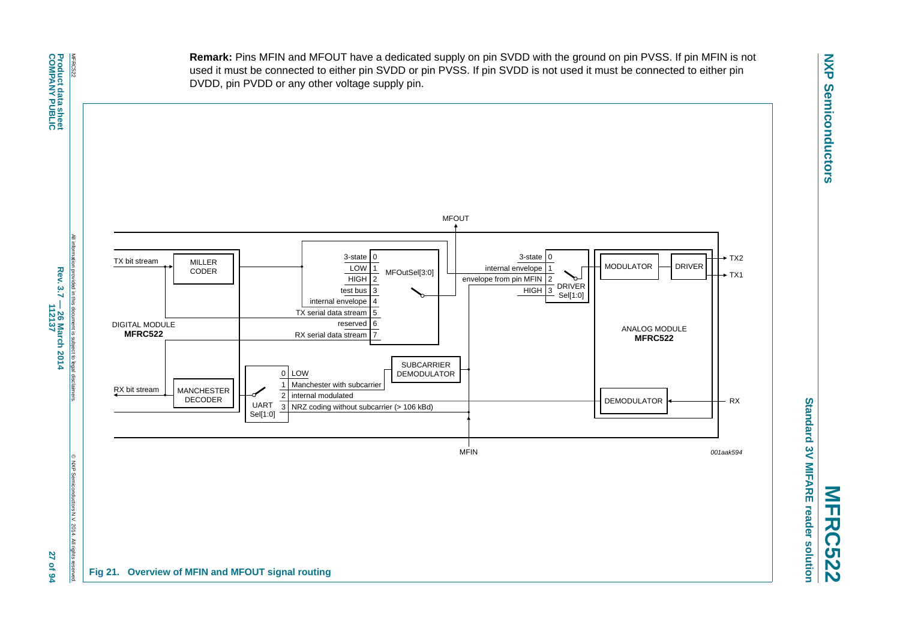**Remark:** Pins MFIN and MFOUT have a dedicated supply on pin SVDD with the ground on pin PVSS. If pin MFIN is not used it must be connected to either pin SVDD or pin PVSS. If pin SVDD is not used it must be connected to either pin DVDD, pin PVDD or any other voltage supply pin.

**Fig 21. Overview of MFIN and MFOUT signal routing**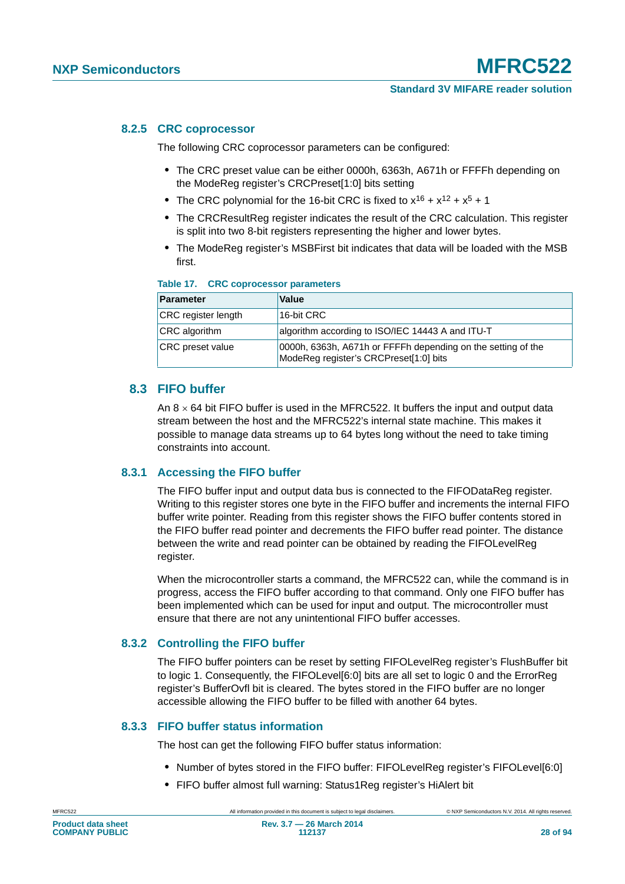### 8.2.5 CRC coprocessor

The following CRC coprocessor parameters can be configured:

- The CRC preset value can be either 0000h, 6363h, A671h or FFFFh depending on the ModeReg register's CRCPreset[1:0] bits setting
- The CRC polynomial for the 16-bit CRC is fixed to $x^{16} + x^{12} + x^5 + 1$
- The CRCResultReg register indicates the result of the CRC calculation. This register is split into two 8-bit registers representing the higher and lower bytes.
- The ModeReg register's MSBFirst bit indicates that data will be loaded with the MSB first.

**Table 17. CRC coprocessor parameters**

| Parameter | Value |
|---|---|
| CRC register length | 16-bit CRC |
| CRC algorithm | algorithm according to ISO/IEC 14443 A and ITU-T |
| CRC preset value | 0000h, 6363h, A671h or FFFFh depending on the setting of the ModeReg register's CRCPreset[1:0] bits |

## 8.3 FIFO buffer

An 8 $\times$ 64 bit FIFO buffer is used in the MFRC522. It buffers the input and output data stream between the host and the MFRC522's internal state machine. This makes it possible to manage data streams up to 64 bytes long without the need to take timing constraints into account.

### 8.3.1 Accessing the FIFO buffer

The FIFO buffer input and output data bus is connected to the FIFODataReg register. Writing to this register stores one byte in the FIFO buffer and increments the internal FIFO buffer write pointer. Reading from this register shows the FIFO buffer contents stored in the FIFO buffer read pointer and decrements the FIFO buffer read pointer. The distance between the write and read pointer can be obtained by reading the FIFOLevelReg register.

When the microcontroller starts a command, the MFRC522 can, while the command is in progress, access the FIFO buffer according to that command. Only one FIFO buffer has been implemented which can be used for input and output. The microcontroller must ensure that there are not any unintentional FIFO buffer accesses.

### 8.3.2 Controlling the FIFO buffer

The FIFO buffer pointers can be reset by setting FIFOLevelReg register's FlushBuffer bit to logic 1. Consequently, the FIFOLevel[6:0] bits are all set to logic 0 and the ErrorReg register's BufferOvfl bit is cleared. The bytes stored in the FIFO buffer are no longer accessible allowing the FIFO buffer to be filled with another 64 bytes.

### 8.3.3 FIFO buffer status information

The host can get the following FIFO buffer status information:

- Number of bytes stored in the FIFO buffer: FIFOLevelReg register's FIFOLevel[6:0]
- FIFO buffer almost full warning: Status1Reg register's HiAlert bit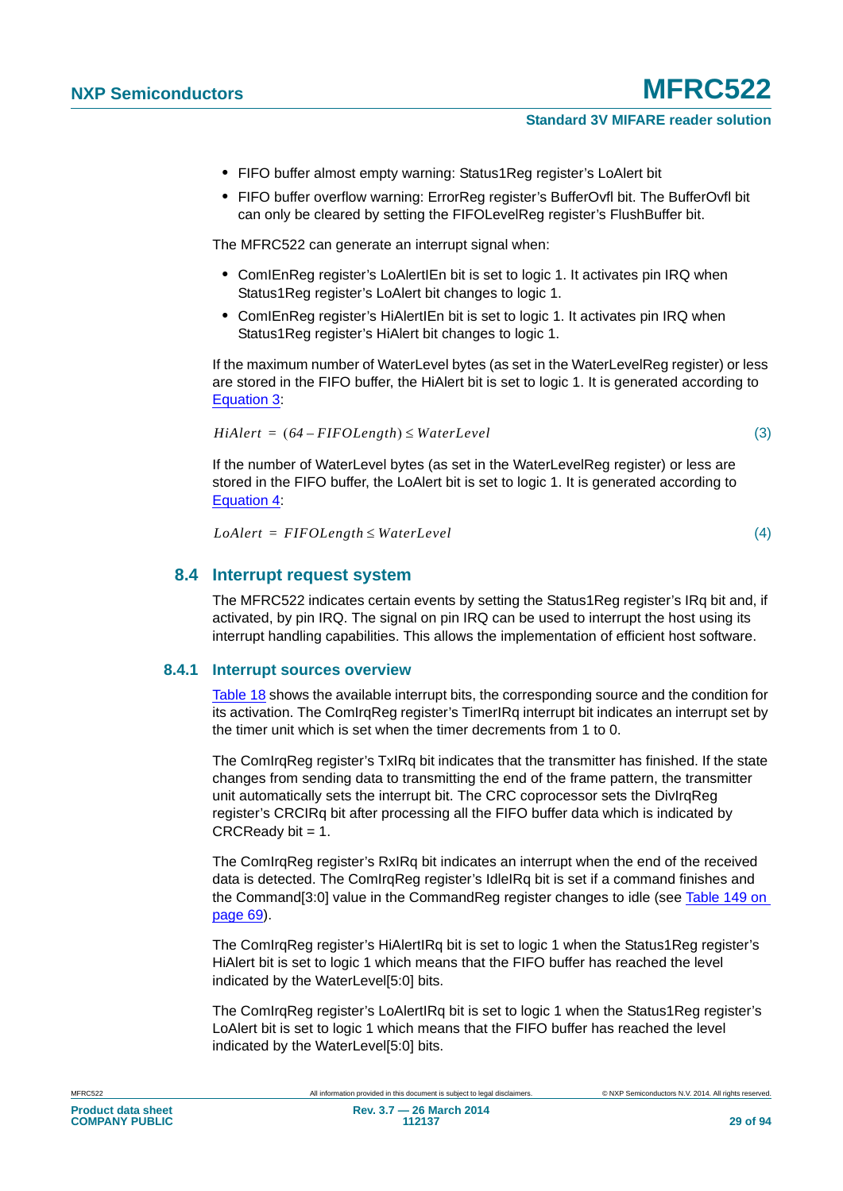- FIFO buffer almost empty warning: Status1Reg register's LoAlert bit
- FIFO buffer overflow warning: ErrorReg register's BufferOvfl bit. The BufferOvfl bit can only be cleared by setting the FIFOLevelReg register's FlushBuffer bit.

The MFRC522 can generate an interrupt signal when:

- ComIEnReg register's LoAlertIEn bit is set to logic 1. It activates pin IRQ when Status1Reg register's LoAlert bit changes to logic 1.
- ComIEnReg register's HiAlertIEn bit is set to logic 1. It activates pin IRQ when Status1Reg register's HiAlert bit changes to logic 1.

If the maximum number of WaterLevel bytes (as set in the WaterLevelReg register) or less are stored in the FIFO buffer, the HiAlert bit is set to logic 1. It is generated according to Equation 3:

$$HiAlert = (64 - FIFOLength) \leq WaterLevel \quad (3)$$

If the number of WaterLevel bytes (as set in the WaterLevelReg register) or less are stored in the FIFO buffer, the LoAlert bit is set to logic 1. It is generated according to Equation 4:

$$LoAlert = FIFOLength \leq WaterLevel \quad (4)$$

## 8.4 Interrupt request system

The MFRC522 indicates certain events by setting the Status1Reg register's IRq bit and, if activated, by pin IRQ. The signal on pin IRQ can be used to interrupt the host using its interrupt handling capabilities. This allows the implementation of efficient host software.

### 8.4.1 Interrupt sources overview

Table 18 shows the available interrupt bits, the corresponding source and the condition for its activation. The ComIrqReg register's TimerIRq interrupt bit indicates an interrupt set by the timer unit which is set when the timer decrements from 1 to 0.

The ComIrqReg register's TxIRq bit indicates that the transmitter has finished. If the state changes from sending data to transmitting the end of the frame pattern, the transmitter unit automatically sets the interrupt bit. The CRC coprocessor sets the DivIrqReg register's CRCIRq bit after processing all the FIFO buffer data which is indicated by CRCReady bit = 1.

The ComIrqReg register's RxIRq bit indicates an interrupt when the end of the received data is detected. The ComIrqReg register's IdleIRq bit is set if a command finishes and the Command[3:0] value in the CommandReg register changes to idle (see Table 149 on page 69).

The ComIrqReg register's HiAlertIRq bit is set to logic 1 when the Status1Reg register's HiAlert bit is set to logic 1 which means that the FIFO buffer has reached the level indicated by the WaterLevel[5:0] bits.

The ComIrqReg register's LoAlertIRq bit is set to logic 1 when the Status1Reg register's LoAlert bit is set to logic 1 which means that the FIFO buffer has reached the level indicated by the WaterLevel[5:0] bits.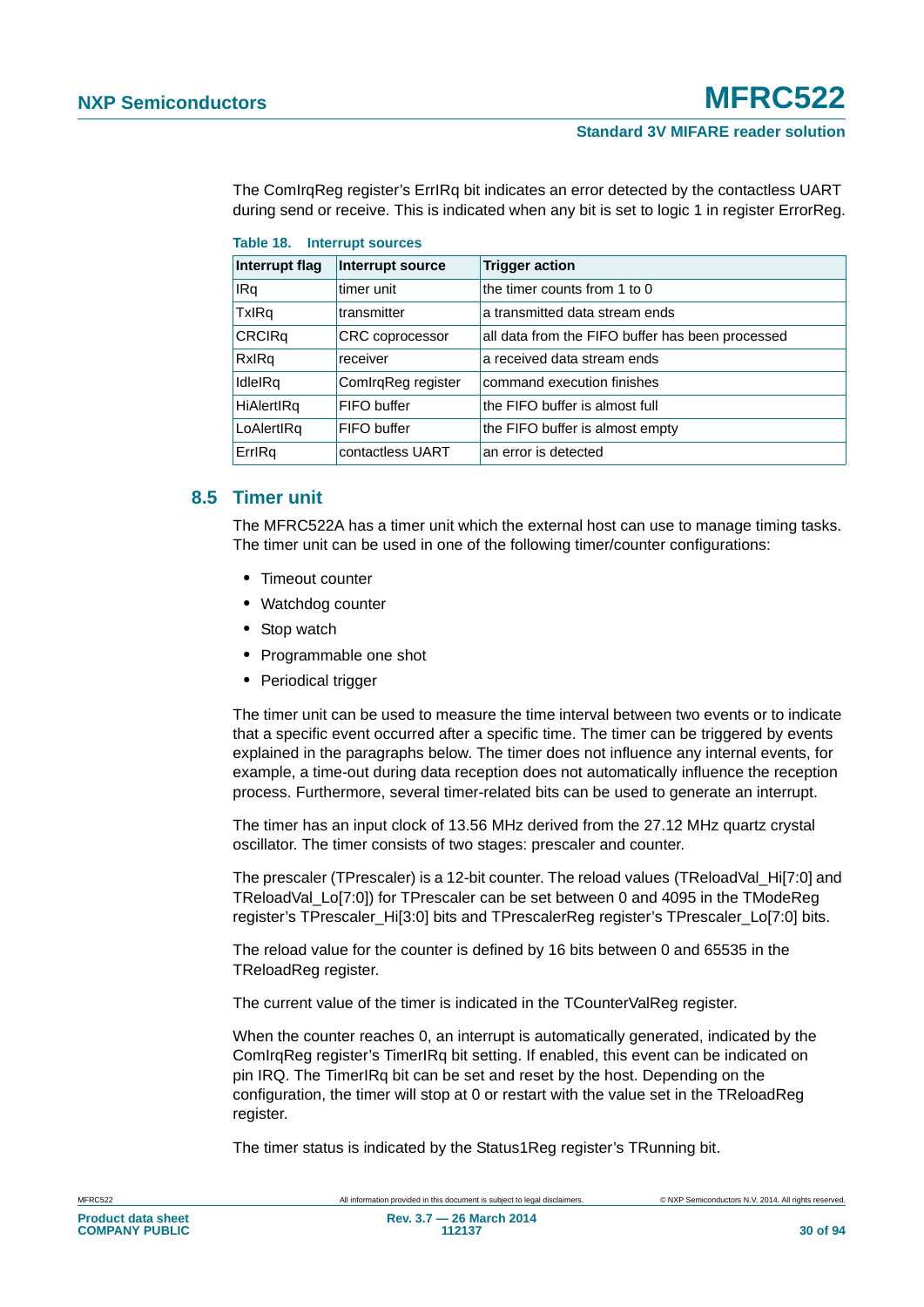The ComIrqReg register's ErrIRq bit indicates an error detected by the contactless UART during send or receive. This is indicated when any bit is set to logic 1 in register ErrorReg.

**Table 18. Interrupt sources**

| Interrupt flag | Interrupt source | Trigger action |
|---|---|---|
| IRq | timer unit | the timer counts from 1 to 0 |
| TxIRq | transmitter | a transmitted data stream ends |
| CRCIRq | CRC coprocessor | all data from the FIFO buffer has been processed |
| RxIRq | receiver | a received data stream ends |
| IdleIRq | ComIrqReg register | command execution finishes |
| HiAlertIRq | FIFO buffer | the FIFO buffer is almost full |
| LoAlertIRq | FIFO buffer | the FIFO buffer is almost empty |
| ErrIRq | contactless UART | an error is detected |

## 8.5 Timer unit

The MFRC522A has a timer unit which the external host can use to manage timing tasks. The timer unit can be used in one of the following timer/counter configurations:

- Timeout counter
- Watchdog counter
- Stop watch
- Programmable one shot
- Periodical trigger

The timer unit can be used to measure the time interval between two events or to indicate that a specific event occurred after a specific time. The timer can be triggered by events explained in the paragraphs below. The timer does not influence any internal events, for example, a time-out during data reception does not automatically influence the reception process. Furthermore, several timer-related bits can be used to generate an interrupt.

The timer has an input clock of 13.56 MHz derived from the 27.12 MHz quartz crystal oscillator. The timer consists of two stages: prescaler and counter.

The prescaler (TPrescaler) is a 12-bit counter. The reload values (TReloadVal_Hi[7:0] and TReloadVal_Lo[7:0]) for TPrescaler can be set between 0 and 4095 in the TModeReg register's TPrescaler_Hi[3:0] bits and TPrescalerReg register's TPrescaler_Lo[7:0] bits.

The reload value for the counter is defined by 16 bits between 0 and 65535 in the TReloadReg register.

The current value of the timer is indicated in the TCounterValReg register.

When the counter reaches 0, an interrupt is automatically generated, indicated by the ComIrqReg register's TimerIRq bit setting. If enabled, this event can be indicated on pin IRQ. The TimerIRq bit can be set and reset by the host. Depending on the configuration, the timer will stop at 0 or restart with the value set in the TReloadReg register.

The timer status is indicated by the Status1Reg register's TRunning bit.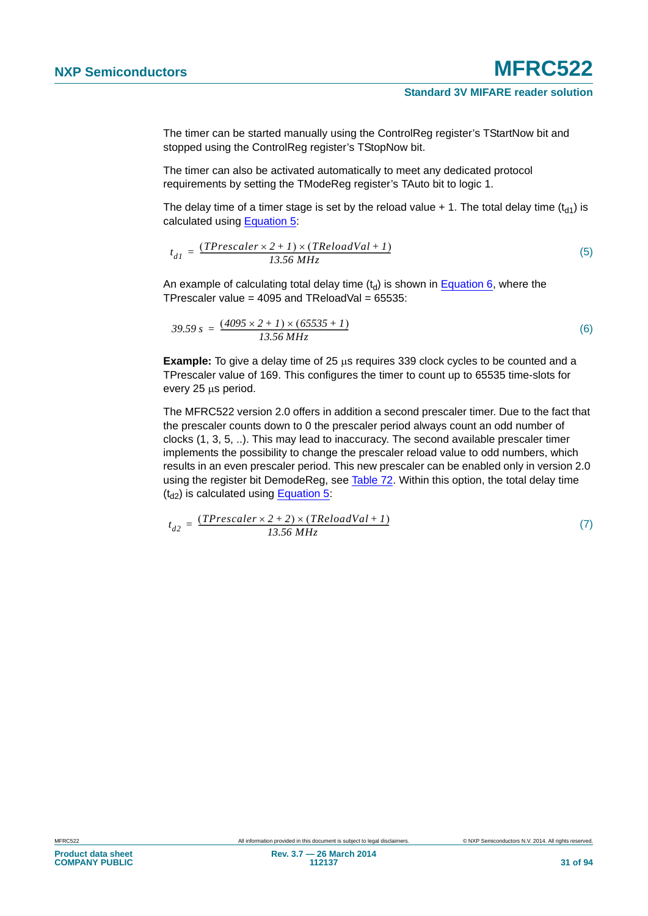The timer can be started manually using the ControlReg register's TStartNow bit and stopped using the ControlReg register's TStopNow bit.

The timer can also be activated automatically to meet any dedicated protocol requirements by setting the TModeReg register's TAuto bit to logic 1.

The delay time of a timer stage is set by the reload value + 1. The total delay time ($t_{d1}$) is calculated using Equation 5:

$$t_{d1} = \frac{(TPrescaler \times 2 + 1) \times (TReloadVal + 1)}{13.56\ MHz} \tag{5}$$

An example of calculating total delay time ($t_d$) is shown in Equation 6, where the TPrescaler value = 4095 and TReloadVal = 65535:

$$39.59\ s = \frac{(4095 \times 2 + 1) \times (65535 + 1)}{13.56\ MHz} \tag{6}$$

**Example:** To give a delay time of 25 μs requires 339 clock cycles to be counted and a TPrescaler value of 169. This configures the timer to count up to 65535 time-slots for every 25 μs period.

The MFRC522 version 2.0 offers in addition a second prescaler timer. Due to the fact that the prescaler counts down to 0 the prescaler period always count an odd number of clocks (1, 3, 5, ..). This may lead to inaccuracy. The second available prescaler timer implements the possibility to change the prescaler reload value to odd numbers, which results in an even prescaler period. This new prescaler can be enabled only in version 2.0 using the register bit DemodeReg, see Table 72. Within this option, the total delay time ($t_{d2}$) is calculated using Equation 5:

$$t_{d2} = \frac{(TPrescaler \times 2 + 2) \times (TReloadVal + 1)}{13.56\ MHz} \tag{7}$$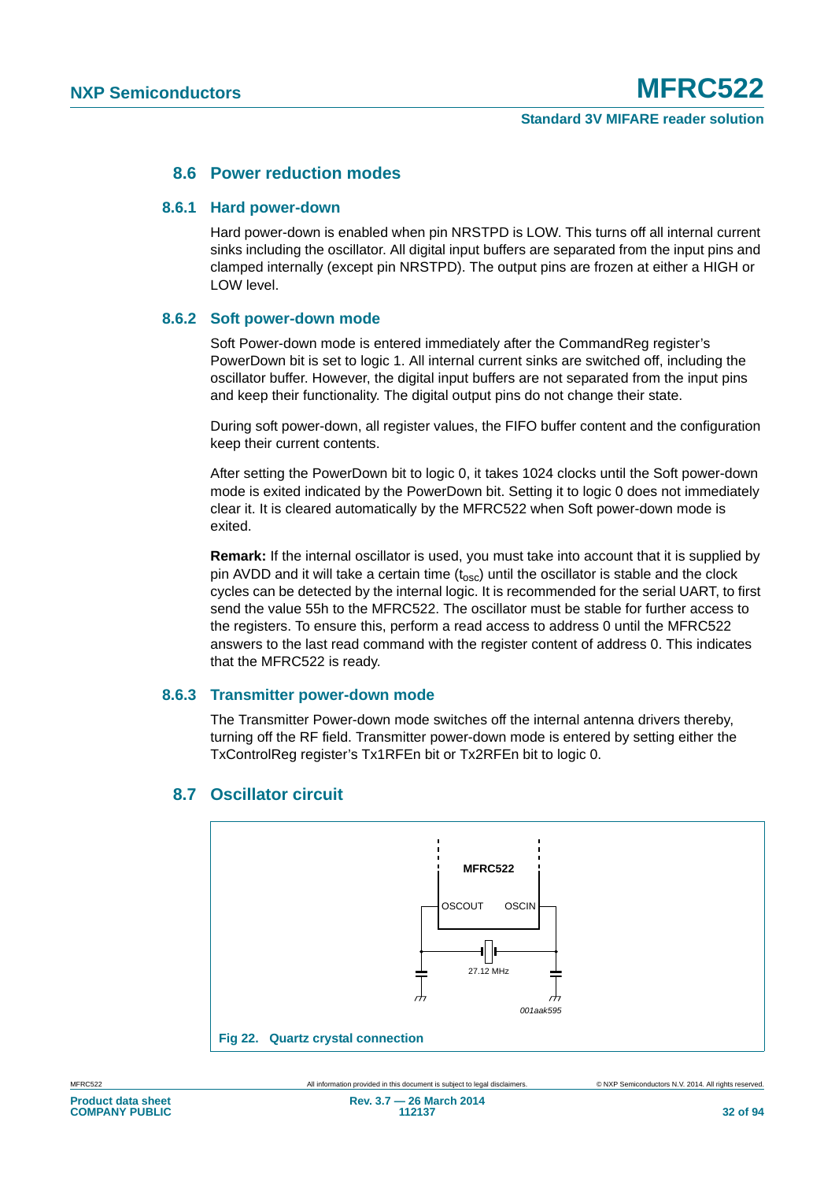## 8.6 Power reduction modes

### 8.6.1 Hard power-down

Hard power-down is enabled when pin NRSTPD is LOW. This turns off all internal current sinks including the oscillator. All digital input buffers are separated from the input pins and clamped internally (except pin NRSTPD). The output pins are frozen at either a HIGH or LOW level.

### 8.6.2 Soft power-down mode

Soft Power-down mode is entered immediately after the CommandReg register's PowerDown bit is set to logic 1. All internal current sinks are switched off, including the oscillator buffer. However, the digital input buffers are not separated from the input pins and keep their functionality. The digital output pins do not change their state.

During soft power-down, all register values, the FIFO buffer content and the configuration keep their current contents.

After setting the PowerDown bit to logic 0, it takes 1024 clocks until the Soft power-down mode is exited indicated by the PowerDown bit. Setting it to logic 0 does not immediately clear it. It is cleared automatically by the MFRC522 when Soft power-down mode is exited.

**Remark:** If the internal oscillator is used, you must take into account that it is supplied by pin AVDD and it will take a certain time ($t_{osc}$) until the oscillator is stable and the clock cycles can be detected by the internal logic. It is recommended for the serial UART, to first send the value 55h to the MFRC522. The oscillator must be stable for further access to the registers. To ensure this, perform a read access to address 0 until the MFRC522 answers to the last read command with the register content of address 0. This indicates that the MFRC522 is ready.

### 8.6.3 Transmitter power-down mode

The Transmitter Power-down mode switches off the internal antenna drivers thereby, turning off the RF field. Transmitter power-down mode is entered by setting either the TxControlReg register's Tx1RFEn bit or Tx2RFEn bit to logic 0.

## 8.7 Oscillator circuit

MFRC522

OSCOUT OSCIN

27.12 MHz

001aak595

**Fig 22. Quartz crystal connection**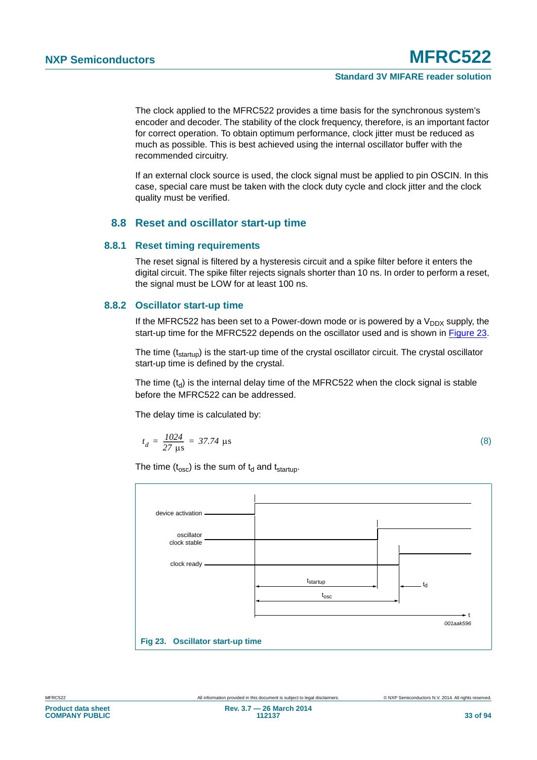The clock applied to the MFRC522 provides a time basis for the synchronous system's encoder and decoder. The stability of the clock frequency, therefore, is an important factor for correct operation. To obtain optimum performance, clock jitter must be reduced as much as possible. This is best achieved using the internal oscillator buffer with the recommended circuitry.

If an external clock source is used, the clock signal must be applied to pin OSCIN. In this case, special care must be taken with the clock duty cycle and clock jitter and the clock quality must be verified.

## 8.8 Reset and oscillator start-up time

### 8.8.1 Reset timing requirements

The reset signal is filtered by a hysteresis circuit and a spike filter before it enters the digital circuit. The spike filter rejects signals shorter than 10 ns. In order to perform a reset, the signal must be LOW for at least 100 ns.

### 8.8.2 Oscillator start-up time

If the MFRC522 has been set to a Power-down mode or is powered by a $V_{DDX}$ supply, the start-up time for the MFRC522 depends on the oscillator used and is shown in Figure 23.

The time ($t_{startup}$) is the start-up time of the crystal oscillator circuit. The crystal oscillator start-up time is defined by the crystal.

The time ($t_d$) is the internal delay time of the MFRC522 when the clock signal is stable before the MFRC522 can be addressed.

The delay time is calculated by:

$$t_d = \frac{1024}{27\ \mu s} = 37.74\ \mu s \tag{8}$$

The time ($t_{osc}$) is the sum of $t_d$ and $t_{startup}$.

Fig 23. Oscillator start-up time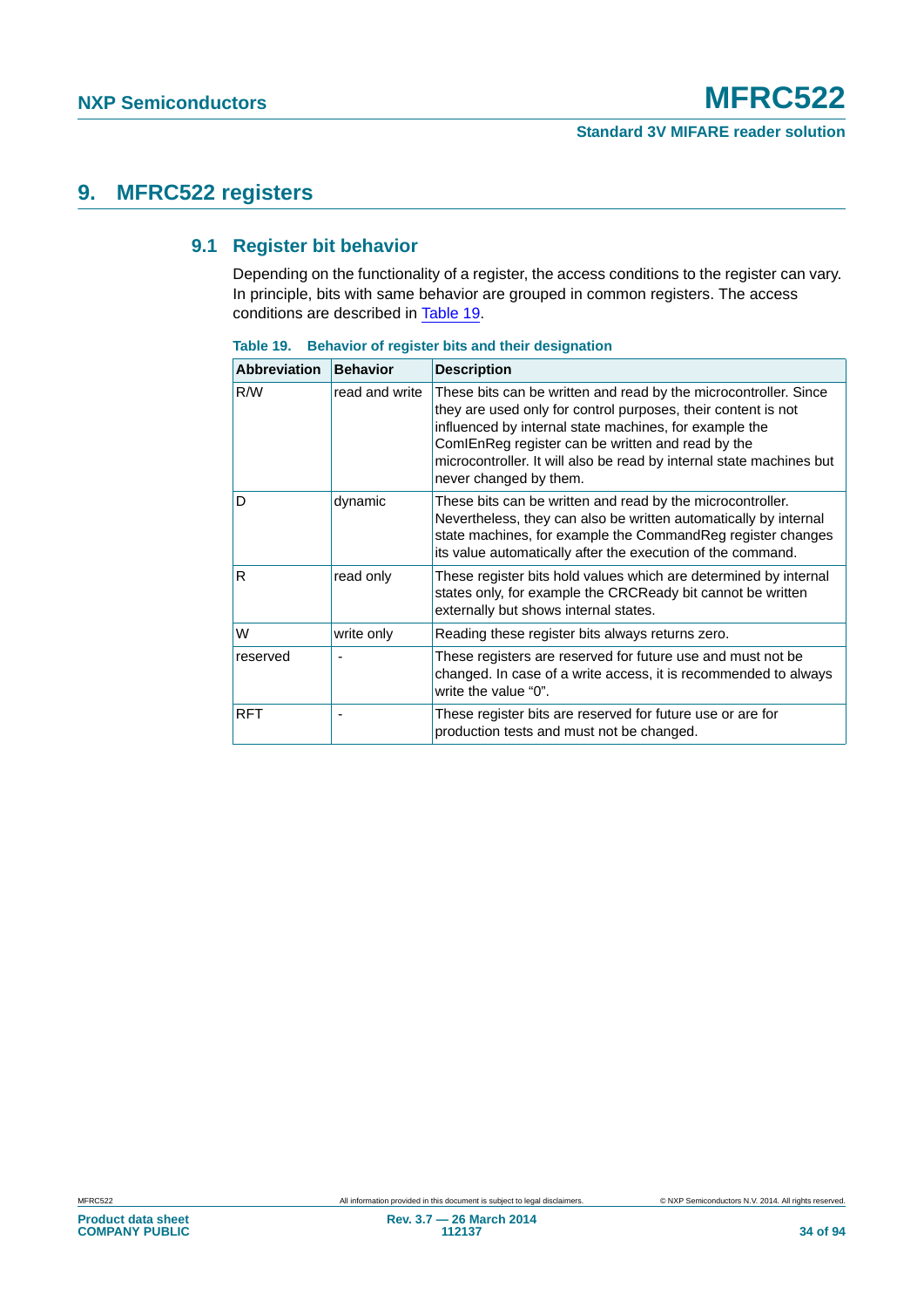## 9. MFRC522 registers

### 9.1 Register bit behavior

Depending on the functionality of a register, the access conditions to the register can vary. In principle, bits with same behavior are grouped in common registers. The access conditions are described in Table 19.

**Table 19. Behavior of register bits and their designation**

| Abbreviation | Behavior | Description |
|---|---|---|
| R/W | read and write | These bits can be written and read by the microcontroller. Since they are used only for control purposes, their content is not influenced by internal state machines, for example the ComIEnReg register can be written and read by the microcontroller. It will also be read by internal state machines but never changed by them. |
| D | dynamic | These bits can be written and read by the microcontroller. Nevertheless, they can also be written automatically by internal state machines, for example the CommandReg register changes its value automatically after the execution of the command. |
| R | read only | These register bits hold values which are determined by internal states only, for example the CRCReady bit cannot be written externally but shows internal states. |
| W | write only | Reading these register bits always returns zero. |
| reserved | - | These registers are reserved for future use and must not be changed. In case of a write access, it is recommended to always write the value “0”. |
| RFT | - | These register bits are reserved for future use or are for production tests and must not be changed. |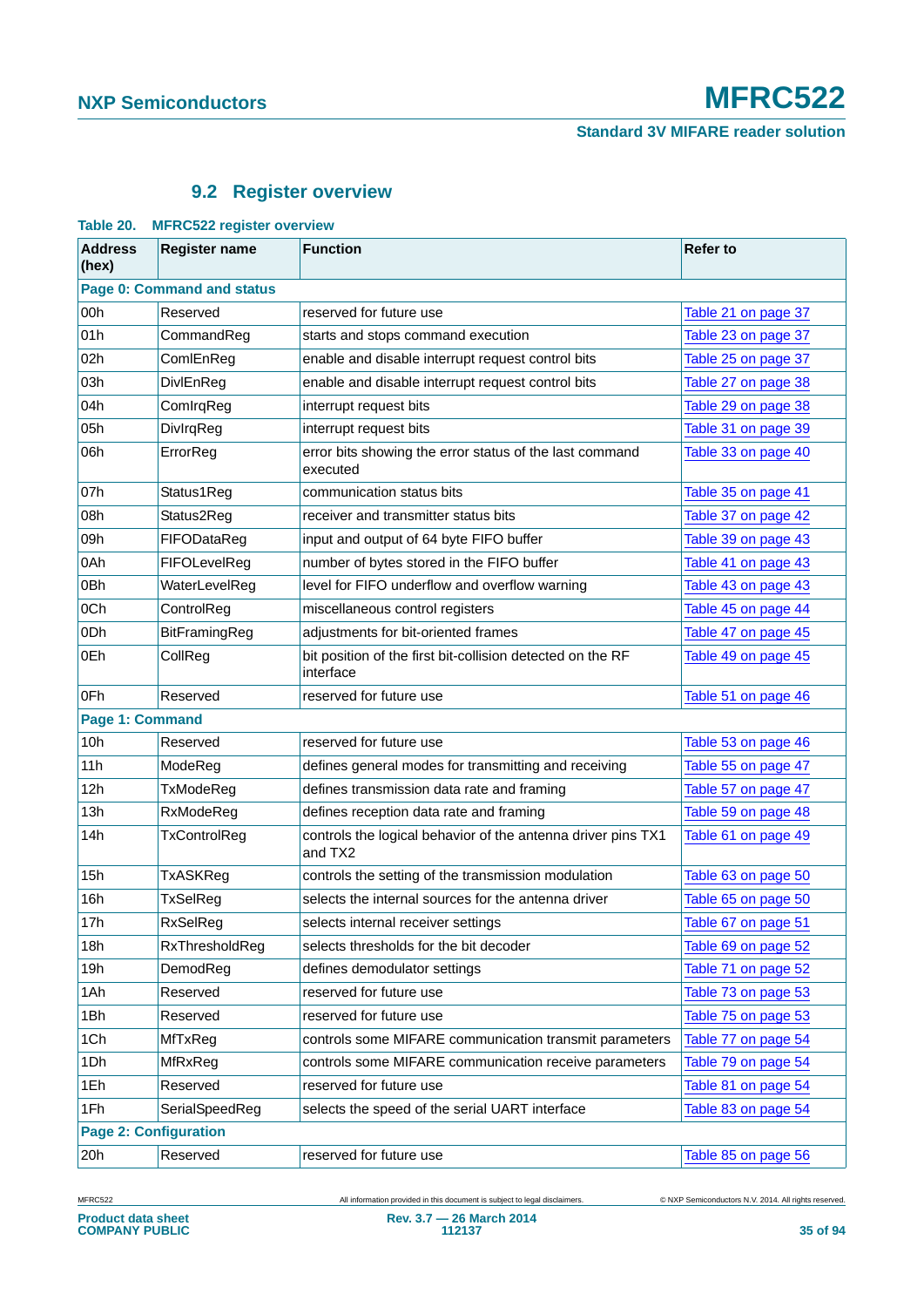## 9.2 Register overview

**Table 20. MFRC522 register overview**

| Address (hex) | Register name | Function | Refer to |
|---|---|---|---|
| **Page 0: Command and status** | | | |
| 00h | Reserved | reserved for future use | Table 21 on page 37 |
| 01h | CommandReg | starts and stops command execution | Table 23 on page 37 |
| 02h | ComlEnReg | enable and disable interrupt request control bits | Table 25 on page 37 |
| 03h | DivlEnReg | enable and disable interrupt request control bits | Table 27 on page 38 |
| 04h | ComIrqReg | interrupt request bits | Table 29 on page 38 |
| 05h | DivIrqReg | interrupt request bits | Table 31 on page 39 |
| 06h | ErrorReg | error bits showing the error status of the last command executed | Table 33 on page 40 |
| 07h | Status1Reg | communication status bits | Table 35 on page 41 |
| 08h | Status2Reg | receiver and transmitter status bits | Table 37 on page 42 |
| 09h | FIFODataReg | input and output of 64 byte FIFO buffer | Table 39 on page 43 |
| 0Ah | FIFOLevelReg | number of bytes stored in the FIFO buffer | Table 41 on page 43 |
| 0Bh | WaterLevelReg | level for FIFO underflow and overflow warning | Table 43 on page 43 |
| 0Ch | ControlReg | miscellaneous control registers | Table 45 on page 44 |
| 0Dh | BitFramingReg | adjustments for bit-oriented frames | Table 47 on page 45 |
| 0Eh | CollReg | bit position of the first bit-collision detected on the RF interface | Table 49 on page 45 |
| 0Fh | Reserved | reserved for future use | Table 51 on page 46 |
| **Page 1: Command** | | | |
| 10h | Reserved | reserved for future use | Table 53 on page 46 |
| 11h | ModeReg | defines general modes for transmitting and receiving | Table 55 on page 47 |
| 12h | TxModeReg | defines transmission data rate and framing | Table 57 on page 47 |
| 13h | RxModeReg | defines reception data rate and framing | Table 59 on page 48 |
| 14h | TxControlReg | controls the logical behavior of the antenna driver pins TX1 and TX2 | Table 61 on page 49 |
| 15h | TxASKReg | controls the setting of the transmission modulation | Table 63 on page 50 |
| 16h | TxSelReg | selects the internal sources for the antenna driver | Table 65 on page 50 |
| 17h | RxSelReg | selects internal receiver settings | Table 67 on page 51 |
| 18h | RxThresholdReg | selects thresholds for the bit decoder | Table 69 on page 52 |
| 19h | DemodReg | defines demodulator settings | Table 71 on page 52 |
| 1Ah | Reserved | reserved for future use | Table 73 on page 53 |
| 1Bh | Reserved | reserved for future use | Table 75 on page 53 |
| 1Ch | MfTxReg | controls some MIFARE communication transmit parameters | Table 77 on page 54 |
| 1Dh | MfRxReg | controls some MIFARE communication receive parameters | Table 79 on page 54 |
| 1Eh | Reserved | reserved for future use | Table 81 on page 54 |
| 1Fh | SerialSpeedReg | selects the speed of the serial UART interface | Table 83 on page 54 |
| **Page 2: Configuration** | | | |
| 20h | Reserved | reserved for future use | Table 85 on page 56 |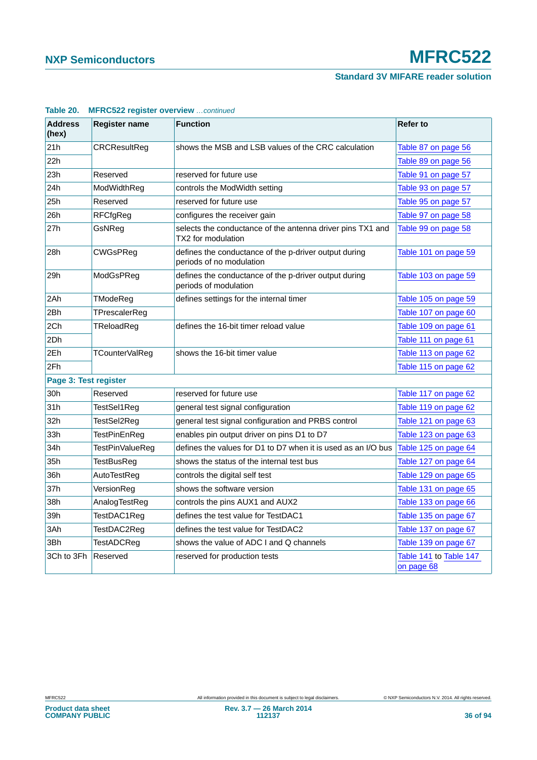**Table 20. MFRC522 register overview** *...continued*

| Address (hex) | Register name | Function | Refer to |
|---|---|---|---|
| 21h | CRCResultReg | shows the MSB and LSB values of the CRC calculation | Table 87 on page 56 |
| 22h | | | Table 89 on page 56 |
| 23h | Reserved | reserved for future use | Table 91 on page 57 |
| 24h | ModWidthReg | controls the ModWidth setting | Table 93 on page 57 |
| 25h | Reserved | reserved for future use | Table 95 on page 57 |
| 26h | RFCfgReg | configures the receiver gain | Table 97 on page 58 |
| 27h | GsNReg | selects the conductance of the antenna driver pins TX1 and TX2 for modulation | Table 99 on page 58 |
| 28h | CWGsPReg | defines the conductance of the p-driver output during periods of no modulation | Table 101 on page 59 |
| 29h | ModGsPReg | defines the conductance of the p-driver output during periods of modulation | Table 103 on page 59 |
| 2Ah | TModeReg | defines settings for the internal timer | Table 105 on page 59 |
| 2Bh | TPrescalerReg | | Table 107 on page 60 |
| 2Ch | TReloadReg | defines the 16-bit timer reload value | Table 109 on page 61 |
| 2Dh | | | Table 111 on page 61 |
| 2Eh | TCounterValReg | shows the 16-bit timer value | Table 113 on page 62 |
| 2Fh | | | Table 115 on page 62 |
| **Page 3: Test register** | | | |
| 30h | Reserved | reserved for future use | Table 117 on page 62 |
| 31h | TestSel1Reg | general test signal configuration | Table 119 on page 62 |
| 32h | TestSel2Reg | general test signal configuration and PRBS control | Table 121 on page 63 |
| 33h | TestPinEnReg | enables pin output driver on pins D1 to D7 | Table 123 on page 63 |
| 34h | TestPinValueReg | defines the values for D1 to D7 when it is used as an I/O bus | Table 125 on page 64 |
| 35h | TestBusReg | shows the status of the internal test bus | Table 127 on page 64 |
| 36h | AutoTestReg | controls the digital self test | Table 129 on page 65 |
| 37h | VersionReg | shows the software version | Table 131 on page 65 |
| 38h | AnalogTestReg | controls the pins AUX1 and AUX2 | Table 133 on page 66 |
| 39h | TestDAC1Reg | defines the test value for TestDAC1 | Table 135 on page 67 |
| 3Ah | TestDAC2Reg | defines the test value for TestDAC2 | Table 137 on page 67 |
| 3Bh | TestADCReg | shows the value of ADC I and Q channels | Table 139 on page 67 |
| 3Ch to 3Fh | Reserved | reserved for production tests | Table 141 to Table 147 on page 68 |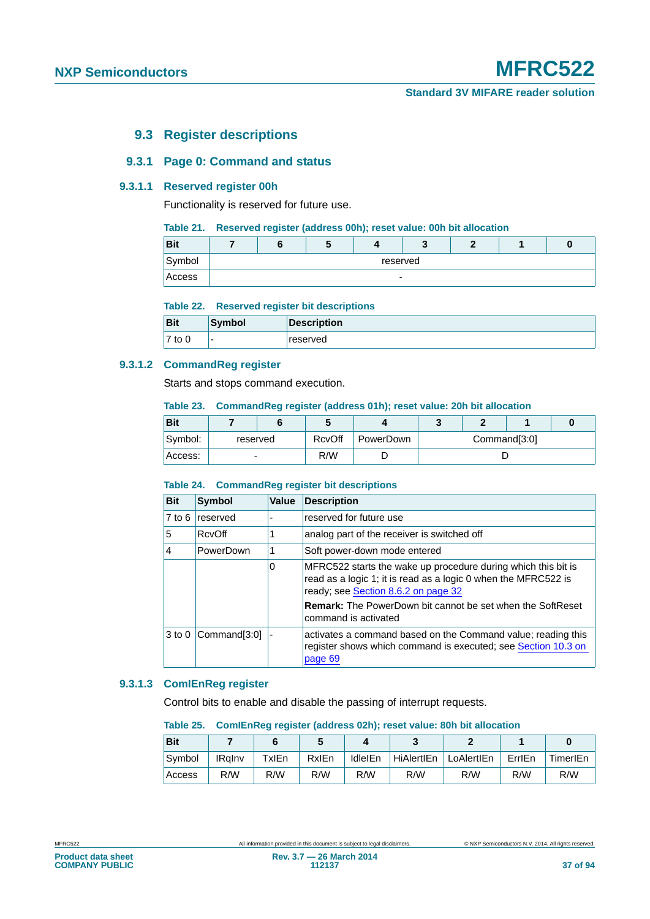### 9.3 Register descriptions

#### 9.3.1 Page 0: Command and status

##### 9.3.1.1 Reserved register 00h

Functionality is reserved for future use.

**Table 21. Reserved register (address 00h); reset value: 00h bit allocation**

| Bit | 7 | 6 | 5 | 4 | 3 | 2 | 1 | 0 |
|---|---|---|---|---|---|---|---|---|
| Symbol | reserved | | | | | | | |
| Access | - | | | | | | | |

**Table 22. Reserved register bit descriptions**

| Bit | Symbol | Description |
|---|---|---|
| 7 to 0 | - | reserved |

##### 9.3.1.2 CommandReg register

Starts and stops command execution.

**Table 23. CommandReg register (address 01h); reset value: 20h bit allocation**

| Bit | 7 | 6 | 5 | 4 | 3 | 2 | 1 | 0 |
|---|---|---|---|---|---|---|---|---|
| Symbol: | reserved | | RcvOff | PowerDown | Command[3:0] | | | |
| Access: | - | | R/W | D | D | | | |

**Table 24. CommandReg register bit descriptions**

| Bit | Symbol | Value | Description |
|---|---|---|---|
| 7 to 6 | reserved | - | reserved for future use |
| 5 | RcvOff | 1 | analog part of the receiver is switched off |
| 4 | PowerDown | 1 | Soft power-down mode entered |
| | | 0 | MFRC522 starts the wake up procedure during which this bit is read as a logic 1; it is read as a logic 0 when the MFRC522 is ready; see Section 8.6.2 on page 32<br>**Remark:** The PowerDown bit cannot be set when the SoftReset command is activated |
| 3 to 0 | Command[3:0] | - | activates a command based on the Command value; reading this register shows which command is executed; see Section 10.3 on page 69 |

##### 9.3.1.3 ComIEnReg register

Control bits to enable and disable the passing of interrupt requests.

**Table 25. ComIEnReg register (address 02h); reset value: 80h bit allocation**

| Bit | 7 | 6 | 5 | 4 | 3 | 2 | 1 | 0 |
|---|---|---|---|---|---|---|---|---|
| Symbol | IRqInv | TxIEn | RxIEn | IdleIEn | HiAlertIEn | LoAlertIEn | ErrIEn | TimerIEn |
| Access | R/W | R/W | R/W | R/W | R/W | R/W | R/W | R/W |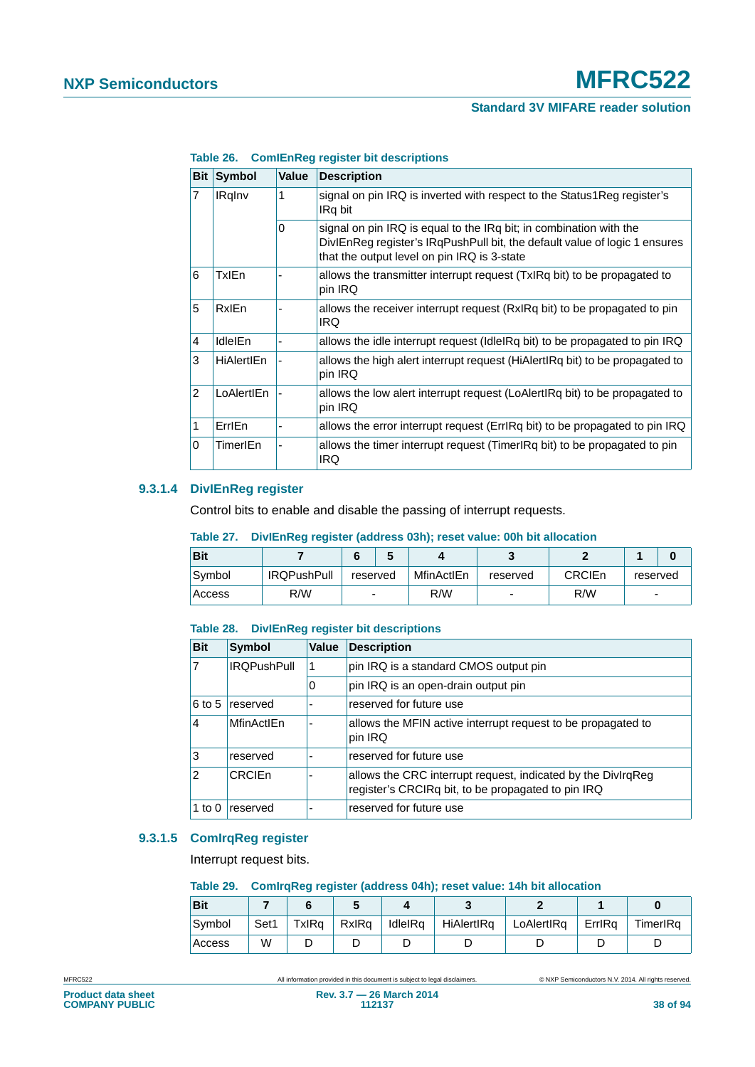**Table 26. ComIEnReg register bit descriptions**

| Bit | Symbol | Value | Description |
|---|---|---|---|
| 7 | IRqInv | 1 | signal on pin IRQ is inverted with respect to the Status1Reg register's IRq bit |
| | | 0 | signal on pin IRQ is equal to the IRq bit; in combination with the DivIEnReg register's IRqPushPull bit, the default value of logic 1 ensures that the output level on pin IRQ is 3-state |
| 6 | TxIEn | - | allows the transmitter interrupt request (TxIRq bit) to be propagated to pin IRQ |
| 5 | RxIEn | - | allows the receiver interrupt request (RxIRq bit) to be propagated to pin IRQ |
| 4 | IdleIEn | - | allows the idle interrupt request (IdleIRq bit) to be propagated to pin IRQ |
| 3 | HiAlertIEn | - | allows the high alert interrupt request (HiAlertIRq bit) to be propagated to pin IRQ |
| 2 | LoAlertIEn | - | allows the low alert interrupt request (LoAlertIRq bit) to be propagated to pin IRQ |
| 1 | ErrIEn | - | allows the error interrupt request (ErrIRq bit) to be propagated to pin IRQ |
| 0 | TimerIEn | - | allows the timer interrupt request (TimerIRq bit) to be propagated to pin IRQ |

### 9.3.1.4 DivIEnReg register

Control bits to enable and disable the passing of interrupt requests.

**Table 27. DivIEnReg register (address 03h); reset value: 00h bit allocation**

| Bit | 7 | 6 | 5 | 4 | 3 | 2 | 1 | 0 |
|---|---|---|---|---|---|---|---|---|
| Symbol | IRQPushPull | reserved | | MfinActIEn | reserved | CRCIEn | reserved | |
| Access | R/W | - | | R/W | - | R/W | - | |

**Table 28. DivIEnReg register bit descriptions**

| Bit | Symbol | Value | Description |
|---|---|---|---|
| 7 | IRQPushPull | 1 | pin IRQ is a standard CMOS output pin |
| | | 0 | pin IRQ is an open-drain output pin |
| 6 to 5 | reserved | - | reserved for future use |
| 4 | MfinActIEn | - | allows the MFIN active interrupt request to be propagated to pin IRQ |
| 3 | reserved | - | reserved for future use |
| 2 | CRCIEn | - | allows the CRC interrupt request, indicated by the DivIrqReg register's CRCIRq bit, to be propagated to pin IRQ |
| 1 to 0 | reserved | - | reserved for future use |

### 9.3.1.5 ComIrqReg register

Interrupt request bits.

**Table 29. ComIrqReg register (address 04h); reset value: 14h bit allocation**

| Bit | 7 | 6 | 5 | 4 | 3 | 2 | 1 | 0 |
|---|---|---|---|---|---|---|---|---|
| Symbol | Set1 | TxIRq | RxIRq | IdleIRq | HiAlertIRq | LoAlertIRq | ErrIRq | TimerIRq |
| Access | W | D | D | D | D | D | D | D |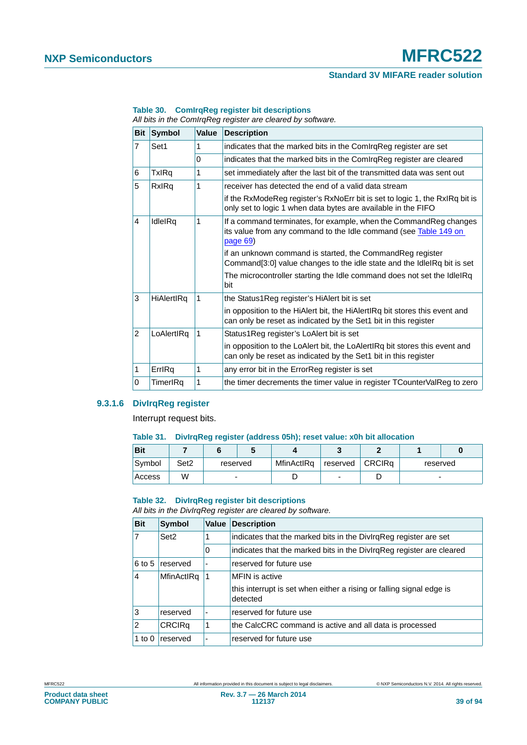**Table 30. ComIrqReg register bit descriptions**

*All bits in the ComIrqReg register are cleared by software.*

| Bit | Symbol | Value | Description |
|---|---|---|---|
| 7 | Set1 | 1 | indicates that the marked bits in the ComIrqReg register are set |
| | | 0 | indicates that the marked bits in the ComIrqReg register are cleared |
| 6 | TxIRq | 1 | set immediately after the last bit of the transmitted data was sent out |
| 5 | RxIRq | 1 | receiver has detected the end of a valid data stream<br>if the RxModeReg register's RxNoErr bit is set to logic 1, the RxIRq bit is only set to logic 1 when data bytes are available in the FIFO |
| 4 | IdleIRq | 1 | If a command terminates, for example, when the CommandReg changes its value from any command to the Idle command (see Table 149 on page 69)<br>if an unknown command is started, the CommandReg register Command[3:0] value changes to the idle state and the IdleIRq bit is set<br>The microcontroller starting the Idle command does not set the IdleIRq bit |
| 3 | HiAlertIRq | 1 | the Status1Reg register's HiAlert bit is set<br>in opposition to the HiAlert bit, the HiAlertIRq bit stores this event and can only be reset as indicated by the Set1 bit in this register |
| 2 | LoAlertIRq | 1 | Status1Reg register's LoAlert bit is set<br>in opposition to the LoAlert bit, the LoAlertIRq bit stores this event and can only be reset as indicated by the Set1 bit in this register |
| 1 | ErrIRq | 1 | any error bit in the ErrorReg register is set |
| 0 | TimerIRq | 1 | the timer decrements the timer value in register TCounterValReg to zero |

### 9.3.1.6 DivIrqReg register

Interrupt request bits.

**Table 31. DivIrqReg register (address 05h); reset value: x0h bit allocation**

| Bit | 7 | 6 | 5 | 4 | 3 | 2 | 1 | 0 |
|---|---|---|---|---|---|---|---|---|
| Symbol | Set2 | reserved | | MfinActIRq | reserved | CRCIRq | reserved | |
| Access | W | - | | D | - | D | - | |

**Table 32. DivIrqReg register bit descriptions**

*All bits in the DivIrqReg register are cleared by software.*

| Bit | Symbol | Value | Description |
|---|---|---|---|
| 7 | Set2 | 1 | indicates that the marked bits in the DivIrqReg register are set |
| | | 0 | indicates that the marked bits in the DivIrqReg register are cleared |
| 6 to 5 | reserved | - | reserved for future use |
| 4 | MfinActIRq | 1 | MFIN is active<br>this interrupt is set when either a rising or falling signal edge is detected |
| 3 | reserved | - | reserved for future use |
| 2 | CRCIRq | 1 | the CalcCRC command is active and all data is processed |
| 1 to 0 | reserved | - | reserved for future use |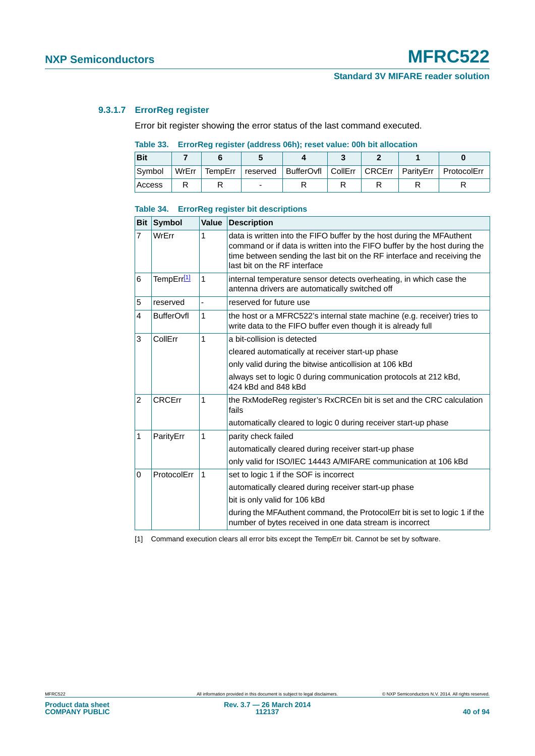#### 9.3.1.7 ErrorReg register

Error bit register showing the error status of the last command executed.

**Table 33. ErrorReg register (address 06h); reset value: 00h bit allocation**

| Bit | 7 | 6 | 5 | 4 | 3 | 2 | 1 | 0 |
|---|---|---|---|---|---|---|---|---|
| Symbol | WrErr | TempErr | reserved | BufferOvfl | CollErr | CRCErr | ParityErr | ProtocolErr |
| Access | R | R | - | R | R | R | R | R |

**Table 34. ErrorReg register bit descriptions**

| Bit | Symbol | Value | Description |
|---|---|---|---|
| 7 | WrErr | 1 | data is written into the FIFO buffer by the host during the MFAuthent command or if data is written into the FIFO buffer by the host during the time between sending the last bit on the RF interface and receiving the last bit on the RF interface |
| 6 | TempErr[1] | 1 | internal temperature sensor detects overheating, in which case the antenna drivers are automatically switched off |
| 5 | reserved | - | reserved for future use |
| 4 | BufferOvfl | 1 | the host or a MFRC522's internal state machine (e.g. receiver) tries to write data to the FIFO buffer even though it is already full |
| 3 | CollErr | 1 | a bit-collision is detected<br>cleared automatically at receiver start-up phase<br>only valid during the bitwise anticollision at 106 kBd<br>always set to logic 0 during communication protocols at 212 kBd, 424 kBd and 848 kBd |
| 2 | CRCErr | 1 | the RxModeReg register's RxCRCEn bit is set and the CRC calculation fails<br>automatically cleared to logic 0 during receiver start-up phase |
| 1 | ParityErr | 1 | parity check failed<br>automatically cleared during receiver start-up phase<br>only valid for ISO/IEC 14443 A/MIFARE communication at 106 kBd |
| 0 | ProtocolErr | 1 | set to logic 1 if the SOF is incorrect<br>automatically cleared during receiver start-up phase<br>bit is only valid for 106 kBd<br>during the MFAuthent command, the ProtocolErr bit is set to logic 1 if the number of bytes received in one data stream is incorrect |

[1] Command execution clears all error bits except the TempErr bit. Cannot be set by software.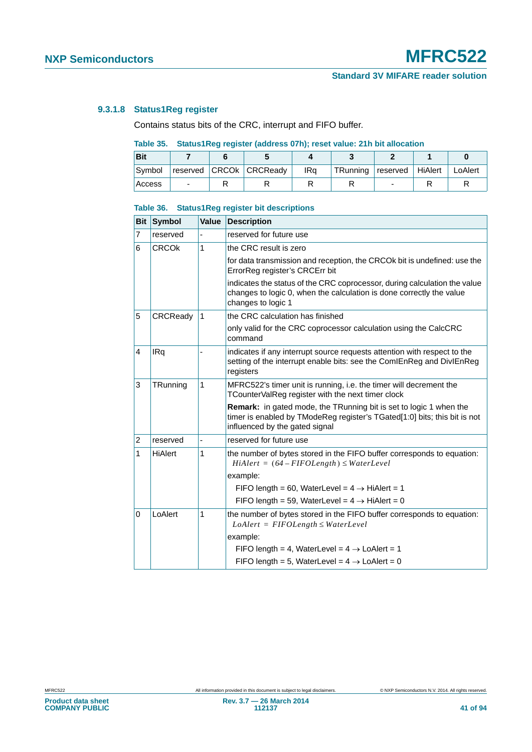#### 9.3.1.8 Status1Reg register

Contains status bits of the CRC, interrupt and FIFO buffer.

**Table 35. Status1Reg register (address 07h); reset value: 21h bit allocation**

| Bit | 7 | 6 | 5 | 4 | 3 | 2 | 1 | 0 |
|---|---|---|---|---|---|---|---|---|
| Symbol | reserved | CRCOk | CRCReady | IRq | TRunning | reserved | HiAlert | LoAlert |
| Access | - | R | R | R | R | - | R | R |

**Table 36. Status1Reg register bit descriptions**

| Bit | Symbol | Value | Description |
|---|---|---|---|
| 7 | reserved | - | reserved for future use |
| 6 | CRCOk | 1 | the CRC result is zero<br>for data transmission and reception, the CRCOk bit is undefined: use the ErrorReg register's CRCErr bit<br>indicates the status of the CRC coprocessor, during calculation the value changes to logic 0, when the calculation is done correctly the value changes to logic 1 |
| 5 | CRCReady | 1 | the CRC calculation has finished<br>only valid for the CRC coprocessor calculation using the CalcCRC command |
| 4 | IRq | - | indicates if any interrupt source requests attention with respect to the setting of the interrupt enable bits: see the ComIEnReg and DivIEnReg registers |
| 3 | TRunning | 1 | MFRC522's timer unit is running, i.e. the timer will decrement the TCounterValReg register with the next timer clock<br>**Remark:** in gated mode, the TRunning bit is set to logic 1 when the timer is enabled by TModeReg register's TGated[1:0] bits; this bit is not influenced by the gated signal |
| 2 | reserved | - | reserved for future use |
| 1 | HiAlert | 1 | the number of bytes stored in the FIFO buffer corresponds to equation: $HiAlert = (64 - FIFOLength) \leq WaterLevel$<br>example:<br>FIFO length = 60, WaterLevel = 4 $\rightarrow$ HiAlert = 1<br>FIFO length = 59, WaterLevel = 4 $\rightarrow$ HiAlert = 0 |
| 0 | LoAlert | 1 | the number of bytes stored in the FIFO buffer corresponds to equation: $LoAlert = FIFOLength \leq WaterLevel$<br>example:<br>FIFO length = 4, WaterLevel = 4 $\rightarrow$ LoAlert = 1<br>FIFO length = 5, WaterLevel = 4 $\rightarrow$ LoAlert = 0 |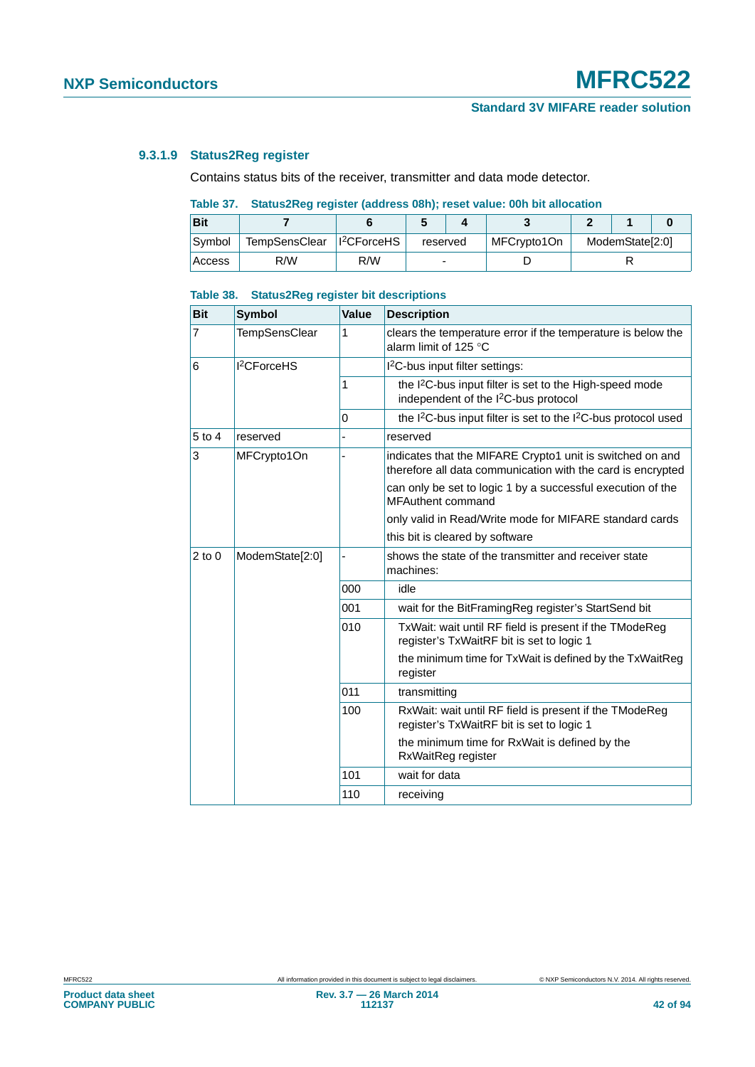#### 9.3.1.9 Status2Reg register

Contains status bits of the receiver, transmitter and data mode detector.

**Table 37. Status2Reg register (address 08h); reset value: 00h bit allocation**

| Bit | 7 | 6 | 5 | 4 | 3 | 2 | 1 | 0 |
|---|---|---|---|---|---|---|---|---|
| Symbol | TempSensClear | I²CForceHS | reserved | | MFCrypto1On | ModemState[2:0] | | |
| Access | R/W | R/W | - | | D | R | | |

**Table 38. Status2Reg register bit descriptions**

| Bit | Symbol | Value | Description |
|---|---|---|---|
| 7 | TempSensClear | 1 | clears the temperature error if the temperature is below the alarm limit of 125 °C |
| 6 | I²CForceHS | | I²C-bus input filter settings: |
| | | 1 | the I²C-bus input filter is set to the High-speed mode independent of the I²C-bus protocol |
| | | 0 | the I²C-bus input filter is set to the I²C-bus protocol used |
| 5 to 4 | reserved | - | reserved |
| 3 | MFCrypto1On | - | indicates that the MIFARE Crypto1 unit is switched on and therefore all data communication with the card is encrypted<br>can only be set to logic 1 by a successful execution of the MFAuthent command<br>only valid in Read/Write mode for MIFARE standard cards<br>this bit is cleared by software |
| 2 to 0 | ModemState[2:0] | - | shows the state of the transmitter and receiver state machines: |
| | | 000 | idle |
| | | 001 | wait for the BitFramingReg register's StartSend bit |
| | | 010 | TxWait: wait until RF field is present if the TModeReg register's TxWaitRF bit is set to logic 1<br>the minimum time for TxWait is defined by the TxWaitReg register |
| | | 011 | transmitting |
| | | 100 | RxWait: wait until RF field is present if the TModeReg register's TxWaitRF bit is set to logic 1<br>the minimum time for RxWait is defined by the RxWaitReg register |
| | | 101 | wait for data |
| | | 110 | receiving |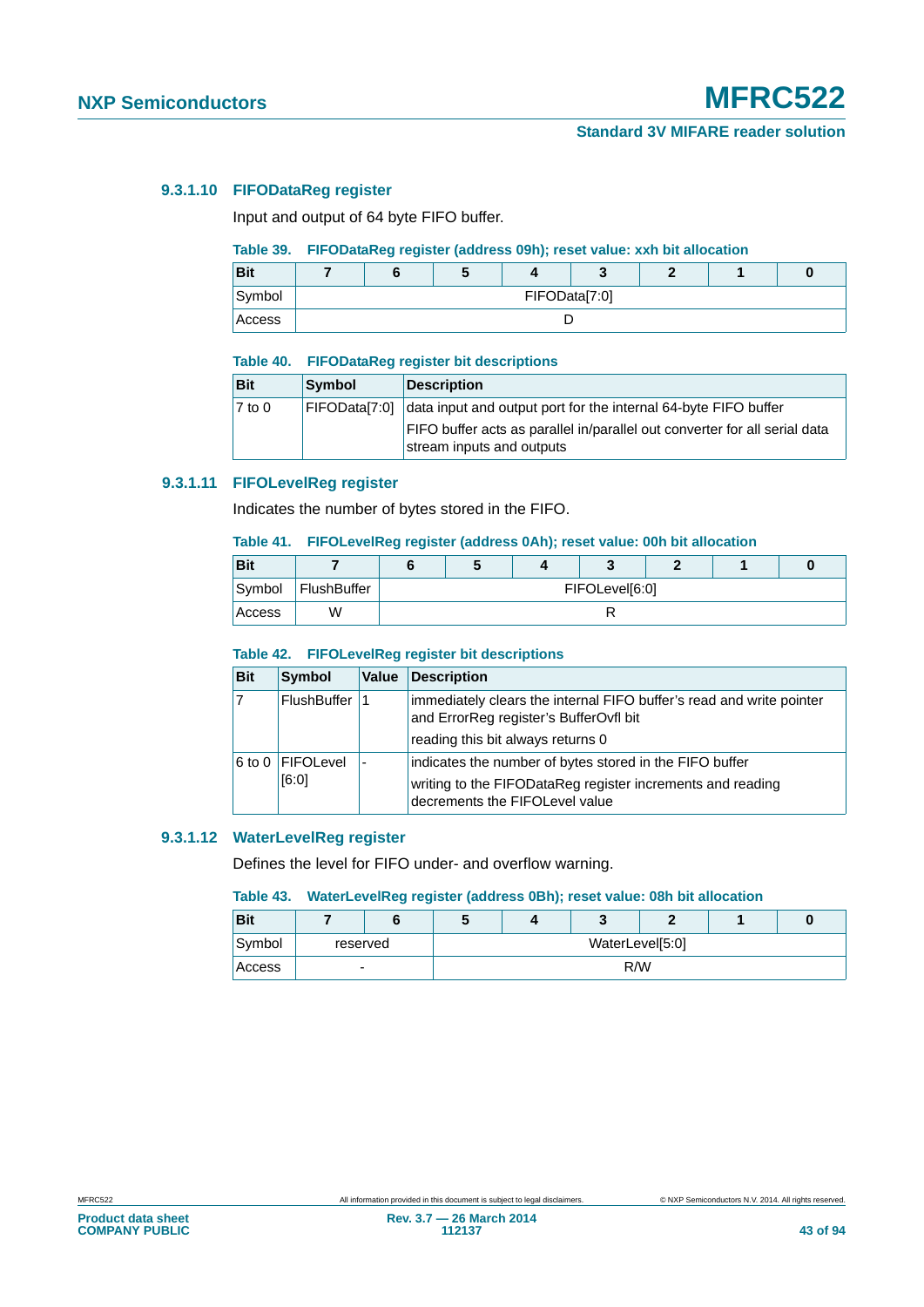#### 9.3.1.10 FIFODataReg register

Input and output of 64 byte FIFO buffer.

**Table 39. FIFODataReg register (address 09h); reset value: xxh bit allocation**

| Bit | 7 | 6 | 5 | 4 | 3 | 2 | 1 | 0 |
|---|---|---|---|---|---|---|---|---|
| Symbol | FIFOData[7:0] | | | | | | | |
| Access | D | | | | | | | |

**Table 40. FIFODataReg register bit descriptions**

| Bit | Symbol | Description |
|---|---|---|
| 7 to 0 | FIFOData[7:0] | data input and output port for the internal 64-byte FIFO buffer<br>FIFO buffer acts as parallel in/parallel out converter for all serial data stream inputs and outputs |

#### 9.3.1.11 FIFOLevelReg register

Indicates the number of bytes stored in the FIFO.

**Table 41. FIFOLevelReg register (address 0Ah); reset value: 00h bit allocation**

| Bit | 7 | 6 | 5 | 4 | 3 | 2 | 1 | 0 |
|---|---|---|---|---|---|---|---|---|
| Symbol | FlushBuffer | FIFOLevel[6:0] | | | | | | |
| Access | W | R | | | | | | |

**Table 42. FIFOLevelReg register bit descriptions**

| Bit | Symbol | Value | Description |
|---|---|---|---|
| 7 | FlushBuffer | 1 | immediately clears the internal FIFO buffer's read and write pointer and ErrorReg register's BufferOvfl bit<br>reading this bit always returns 0 |
| 6 to 0 | FIFOLevel [6:0] | - | indicates the number of bytes stored in the FIFO buffer<br>writing to the FIFODataReg register increments and reading decrements the FIFOLevel value |

#### 9.3.1.12 WaterLevelReg register

Defines the level for FIFO under- and overflow warning.

**Table 43. WaterLevelReg register (address 0Bh); reset value: 08h bit allocation**

| Bit | 7 | 6 | 5 | 4 | 3 | 2 | 1 | 0 |
|---|---|---|---|---|---|---|---|---|
| Symbol | reserved | | WaterLevel[5:0] | | | | | |
| Access | - | | R/W | | | | | |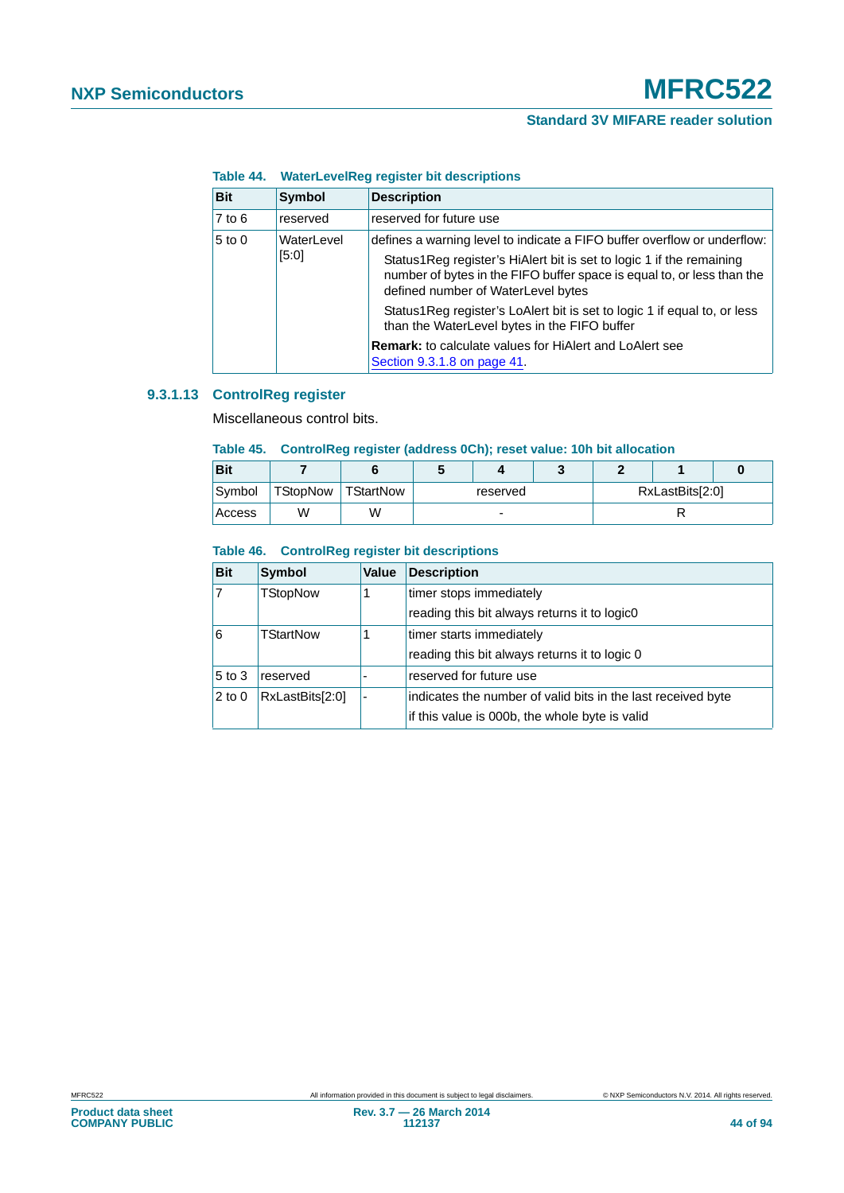**Table 44. WaterLevelReg register bit descriptions**

| Bit | Symbol | Description |
|---|---|---|
| 7 to 6 | reserved | reserved for future use |
| 5 to 0 | WaterLevel [5:0] | defines a warning level to indicate a FIFO buffer overflow or underflow: Status1Reg register's HiAlert bit is set to logic 1 if the remaining number of bytes in the FIFO buffer space is equal to, or less than the defined number of WaterLevel bytes Status1Reg register's LoAlert bit is set to logic 1 if equal to, or less than the WaterLevel bytes in the FIFO buffer **Remark:** to calculate values for HiAlert and LoAlert see Section 9.3.1.8 on page 41. |

### 9.3.1.13 ControlReg register

Miscellaneous control bits.

**Table 45. ControlReg register (address 0Ch); reset value: 10h bit allocation**

| Bit | 7 | 6 | 5 | 4 | 3 | 2 | 1 | 0 |
|---|---|---|---|---|---|---|---|---|
| Symbol | TStopNow | TStartNow | reserved | | | RxLastBits[2:0] | | |
| Access | W | W | - | | | R | | |

**Table 46. ControlReg register bit descriptions**

| Bit | Symbol | Value | Description |
|---|---|---|---|
| 7 | TStopNow | 1 | timer stops immediately<br>reading this bit always returns it to logic0 |
| 6 | TStartNow | 1 | timer starts immediately<br>reading this bit always returns it to logic 0 |
| 5 to 3 | reserved | - | reserved for future use |
| 2 to 0 | RxLastBits[2:0] | - | indicates the number of valid bits in the last received byte<br>if this value is 000b, the whole byte is valid |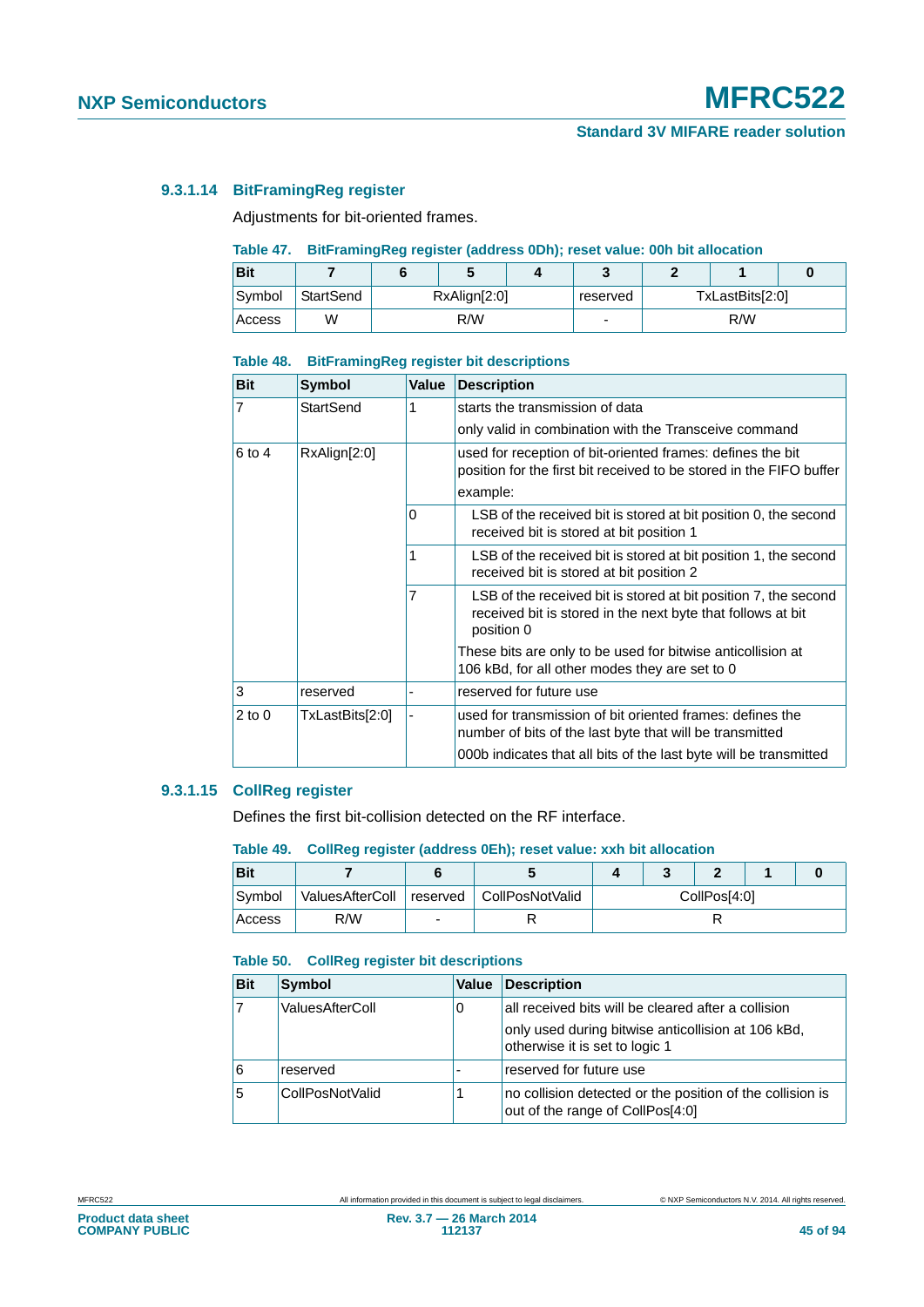#### 9.3.1.14 BitFramingReg register

Adjustments for bit-oriented frames.

**Table 47. BitFramingReg register (address 0Dh); reset value: 00h bit allocation**

| Bit | 7 | 6 | 5 | 4 | 3 | 2 | 1 | 0 |
|---|---|---|---|---|---|---|---|---|
| Symbol | StartSend | RxAlign[2:0] | | | reserved | TxLastBits[2:0] | | |
| Access | W | R/W | | | - | R/W | | |

**Table 48. BitFramingReg register bit descriptions**

| Bit | Symbol | Value | Description |
|---|---|---|---|
| 7 | StartSend | 1 | starts the transmission of data<br>only valid in combination with the Transceive command |
| 6 to 4 | RxAlign[2:0] | | used for reception of bit-oriented frames: defines the bit position for the first bit received to be stored in the FIFO buffer<br>example: |
| | | 0 | LSB of the received bit is stored at bit position 0, the second received bit is stored at bit position 1 |
| | | 1 | LSB of the received bit is stored at bit position 1, the second received bit is stored at bit position 2 |
| | | 7 | LSB of the received bit is stored at bit position 7, the second received bit is stored in the next byte that follows at bit position 0<br>These bits are only to be used for bitwise anticollision at 106 kBd, for all other modes they are set to 0 |
| 3 | reserved | - | reserved for future use |
| 2 to 0 | TxLastBits[2:0] | - | used for transmission of bit oriented frames: defines the number of bits of the last byte that will be transmitted<br>000b indicates that all bits of the last byte will be transmitted |

#### 9.3.1.15 CollReg register

Defines the first bit-collision detected on the RF interface.

**Table 49. CollReg register (address 0Eh); reset value: xxh bit allocation**

| Bit | 7 | 6 | 5 | 4 | 3 | 2 | 1 | 0 |
|---|---|---|---|---|---|---|---|---|
| Symbol | ValuesAfterColl | reserved | CollPosNotValid | CollPos[4:0] | | | | |
| Access | R/W | - | R | R | | | | |

**Table 50. CollReg register bit descriptions**

| Bit | Symbol | Value | Description |
|---|---|---|---|
| 7 | ValuesAfterColl | 0 | all received bits will be cleared after a collision<br>only used during bitwise anticollision at 106 kBd, otherwise it is set to logic 1 |
| 6 | reserved | - | reserved for future use |
| 5 | CollPosNotValid | 1 | no collision detected or the position of the collision is out of the range of CollPos[4:0] |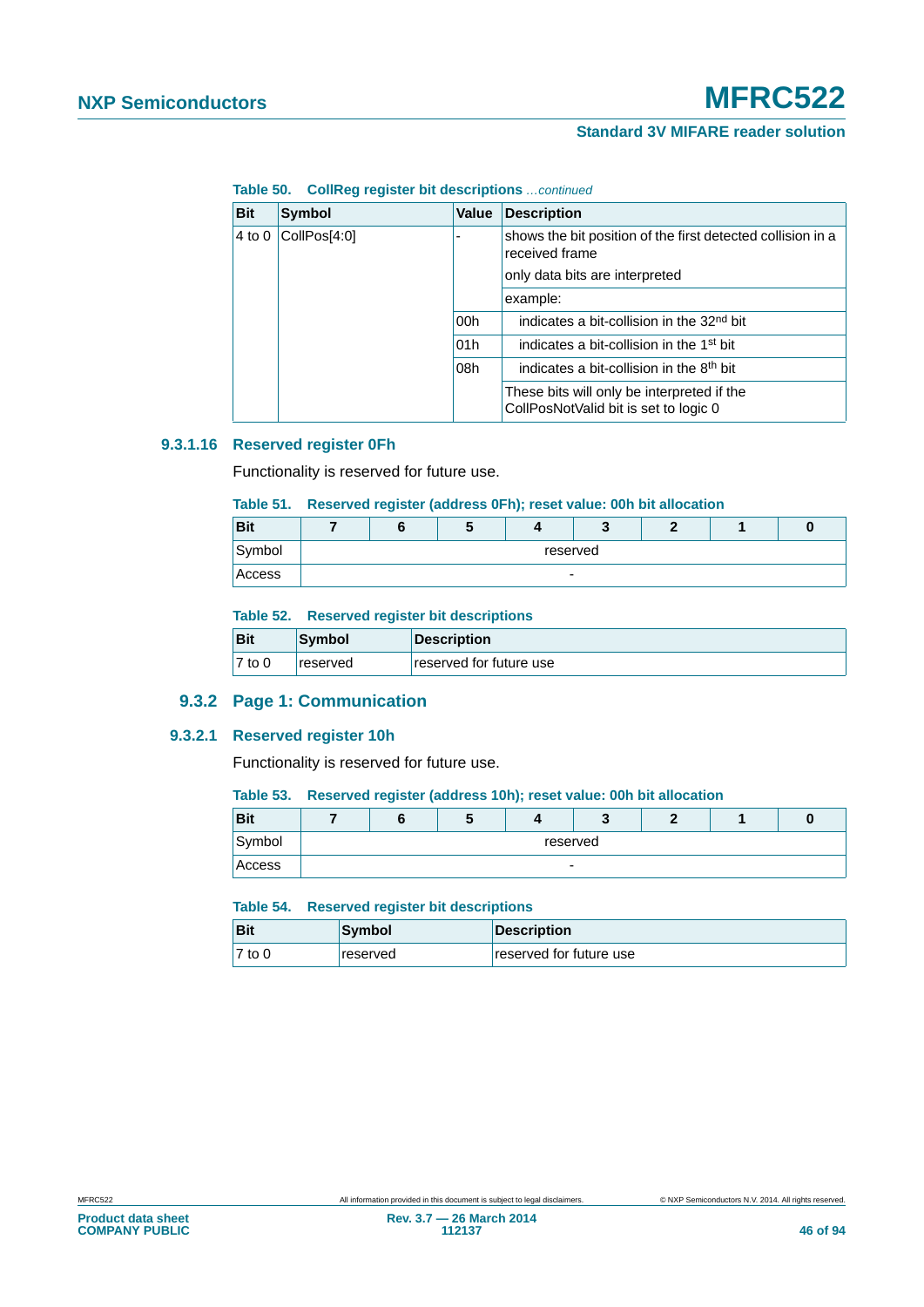**Table 50. CollReg register bit descriptions** *...continued*

| Bit | Symbol | Value | Description |
|---|---|---|---|
| 4 to 0 | CollPos[4:0] | - | shows the bit position of the first detected collision in a received frame |
| | | | only data bits are interpreted |
| | | | example: |
| | | 00h | indicates a bit-collision in the 32nd bit |
| | | 01h | indicates a bit-collision in the 1st bit |
| | | 08h | indicates a bit-collision in the 8th bit |
| | | | These bits will only be interpreted if the CollPosNotValid bit is set to logic 0 |

#### 9.3.1.16 Reserved register 0Fh

Functionality is reserved for future use.

**Table 51. Reserved register (address 0Fh); reset value: 00h bit allocation**

| Bit | 7 | 6 | 5 | 4 | 3 | 2 | 1 | 0 |
|---|---|---|---|---|---|---|---|---|
| Symbol | reserved | | | | | | | |
| Access | - | | | | | | | |

**Table 52. Reserved register bit descriptions**

| Bit | Symbol | Description |
|---|---|---|
| 7 to 0 | reserved | reserved for future use |

### 9.3.2 Page 1: Communication

#### 9.3.2.1 Reserved register 10h

Functionality is reserved for future use.

**Table 53. Reserved register (address 10h); reset value: 00h bit allocation**

| Bit | 7 | 6 | 5 | 4 | 3 | 2 | 1 | 0 |
|---|---|---|---|---|---|---|---|---|
| Symbol | reserved | | | | | | | |
| Access | - | | | | | | | |

**Table 54. Reserved register bit descriptions**

| Bit | Symbol | Description |
|---|---|---|
| 7 to 0 | reserved | reserved for future use |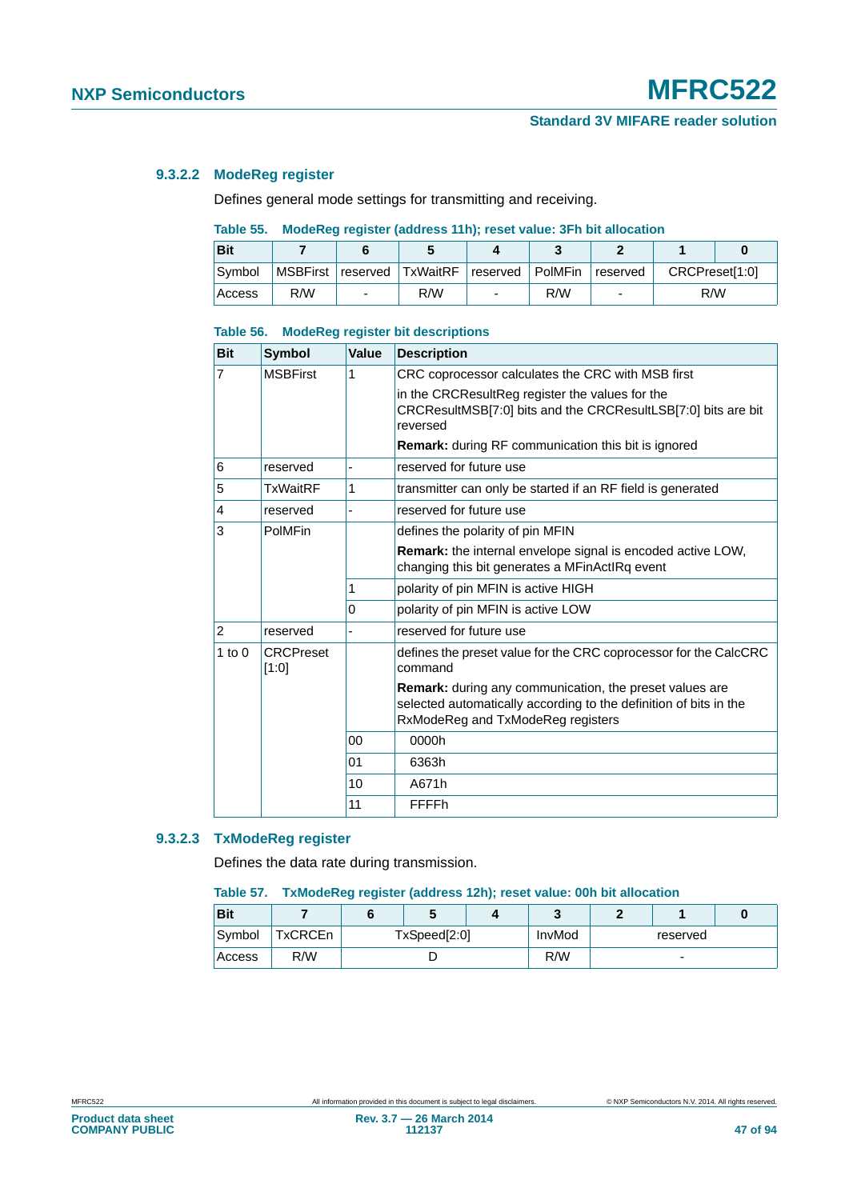#### 9.3.2.2 ModeReg register

Defines general mode settings for transmitting and receiving.

**Table 55. ModeReg register (address 11h); reset value: 3Fh bit allocation**

| Bit | 7 | 6 | 5 | 4 | 3 | 2 | 1 | 0 |
|---|---|---|---|---|---|---|---|---|
| Symbol | MSBFirst | reserved | TxWaitRF | reserved | PolMFin | reserved | CRCPreset[1:0] | |
| Access | R/W | - | R/W | - | R/W | - | R/W | |

**Table 56. ModeReg register bit descriptions**

| Bit | Symbol | Value | Description |
|---|---|---|---|
| 7 | MSBFirst | 1 | CRC coprocessor calculates the CRC with MSB first<br>in the CRCResultReg register the values for the CRCResultMSB[7:0] bits and the CRCResultLSB[7:0] bits are bit reversed<br>**Remark:** during RF communication this bit is ignored |
| 6 | reserved | - | reserved for future use |
| 5 | TxWaitRF | 1 | transmitter can only be started if an RF field is generated |
| 4 | reserved | - | reserved for future use |
| 3 | PolMFin | | defines the polarity of pin MFIN<br>**Remark:** the internal envelope signal is encoded active LOW, changing this bit generates a MFinActIRq event |
| | | 1 | polarity of pin MFIN is active HIGH |
| | | 0 | polarity of pin MFIN is active LOW |
| 2 | reserved | - | reserved for future use |
| 1 to 0 | CRCPreset [1:0] | | defines the preset value for the CRC coprocessor for the CalcCRC command<br>**Remark:** during any communication, the preset values are selected automatically according to the definition of bits in the RxModeReg and TxModeReg registers |
| | | 00 | 0000h |
| | | 01 | 6363h |
| | | 10 | A671h |
| | | 11 | FFFFh |

#### 9.3.2.3 TxModeReg register

Defines the data rate during transmission.

**Table 57. TxModeReg register (address 12h); reset value: 00h bit allocation**

| Bit | 7 | 6 | 5 | 4 | 3 | 2 | 1 | 0 |
|---|---|---|---|---|---|---|---|---|
| Symbol | TxCRCEn | TxSpeed[2:0] | | | InvMod | reserved | | |
| Access | R/W | D | | | R/W | - | | |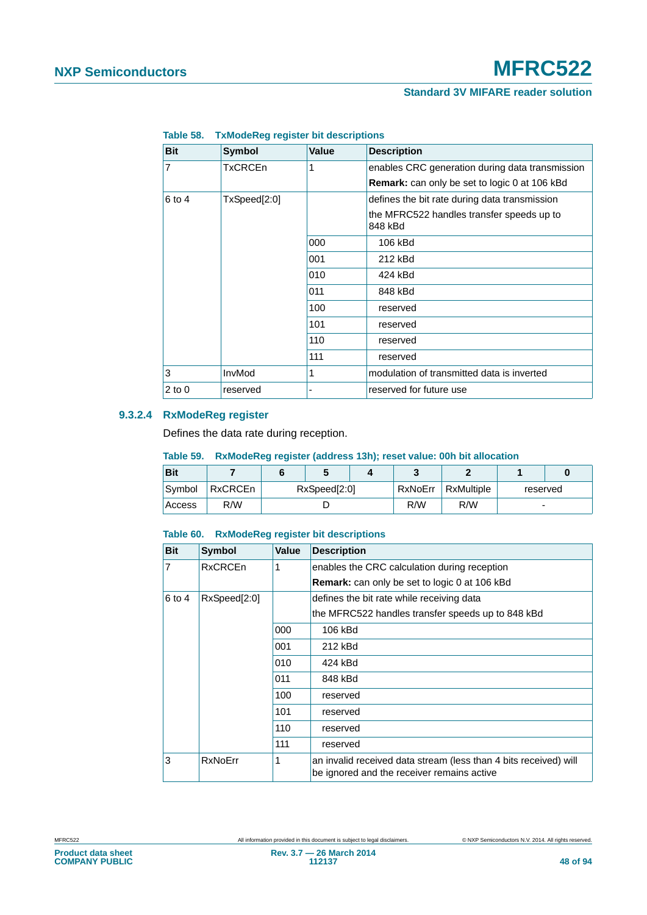**Table 58. TxModeReg register bit descriptions**

| Bit | Symbol | Value | Description |
|---|---|---|---|
| 7 | TxCRCEn | 1 | enables CRC generation during data transmission<br>**Remark:** can only be set to logic 0 at 106 kBd |
| 6 to 4 | TxSpeed[2:0] | | defines the bit rate during data transmission<br>the MFRC522 handles transfer speeds up to 848 kBd |
| | | 000 | 106 kBd |
| | | 001 | 212 kBd |
| | | 010 | 424 kBd |
| | | 011 | 848 kBd |
| | | 100 | reserved |
| | | 101 | reserved |
| | | 110 | reserved |
| | | 111 | reserved |
| 3 | InvMod | 1 | modulation of transmitted data is inverted |
| 2 to 0 | reserved | - | reserved for future use |

### 9.3.2.4 RxModeReg register

Defines the data rate during reception.

**Table 59. RxModeReg register (address 13h); reset value: 00h bit allocation**

| Bit | 7 | 6 | 5 | 4 | 3 | 2 | 1 | 0 |
|---|---|---|---|---|---|---|---|---|
| Symbol | RxCRCEn | RxSpeed[2:0] | | | RxNoErr | RxMultiple | reserved | |
| Access | R/W | D | | | R/W | R/W | - | |

**Table 60. RxModeReg register bit descriptions**

| Bit | Symbol | Value | Description |
|---|---|---|---|
| 7 | RxCRCEn | 1 | enables the CRC calculation during reception<br>**Remark:** can only be set to logic 0 at 106 kBd |
| 6 to 4 | RxSpeed[2:0] | | defines the bit rate while receiving data<br>the MFRC522 handles transfer speeds up to 848 kBd |
| | | 000 | 106 kBd |
| | | 001 | 212 kBd |
| | | 010 | 424 kBd |
| | | 011 | 848 kBd |
| | | 100 | reserved |
| | | 101 | reserved |
| | | 110 | reserved |
| | | 111 | reserved |
| 3 | RxNoErr | 1 | an invalid received data stream (less than 4 bits received) will be ignored and the receiver remains active |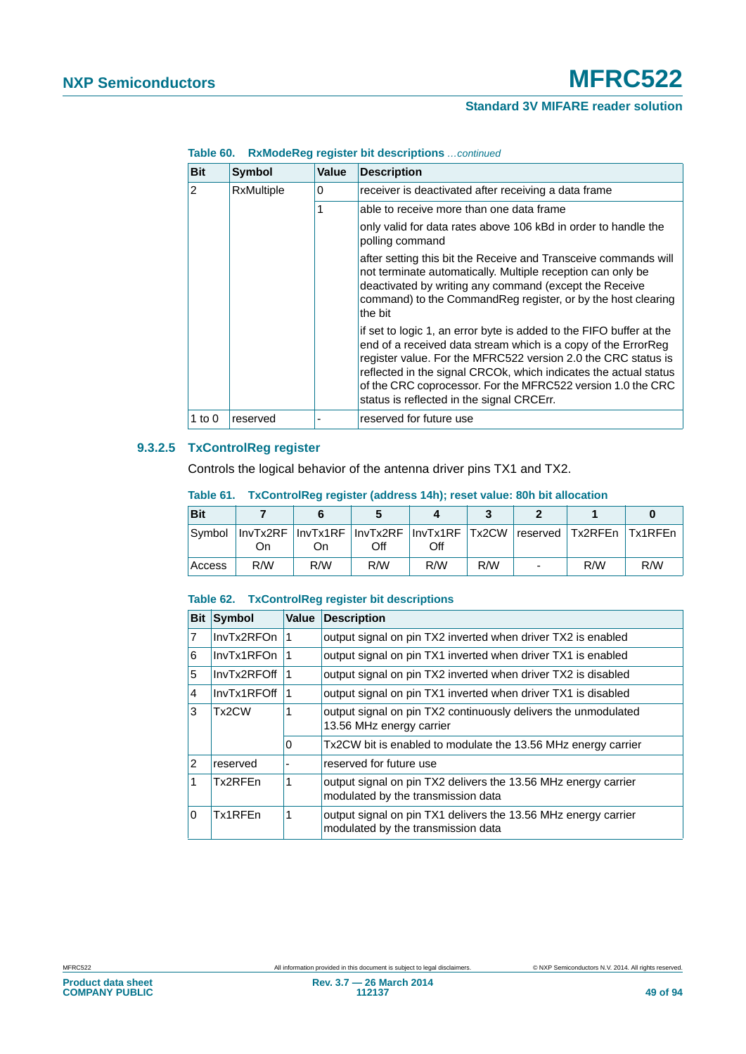**Table 60. RxModeReg register bit descriptions** *…continued*

| Bit | Symbol | Value | Description |
|---|---|---|---|
| 2 | RxMultiple | 0 | receiver is deactivated after receiving a data frame |
| | | 1 | able to receive more than one data frame<br><br>only valid for data rates above 106 kBd in order to handle the polling command<br><br>after setting this bit the Receive and Transceive commands will not terminate automatically. Multiple reception can only be deactivated by writing any command (except the Receive command) to the CommandReg register, or by the host clearing the bit<br><br>if set to logic 1, an error byte is added to the FIFO buffer at the end of a received data stream which is a copy of the ErrorReg register value. For the MFRC522 version 2.0 the CRC status is reflected in the signal CRCOk, which indicates the actual status of the CRC coprocessor. For the MFRC522 version 1.0 the CRC status is reflected in the signal CRCErr. |
| 1 to 0 | reserved | - | reserved for future use |

#### 9.3.2.5 TxControlReg register

Controls the logical behavior of the antenna driver pins TX1 and TX2.

**Table 61. TxControlReg register (address 14h); reset value: 80h bit allocation**

| Bit | 7 | 6 | 5 | 4 | 3 | 2 | 1 | 0 |
|---|---|---|---|---|---|---|---|---|
| Symbol | InvTx2RF On | InvTx1RF On | InvTx2RF Off | InvTx1RF Off | Tx2CW | reserved | Tx2RFEn | Tx1RFEn |
| Access | R/W | R/W | R/W | R/W | R/W | - | R/W | R/W |

**Table 62. TxControlReg register bit descriptions**

| Bit | Symbol | Value | Description |
|---|---|---|---|
| 7 | InvTx2RFOn | 1 | output signal on pin TX2 inverted when driver TX2 is enabled |
| 6 | InvTx1RFOn | 1 | output signal on pin TX1 inverted when driver TX1 is enabled |
| 5 | InvTx2RFOff | 1 | output signal on pin TX2 inverted when driver TX2 is disabled |
| 4 | InvTx1RFOff | 1 | output signal on pin TX1 inverted when driver TX1 is disabled |
| 3 | Tx2CW | 1 | output signal on pin TX2 continuously delivers the unmodulated 13.56 MHz energy carrier |
| | | 0 | Tx2CW bit is enabled to modulate the 13.56 MHz energy carrier |
| 2 | reserved | - | reserved for future use |
| 1 | Tx2RFEn | 1 | output signal on pin TX2 delivers the 13.56 MHz energy carrier modulated by the transmission data |
| 0 | Tx1RFEn | 1 | output signal on pin TX1 delivers the 13.56 MHz energy carrier modulated by the transmission data |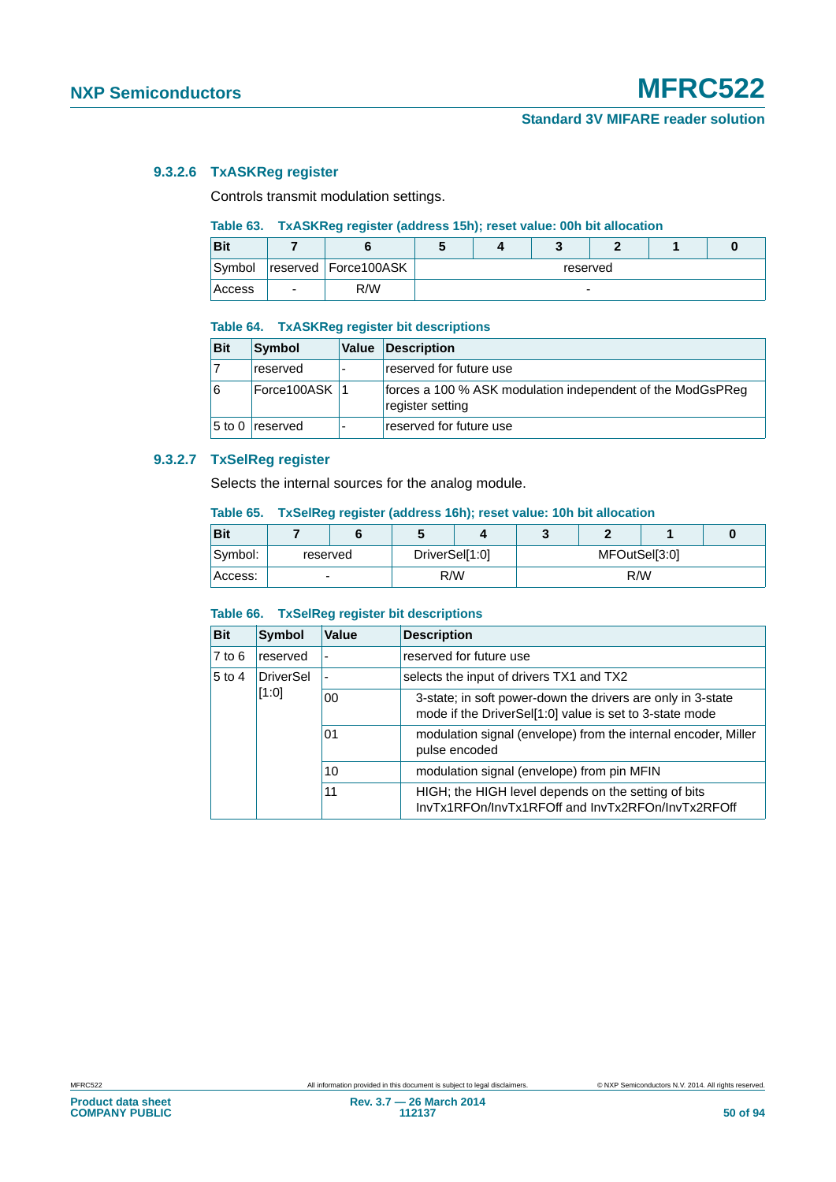#### 9.3.2.6 TxASKReg register

Controls transmit modulation settings.

**Table 63. TxASKReg register (address 15h); reset value: 00h bit allocation**

| Bit | 7 | 6 | 5 | 4 | 3 | 2 | 1 | 0 |
|---|---|---|---|---|---|---|---|---|
| Symbol | reserved | Force100ASK | reserved | | | | | |
| Access | - | R/W | - | | | | | |

**Table 64. TxASKReg register bit descriptions**

| Bit | Symbol | Value | Description |
|---|---|---|---|
| 7 | reserved | - | reserved for future use |
| 6 | Force100ASK | 1 | forces a 100 % ASK modulation independent of the ModGsPReg register setting |
| 5 to 0 | reserved | - | reserved for future use |

#### 9.3.2.7 TxSelReg register

Selects the internal sources for the analog module.

**Table 65. TxSelReg register (address 16h); reset value: 10h bit allocation**

| Bit | 7 | 6 | 5 | 4 | 3 | 2 | 1 | 0 |
|---|---|---|---|---|---|---|---|---|
| Symbol: | reserved | | DriverSel[1:0] | | MFOutSel[3:0] | | | |
| Access: | - | | R/W | | R/W | | | |

**Table 66. TxSelReg register bit descriptions**

| Bit | Symbol | Value | Description |
|---|---|---|---|
| 7 to 6 | reserved | - | reserved for future use |
| 5 to 4 | DriverSel [1:0] | - | selects the input of drivers TX1 and TX2 |
| | | 00 | 3-state; in soft power-down the drivers are only in 3-state mode if the DriverSel[1:0] value is set to 3-state mode |
| | | 01 | modulation signal (envelope) from the internal encoder, Miller pulse encoded |
| | | 10 | modulation signal (envelope) from pin MFIN |
| | | 11 | HIGH; the HIGH level depends on the setting of bits InvTx1RFOn/InvTx1RFOff and InvTx2RFOn/InvTx2RFOff |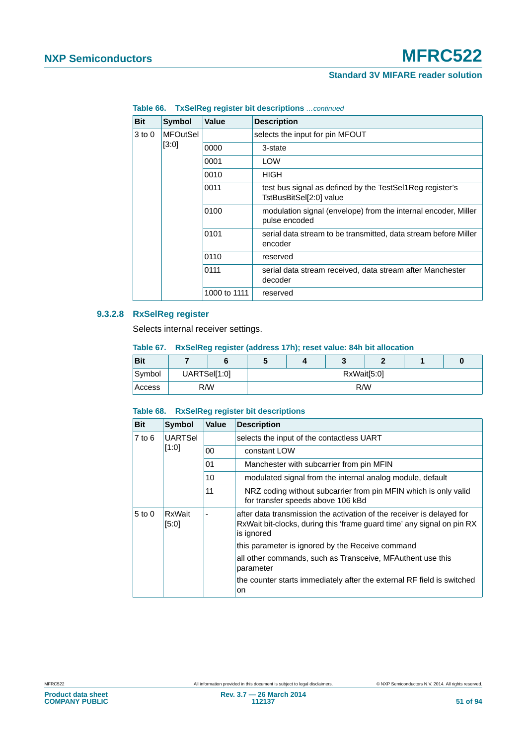**Table 66. TxSelReg register bit descriptions** *...continued*

| Bit | Symbol | Value | Description |
|---|---|---|---|
| 3 to 0 | MFOutSel [3:0] | | selects the input for pin MFOUT |
| | | 0000 | 3-state |
| | | 0001 | LOW |
| | | 0010 | HIGH |
| | | 0011 | test bus signal as defined by the TestSel1Reg register's TstBusBitSel[2:0] value |
| | | 0100 | modulation signal (envelope) from the internal encoder, Miller pulse encoded |
| | | 0101 | serial data stream to be transmitted, data stream before Miller encoder |
| | | 0110 | reserved |
| | | 0111 | serial data stream received, data stream after Manchester decoder |
| | | 1000 to 1111 | reserved |

#### 9.3.2.8 RxSelReg register

Selects internal receiver settings.

**Table 67. RxSelReg register (address 17h); reset value: 84h bit allocation**

| Bit | 7 | 6 | 5 | 4 | 3 | 2 | 1 | 0 |
|---|---|---|---|---|---|---|---|---|
| Symbol | UARTSel[1:0] | | RxWait[5:0] | | | | | |
| Access | R/W | | R/W | | | | | |

**Table 68. RxSelReg register bit descriptions**

| Bit | Symbol | Value | Description |
|---|---|---|---|
| 7 to 6 | UARTSel [1:0] | | selects the input of the contactless UART |
| | | 00 | constant LOW |
| | | 01 | Manchester with subcarrier from pin MFIN |
| | | 10 | modulated signal from the internal analog module, default |
| | | 11 | NRZ coding without subcarrier from pin MFIN which is only valid for transfer speeds above 106 kBd |
| 5 to 0 | RxWait [5:0] | - | after data transmission the activation of the receiver is delayed for RxWait bit-clocks, during this 'frame guard time' any signal on pin RX is ignored |
| | | | this parameter is ignored by the Receive command |
| | | | all other commands, such as Transceive, MFAuthent use this parameter |
| | | | the counter starts immediately after the external RF field is switched on |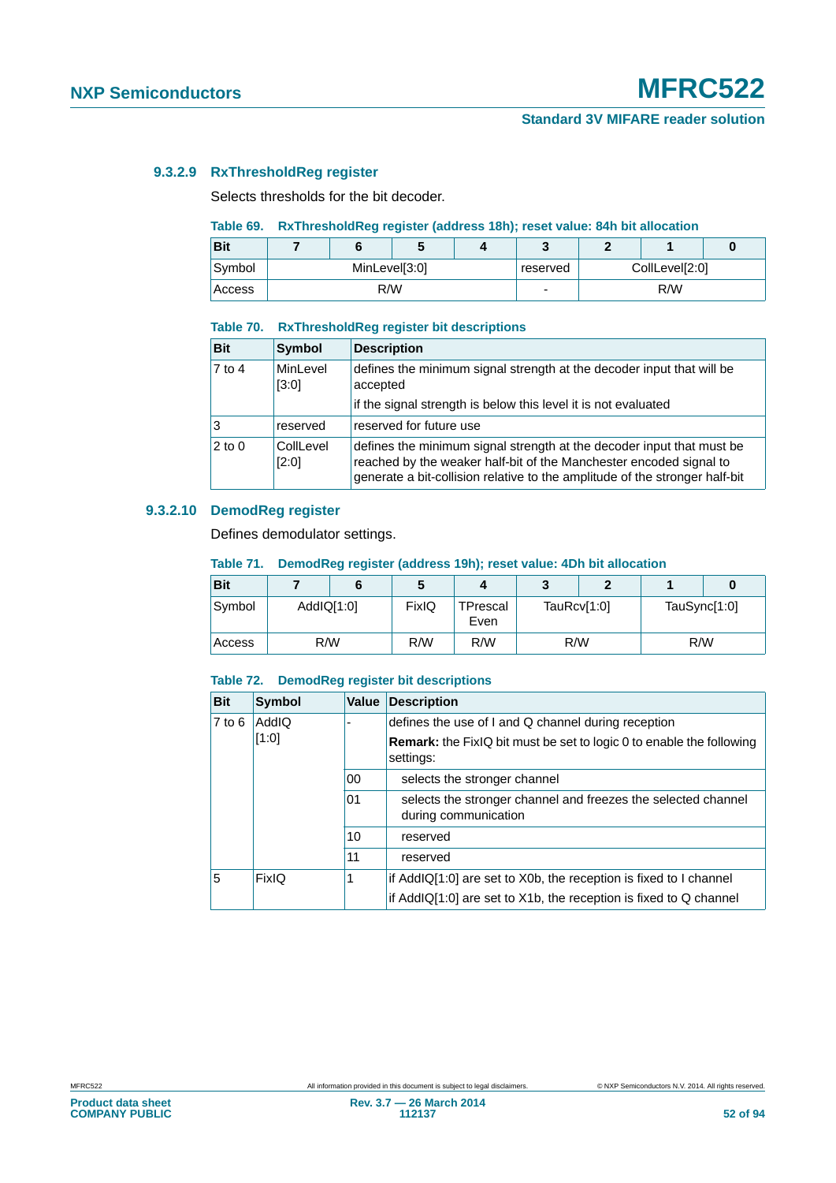#### 9.3.2.9 RxThresholdReg register

Selects thresholds for the bit decoder.

**Table 69. RxThresholdReg register (address 18h); reset value: 84h bit allocation**

| Bit | 7 | 6 | 5 | 4 | 3 | 2 | 1 | 0 |
|---|---|---|---|---|---|---|---|---|
| Symbol | MinLevel[3:0] | | | | reserved | CollLevel[2:0] | | |
| Access | R/W | | | | - | R/W | | |

**Table 70. RxThresholdReg register bit descriptions**

| Bit | Symbol | Description |
|---|---|---|
| 7 to 4 | MinLevel [3:0] | defines the minimum signal strength at the decoder input that will be accepted<br>if the signal strength is below this level it is not evaluated |
| 3 | reserved | reserved for future use |
| 2 to 0 | CollLevel [2:0] | defines the minimum signal strength at the decoder input that must be reached by the weaker half-bit of the Manchester encoded signal to generate a bit-collision relative to the amplitude of the stronger half-bit |

#### 9.3.2.10 DemodReg register

Defines demodulator settings.

**Table 71. DemodReg register (address 19h); reset value: 4Dh bit allocation**

| Bit | 7 | 6 | 5 | 4 | 3 | 2 | 1 | 0 |
|---|---|---|---|---|---|---|---|---|
| Symbol | AddIQ[1:0] | | FixIQ | TPrescal Even | TauRcv[1:0] | | TauSync[1:0] | |
| Access | R/W | | R/W | R/W | R/W | | R/W | |

**Table 72. DemodReg register bit descriptions**

| Bit | Symbol | Value | Description |
|---|---|---|---|
| 7 to 6 | AddIQ [1:0] | - | defines the use of I and Q channel during reception<br>**Remark:** the FixIQ bit must be set to logic 0 to enable the following settings: |
| | | 00 | selects the stronger channel |
| | | 01 | selects the stronger channel and freezes the selected channel during communication |
| | | 10 | reserved |
| | | 11 | reserved |
| 5 | FixIQ | 1 | if AddIQ[1:0] are set to X0b, the reception is fixed to I channel<br>if AddIQ[1:0] are set to X1b, the reception is fixed to Q channel |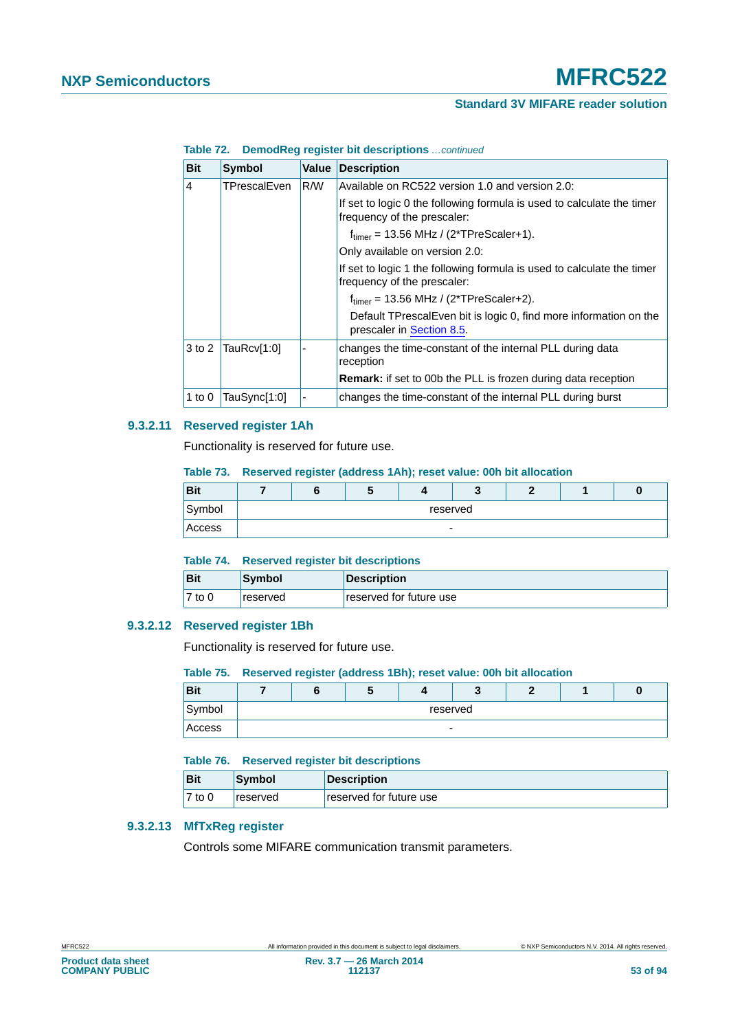**Table 72. DemodReg register bit descriptions** *...continued*

| Bit | Symbol | Value | Description |
|---|---|---|---|
| 4 | TPrescalEven | R/W | Available on RC522 version 1.0 and version 2.0: If set to logic 0 the following formula is used to calculate the timer frequency of the prescaler: $f_{timer}$ = 13.56 MHz / (2*TPreScaler+1). Only available on version 2.0: If set to logic 1 the following formula is used to calculate the timer frequency of the prescaler: $f_{timer}$ = 13.56 MHz / (2*TPreScaler+2). Default TPrescalEven bit is logic 0, find more information on the prescaler in Section 8.5. |
| 3 to 2 | TauRcv[1:0] | - | changes the time-constant of the internal PLL during data reception **Remark:** if set to 00b the PLL is frozen during data reception |
| 1 to 0 | TauSync[1:0] | - | changes the time-constant of the internal PLL during burst |

### 9.3.2.11 Reserved register 1Ah

Functionality is reserved for future use.

**Table 73. Reserved register (address 1Ah); reset value: 00h bit allocation**

| Bit | 7 | 6 | 5 | 4 | 3 | 2 | 1 | 0 |
|---|---|---|---|---|---|---|---|---|
| Symbol | reserved | | | | | | | |
| Access | - | | | | | | | |

**Table 74. Reserved register bit descriptions**

| Bit | Symbol | Description |
|---|---|---|
| 7 to 0 | reserved | reserved for future use |

### 9.3.2.12 Reserved register 1Bh

Functionality is reserved for future use.

**Table 75. Reserved register (address 1Bh); reset value: 00h bit allocation**

| Bit | 7 | 6 | 5 | 4 | 3 | 2 | 1 | 0 |
|---|---|---|---|---|---|---|---|---|
| Symbol | reserved | | | | | | | |
| Access | - | | | | | | | |

**Table 76. Reserved register bit descriptions**

| Bit | Symbol | Description |
|---|---|---|
| 7 to 0 | reserved | reserved for future use |

### 9.3.2.13 MfTxReg register

Controls some MIFARE communication transmit parameters.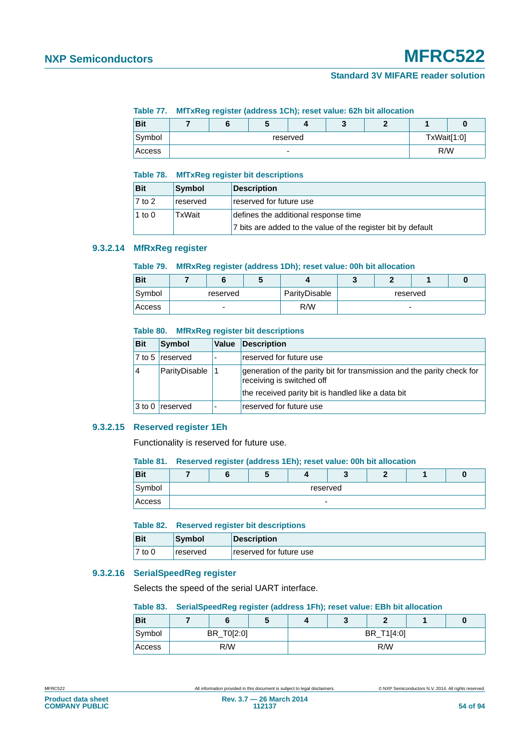**Table 77. MfTxReg register (address 1Ch); reset value: 62h bit allocation**

| Bit | 7 | 6 | 5 | 4 | 3 | 2 | 1 | 0 |
|---|---|---|---|---|---|---|---|---|
| Symbol | reserved | | | | | | TxWait[1:0] | |
| Access | - | | | | | | R/W | |

**Table 78. MfTxReg register bit descriptions**

| Bit | Symbol | Description |
|---|---|---|
| 7 to 2 | reserved | reserved for future use |
| 1 to 0 | TxWait | defines the additional response time<br>7 bits are added to the value of the register bit by default |

### 9.3.2.14 MfRxReg register

**Table 79. MfRxReg register (address 1Dh); reset value: 00h bit allocation**

| Bit | 7 | 6 | 5 | 4 | 3 | 2 | 1 | 0 |
|---|---|---|---|---|---|---|---|---|
| Symbol | reserved | | | ParityDisable | reserved | | | |
| Access | - | | | R/W | - | | | |

**Table 80. MfRxReg register bit descriptions**

| Bit | Symbol | Value | Description |
|---|---|---|---|
| 7 to 5 | reserved | - | reserved for future use |
| 4 | ParityDisable | 1 | generation of the parity bit for transmission and the parity check for receiving is switched off<br>the received parity bit is handled like a data bit |
| 3 to 0 | reserved | - | reserved for future use |

### 9.3.2.15 Reserved register 1Eh

Functionality is reserved for future use.

**Table 81. Reserved register (address 1Eh); reset value: 00h bit allocation**

| Bit | 7 | 6 | 5 | 4 | 3 | 2 | 1 | 0 |
|---|---|---|---|---|---|---|---|---|
| Symbol | reserved | | | | | | | |
| Access | - | | | | | | | |

**Table 82. Reserved register bit descriptions**

| Bit | Symbol | Description |
|---|---|---|
| 7 to 0 | reserved | reserved for future use |

### 9.3.2.16 SerialSpeedReg register

Selects the speed of the serial UART interface.

**Table 83. SerialSpeedReg register (address 1Fh); reset value: EBh bit allocation**

| Bit | 7 | 6 | 5 | 4 | 3 | 2 | 1 | 0 |
|---|---|---|---|---|---|---|---|---|
| Symbol | BR_T0[2:0] | | | BR_T1[4:0] | | | | |
| Access | R/W | | | R/W | | | | |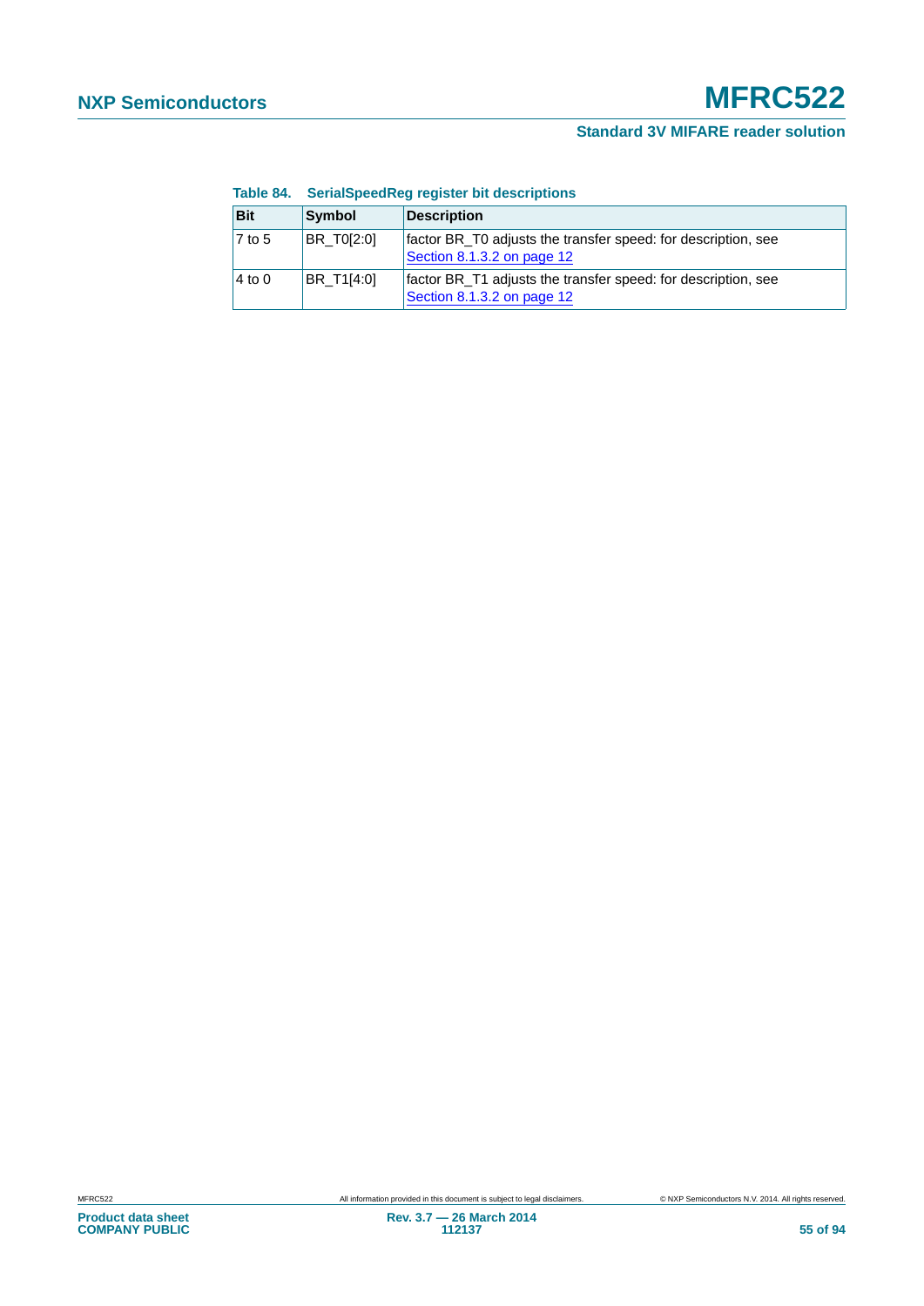**Table 84. SerialSpeedReg register bit descriptions**

| Bit | Symbol | Description |
|---|---|---|
| 7 to 5 | BR_T0[2:0] | factor BR_T0 adjusts the transfer speed: for description, see Section 8.1.3.2 on page 12 |
| 4 to 0 | BR_T1[4:0] | factor BR_T1 adjusts the transfer speed: for description, see Section 8.1.3.2 on page 12 |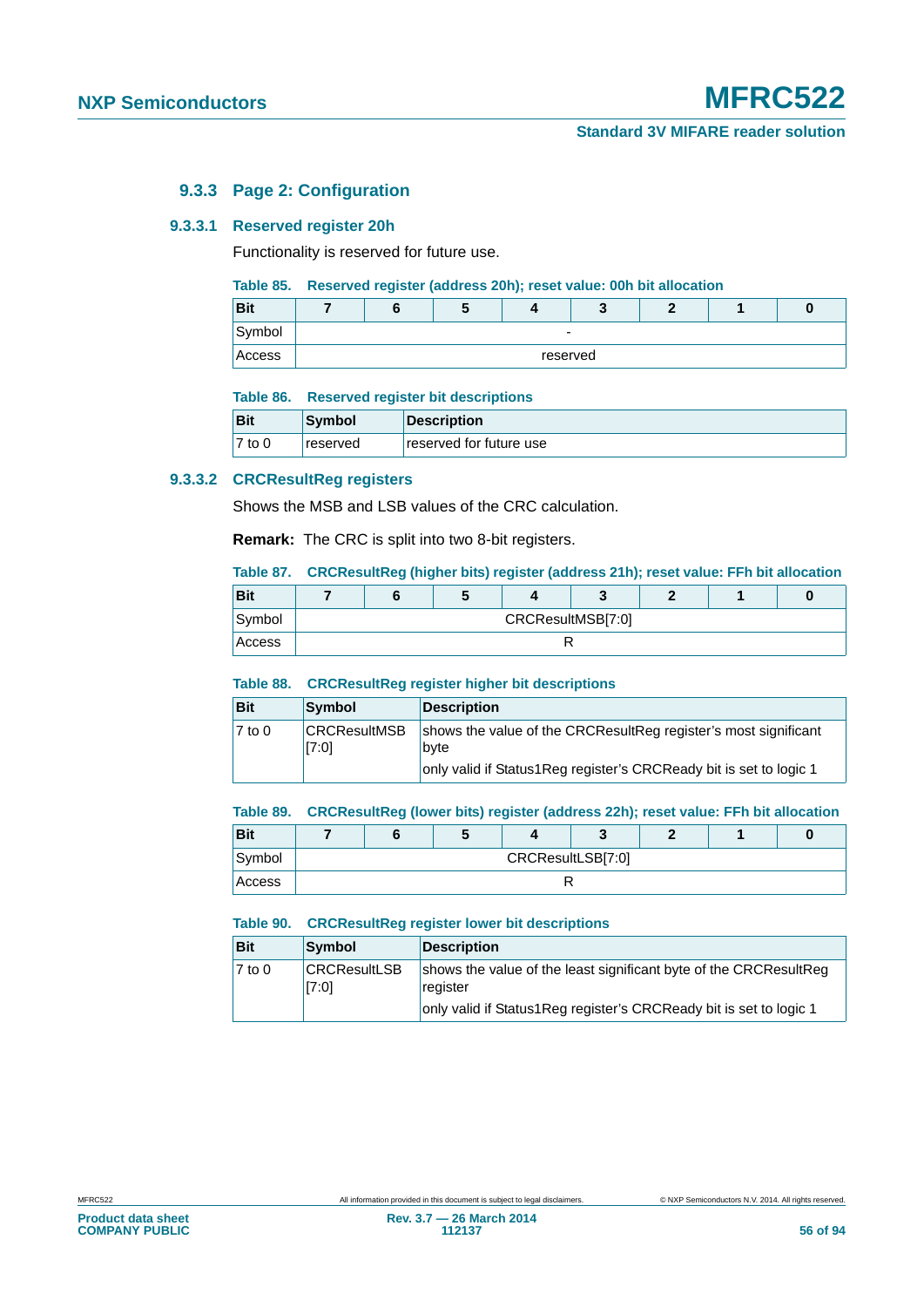### 9.3.3 Page 2: Configuration

#### 9.3.3.1 Reserved register 20h

Functionality is reserved for future use.

**Table 85. Reserved register (address 20h); reset value: 00h bit allocation**

| Bit | 7 | 6 | 5 | 4 | 3 | 2 | 1 | 0 |
|---|---|---|---|---|---|---|---|---|
| Symbol | - | | | | | | | |
| Access | reserved | | | | | | | |

**Table 86. Reserved register bit descriptions**

| Bit | Symbol | Description |
|---|---|---|
| 7 to 0 | reserved | reserved for future use |

#### 9.3.3.2 CRCResultReg registers

Shows the MSB and LSB values of the CRC calculation.

**Remark:** The CRC is split into two 8-bit registers.

**Table 87. CRCResultReg (higher bits) register (address 21h); reset value: FFh bit allocation**

| Bit | 7 | 6 | 5 | 4 | 3 | 2 | 1 | 0 |
|---|---|---|---|---|---|---|---|---|
| Symbol | CRCResultMSB[7:0] | | | | | | | |
| Access | R | | | | | | | |

**Table 88. CRCResultReg register higher bit descriptions**

| Bit | Symbol | Description |
|---|---|---|
| 7 to 0 | CRCResultMSB [7:0] | shows the value of the CRCResultReg register's most significant byte<br>only valid if Status1Reg register's CRCReady bit is set to logic 1 |

**Table 89. CRCResultReg (lower bits) register (address 22h); reset value: FFh bit allocation**

| Bit | 7 | 6 | 5 | 4 | 3 | 2 | 1 | 0 |
|---|---|---|---|---|---|---|---|---|
| Symbol | CRCResultLSB[7:0] | | | | | | | |
| Access | R | | | | | | | |

**Table 90. CRCResultReg register lower bit descriptions**

| Bit | Symbol | Description |
|---|---|---|
| 7 to 0 | CRCResultLSB [7:0] | shows the value of the least significant byte of the CRCResultReg register<br>only valid if Status1Reg register's CRCReady bit is set to logic 1 |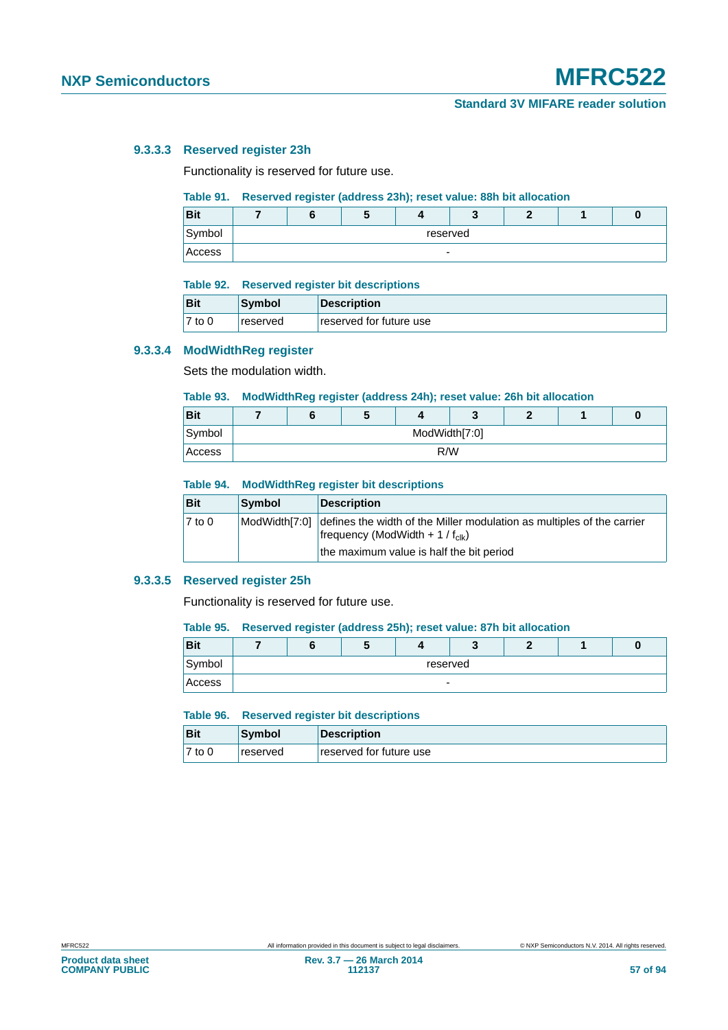#### 9.3.3.3 Reserved register 23h

Functionality is reserved for future use.

**Table 91. Reserved register (address 23h); reset value: 88h bit allocation**

| Bit | 7 | 6 | 5 | 4 | 3 | 2 | 1 | 0 |
|---|---|---|---|---|---|---|---|---|
| Symbol | reserved | | | | | | | |
| Access | - | | | | | | | |

**Table 92. Reserved register bit descriptions**

| Bit | Symbol | Description |
|---|---|---|
| 7 to 0 | reserved | reserved for future use |

#### 9.3.3.4 ModWidthReg register

Sets the modulation width.

**Table 93. ModWidthReg register (address 24h); reset value: 26h bit allocation**

| Bit | 7 | 6 | 5 | 4 | 3 | 2 | 1 | 0 |
|---|---|---|---|---|---|---|---|---|
| Symbol | ModWidth[7:0] | | | | | | | |
| Access | R/W | | | | | | | |

**Table 94. ModWidthReg register bit descriptions**

| Bit | Symbol | Description |
|---|---|---|
| 7 to 0 | ModWidth[7:0] | defines the width of the Miller modulation as multiples of the carrier frequency (ModWidth + 1 / $f_{clk}$) |
| | | the maximum value is half the bit period |

#### 9.3.3.5 Reserved register 25h

Functionality is reserved for future use.

**Table 95. Reserved register (address 25h); reset value: 87h bit allocation**

| Bit | 7 | 6 | 5 | 4 | 3 | 2 | 1 | 0 |
|---|---|---|---|---|---|---|---|---|
| Symbol | reserved | | | | | | | |
| Access | - | | | | | | | |

**Table 96. Reserved register bit descriptions**

| Bit | Symbol | Description |
|---|---|---|
| 7 to 0 | reserved | reserved for future use |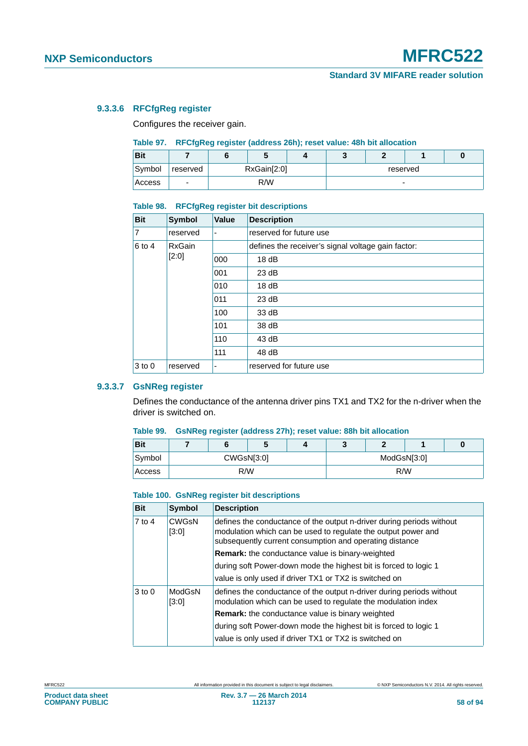#### 9.3.3.6 RFCfgReg register

Configures the receiver gain.

**Table 97. RFCfgReg register (address 26h); reset value: 48h bit allocation**

| Bit | 7 | 6 | 5 | 4 | 3 | 2 | 1 | 0 |
|---|---|---|---|---|---|---|---|---|
| Symbol | reserved | RxGain[2:0] | | | reserved | | | |
| Access | - | R/W | | | - | | | |

**Table 98. RFCfgReg register bit descriptions**

| Bit | Symbol | Value | Description |
|---|---|---|---|
| 7 | reserved | - | reserved for future use |
| 6 to 4 | RxGain [2:0] | | defines the receiver's signal voltage gain factor: |
| | | 000 | 18 dB |
| | | 001 | 23 dB |
| | | 010 | 18 dB |
| | | 011 | 23 dB |
| | | 100 | 33 dB |
| | | 101 | 38 dB |
| | | 110 | 43 dB |
| | | 111 | 48 dB |
| 3 to 0 | reserved | - | reserved for future use |

#### 9.3.3.7 GsNReg register

Defines the conductance of the antenna driver pins TX1 and TX2 for the n-driver when the driver is switched on.

**Table 99. GsNReg register (address 27h); reset value: 88h bit allocation**

| Bit | 7 | 6 | 5 | 4 | 3 | 2 | 1 | 0 |
|---|---|---|---|---|---|---|---|---|
| Symbol | CWGsN[3:0] | | | | ModGsN[3:0] | | | |
| Access | R/W | | | | R/W | | | |

**Table 100. GsNReg register bit descriptions**

| Bit | Symbol | Description |
|---|---|---|
| 7 to 4 | CWGsN [3:0] | defines the conductance of the output n-driver during periods without modulation which can be used to regulate the output power and subsequently current consumption and operating distance<br>**Remark:** the conductance value is binary-weighted<br>during soft Power-down mode the highest bit is forced to logic 1<br>value is only used if driver TX1 or TX2 is switched on |
| 3 to 0 | ModGsN [3:0] | defines the conductance of the output n-driver during periods without modulation which can be used to regulate the modulation index<br>**Remark:** the conductance value is binary weighted<br>during soft Power-down mode the highest bit is forced to logic 1<br>value is only used if driver TX1 or TX2 is switched on |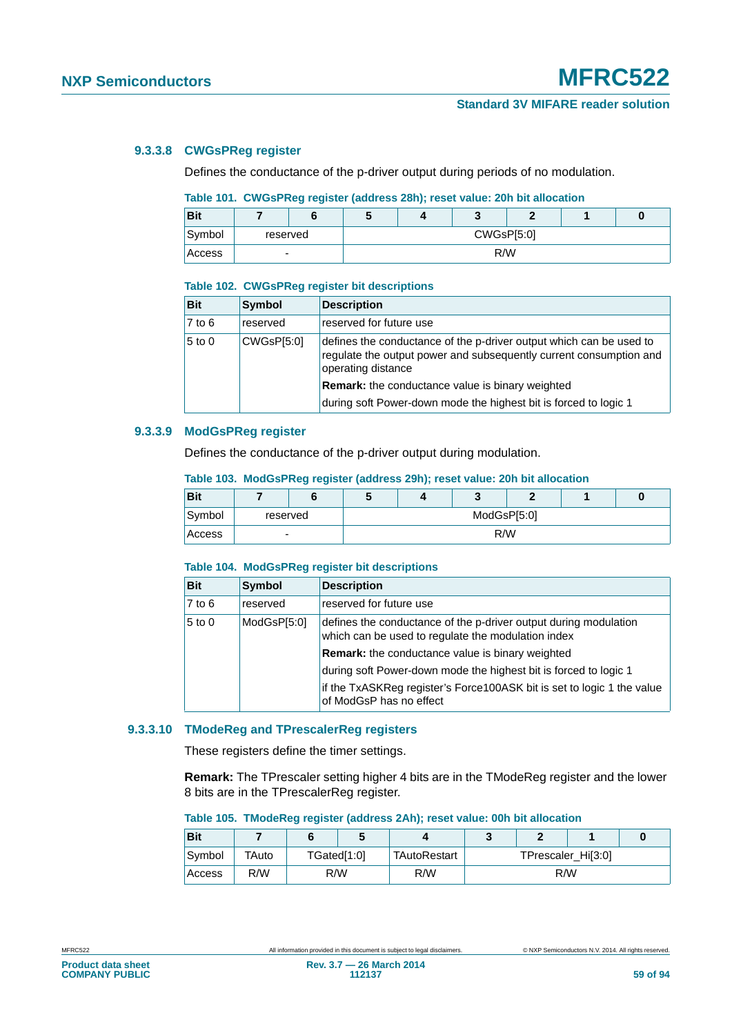#### 9.3.3.8 CWGsPReg register

Defines the conductance of the p-driver output during periods of no modulation.

**Table 101. CWGsPReg register (address 28h); reset value: 20h bit allocation**

| Bit | 7 | 6 | 5 | 4 | 3 | 2 | 1 | 0 |
|---|---|---|---|---|---|---|---|---|
| Symbol | reserved | | CWGsP[5:0] | | | | | |
| Access | - | | R/W | | | | | |

**Table 102. CWGsPReg register bit descriptions**

| Bit | Symbol | Description |
|---|---|---|
| 7 to 6 | reserved | reserved for future use |
| 5 to 0 | CWGsP[5:0] | defines the conductance of the p-driver output which can be used to regulate the output power and subsequently current consumption and operating distance |
| | | **Remark:** the conductance value is binary weighted |
| | | during soft Power-down mode the highest bit is forced to logic 1 |

#### 9.3.3.9 ModGsPReg register

Defines the conductance of the p-driver output during modulation.

**Table 103. ModGsPReg register (address 29h); reset value: 20h bit allocation**

| Bit | 7 | 6 | 5 | 4 | 3 | 2 | 1 | 0 |
|---|---|---|---|---|---|---|---|---|
| Symbol | reserved | | ModGsP[5:0] | | | | | |
| Access | - | | R/W | | | | | |

**Table 104. ModGsPReg register bit descriptions**

| Bit | Symbol | Description |
|---|---|---|
| 7 to 6 | reserved | reserved for future use |
| 5 to 0 | ModGsP[5:0] | defines the conductance of the p-driver output during modulation which can be used to regulate the modulation index |
| | | **Remark:** the conductance value is binary weighted |
| | | during soft Power-down mode the highest bit is forced to logic 1 |
| | | if the TxASKReg register's Force100ASK bit is set to logic 1 the value of ModGsP has no effect |

#### 9.3.3.10 TModeReg and TPrescalerReg registers

These registers define the timer settings.

**Remark:** The TPrescaler setting higher 4 bits are in the TModeReg register and the lower 8 bits are in the TPrescalerReg register.

**Table 105. TModeReg register (address 2Ah); reset value: 00h bit allocation**

| Bit | 7 | 6 | 5 | 4 | 3 | 2 | 1 | 0 |
|---|---|---|---|---|---|---|---|---|
| Symbol | TAuto | TGated[1:0] | | TAutoRestart | TPrescaler_Hi[3:0] | | | |
| Access | R/W | R/W | | R/W | R/W | | | |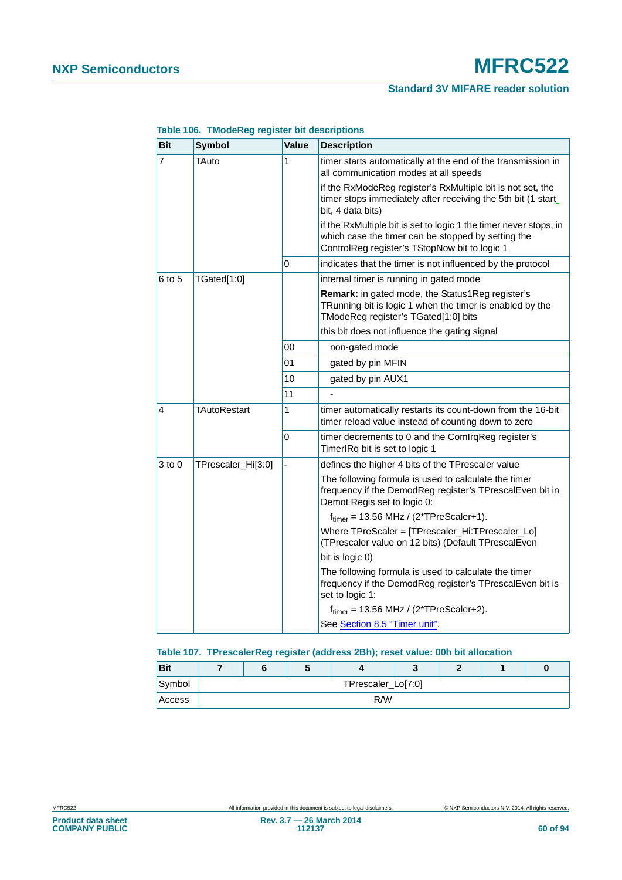**Table 106. TModeReg register bit descriptions**

| Bit | Symbol | Value | Description |
|---|---|---|---|
| 7 | TAuto | 1 | timer starts automatically at the end of the transmission in all communication modes at all speeds<br>if the RxModeReg register's RxMultiple bit is not set, the timer stops immediately after receiving the 5th bit (1 start bit, 4 data bits)<br>if the RxMultiple bit is set to logic 1 the timer never stops, in which case the timer can be stopped by setting the ControlReg register's TStopNow bit to logic 1 |
| | | 0 | indicates that the timer is not influenced by the protocol |
| 6 to 5 | TGated[1:0] | | internal timer is running in gated mode<br>**Remark:** in gated mode, the Status1Reg register's TRunning bit is logic 1 when the timer is enabled by the TModeReg register's TGated[1:0] bits<br>this bit does not influence the gating signal |
| | | 00 | non-gated mode |
| | | 01 | gated by pin MFIN |
| | | 10 | gated by pin AUX1 |
| | | 11 | - |
| 4 | TAutoRestart | 1 | timer automatically restarts its count-down from the 16-bit timer reload value instead of counting down to zero |
| | | 0 | timer decrements to 0 and the ComIrqReg register's TimerIRq bit is set to logic 1 |
| 3 to 0 | TPrescaler_Hi[3:0] | - | defines the higher 4 bits of the TPrescaler value<br>The following formula is used to calculate the timer frequency if the DemodReg register's TPrescalEven bit in Demot Regis set to logic 0:<br>$f_{timer}$ = 13.56 MHz / (2*TPreScaler+1).<br>Where TPreScaler = [TPrescaler_Hi:TPrescaler_Lo] (TPrescaler value on 12 bits) (Default TPrescalEven<br>bit is logic 0)<br>The following formula is used to calculate the timer frequency if the DemodReg register's TPrescalEven bit is set to logic 1:<br>$f_{timer}$ = 13.56 MHz / (2*TPreScaler+2).<br>See Section 8.5 "Timer unit". |

**Table 107. TPrescalerReg register (address 2Bh); reset value: 00h bit allocation**

| Bit | 7 | 6 | 5 | 4 | 3 | 2 | 1 | 0 |
|---|---|---|---|---|---|---|---|---|
| Symbol | TPrescaler_Lo[7:0] | | | | | | | |
| Access | R/W | | | | | | | |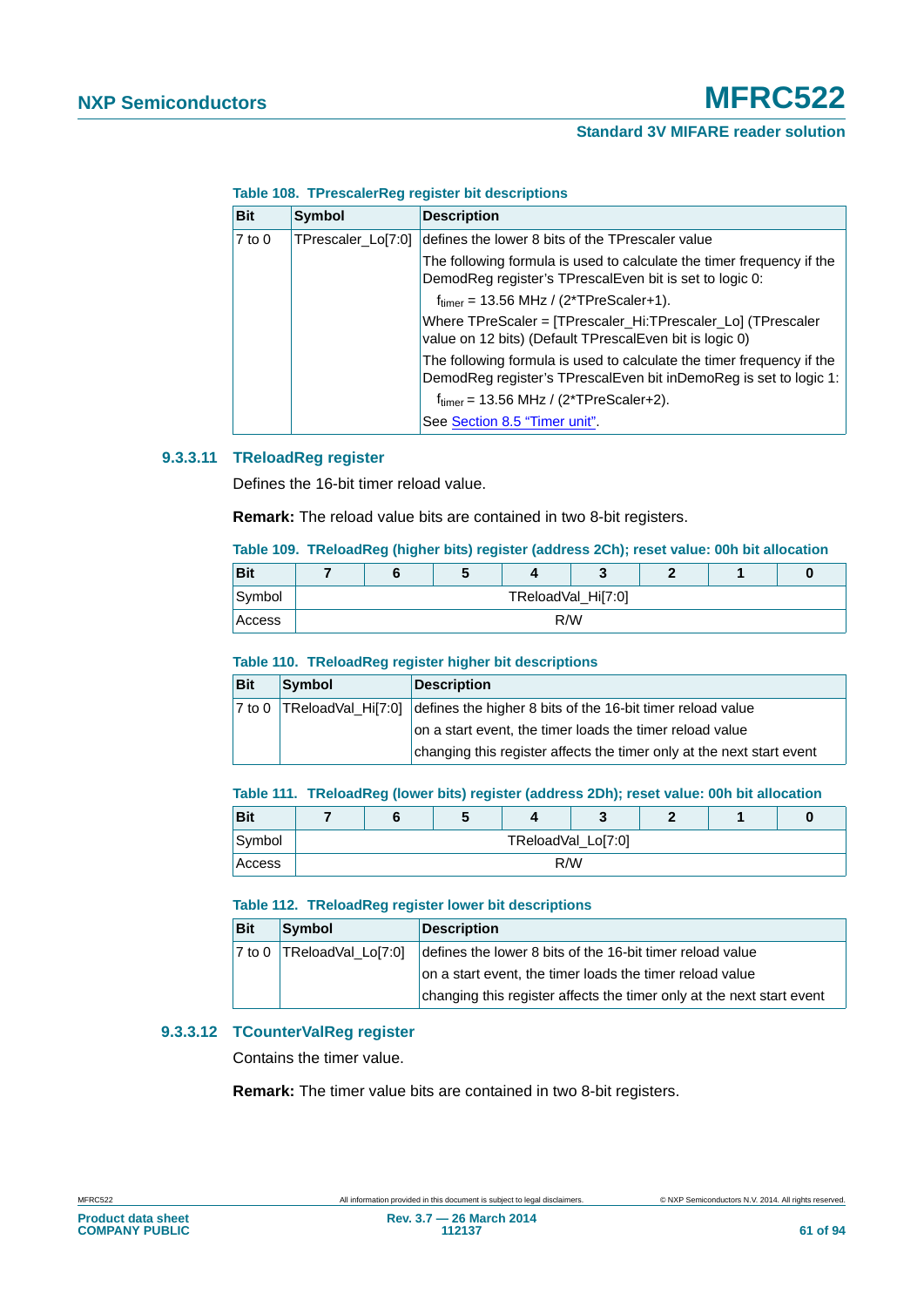**Table 108. TPrescalerReg register bit descriptions**

| Bit | Symbol | Description |
|---|---|---|
| 7 to 0 | TPrescaler_Lo[7:0] | defines the lower 8 bits of the TPrescaler value<br>The following formula is used to calculate the timer frequency if the DemodReg register's TPrescalEven bit is set to logic 0:<br>$f_{timer}$ = 13.56 MHz / (2*TPreScaler+1).<br>Where TPreScaler = [TPrescaler_Hi:TPrescaler_Lo] (TPrescaler value on 12 bits) (Default TPrescalEven bit is logic 0)<br>The following formula is used to calculate the timer frequency if the DemodReg register's TPrescalEven bit inDemoReg is set to logic 1:<br>$f_{timer}$ = 13.56 MHz / (2*TPreScaler+2).<br>See Section 8.5 "Timer unit". |

### 9.3.3.11 TReloadReg register

Defines the 16-bit timer reload value.

**Remark:** The reload value bits are contained in two 8-bit registers.

**Table 109. TReloadReg (higher bits) register (address 2Ch); reset value: 00h bit allocation**

| Bit | 7 | 6 | 5 | 4 | 3 | 2 | 1 | 0 |
|---|---|---|---|---|---|---|---|---|
| Symbol | TReloadVal_Hi[7:0] | | | | | | | |
| Access | R/W | | | | | | | |

**Table 110. TReloadReg register higher bit descriptions**

| Bit | Symbol | Description |
|---|---|---|
| 7 to 0 | TReloadVal_Hi[7:0] | defines the higher 8 bits of the 16-bit timer reload value<br>on a start event, the timer loads the timer reload value<br>changing this register affects the timer only at the next start event |

**Table 111. TReloadReg (lower bits) register (address 2Dh); reset value: 00h bit allocation**

| Bit | 7 | 6 | 5 | 4 | 3 | 2 | 1 | 0 |
|---|---|---|---|---|---|---|---|---|
| Symbol | TReloadVal_Lo[7:0] | | | | | | | |
| Access | R/W | | | | | | | |

**Table 112. TReloadReg register lower bit descriptions**

| Bit | Symbol | Description |
|---|---|---|
| 7 to 0 | TReloadVal_Lo[7:0] | defines the lower 8 bits of the 16-bit timer reload value<br>on a start event, the timer loads the timer reload value<br>changing this register affects the timer only at the next start event |

### 9.3.3.12 TCounterValReg register

Contains the timer value.

**Remark:** The timer value bits are contained in two 8-bit registers.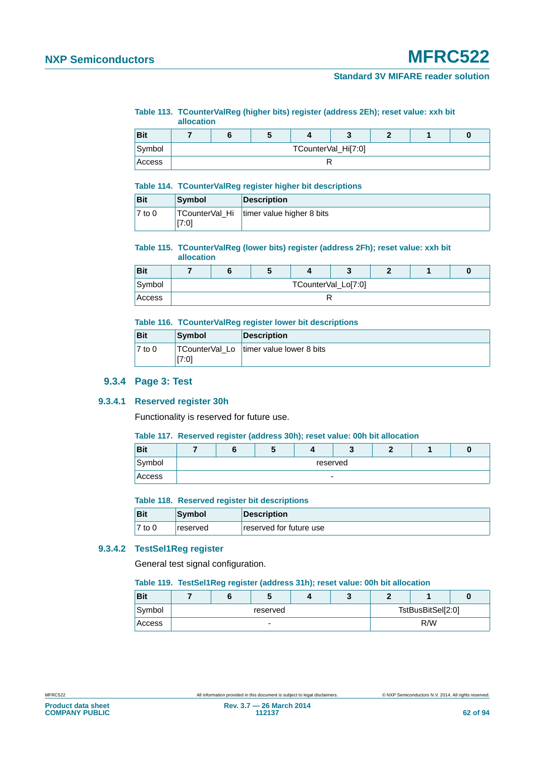**Table 113. TCounterValReg (higher bits) register (address 2Eh); reset value: xxh bit allocation**

| Bit | 7 | 6 | 5 | 4 | 3 | 2 | 1 | 0 |
|---|---|---|---|---|---|---|---|---|
| Symbol | TCounterVal_Hi[7:0] | | | | | | | |
| Access | R | | | | | | | |

**Table 114. TCounterValReg register higher bit descriptions**

| Bit | Symbol | Description |
|---|---|---|
| 7 to 0 | TCounterVal_Hi [7:0] | timer value higher 8 bits |

**Table 115. TCounterValReg (lower bits) register (address 2Fh); reset value: xxh bit allocation**

| Bit | 7 | 6 | 5 | 4 | 3 | 2 | 1 | 0 |
|---|---|---|---|---|---|---|---|---|
| Symbol | TCounterVal_Lo[7:0] | | | | | | | |
| Access | R | | | | | | | |

**Table 116. TCounterValReg register lower bit descriptions**

| Bit | Symbol | Description |
|---|---|---|
| 7 to 0 | TCounterVal_Lo [7:0] | timer value lower 8 bits |

### 9.3.4 Page 3: Test

#### 9.3.4.1 Reserved register 30h

Functionality is reserved for future use.

**Table 117. Reserved register (address 30h); reset value: 00h bit allocation**

| Bit | 7 | 6 | 5 | 4 | 3 | 2 | 1 | 0 |
|---|---|---|---|---|---|---|---|---|
| Symbol | reserved | | | | | | | |
| Access | - | | | | | | | |

**Table 118. Reserved register bit descriptions**

| Bit | Symbol | Description |
|---|---|---|
| 7 to 0 | reserved | reserved for future use |

#### 9.3.4.2 TestSel1Reg register

General test signal configuration.

**Table 119. TestSel1Reg register (address 31h); reset value: 00h bit allocation**

| Bit | 7 | 6 | 5 | 4 | 3 | 2 | 1 | 0 |
|---|---|---|---|---|---|---|---|---|
| Symbol | reserved | | | | | TstBusBitSel[2:0] | | |
| Access | - | | | | | R/W | | |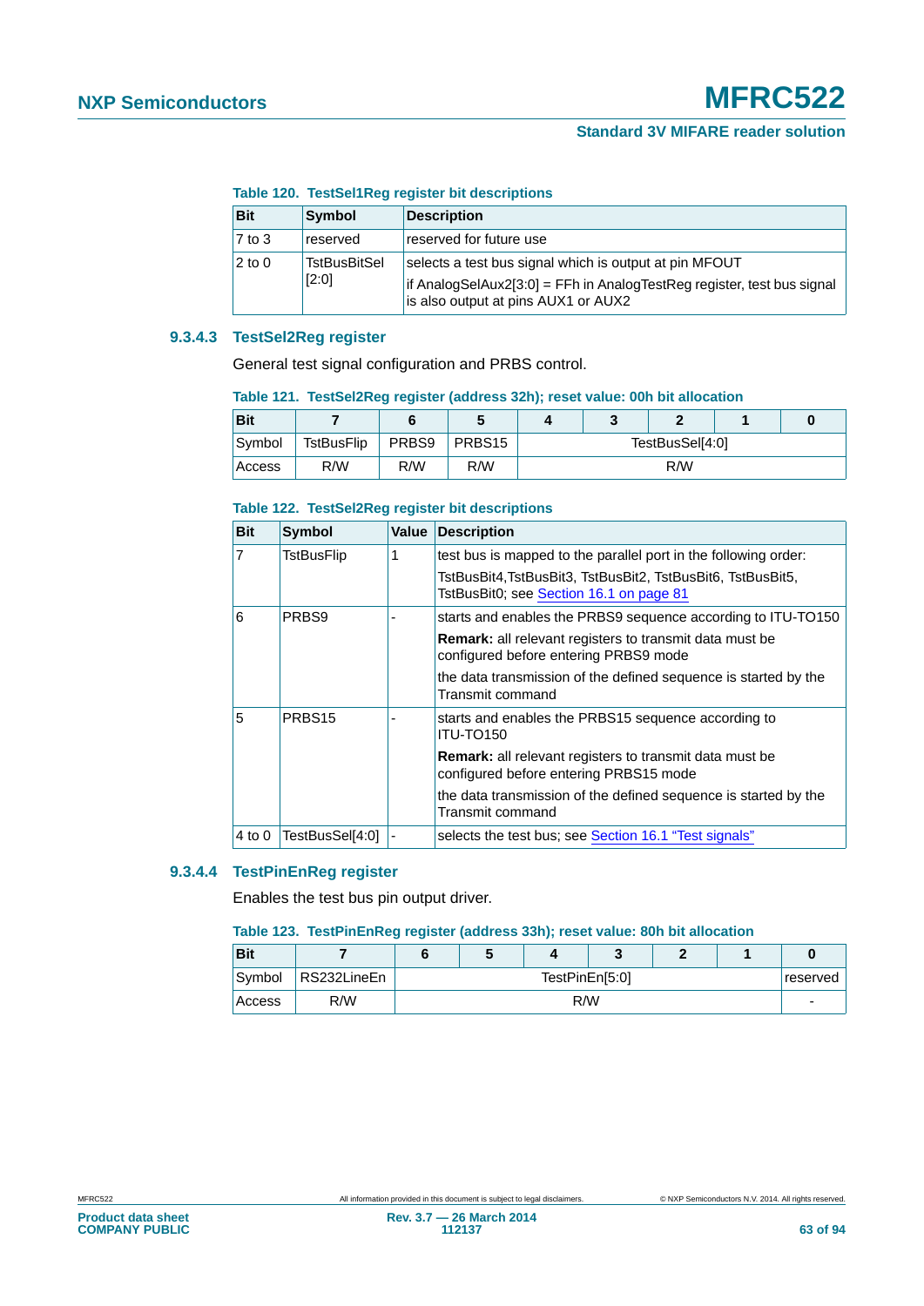**Table 120. TestSel1Reg register bit descriptions**

| Bit | Symbol | Description |
|---|---|---|
| 7 to 3 | reserved | reserved for future use |
| 2 to 0 | TstBusBitSel [2:0] | selects a test bus signal which is output at pin MFOUT<br>if AnalogSelAux2[3:0] = FFh in AnalogTestReg register, test bus signal is also output at pins AUX1 or AUX2 |

### 9.3.4.3 TestSel2Reg register

General test signal configuration and PRBS control.

**Table 121. TestSel2Reg register (address 32h); reset value: 00h bit allocation**

| Bit | 7 | 6 | 5 | 4 | 3 | 2 | 1 | 0 |
|---|---|---|---|---|---|---|---|---|
| Symbol | TstBusFlip | PRBS9 | PRBS15 | TestBusSel[4:0] | | | | |
| Access | R/W | R/W | R/W | R/W | | | | |

**Table 122. TestSel2Reg register bit descriptions**

| Bit | Symbol | Value | Description |
|---|---|---|---|
| 7 | TstBusFlip | 1 | test bus is mapped to the parallel port in the following order:<br>TstBusBit4,TstBusBit3, TstBusBit2, TstBusBit6, TstBusBit5, TstBusBit0; see Section 16.1 on page 81 |
| 6 | PRBS9 | - | starts and enables the PRBS9 sequence according to ITU-TO150<br>**Remark:** all relevant registers to transmit data must be configured before entering PRBS9 mode<br>the data transmission of the defined sequence is started by the Transmit command |
| 5 | PRBS15 | - | starts and enables the PRBS15 sequence according to ITU-TO150<br>**Remark:** all relevant registers to transmit data must be configured before entering PRBS15 mode<br>the data transmission of the defined sequence is started by the Transmit command |
| 4 to 0 | TestBusSel[4:0] | - | selects the test bus; see Section 16.1 “Test signals” |

### 9.3.4.4 TestPinEnReg register

Enables the test bus pin output driver.

**Table 123. TestPinEnReg register (address 33h); reset value: 80h bit allocation**

| Bit | 7 | 6 | 5 | 4 | 3 | 2 | 1 | 0 |
|---|---|---|---|---|---|---|---|---|
| Symbol | RS232LineEn | TestPinEn[5:0] | | | | | | reserved |
| Access | R/W | R/W | | | | | | - |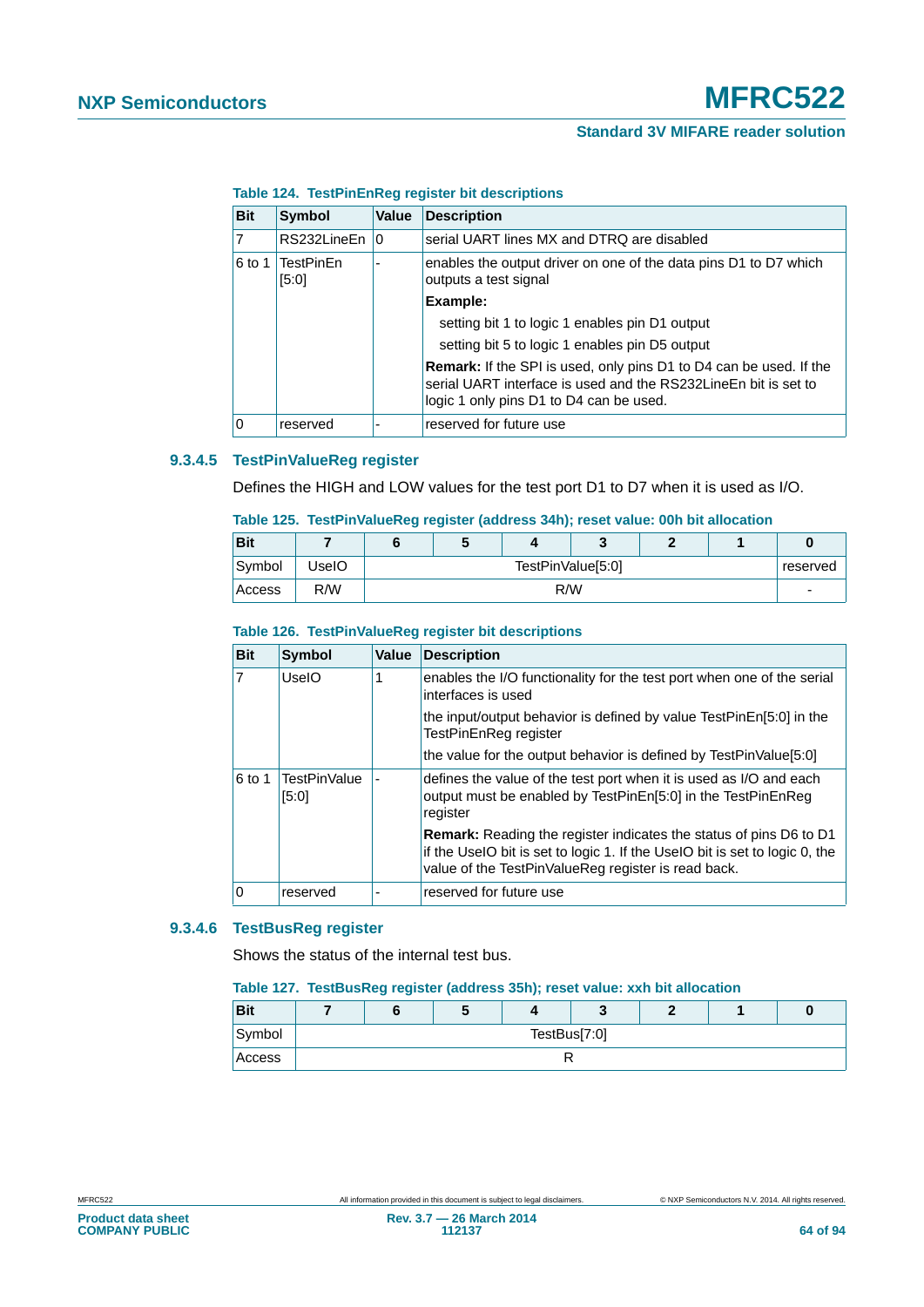**Table 124. TestPinEnReg register bit descriptions**

| Bit | Symbol | Value | Description |
|---|---|---|---|
| 7 | RS232LineEn | 0 | serial UART lines MX and DTRQ are disabled |
| 6 to 1 | TestPinEn [5:0] | - | enables the output driver on one of the data pins D1 to D7 which outputs a test signal<br>**Example:**<br>setting bit 1 to logic 1 enables pin D1 output<br>setting bit 5 to logic 1 enables pin D5 output<br>**Remark:** If the SPI is used, only pins D1 to D4 can be used. If the serial UART interface is used and the RS232LineEn bit is set to logic 1 only pins D1 to D4 can be used. |
| 0 | reserved | - | reserved for future use |

### 9.3.4.5 TestPinValueReg register

Defines the HIGH and LOW values for the test port D1 to D7 when it is used as I/O.

**Table 125. TestPinValueReg register (address 34h); reset value: 00h bit allocation**

| Bit | 7 | 6 | 5 | 4 | 3 | 2 | 1 | 0 |
|---|---|---|---|---|---|---|---|---|
| Symbol | UseIO | TestPinValue[5:0] | | | | | | reserved |
| Access | R/W | R/W | | | | | | - |

**Table 126. TestPinValueReg register bit descriptions**

| Bit | Symbol | Value | Description |
|---|---|---|---|
| 7 | UseIO | 1 | enables the I/O functionality for the test port when one of the serial interfaces is used<br>the input/output behavior is defined by value TestPinEn[5:0] in the TestPinEnReg register<br>the value for the output behavior is defined by TestPinValue[5:0] |
| 6 to 1 | TestPinValue [5:0] | - | defines the value of the test port when it is used as I/O and each output must be enabled by TestPinEn[5:0] in the TestPinEnReg register<br>**Remark:** Reading the register indicates the status of pins D6 to D1 if the UseIO bit is set to logic 1. If the UseIO bit is set to logic 0, the value of the TestPinValueReg register is read back. |
| 0 | reserved | - | reserved for future use |

### 9.3.4.6 TestBusReg register

Shows the status of the internal test bus.

**Table 127. TestBusReg register (address 35h); reset value: xxh bit allocation**

| Bit | 7 | 6 | 5 | 4 | 3 | 2 | 1 | 0 |
|---|---|---|---|---|---|---|---|---|
| Symbol | TestBus[7:0] | | | | | | | |
| Access | R | | | | | | | |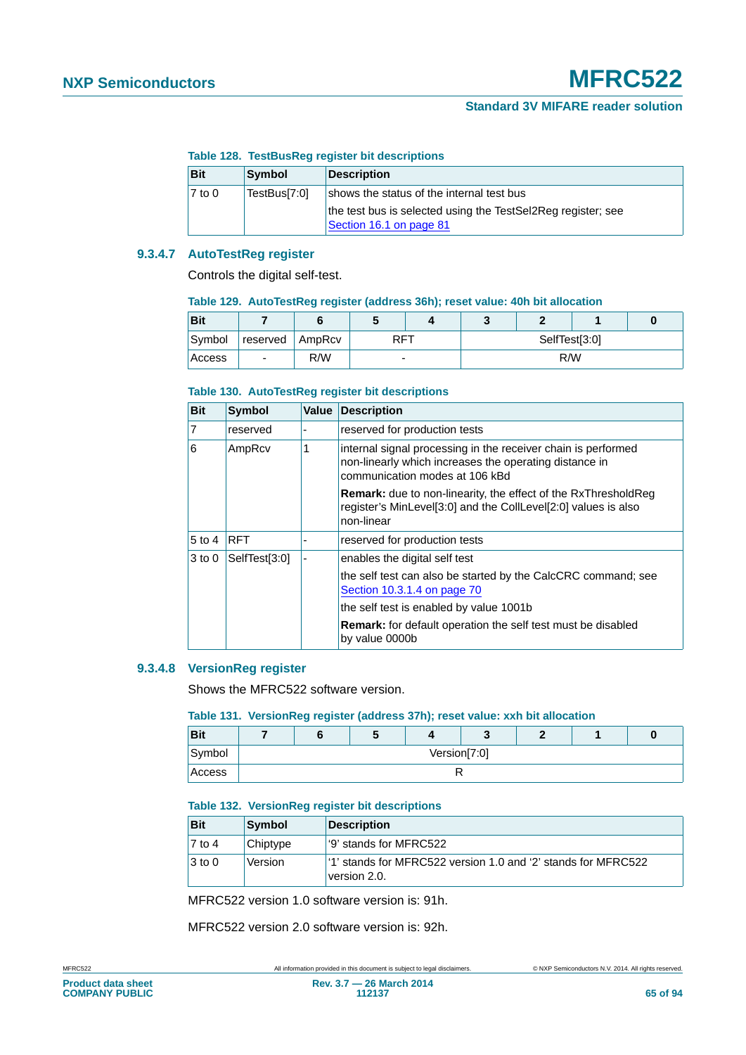**Table 128. TestBusReg register bit descriptions**

| Bit | Symbol | Description |
|---|---|---|
| 7 to 0 | TestBus[7:0] | shows the status of the internal test bus<br>the test bus is selected using the TestSel2Reg register; see Section 16.1 on page 81 |

#### 9.3.4.7 AutoTestReg register

Controls the digital self-test.

**Table 129. AutoTestReg register (address 36h); reset value: 40h bit allocation**

| Bit | 7 | 6 | 5 | 4 | 3 | 2 | 1 | 0 |
|---|---|---|---|---|---|---|---|---|
| Symbol | reserved | AmpRcv | RFT | | SelfTest[3:0] | | | |
| Access | - | R/W | - | | R/W | | | |

**Table 130. AutoTestReg register bit descriptions**

| Bit | Symbol | Value | Description |
|---|---|---|---|
| 7 | reserved | - | reserved for production tests |
| 6 | AmpRcv | 1 | internal signal processing in the receiver chain is performed non-linearly which increases the operating distance in communication modes at 106 kBd<br>**Remark:** due to non-linearity, the effect of the RxThresholdReg register's MinLevel[3:0] and the CollLevel[2:0] values is also non-linear |
| 5 to 4 | RFT | - | reserved for production tests |
| 3 to 0 | SelfTest[3:0] | - | enables the digital self test<br>the self test can also be started by the CalcCRC command; see Section 10.3.1.4 on page 70<br>the self test is enabled by value 1001b<br>**Remark:** for default operation the self test must be disabled by value 0000b |

#### 9.3.4.8 VersionReg register

Shows the MFRC522 software version.

**Table 131. VersionReg register (address 37h); reset value: xxh bit allocation**

| Bit | 7 | 6 | 5 | 4 | 3 | 2 | 1 | 0 |
|---|---|---|---|---|---|---|---|---|
| Symbol | Version[7:0] | | | | | | | |
| Access | R | | | | | | | |

**Table 132. VersionReg register bit descriptions**

| Bit | Symbol | Description |
|---|---|---|
| 7 to 4 | Chiptype | '9' stands for MFRC522 |
| 3 to 0 | Version | '1' stands for MFRC522 version 1.0 and '2' stands for MFRC522 version 2.0. |

MFRC522 version 1.0 software version is: 91h.

MFRC522 version 2.0 software version is: 92h.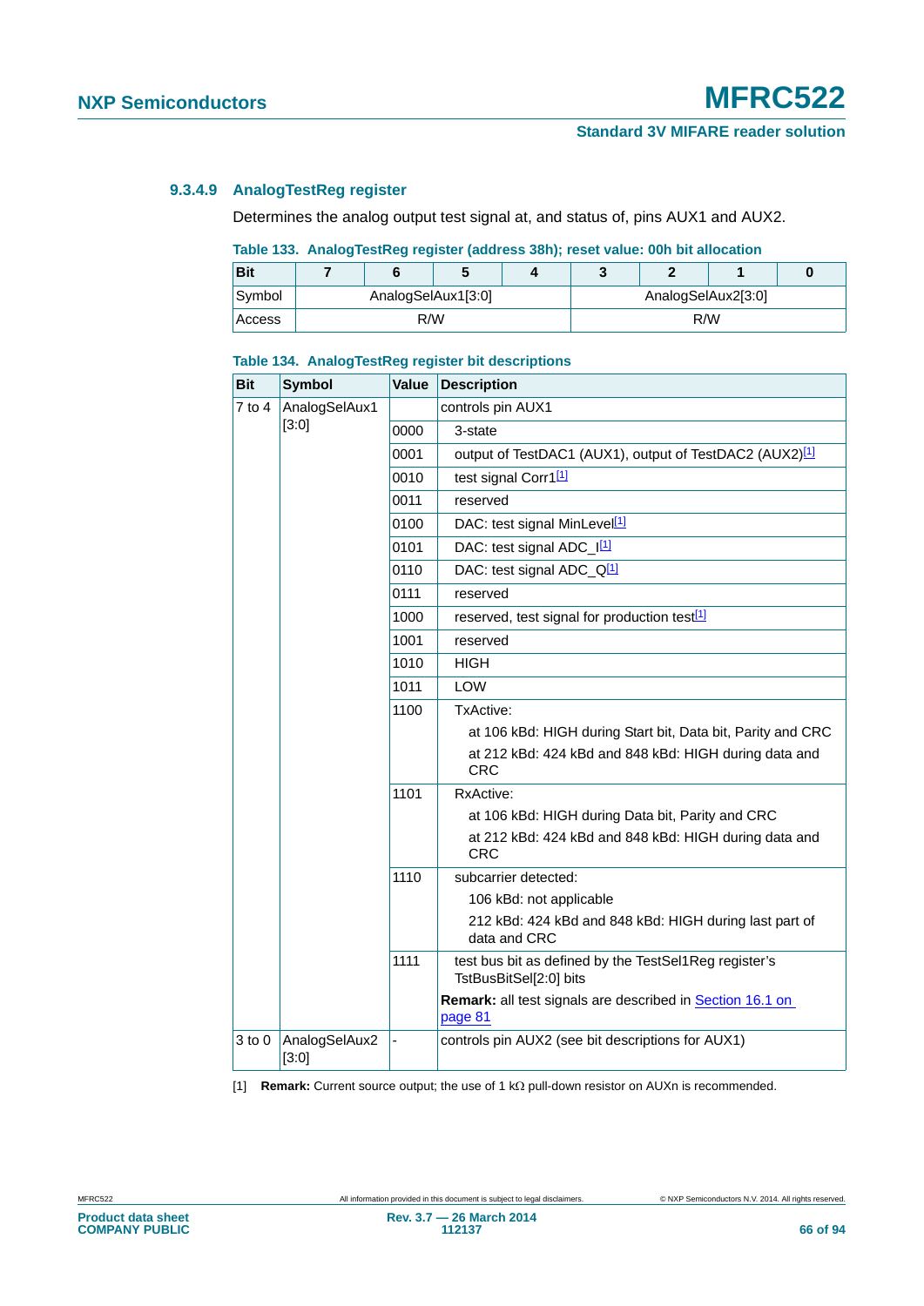#### 9.3.4.9 AnalogTestReg register

Determines the analog output test signal at, and status of, pins AUX1 and AUX2.

**Table 133. AnalogTestReg register (address 38h); reset value: 00h bit allocation**

| Bit | 7 | 6 | 5 | 4 | 3 | 2 | 1 | 0 |
|---|---|---|---|---|---|---|---|---|
| Symbol | AnalogSelAux1[3:0] | | | | AnalogSelAux2[3:0] | | | |
| Access | R/W | | | | R/W | | | |

**Table 134. AnalogTestReg register bit descriptions**

| Bit | Symbol | Value | Description |
|---|---|---|---|
| 7 to 4 | AnalogSelAux1 [3:0] | | controls pin AUX1 |
| | | 0000 | 3-state |
| | | 0001 | output of TestDAC1 (AUX1), output of TestDAC2 (AUX2)[1] |
| | | 0010 | test signal Corr1[1] |
| | | 0011 | reserved |
| | | 0100 | DAC: test signal MinLevel[1] |
| | | 0101 | DAC: test signal ADC_I[1] |
| | | 0110 | DAC: test signal ADC_Q[1] |
| | | 0111 | reserved |
| | | 1000 | reserved, test signal for production test[1] |
| | | 1001 | reserved |
| | | 1010 | HIGH |
| | | 1011 | LOW |
| | | 1100 | TxActive:<br>at 106 kBd: HIGH during Start bit, Data bit, Parity and CRC<br>at 212 kBd: 424 kBd and 848 kBd: HIGH during data and CRC |
| | | 1101 | RxActive:<br>at 106 kBd: HIGH during Data bit, Parity and CRC<br>at 212 kBd: 424 kBd and 848 kBd: HIGH during data and CRC |
| | | 1110 | subcarrier detected:<br>106 kBd: not applicable<br>212 kBd: 424 kBd and 848 kBd: HIGH during last part of data and CRC |
| | | 1111 | test bus bit as defined by the TestSel1Reg register's TstBusBitSel[2:0] bits |
| | | | **Remark:** all test signals are described in Section 16.1 on page 81 |
| 3 to 0 | AnalogSelAux2 [3:0] | - | controls pin AUX2 (see bit descriptions for AUX1) |

[1] **Remark:** Current source output; the use of 1 kΩ pull-down resistor on AUXn is recommended.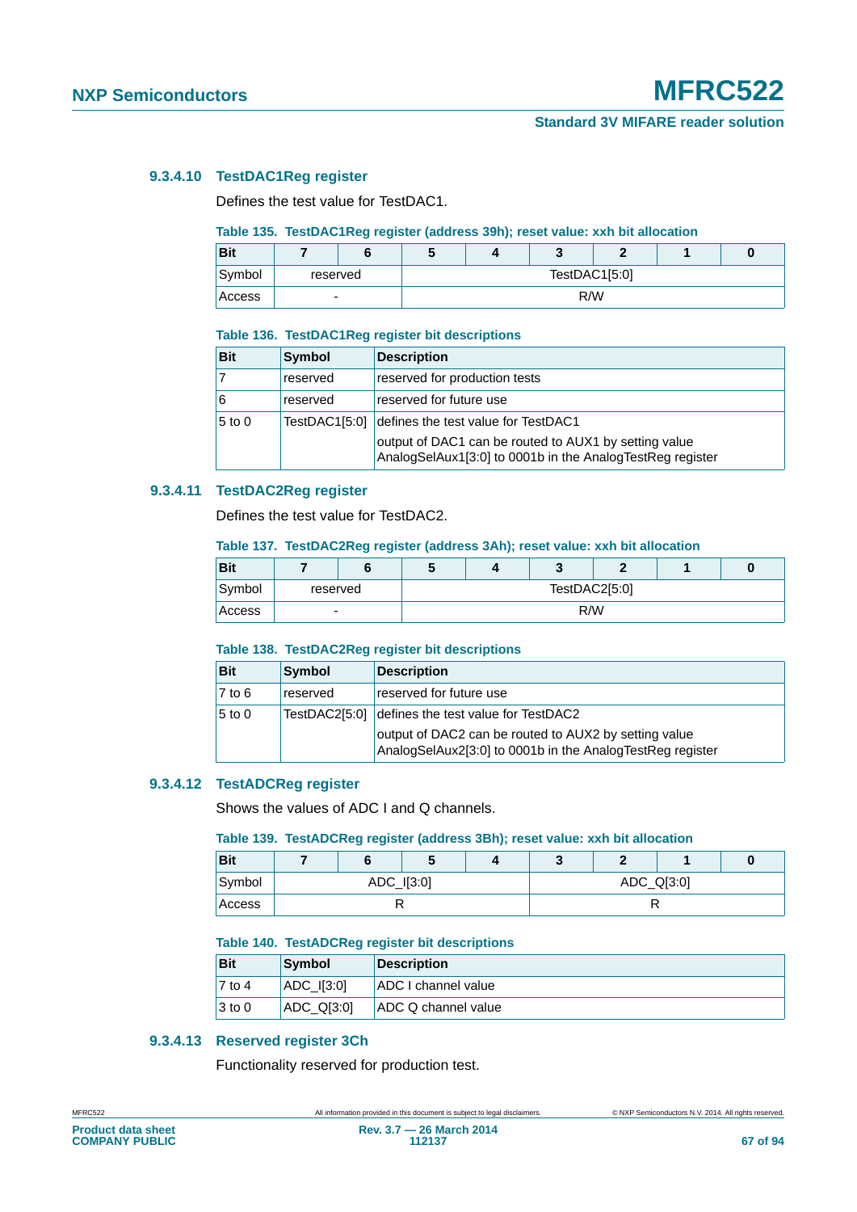#### 9.3.4.10 TestDAC1Reg register

Defines the test value for TestDAC1.

**Table 135. TestDAC1Reg register (address 39h); reset value: xxh bit allocation**

| Bit | 7 | 6 | 5 | 4 | 3 | 2 | 1 | 0 |
|---|---|---|---|---|---|---|---|---|
| Symbol | reserved | | TestDAC1[5:0] | | | | | |
| Access | - | | R/W | | | | | |

**Table 136. TestDAC1Reg register bit descriptions**

| Bit | Symbol | Description |
|---|---|---|
| 7 | reserved | reserved for production tests |
| 6 | reserved | reserved for future use |
| 5 to 0 | TestDAC1[5:0] | defines the test value for TestDAC1<br>output of DAC1 can be routed to AUX1 by setting value AnalogSelAux1[3:0] to 0001b in the AnalogTestReg register |

#### 9.3.4.11 TestDAC2Reg register

Defines the test value for TestDAC2.

**Table 137. TestDAC2Reg register (address 3Ah); reset value: xxh bit allocation**

| Bit | 7 | 6 | 5 | 4 | 3 | 2 | 1 | 0 |
|---|---|---|---|---|---|---|---|---|
| Symbol | reserved | | TestDAC2[5:0] | | | | | |
| Access | - | | R/W | | | | | |

**Table 138. TestDAC2Reg register bit descriptions**

| Bit | Symbol | Description |
|---|---|---|
| 7 to 6 | reserved | reserved for future use |
| 5 to 0 | TestDAC2[5:0] | defines the test value for TestDAC2<br>output of DAC2 can be routed to AUX2 by setting value AnalogSelAux2[3:0] to 0001b in the AnalogTestReg register |

#### 9.3.4.12 TestADCReg register

Shows the values of ADC I and Q channels.

**Table 139. TestADCReg register (address 3Bh); reset value: xxh bit allocation**

| Bit | 7 | 6 | 5 | 4 | 3 | 2 | 1 | 0 |
|---|---|---|---|---|---|---|---|---|
| Symbol | ADC_I[3:0] | | | | ADC_Q[3:0] | | | |
| Access | R | | | | R | | | |

**Table 140. TestADCReg register bit descriptions**

| Bit | Symbol | Description |
|---|---|---|
| 7 to 4 | ADC_I[3:0] | ADC I channel value |
| 3 to 0 | ADC_Q[3:0] | ADC Q channel value |

#### 9.3.4.13 Reserved register 3Ch

Functionality reserved for production test.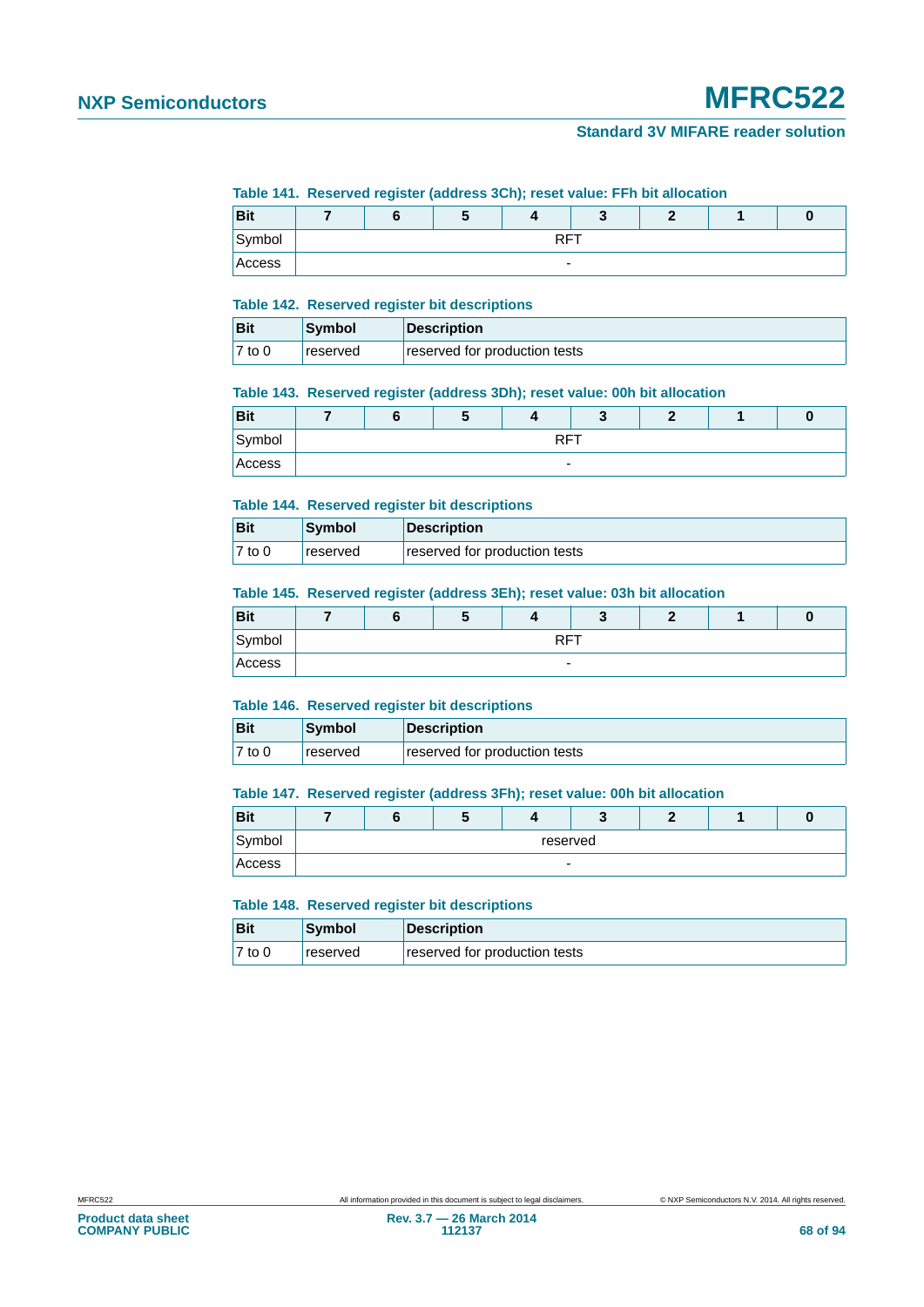**Table 141. Reserved register (address 3Ch); reset value: FFh bit allocation**

| Bit | 7 | 6 | 5 | 4 | 3 | 2 | 1 | 0 |
|---|---|---|---|---|---|---|---|---|
| Symbol | RFT | | | | | | | |
| Access | - | | | | | | | |

**Table 142. Reserved register bit descriptions**

| Bit | Symbol | Description |
|---|---|---|
| 7 to 0 | reserved | reserved for production tests |

**Table 143. Reserved register (address 3Dh); reset value: 00h bit allocation**

| Bit | 7 | 6 | 5 | 4 | 3 | 2 | 1 | 0 |
|---|---|---|---|---|---|---|---|---|
| Symbol | RFT | | | | | | | |
| Access | - | | | | | | | |

**Table 144. Reserved register bit descriptions**

| Bit | Symbol | Description |
|---|---|---|
| 7 to 0 | reserved | reserved for production tests |

**Table 145. Reserved register (address 3Eh); reset value: 03h bit allocation**

| Bit | 7 | 6 | 5 | 4 | 3 | 2 | 1 | 0 |
|---|---|---|---|---|---|---|---|---|
| Symbol | RFT | | | | | | | |
| Access | - | | | | | | | |

**Table 146. Reserved register bit descriptions**

| Bit | Symbol | Description |
|---|---|---|
| 7 to 0 | reserved | reserved for production tests |

**Table 147. Reserved register (address 3Fh); reset value: 00h bit allocation**

| Bit | 7 | 6 | 5 | 4 | 3 | 2 | 1 | 0 |
|---|---|---|---|---|---|---|---|---|
| Symbol | reserved | | | | | | | |
| Access | - | | | | | | | |

**Table 148. Reserved register bit descriptions**

| Bit | Symbol | Description |
|---|---|---|
| 7 to 0 | reserved | reserved for production tests |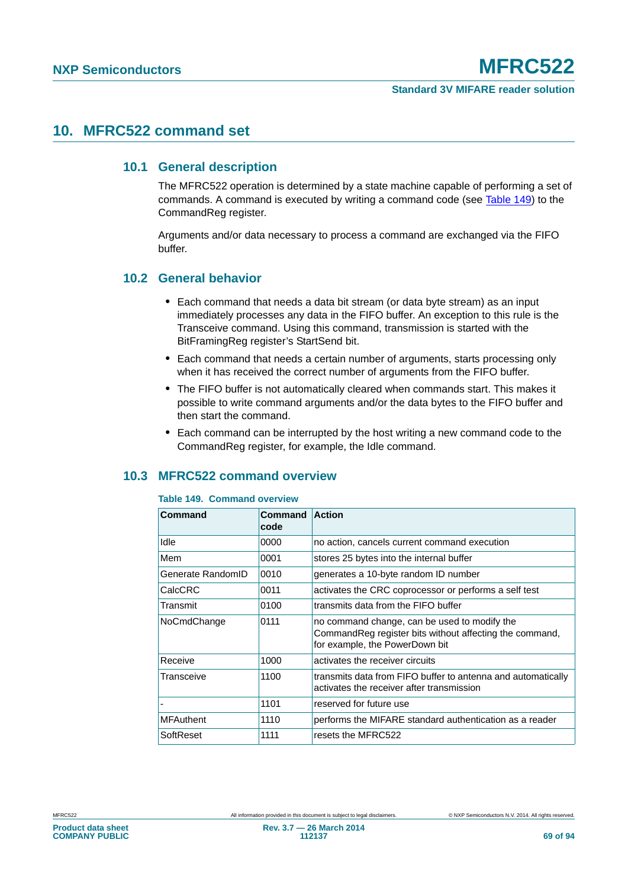# 10. MFRC522 command set

## 10.1 General description

The MFRC522 operation is determined by a state machine capable of performing a set of commands. A command is executed by writing a command code (see Table 149) to the CommandReg register.

Arguments and/or data necessary to process a command are exchanged via the FIFO buffer.

## 10.2 General behavior

- Each command that needs a data bit stream (or data byte stream) as an input immediately processes any data in the FIFO buffer. An exception to this rule is the Transceive command. Using this command, transmission is started with the BitFramingReg register's StartSend bit.
- Each command that needs a certain number of arguments, starts processing only when it has received the correct number of arguments from the FIFO buffer.
- The FIFO buffer is not automatically cleared when commands start. This makes it possible to write command arguments and/or the data bytes to the FIFO buffer and then start the command.
- Each command can be interrupted by the host writing a new command code to the CommandReg register, for example, the Idle command.

## 10.3 MFRC522 command overview

**Table 149. Command overview**

| Command | Command code | Action |
|---|---|---|
| Idle | 0000 | no action, cancels current command execution |
| Mem | 0001 | stores 25 bytes into the internal buffer |
| Generate RandomID | 0010 | generates a 10-byte random ID number |
| CalcCRC | 0011 | activates the CRC coprocessor or performs a self test |
| Transmit | 0100 | transmits data from the FIFO buffer |
| NoCmdChange | 0111 | no command change, can be used to modify the CommandReg register bits without affecting the command, for example, the PowerDown bit |
| Receive | 1000 | activates the receiver circuits |
| Transceive | 1100 | transmits data from FIFO buffer to antenna and automatically activates the receiver after transmission |
| - | 1101 | reserved for future use |
| MFAuthent | 1110 | performs the MIFARE standard authentication as a reader |
| SoftReset | 1111 | resets the MFRC522 |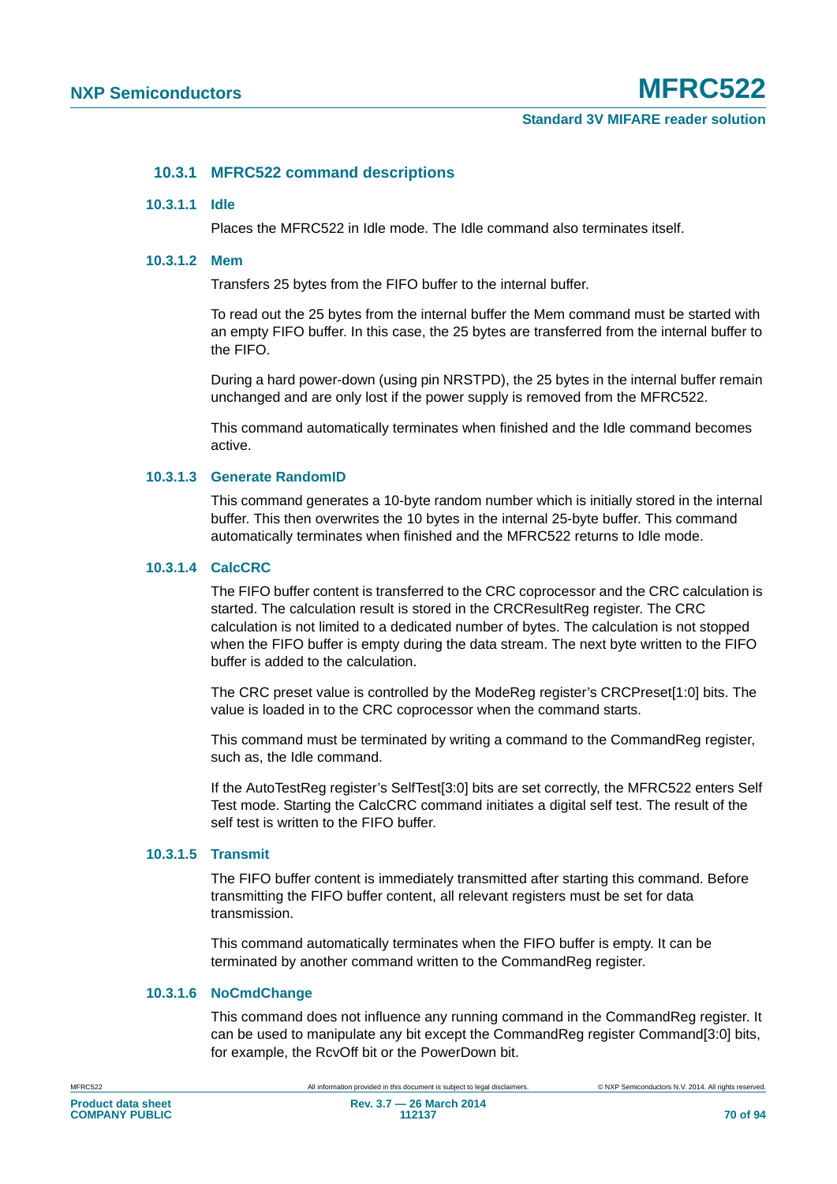### 10.3.1 MFRC522 command descriptions

#### 10.3.1.1 Idle

Places the MFRC522 in Idle mode. The Idle command also terminates itself.

#### 10.3.1.2 Mem

Transfers 25 bytes from the FIFO buffer to the internal buffer.

To read out the 25 bytes from the internal buffer the Mem command must be started with an empty FIFO buffer. In this case, the 25 bytes are transferred from the internal buffer to the FIFO.

During a hard power-down (using pin NRSTPD), the 25 bytes in the internal buffer remain unchanged and are only lost if the power supply is removed from the MFRC522.

This command automatically terminates when finished and the Idle command becomes active.

#### 10.3.1.3 Generate RandomID

This command generates a 10-byte random number which is initially stored in the internal buffer. This then overwrites the 10 bytes in the internal 25-byte buffer. This command automatically terminates when finished and the MFRC522 returns to Idle mode.

#### 10.3.1.4 CalcCRC

The FIFO buffer content is transferred to the CRC coprocessor and the CRC calculation is started. The calculation result is stored in the CRCResultReg register. The CRC calculation is not limited to a dedicated number of bytes. The calculation is not stopped when the FIFO buffer is empty during the data stream. The next byte written to the FIFO buffer is added to the calculation.

The CRC preset value is controlled by the ModeReg register's CRCPreset[1:0] bits. The value is loaded in to the CRC coprocessor when the command starts.

This command must be terminated by writing a command to the CommandReg register, such as, the Idle command.

If the AutoTestReg register's SelfTest[3:0] bits are set correctly, the MFRC522 enters Self Test mode. Starting the CalcCRC command initiates a digital self test. The result of the self test is written to the FIFO buffer.

#### 10.3.1.5 Transmit

The FIFO buffer content is immediately transmitted after starting this command. Before transmitting the FIFO buffer content, all relevant registers must be set for data transmission.

This command automatically terminates when the FIFO buffer is empty. It can be terminated by another command written to the CommandReg register.

#### 10.3.1.6 NoCmdChange

This command does not influence any running command in the CommandReg register. It can be used to manipulate any bit except the CommandReg register Command[3:0] bits, for example, the RcvOff bit or the PowerDown bit.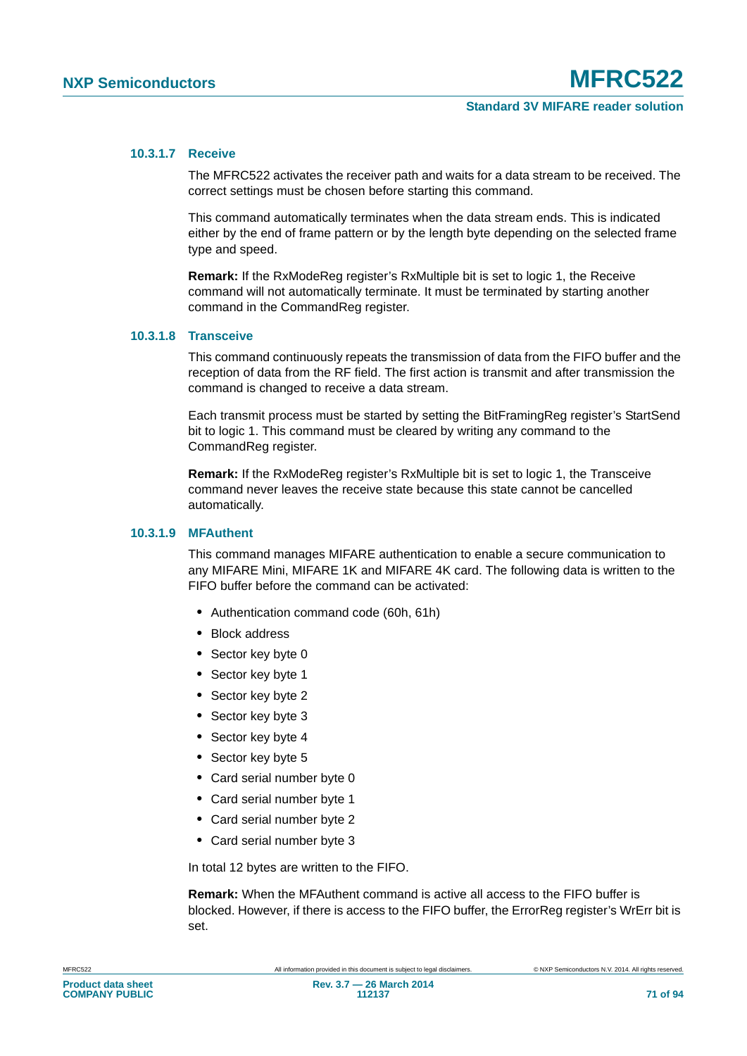#### 10.3.1.7 Receive

The MFRC522 activates the receiver path and waits for a data stream to be received. The correct settings must be chosen before starting this command.

This command automatically terminates when the data stream ends. This is indicated either by the end of frame pattern or by the length byte depending on the selected frame type and speed.

**Remark:** If the RxModeReg register's RxMultiple bit is set to logic 1, the Receive command will not automatically terminate. It must be terminated by starting another command in the CommandReg register.

#### 10.3.1.8 Transceive

This command continuously repeats the transmission of data from the FIFO buffer and the reception of data from the RF field. The first action is transmit and after transmission the command is changed to receive a data stream.

Each transmit process must be started by setting the BitFramingReg register's StartSend bit to logic 1. This command must be cleared by writing any command to the CommandReg register.

**Remark:** If the RxModeReg register's RxMultiple bit is set to logic 1, the Transceive command never leaves the receive state because this state cannot be cancelled automatically.

#### 10.3.1.9 MFAuthent

This command manages MIFARE authentication to enable a secure communication to any MIFARE Mini, MIFARE 1K and MIFARE 4K card. The following data is written to the FIFO buffer before the command can be activated:

- Authentication command code (60h, 61h)
- Block address
- Sector key byte 0
- Sector key byte 1
- Sector key byte 2
- Sector key byte 3
- Sector key byte 4
- Sector key byte 5
- Card serial number byte 0
- Card serial number byte 1
- Card serial number byte 2
- Card serial number byte 3

In total 12 bytes are written to the FIFO.

**Remark:** When the MFAuthent command is active all access to the FIFO buffer is blocked. However, if there is access to the FIFO buffer, the ErrorReg register's WrErr bit is set.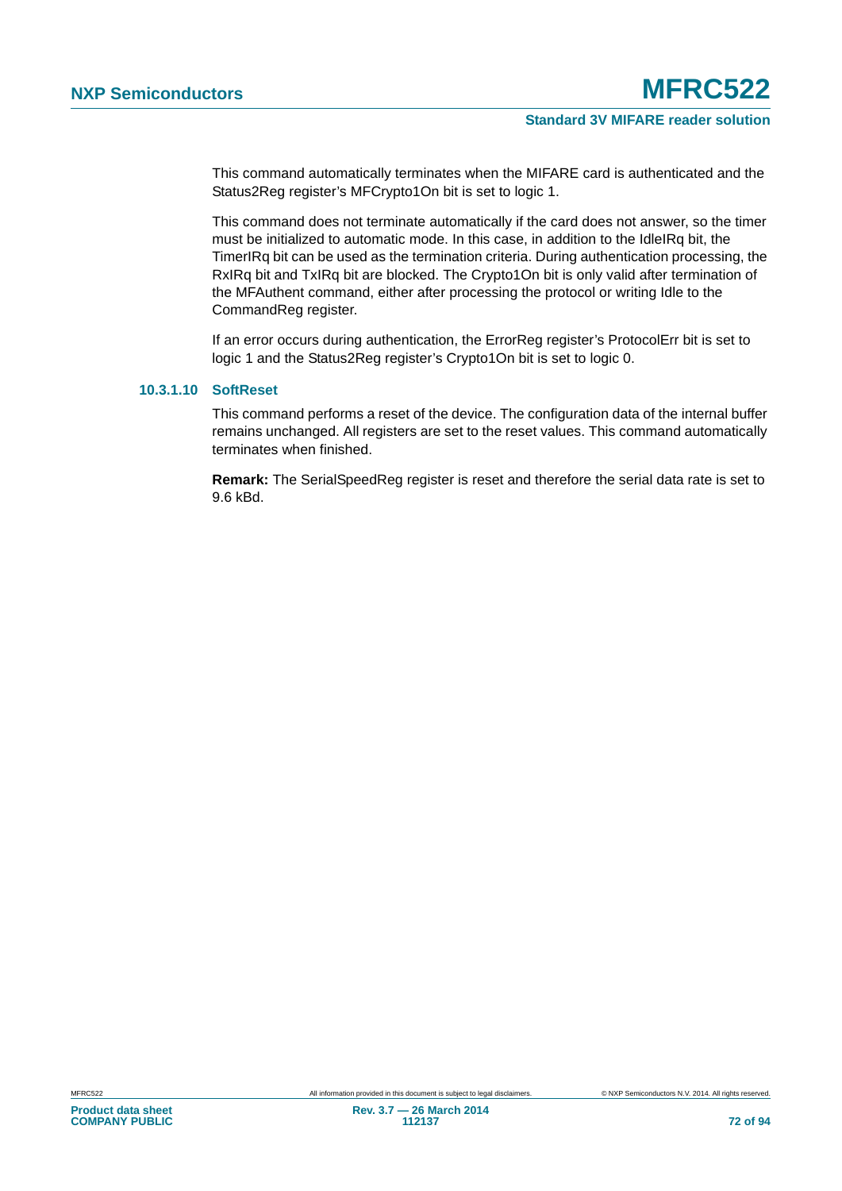This command automatically terminates when the MIFARE card is authenticated and the Status2Reg register's MFCrypto1On bit is set to logic 1.

This command does not terminate automatically if the card does not answer, so the timer must be initialized to automatic mode. In this case, in addition to the IdleIRq bit, the TimerIRq bit can be used as the termination criteria. During authentication processing, the RxIRq bit and TxIRq bit are blocked. The Crypto1On bit is only valid after termination of the MFAuthent command, either after processing the protocol or writing Idle to the CommandReg register.

If an error occurs during authentication, the ErrorReg register's ProtocolErr bit is set to logic 1 and the Status2Reg register's Crypto1On bit is set to logic 0.

#### 10.3.1.10 SoftReset

This command performs a reset of the device. The configuration data of the internal buffer remains unchanged. All registers are set to the reset values. This command automatically terminates when finished.

**Remark:** The SerialSpeedReg register is reset and therefore the serial data rate is set to 9.6 kBd.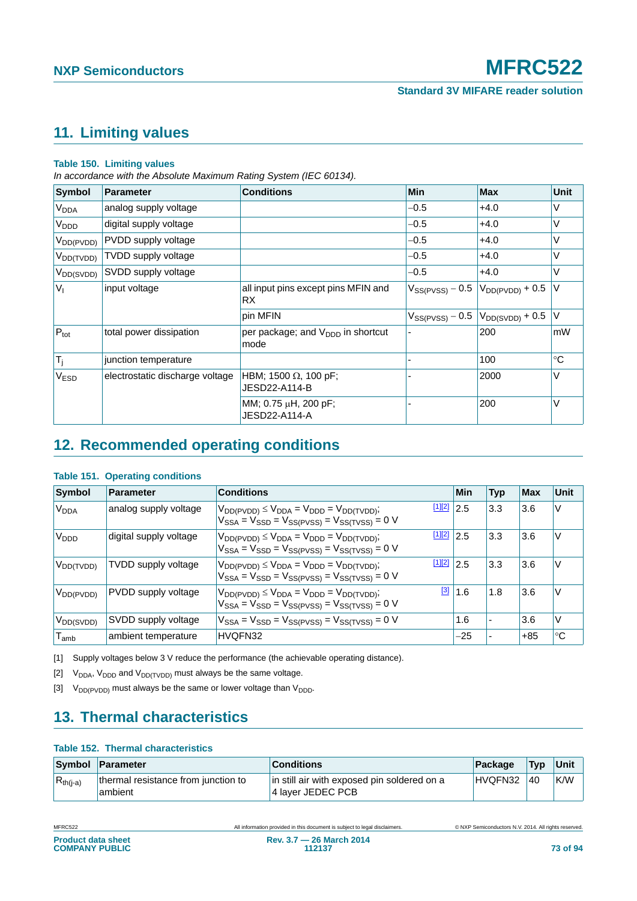## 11. Limiting values

**Table 150. Limiting values**

*In accordance with the Absolute Maximum Rating System (IEC 60134).*

| Symbol | Parameter | Conditions | Min | Max | Unit |
|---|---|---|---|---|---|
| $V_{DDA}$ | analog supply voltage | | −0.5 | +4.0 | V |
| $V_{DDD}$ | digital supply voltage | | −0.5 | +4.0 | V |
| $V_{DD(PVDD)}$ | PVDD supply voltage | | −0.5 | +4.0 | V |
| $V_{DD(TVDD)}$ | TVDD supply voltage | | −0.5 | +4.0 | V |
| $V_{DD(SVDD)}$ | SVDD supply voltage | | −0.5 | +4.0 | V |
| $V_I$ | input voltage | all input pins except pins MFIN and RX | $V_{SS(PVSS)} - 0.5$ | $V_{DD(PVDD)} + 0.5$ | V |
| | | pin MFIN | $V_{SS(PVSS)} - 0.5$ | $V_{DD(SVDD)} + 0.5$ | V |
| $P_{tot}$ | total power dissipation | per package; and $V_{DDD}$ in shortcut mode | - | 200 | mW |
| $T_j$ | junction temperature | | - | 100 | °C |
| $V_{ESD}$ | electrostatic discharge voltage | HBM; 1500 Ω, 100 pF; JESD22-A114-B | - | 2000 | V |
| | | MM; 0.75 µH, 200 pF; JESD22-A114-A | - | 200 | V |

## 12. Recommended operating conditions

**Table 151. Operating conditions**

| Symbol | Parameter | Conditions | | Min | Typ | Max | Unit |
|---|---|---|---|---|---|---|---|
| $V_{DDA}$ | analog supply voltage | $V_{DD(PVDD)} \leq V_{DDA} = V_{DDD} = V_{DD(TVDD)}$; $V_{SSA} = V_{SSD} = V_{SS(PVSS)} = V_{SS(TVSS)} = 0$ V | [1][2] | 2.5 | 3.3 | 3.6 | V |
| $V_{DDD}$ | digital supply voltage | $V_{DD(PVDD)} \leq V_{DDA} = V_{DDD} = V_{DD(TVDD)}$; $V_{SSA} = V_{SSD} = V_{SS(PVSS)} = V_{SS(TVSS)} = 0$ V | [1][2] | 2.5 | 3.3 | 3.6 | V |
| $V_{DD(TVDD)}$ | TVDD supply voltage | $V_{DD(PVDD)} \leq V_{DDA} = V_{DDD} = V_{DD(TVDD)}$; $V_{SSA} = V_{SSD} = V_{SS(PVSS)} = V_{SS(TVSS)} = 0$ V | [1][2] | 2.5 | 3.3 | 3.6 | V |
| $V_{DD(PVDD)}$ | PVDD supply voltage | $V_{DD(PVDD)} \leq V_{DDA} = V_{DDD} = V_{DD(TVDD)}$; $V_{SSA} = V_{SSD} = V_{SS(PVSS)} = V_{SS(TVSS)} = 0$ V | [3] | 1.6 | 1.8 | 3.6 | V |
| $V_{DD(SVDD)}$ | SVDD supply voltage | $V_{SSA} = V_{SSD} = V_{SS(PVSS)} = V_{SS(TVSS)} = 0$ V | | 1.6 | - | 3.6 | V |
| $T_{amb}$ | ambient temperature | HVQFN32 | | −25 | - | +85 | °C |

[1] Supply voltages below 3 V reduce the performance (the achievable operating distance).

[2] $V_{DDA}$, $V_{DDD}$ and $V_{DD(TVDD)}$ must always be the same voltage.

[3] $V_{DD(PVDD)}$ must always be the same or lower voltage than $V_{DDD}$.

## 13. Thermal characteristics

**Table 152. Thermal characteristics**

| Symbol | Parameter | Conditions | Package | Typ | Unit |
|---|---|---|---|---|---|
| $R_{th(j-a)}$ | thermal resistance from junction to ambient | in still air with exposed pin soldered on a 4 layer JEDEC PCB | HVQFN32 | 40 | K/W |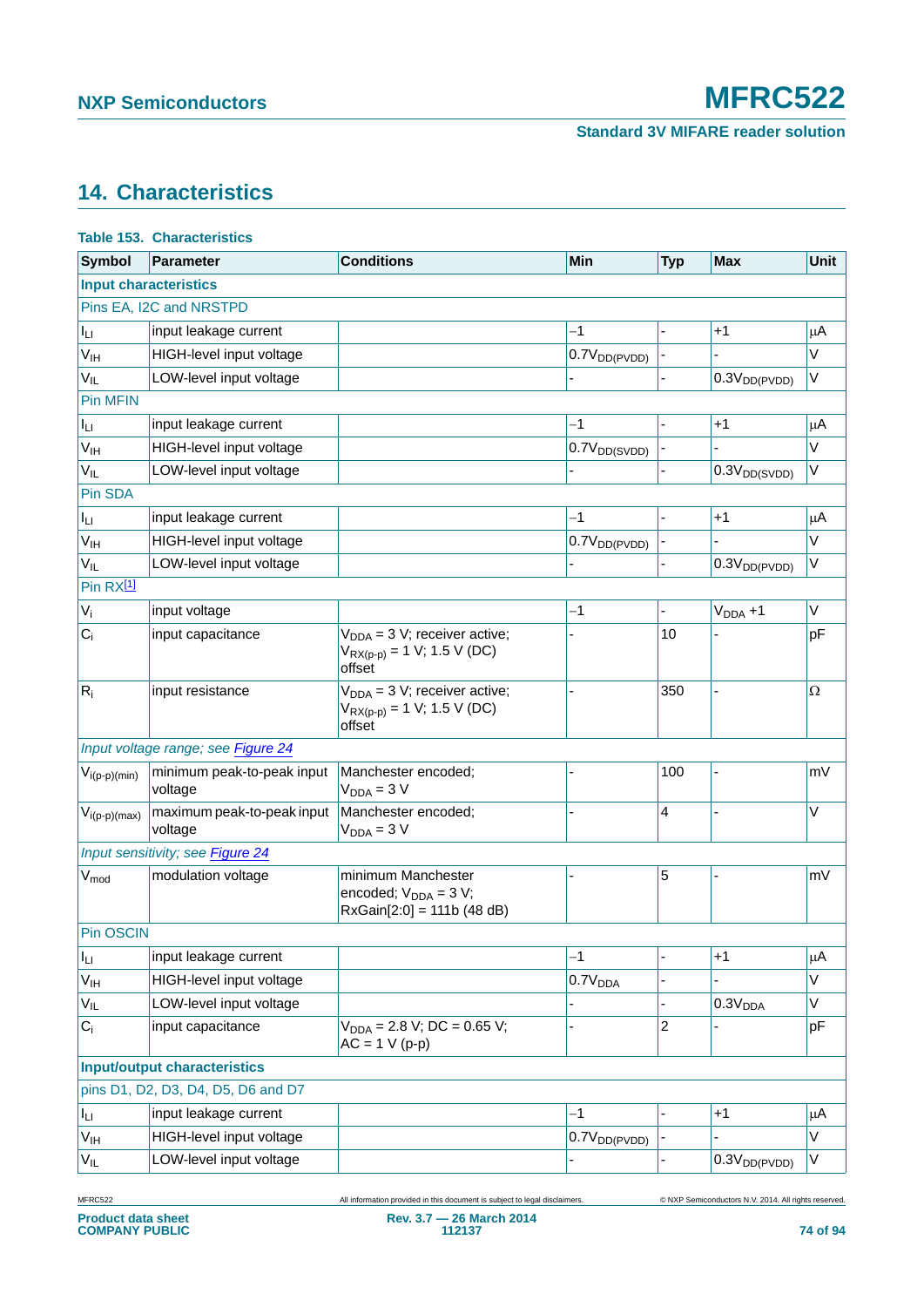## 14. Characteristics

**Table 153. Characteristics**

| Symbol | Parameter | Conditions | Min | Typ | Max | Unit |
|---|---|---|---|---|---|---|
| **Input characteristics** | | | | | | |
| Pins EA, I2C and NRSTPD | | | | | | |
| $I_{LI}$ | input leakage current | | −1 | - | +1 | μA |
| $V_{IH}$ | HIGH-level input voltage | | $0.7V_{DD(PVDD)}$ | - | - | V |
| $V_{IL}$ | LOW-level input voltage | | - | - | $0.3V_{DD(PVDD)}$ | V |
| Pin MFIN | | | | | | |
| $I_{LI}$ | input leakage current | | −1 | - | +1 | μA |
| $V_{IH}$ | HIGH-level input voltage | | $0.7V_{DD(SVDD)}$ | - | - | V |
| $V_{IL}$ | LOW-level input voltage | | - | - | $0.3V_{DD(SVDD)}$ | V |
| Pin SDA | | | | | | |
| $I_{LI}$ | input leakage current | | −1 | - | +1 | μA |
| $V_{IH}$ | HIGH-level input voltage | | $0.7V_{DD(PVDD)}$ | - | - | V |
| $V_{IL}$ | LOW-level input voltage | | - | - | $0.3V_{DD(PVDD)}$ | V |
| Pin RX[1] | | | | | | |
| $V_i$ | input voltage | | −1 | - | $V_{DDA}$ +1 | V |
| $C_i$ | input capacitance | $V_{DDA}$ = 3 V; receiver active; $V_{RX(p-p)}$ = 1 V; 1.5 V (DC) offset | - | 10 | - | pF |
| $R_i$ | input resistance | $V_{DDA}$ = 3 V; receiver active; $V_{RX(p-p)}$ = 1 V; 1.5 V (DC) offset | - | 350 | - | Ω |
| *Input voltage range; see Figure 24* | | | | | | |
| $V_{i(p-p)(min)}$ | minimum peak-to-peak input voltage | Manchester encoded; $V_{DDA}$ = 3 V | - | 100 | - | mV |
| $V_{i(p-p)(max)}$ | maximum peak-to-peak input voltage | Manchester encoded; $V_{DDA}$ = 3 V | - | 4 | - | V |
| *Input sensitivity; see Figure 24* | | | | | | |
| $V_{mod}$ | modulation voltage | minimum Manchester encoded; $V_{DDA}$ = 3 V; RxGain[2:0] = 111b (48 dB) | - | 5 | - | mV |
| Pin OSCIN | | | | | | |
| $I_{LI}$ | input leakage current | | −1 | - | +1 | μA |
| $V_{IH}$ | HIGH-level input voltage | | $0.7V_{DDA}$ | - | - | V |
| $V_{IL}$ | LOW-level input voltage | | - | - | $0.3V_{DDA}$ | V |
| $C_i$ | input capacitance | $V_{DDA}$ = 2.8 V; DC = 0.65 V; AC = 1 V (p-p) | - | 2 | - | pF |
| **Input/output characteristics** | | | | | | |
| pins D1, D2, D3, D4, D5, D6 and D7 | | | | | | |
| $I_{LI}$ | input leakage current | | −1 | - | +1 | μA |
| $V_{IH}$ | HIGH-level input voltage | | $0.7V_{DD(PVDD)}$ | - | - | V |
| $V_{IL}$ | LOW-level input voltage | | - | - | $0.3V_{DD(PVDD)}$ | V |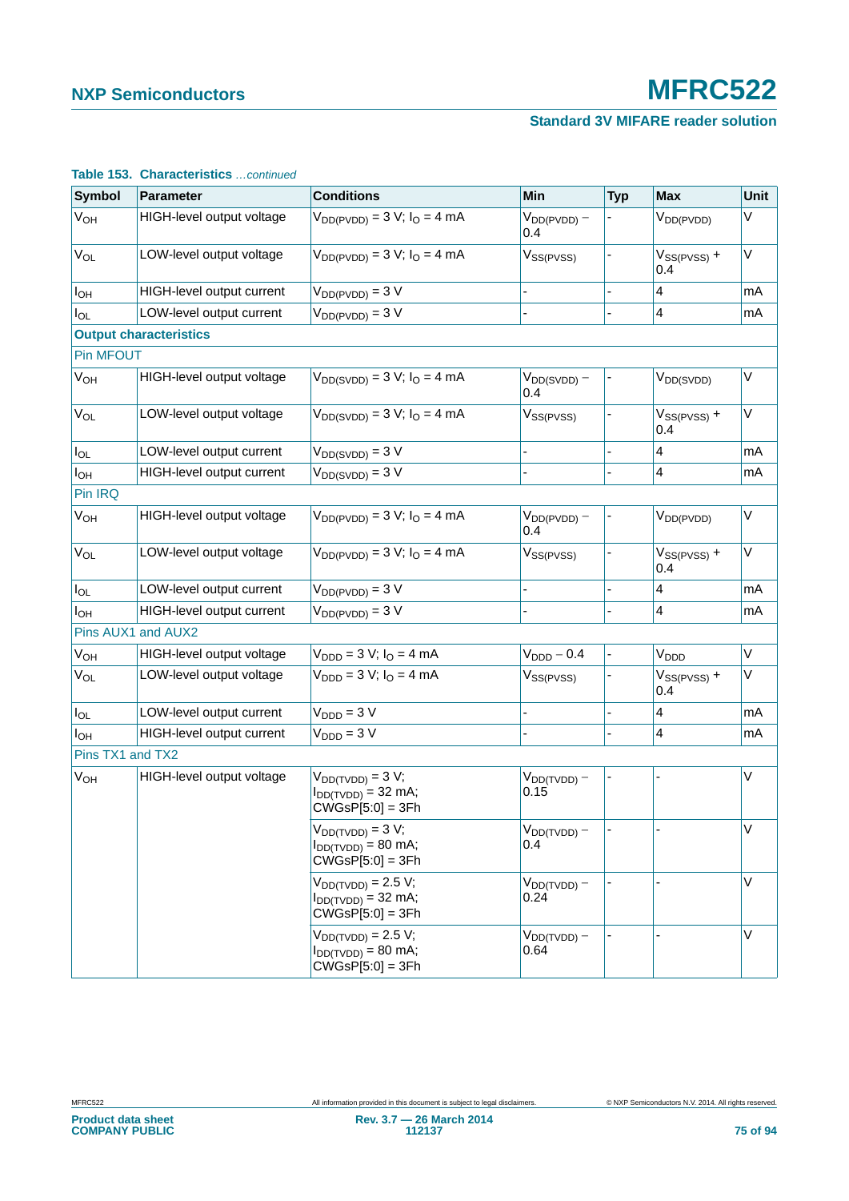**Table 153. Characteristics** *...continued*

| Symbol | Parameter | Conditions | Min | Typ | Max | Unit |
|---|---|---|---|---|---|---|
| $V_{OH}$ | HIGH-level output voltage | $V_{DD(PVDD)} = 3$ V; $I_O = 4$ mA | $V_{DD(PVDD)} - 0.4$ | - | $V_{DD(PVDD)}$ | V |
| $V_{OL}$ | LOW-level output voltage | $V_{DD(PVDD)} = 3$ V; $I_O = 4$ mA | $V_{SS(PVSS)}$ | - | $V_{SS(PVSS)} + 0.4$ | V |
| $I_{OH}$ | HIGH-level output current | $V_{DD(PVDD)} = 3$ V | - | - | 4 | mA |
| $I_{OL}$ | LOW-level output current | $V_{DD(PVDD)} = 3$ V | - | - | 4 | mA |
| **Output characteristics** | | | | | | |
| Pin MFOUT | | | | | | |
| $V_{OH}$ | HIGH-level output voltage | $V_{DD(SVDD)} = 3$ V; $I_O = 4$ mA | $V_{DD(SVDD)} - 0.4$ | - | $V_{DD(SVDD)}$ | V |
| $V_{OL}$ | LOW-level output voltage | $V_{DD(SVDD)} = 3$ V; $I_O = 4$ mA | $V_{SS(PVSS)}$ | - | $V_{SS(PVSS)} + 0.4$ | V |
| $I_{OL}$ | LOW-level output current | $V_{DD(SVDD)} = 3$ V | - | - | 4 | mA |
| $I_{OH}$ | HIGH-level output current | $V_{DD(SVDD)} = 3$ V | - | - | 4 | mA |
| Pin IRQ | | | | | | |
| $V_{OH}$ | HIGH-level output voltage | $V_{DD(PVDD)} = 3$ V; $I_O = 4$ mA | $V_{DD(PVDD)} - 0.4$ | - | $V_{DD(PVDD)}$ | V |
| $V_{OL}$ | LOW-level output voltage | $V_{DD(PVDD)} = 3$ V; $I_O = 4$ mA | $V_{SS(PVSS)}$ | - | $V_{SS(PVSS)} + 0.4$ | V |
| $I_{OL}$ | LOW-level output current | $V_{DD(PVDD)} = 3$ V | - | - | 4 | mA |
| $I_{OH}$ | HIGH-level output current | $V_{DD(PVDD)} = 3$ V | - | - | 4 | mA |
| Pins AUX1 and AUX2 | | | | | | |
| $V_{OH}$ | HIGH-level output voltage | $V_{DDD} = 3$ V; $I_O = 4$ mA | $V_{DDD} - 0.4$ | - | $V_{DDD}$ | V |
| $V_{OL}$ | LOW-level output voltage | $V_{DDD} = 3$ V; $I_O = 4$ mA | $V_{SS(PVSS)}$ | - | $V_{SS(PVSS)} + 0.4$ | V |
| $I_{OL}$ | LOW-level output current | $V_{DDD} = 3$ V | - | - | 4 | mA |
| $I_{OH}$ | HIGH-level output current | $V_{DDD} = 3$ V | - | - | 4 | mA |
| Pins TX1 and TX2 | | | | | | |
| $V_{OH}$ | HIGH-level output voltage | $V_{DD(TVDD)} = 3$ V; $I_{DD(TVDD)} = 32$ mA; CWGsP[5:0] = 3Fh | $V_{DD(TVDD)} - 0.15$ | - | - | V |
| | | $V_{DD(TVDD)} = 3$ V; $I_{DD(TVDD)} = 80$ mA; CWGsP[5:0] = 3Fh | $V_{DD(TVDD)} - 0.4$ | - | - | V |
| | | $V_{DD(TVDD)} = 2.5$ V; $I_{DD(TVDD)} = 32$ mA; CWGsP[5:0] = 3Fh | $V_{DD(TVDD)} - 0.24$ | - | - | V |
| | | $V_{DD(TVDD)} = 2.5$ V; $I_{DD(TVDD)} = 80$ mA; CWGsP[5:0] = 3Fh | $V_{DD(TVDD)} - 0.64$ | - | - | V |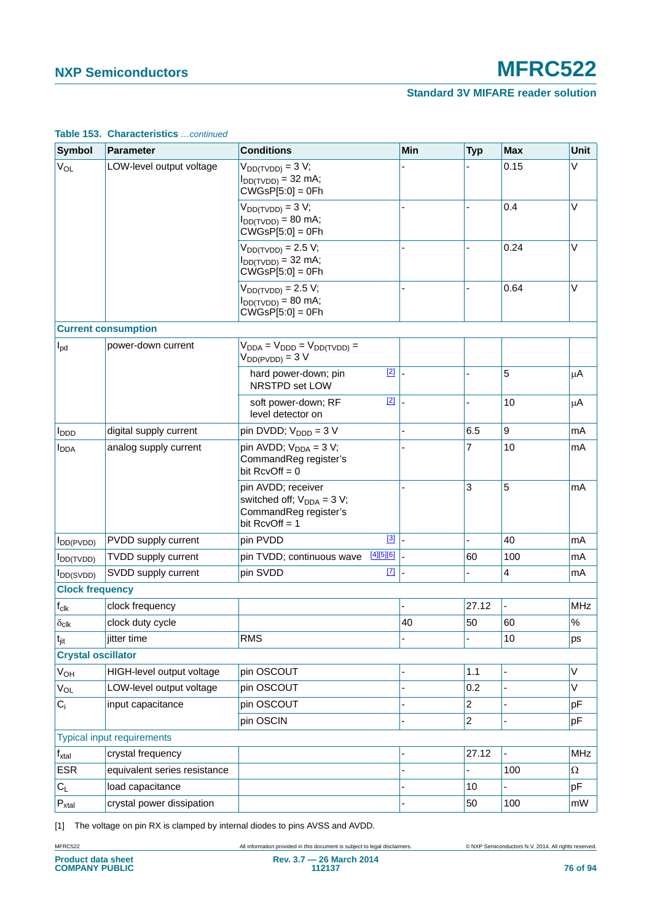**Table 153. Characteristics** *…continued*

| Symbol | Parameter | Conditions | Min | Typ | Max | Unit |
|---|---|---|---|---|---|---|
| $V_{OL}$ | LOW-level output voltage | $V_{DD(TVDD)}$ = 3 V; $I_{DD(TVDD)}$ = 32 mA; CWGsP[5:0] = 0Fh | - | - | 0.15 | V |
| | | $V_{DD(TVDD)}$ = 3 V; $I_{DD(TVDD)}$ = 80 mA; CWGsP[5:0] = 0Fh | - | - | 0.4 | V |
| | | $V_{DD(TVDD)}$ = 2.5 V; $I_{DD(TVDD)}$ = 32 mA; CWGsP[5:0] = 0Fh | - | - | 0.24 | V |
| | | $V_{DD(TVDD)}$ = 2.5 V; $I_{DD(TVDD)}$ = 80 mA; CWGsP[5:0] = 0Fh | - | - | 0.64 | V |
| **Current consumption** | | | | | | |
| $I_{pd}$ | power-down current | $V_{DDA}$ = $V_{DDD}$ = $V_{DD(TVDD)}$ = $V_{DD(PVDD)}$ = 3 V | | | | |
| | | hard power-down; pin NRSTPD set LOW [2] | - | - | 5 | μA |
| | | soft power-down; RF level detector on [2] | - | - | 10 | μA |
| $I_{DDD}$ | digital supply current | pin DVDD; $V_{DDD}$ = 3 V | - | 6.5 | 9 | mA |
| $I_{DDA}$ | analog supply current | pin AVDD; $V_{DDA}$ = 3 V; CommandReg register's bit RcvOff = 0 | - | 7 | 10 | mA |
| | | pin AVDD; receiver switched off; $V_{DDA}$ = 3 V; CommandReg register's bit RcvOff = 1 | - | 3 | 5 | mA |
| $I_{DD(PVDD)}$ | PVDD supply current | pin PVDD [3] | - | - | 40 | mA |
| $I_{DD(TVDD)}$ | TVDD supply current | pin TVDD; continuous wave [4][5][6] | - | 60 | 100 | mA |
| $I_{DD(SVDD)}$ | SVDD supply current | pin SVDD [7] | - | - | 4 | mA |
| **Clock frequency** | | | | | | |
| $f_{clk}$ | clock frequency | | - | 27.12 | - | MHz |
| $\delta_{clk}$ | clock duty cycle | | 40 | 50 | 60 | % |
| $t_{jit}$ | jitter time | RMS | - | - | 10 | ps |
| **Crystal oscillator** | | | | | | |
| $V_{OH}$ | HIGH-level output voltage | pin OSCOUT | - | 1.1 | - | V |
| $V_{OL}$ | LOW-level output voltage | pin OSCOUT | - | 0.2 | - | V |
| $C_i$ | input capacitance | pin OSCOUT | - | 2 | - | pF |
| | | pin OSCIN | - | 2 | - | pF |
| Typical input requirements | | | | | | |
| $f_{xtal}$ | crystal frequency | | - | 27.12 | - | MHz |
| ESR | equivalent series resistance | | - | - | 100 | Ω |
| $C_L$ | load capacitance | | - | 10 | - | pF |
| $P_{xtal}$ | crystal power dissipation | | - | 50 | 100 | mW |

[1] The voltage on pin RX is clamped by internal diodes to pins AVSS and AVDD.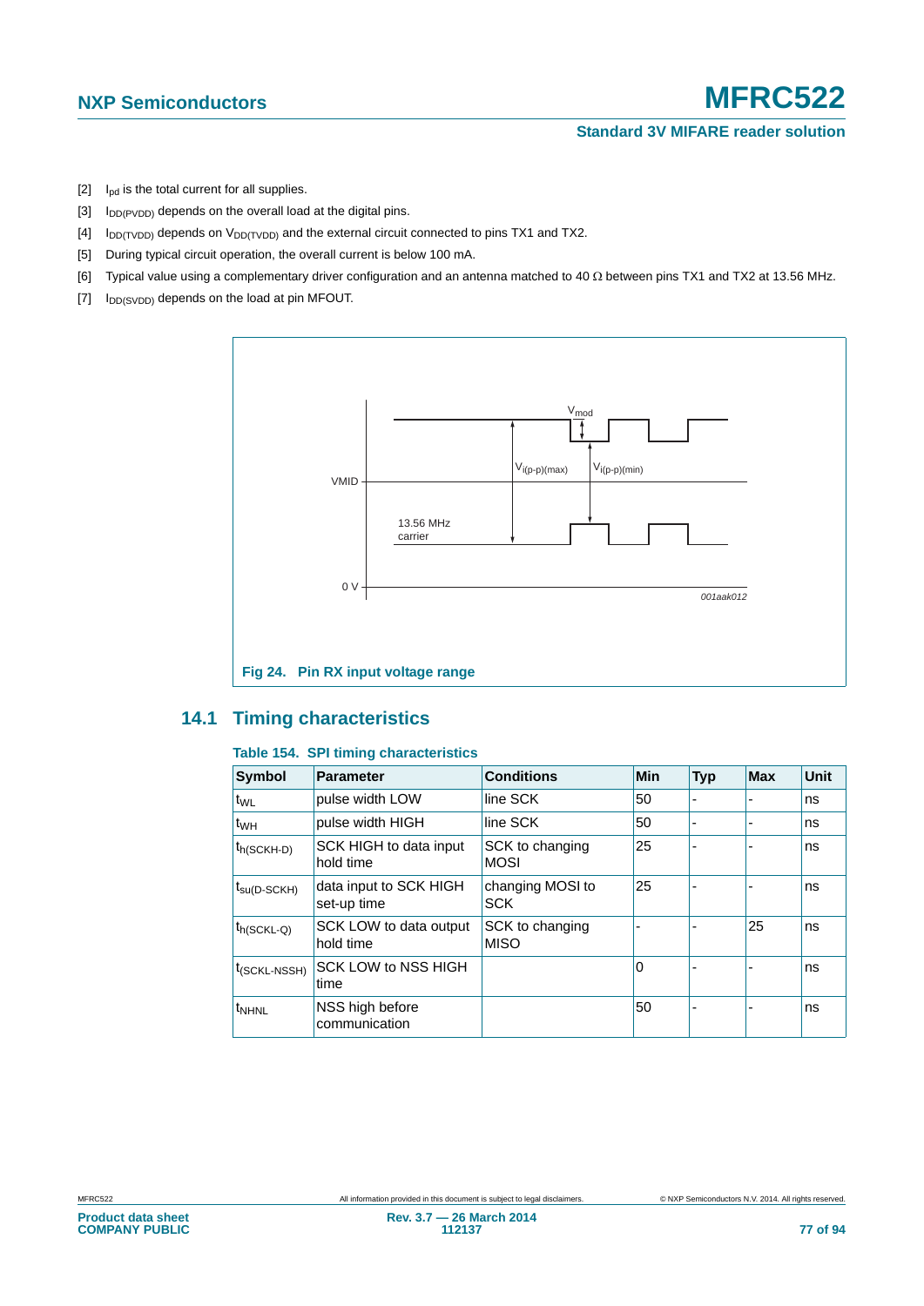[2] $I_{pd}$ is the total current for all supplies.

[3] $I_{DD(PVDD)}$ depends on the overall load at the digital pins.

[4] $I_{DD(TVDD)}$ depends on $V_{DD(TVDD)}$ and the external circuit connected to pins TX1 and TX2.

[5] During typical circuit operation, the overall current is below 100 mA.

[6] Typical value using a complementary driver configuration and an antenna matched to 40 Ω between pins TX1 and TX2 at 13.56 MHz.

[7] $I_{DD(SVDD)}$ depends on the load at pin MFOUT.

**Fig 24. Pin RX input voltage range**

## 14.1 Timing characteristics

**Table 154. SPI timing characteristics**

| Symbol | Parameter | Conditions | Min | Typ | Max | Unit |
|---|---|---|---|---|---|---|
| $t_{WL}$ | pulse width LOW | line SCK | 50 | - | - | ns |
| $t_{WH}$ | pulse width HIGH | line SCK | 50 | - | - | ns |
| $t_{h(SCKH-D)}$ | SCK HIGH to data input hold time | SCK to changing MOSI | 25 | - | - | ns |
| $t_{su(D-SCKH)}$ | data input to SCK HIGH set-up time | changing MOSI to SCK | 25 | - | - | ns |
| $t_{h(SCKL-Q)}$ | SCK LOW to data output hold time | SCK to changing MISO | - | - | 25 | ns |
| $t_{(SCKL-NSSH)}$ | SCK LOW to NSS HIGH time | | 0 | - | - | ns |
| $t_{NHNL}$ | NSS high before communication | | 50 | - | - | ns |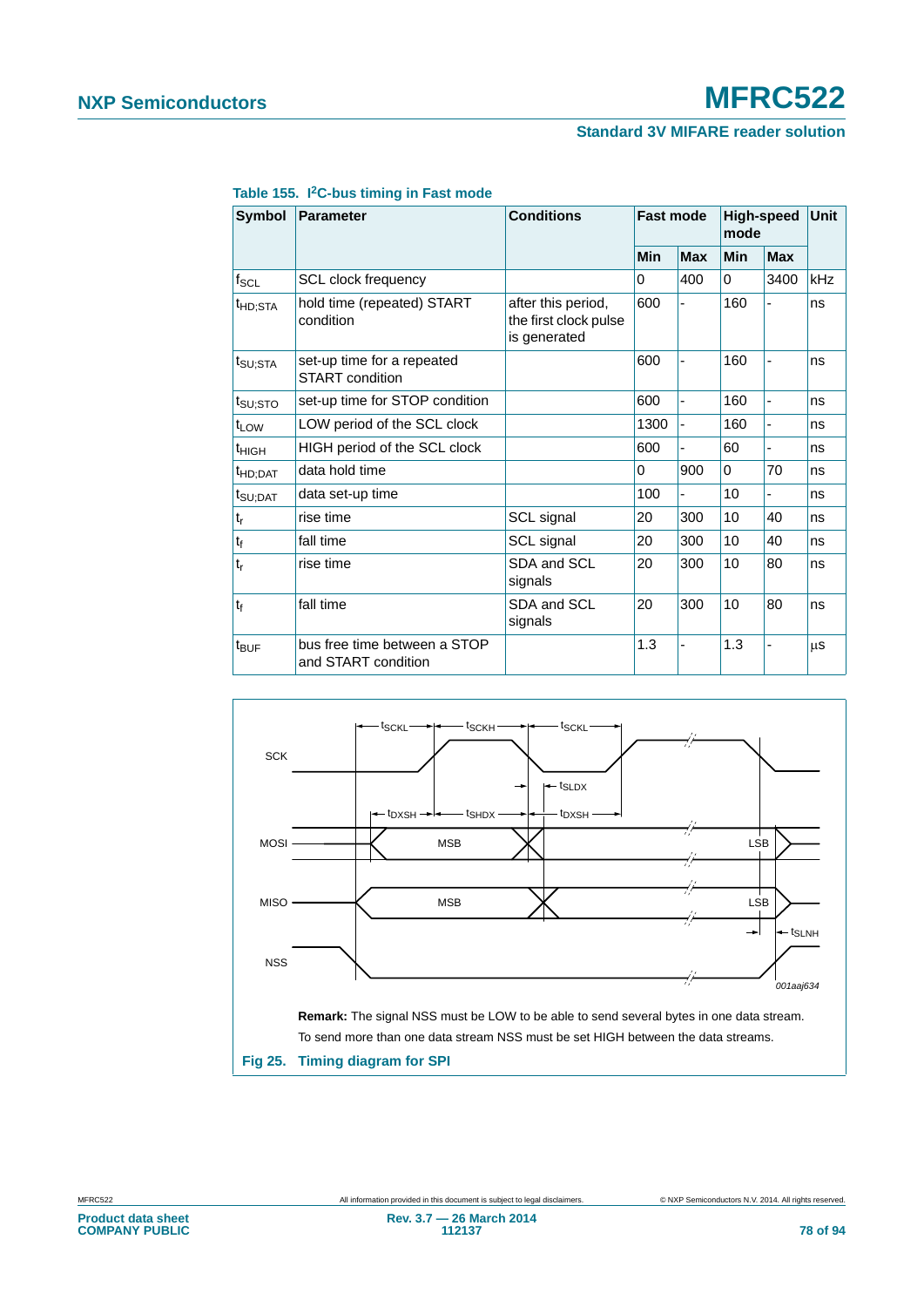**Table 155. I²C-bus timing in Fast mode**

| Symbol | Parameter | Conditions | Fast mode | | High-speed mode | | Unit |
|---|---|---|---|---|---|---|---|
| | | | Min | Max | Min | Max | |
| $f_{SCL}$ | SCL clock frequency | | 0 | 400 | 0 | 3400 | kHz |
| $t_{HD;STA}$ | hold time (repeated) START condition | after this period, the first clock pulse is generated | 600 | - | 160 | - | ns |
| $t_{SU;STA}$ | set-up time for a repeated START condition | | 600 | - | 160 | - | ns |
| $t_{SU;STO}$ | set-up time for STOP condition | | 600 | - | 160 | - | ns |
| $t_{LOW}$ | LOW period of the SCL clock | | 1300 | - | 160 | - | ns |
| $t_{HIGH}$ | HIGH period of the SCL clock | | 600 | - | 60 | - | ns |
| $t_{HD;DAT}$ | data hold time | | 0 | 900 | 0 | 70 | ns |
| $t_{SU;DAT}$ | data set-up time | | 100 | - | 10 | - | ns |
| $t_r$ | rise time | SCL signal | 20 | 300 | 10 | 40 | ns |
| $t_f$ | fall time | SCL signal | 20 | 300 | 10 | 40 | ns |
| $t_r$ | rise time | SDA and SCL signals | 20 | 300 | 10 | 80 | ns |
| $t_f$ | fall time | SDA and SCL signals | 20 | 300 | 10 | 80 | ns |
| $t_{BUF}$ | bus free time between a STOP and START condition | | 1.3 | - | 1.3 | - | µs |

**Remark:** The signal NSS must be LOW to be able to send several bytes in one data stream. To send more than one data stream NSS must be set HIGH between the data streams.

**Fig 25. Timing diagram for SPI**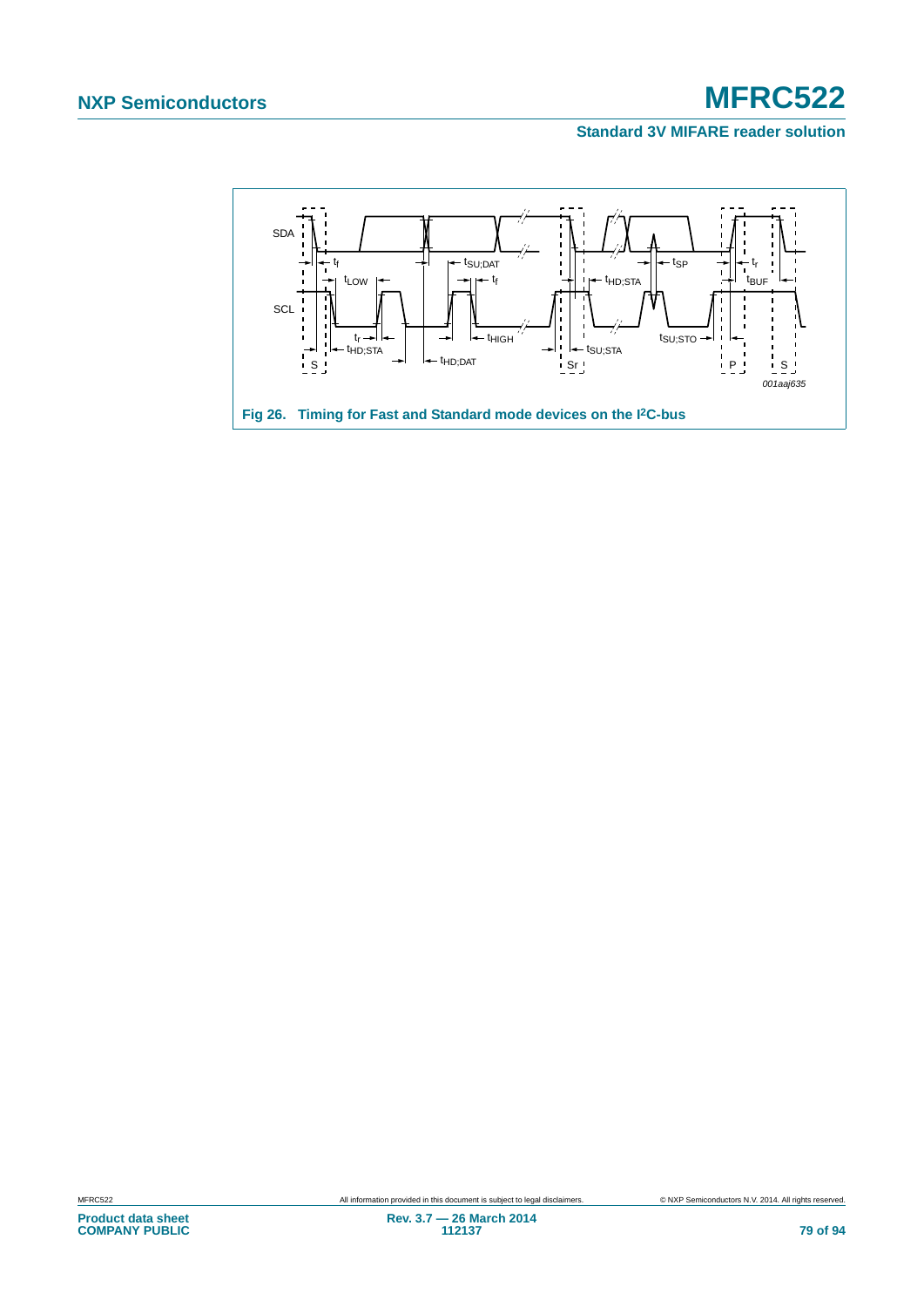Fig 26. Timing for Fast and Standard mode devices on the I2C-bus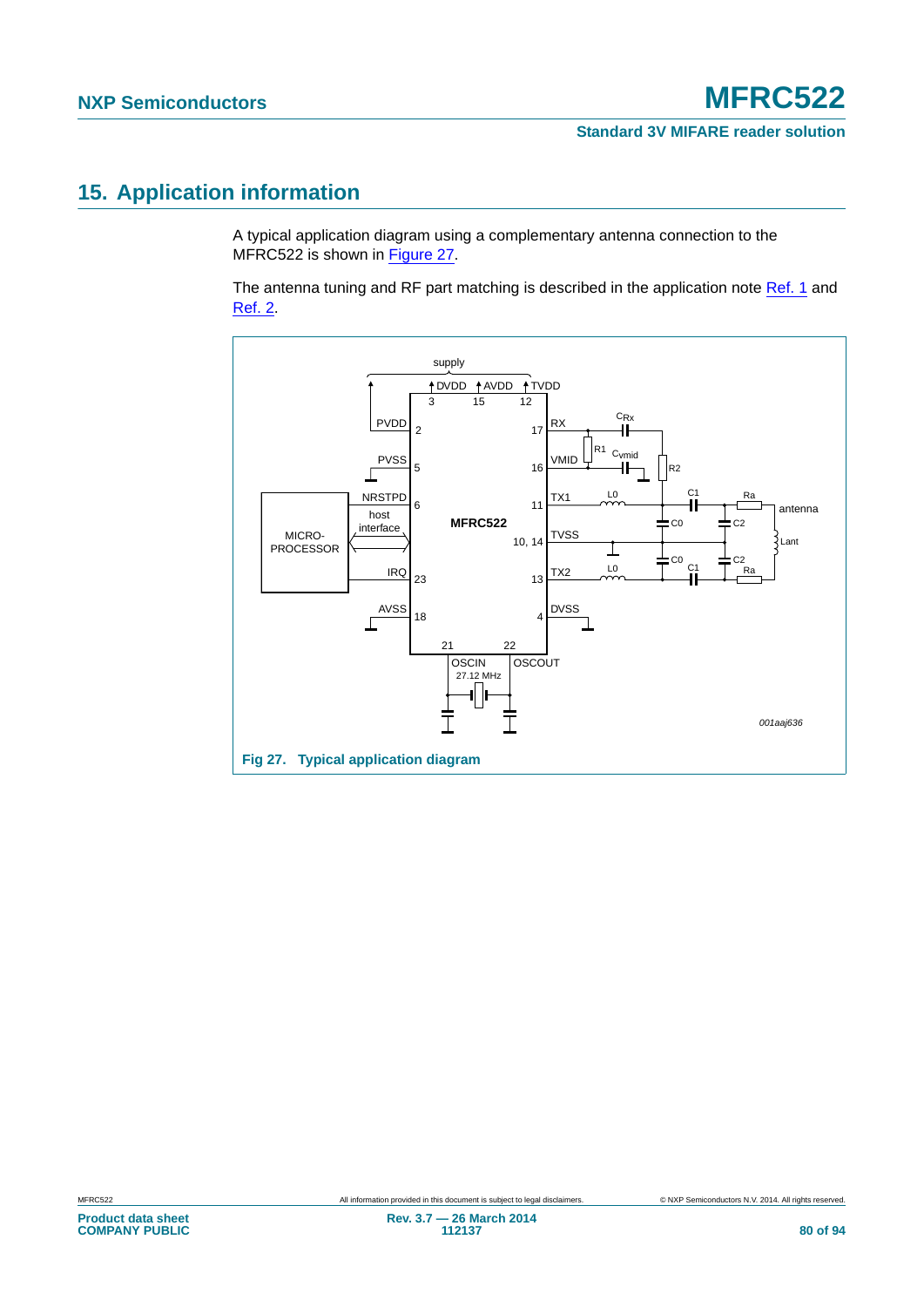## 15. Application information

A typical application diagram using a complementary antenna connection to the MFRC522 is shown in Figure 27.

The antenna tuning and RF part matching is described in the application note Ref. 1 and Ref. 2.

Fig 27. Typical application diagram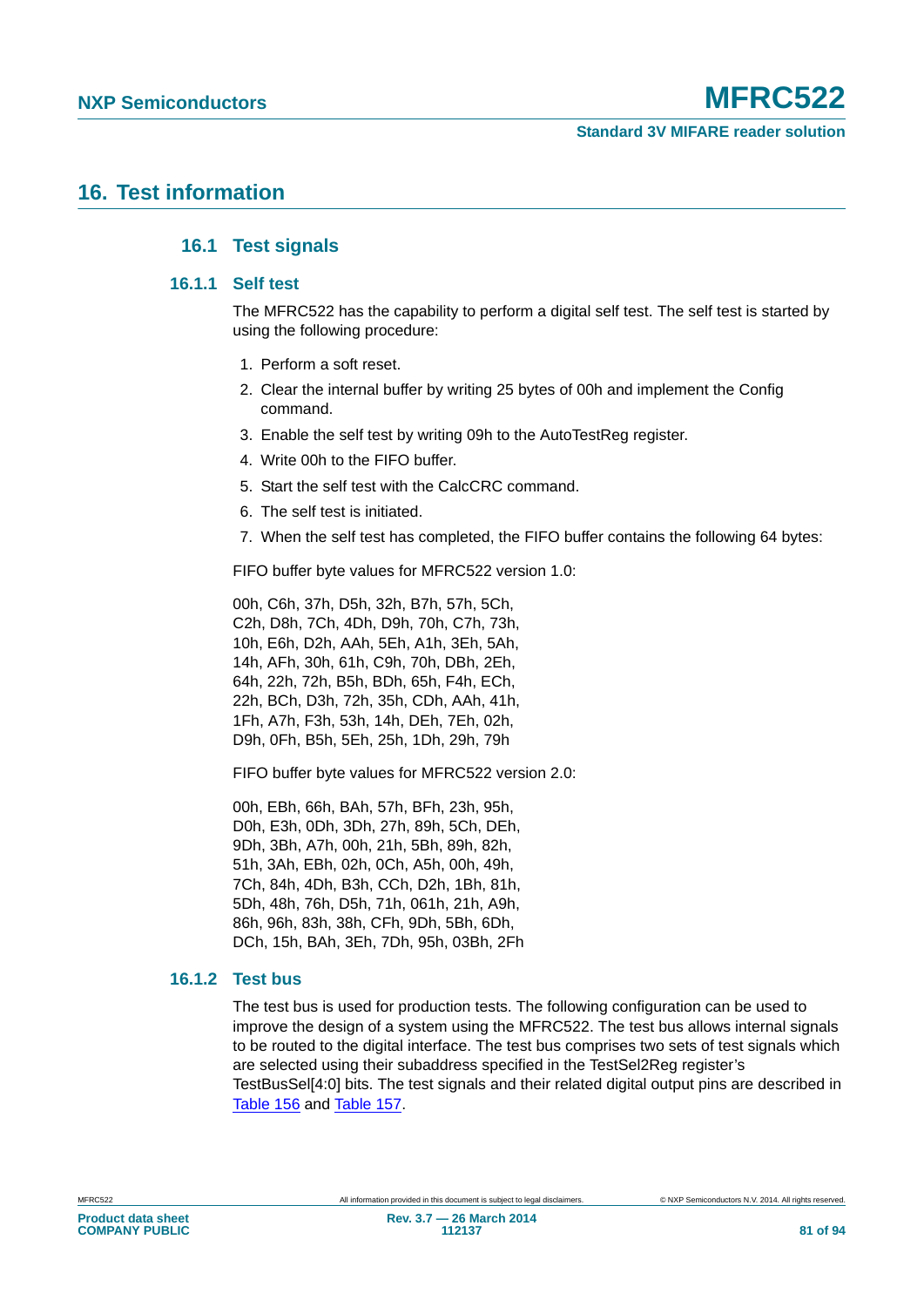# 16. Test information

## 16.1 Test signals

### 16.1.1 Self test

The MFRC522 has the capability to perform a digital self test. The self test is started by using the following procedure:

1. Perform a soft reset.
2. Clear the internal buffer by writing 25 bytes of 00h and implement the Config command.
3. Enable the self test by writing 09h to the AutoTestReg register.
4. Write 00h to the FIFO buffer.
5. Start the self test with the CalcCRC command.
6. The self test is initiated.
7. When the self test has completed, the FIFO buffer contains the following 64 bytes:

FIFO buffer byte values for MFRC522 version 1.0:

00h, C6h, 37h, D5h, 32h, B7h, 57h, 5Ch,
C2h, D8h, 7Ch, 4Dh, D9h, 70h, C7h, 73h,
10h, E6h, D2h, AAh, 5Eh, A1h, 3Eh, 5Ah,
14h, AFh, 30h, 61h, C9h, 70h, DBh, 2Eh,
64h, 22h, 72h, B5h, BDh, 65h, F4h, ECh,
22h, BCh, D3h, 72h, 35h, CDh, AAh, 41h,
1Fh, A7h, F3h, 53h, 14h, DEh, 7Eh, 02h,
D9h, 0Fh, B5h, 5Eh, 25h, 1Dh, 29h, 79h

FIFO buffer byte values for MFRC522 version 2.0:

00h, EBh, 66h, BAh, 57h, BFh, 23h, 95h,
D0h, E3h, 0Dh, 3Dh, 27h, 89h, 5Ch, DEh,
9Dh, 3Bh, A7h, 00h, 21h, 5Bh, 89h, 82h,
51h, 3Ah, EBh, 02h, 0Ch, A5h, 00h, 49h,
7Ch, 84h, 4Dh, B3h, CCh, D2h, 1Bh, 81h,
5Dh, 48h, 76h, D5h, 71h, 061h, 21h, A9h,
86h, 96h, 83h, 38h, CFh, 9Dh, 5Bh, 6Dh,
DCh, 15h, BAh, 3Eh, 7Dh, 95h, 03Bh, 2Fh

### 16.1.2 Test bus

The test bus is used for production tests. The following configuration can be used to improve the design of a system using the MFRC522. The test bus allows internal signals to be routed to the digital interface. The test bus comprises two sets of test signals which are selected using their subaddress specified in the TestSel2Reg register's TestBusSel[4:0] bits. The test signals and their related digital output pins are described in Table 156 and Table 157.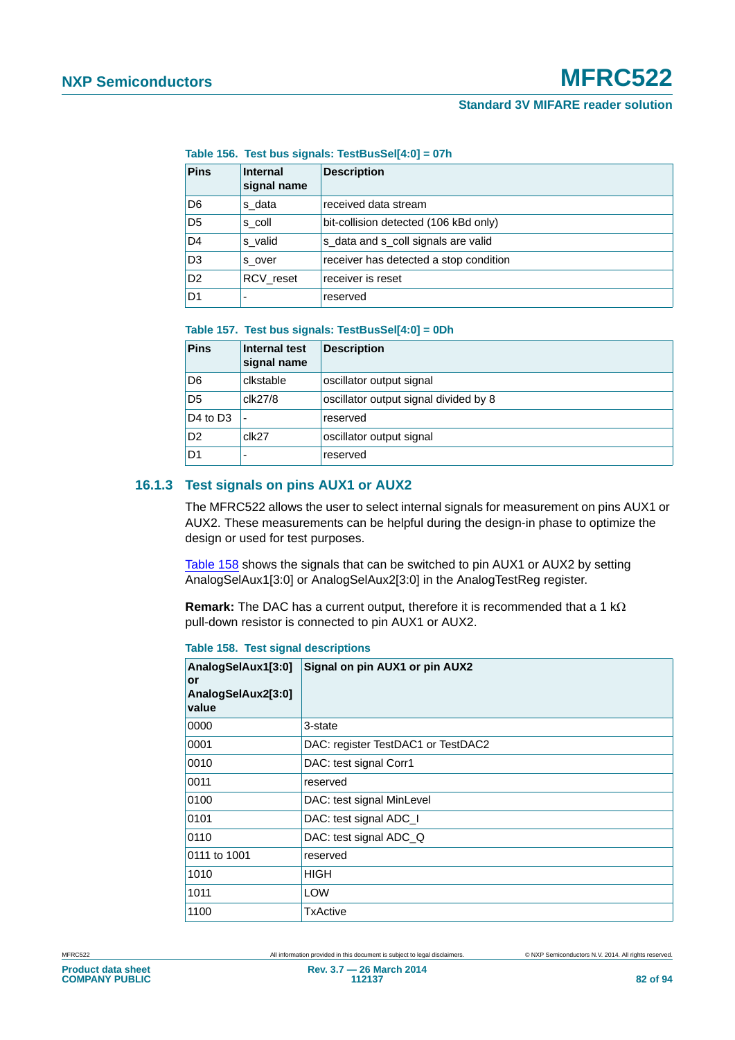**Table 156. Test bus signals: TestBusSel[4:0] = 07h**

| Pins | Internal signal name | Description |
|---|---|---|
| D6 | s_data | received data stream |
| D5 | s_coll | bit-collision detected (106 kBd only) |
| D4 | s_valid | s_data and s_coll signals are valid |
| D3 | s_over | receiver has detected a stop condition |
| D2 | RCV_reset | receiver is reset |
| D1 | - | reserved |

**Table 157. Test bus signals: TestBusSel[4:0] = 0Dh**

| Pins | Internal test signal name | Description |
|---|---|---|
| D6 | clkstable | oscillator output signal |
| D5 | clk27/8 | oscillator output signal divided by 8 |
| D4 to D3 | - | reserved |
| D2 | clk27 | oscillator output signal |
| D1 | - | reserved |

### 16.1.3 Test signals on pins AUX1 or AUX2

The MFRC522 allows the user to select internal signals for measurement on pins AUX1 or AUX2. These measurements can be helpful during the design-in phase to optimize the design or used for test purposes.

Table 158 shows the signals that can be switched to pin AUX1 or AUX2 by setting AnalogSelAux1[3:0] or AnalogSelAux2[3:0] in the AnalogTestReg register.

**Remark:** The DAC has a current output, therefore it is recommended that a 1 kΩ pull-down resistor is connected to pin AUX1 or AUX2.

**Table 158. Test signal descriptions**

| AnalogSelAux1[3:0] or AnalogSelAux2[3:0] value | Signal on pin AUX1 or pin AUX2 |
|---|---|
| 0000 | 3-state |
| 0001 | DAC: register TestDAC1 or TestDAC2 |
| 0010 | DAC: test signal Corr1 |
| 0011 | reserved |
| 0100 | DAC: test signal MinLevel |
| 0101 | DAC: test signal ADC_I |
| 0110 | DAC: test signal ADC_Q |
| 0111 to 1001 | reserved |
| 1010 | HIGH |
| 1011 | LOW |
| 1100 | TxActive |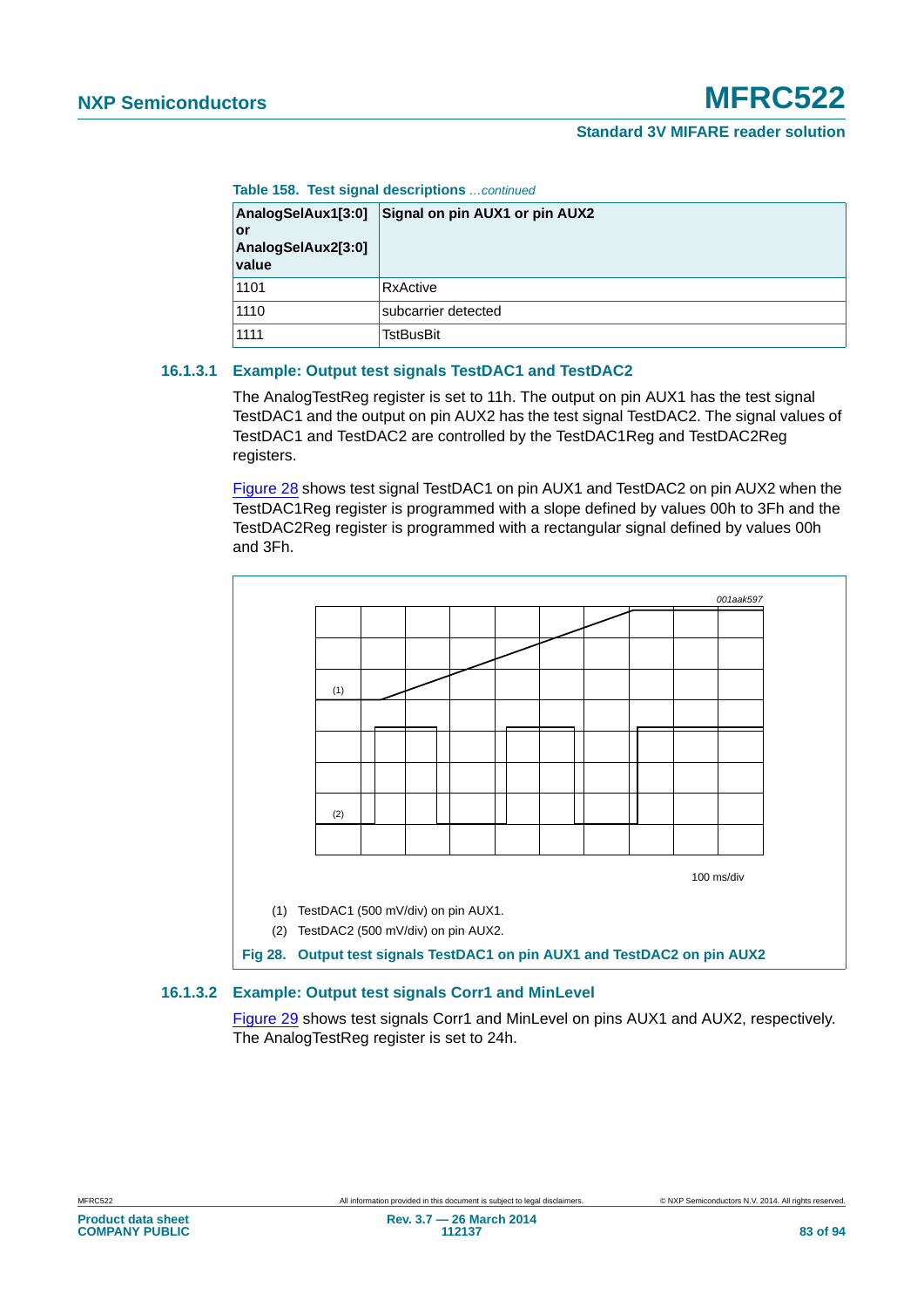**Table 158. Test signal descriptions** *...continued*

| AnalogSelAux1[3:0] or AnalogSelAux2[3:0] value | Signal on pin AUX1 or pin AUX2 |
|---|---|
| 1101 | RxActive |
| 1110 | subcarrier detected |
| 1111 | TstBusBit |

### 16.1.3.1 Example: Output test signals TestDAC1 and TestDAC2

The AnalogTestReg register is set to 11h. The output on pin AUX1 has the test signal TestDAC1 and the output on pin AUX2 has the test signal TestDAC2. The signal values of TestDAC1 and TestDAC2 are controlled by the TestDAC1Reg and TestDAC2Reg registers.

Figure 28 shows test signal TestDAC1 on pin AUX1 and TestDAC2 on pin AUX2 when the TestDAC1Reg register is programmed with a slope defined by values 00h to 3Fh and the TestDAC2Reg register is programmed with a rectangular signal defined by values 00h and 3Fh.

001aak597

100 ms/div

(1) TestDAC1 (500 mV/div) on pin AUX1.

(2) TestDAC2 (500 mV/div) on pin AUX2.

**Fig 28. Output test signals TestDAC1 on pin AUX1 and TestDAC2 on pin AUX2**

### 16.1.3.2 Example: Output test signals Corr1 and MinLevel

Figure 29 shows test signals Corr1 and MinLevel on pins AUX1 and AUX2, respectively. The AnalogTestReg register is set to 24h.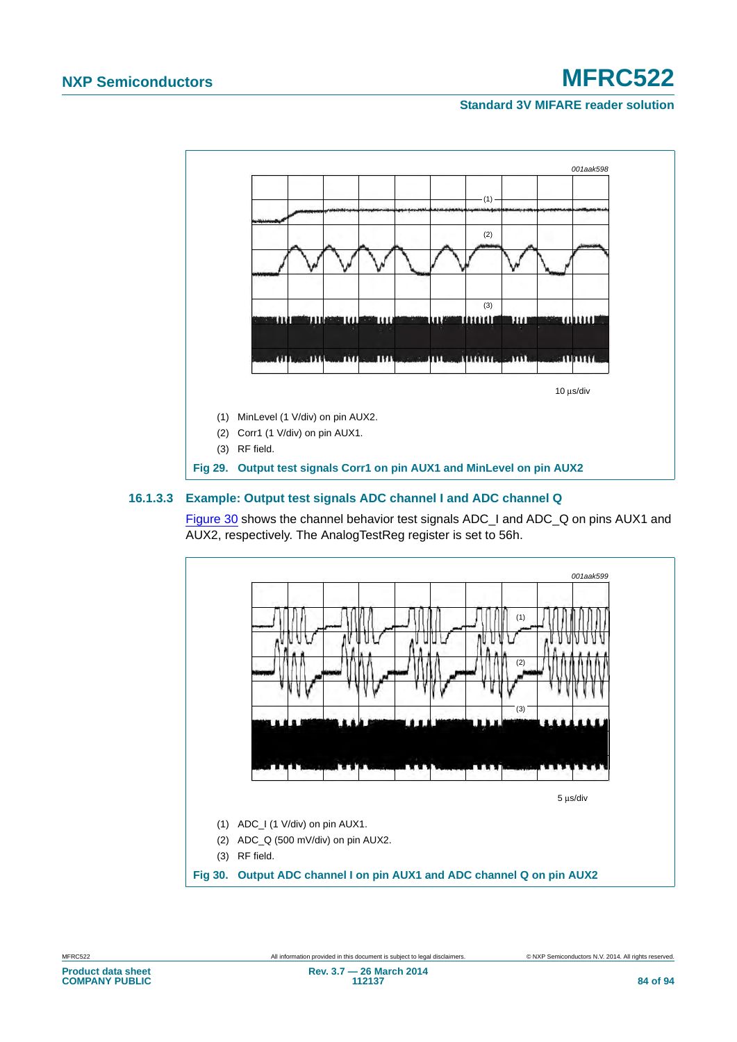001aak598

10 μs/div

(1) MinLevel (1 V/div) on pin AUX2.

(2) Corr1 (1 V/div) on pin AUX1.

(3) RF field.

**Fig 29. Output test signals Corr1 on pin AUX1 and MinLevel on pin AUX2**

### 16.1.3.3 Example: Output test signals ADC channel I and ADC channel Q

Figure 30 shows the channel behavior test signals ADC_I and ADC_Q on pins AUX1 and AUX2, respectively. The AnalogTestReg register is set to 56h.

001aak599

5 μs/div

(1) ADC_I (1 V/div) on pin AUX1.

(2) ADC_Q (500 mV/div) on pin AUX2.

(3) RF field.

**Fig 30. Output ADC channel I on pin AUX1 and ADC channel Q on pin AUX2**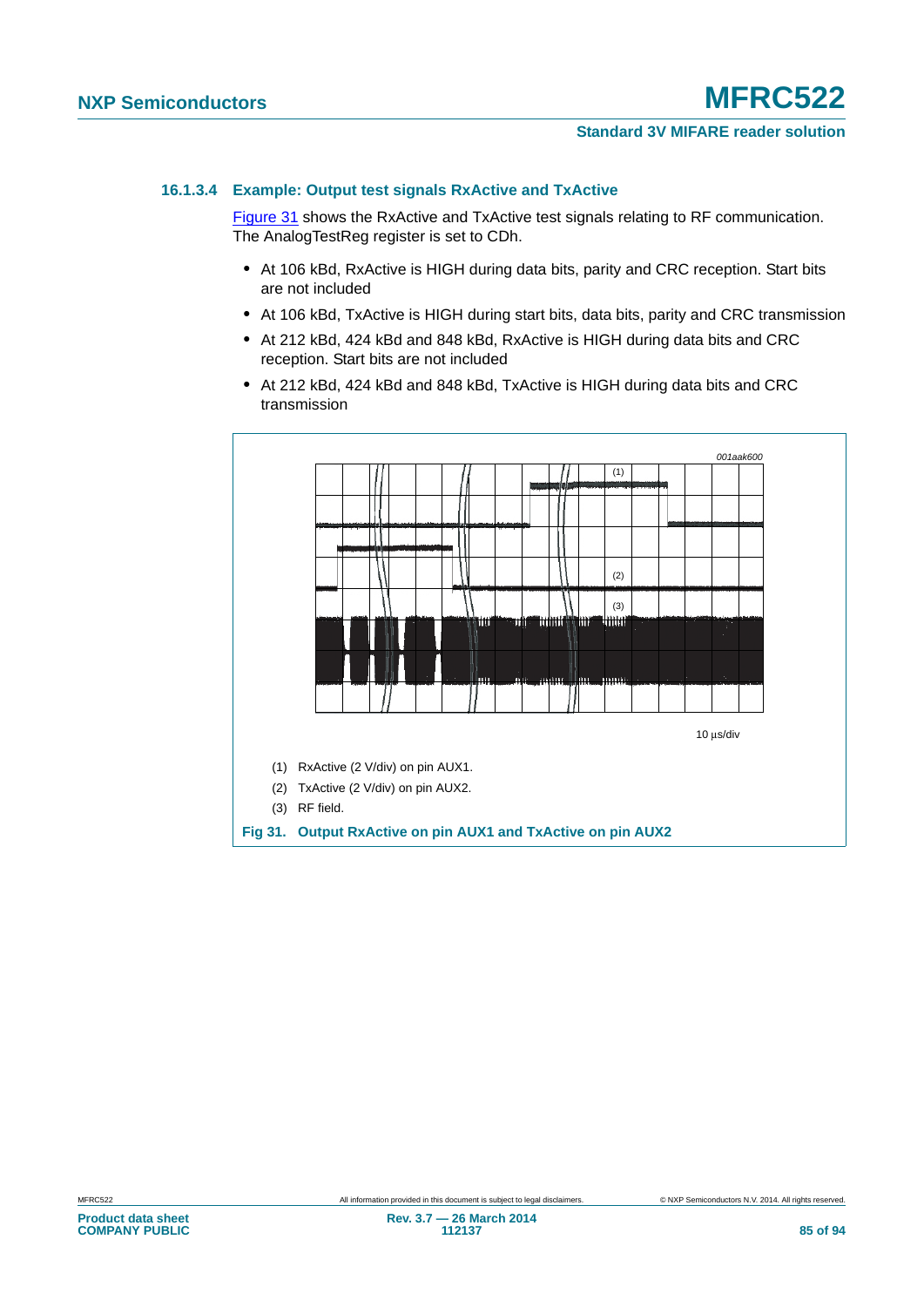#### 16.1.3.4 Example: Output test signals RxActive and TxActive

Figure 31 shows the RxActive and TxActive test signals relating to RF communication. The AnalogTestReg register is set to CDh.

- At 106 kBd, RxActive is HIGH during data bits, parity and CRC reception. Start bits are not included
- At 106 kBd, TxActive is HIGH during start bits, data bits, parity and CRC transmission
- At 212 kBd, 424 kBd and 848 kBd, RxActive is HIGH during data bits and CRC reception. Start bits are not included
- At 212 kBd, 424 kBd and 848 kBd, TxActive is HIGH during data bits and CRC transmission

001aak600

10 µs/div

(1) RxActive (2 V/div) on pin AUX1.

(2) TxActive (2 V/div) on pin AUX2.

(3) RF field.

**Fig 31. Output RxActive on pin AUX1 and TxActive on pin AUX2**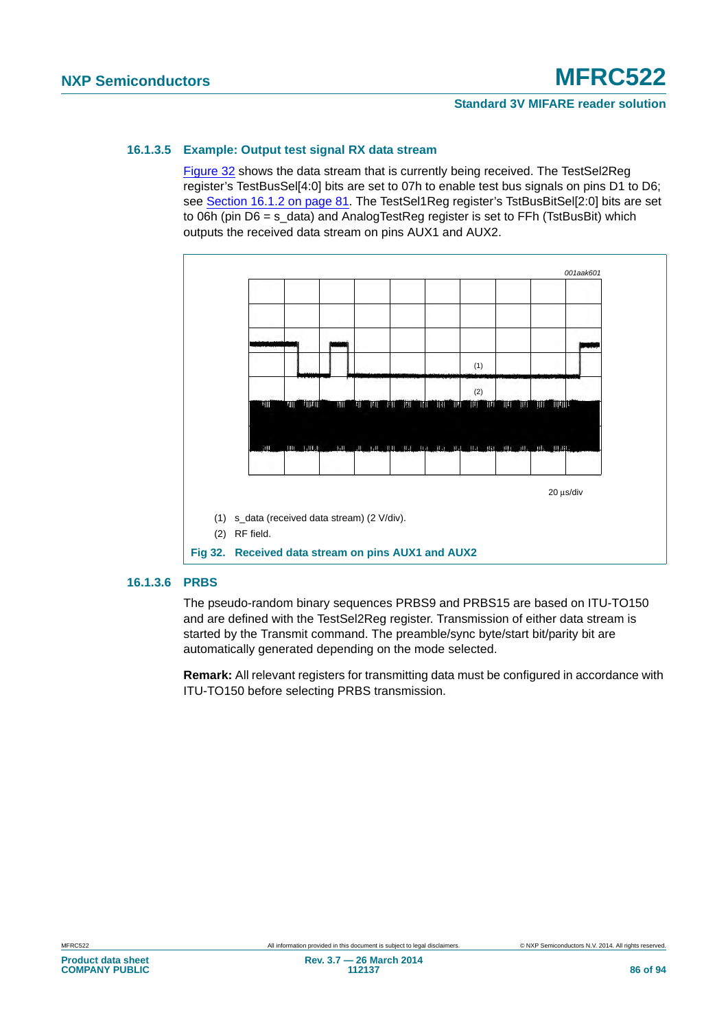#### 16.1.3.5 Example: Output test signal RX data stream

Figure 32 shows the data stream that is currently being received. The TestSel2Reg register's TestBusSel[4:0] bits are set to 07h to enable test bus signals on pins D1 to D6; see Section 16.1.2 on page 81. The TestSel1Reg register's TstBusBitSel[2:0] bits are set to 06h (pin D6 = s_data) and AnalogTestReg register is set to FFh (TstBusBit) which outputs the received data stream on pins AUX1 and AUX2.

001aak601

20 µs/div

(1) s_data (received data stream) (2 V/div).

(2) RF field.

**Fig 32. Received data stream on pins AUX1 and AUX2**

#### 16.1.3.6 PRBS

The pseudo-random binary sequences PRBS9 and PRBS15 are based on ITU-TO150 and are defined with the TestSel2Reg register. Transmission of either data stream is started by the Transmit command. The preamble/sync byte/start bit/parity bit are automatically generated depending on the mode selected.

**Remark:** All relevant registers for transmitting data must be configured in accordance with ITU-TO150 before selecting PRBS transmission.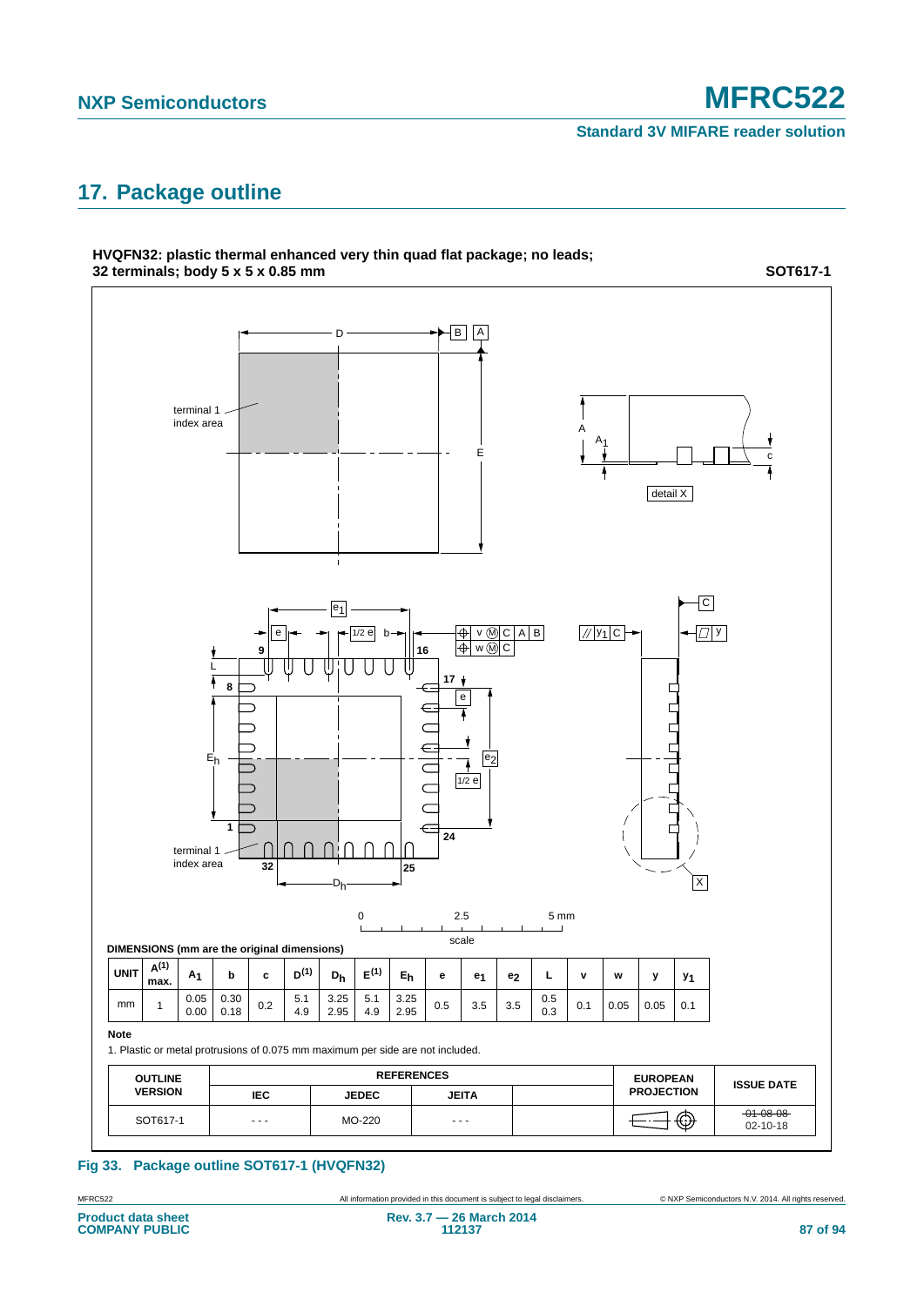## 17. Package outline

**HVQFN32: plastic thermal enhanced very thin quad flat package; no leads; 32 terminals; body 5 x 5 x 0.85 mm** **SOT617-1**

**DIMENSIONS (mm are the original dimensions)**

| UNIT | A(1) max. | $A_1$ | b | c | D(1) | $D_h$ | E(1) | $E_h$ | e | $e_1$ | $e_2$ | L | v | w | y | $y_1$ |
|---|---|---|---|---|---|---|---|---|---|---|---|---|---|---|---|---|
| mm | 1 | 0.05 0.00 | 0.30 0.18 | 0.2 | 5.1 4.9 | 3.25 2.95 | 5.1 4.9 | 3.25 2.95 | 0.5 | 3.5 | 3.5 | 0.5 0.3 | 0.1 | 0.05 | 0.05 | 0.1 |

**Note**

1. Plastic or metal protrusions of 0.075 mm maximum per side are not included.

| OUTLINE VERSION | REFERENCES | | | | EUROPEAN PROJECTION | ISSUE DATE |
|---|---|---|---|---|---|---|
| | IEC | JEDEC | JEITA | | | |
| SOT617-1 | - - - | MO-220 | - - - | | | ~~01-08-08~~ 02-10-18 |

**Fig 33. Package outline SOT617-1 (HVQFN32)**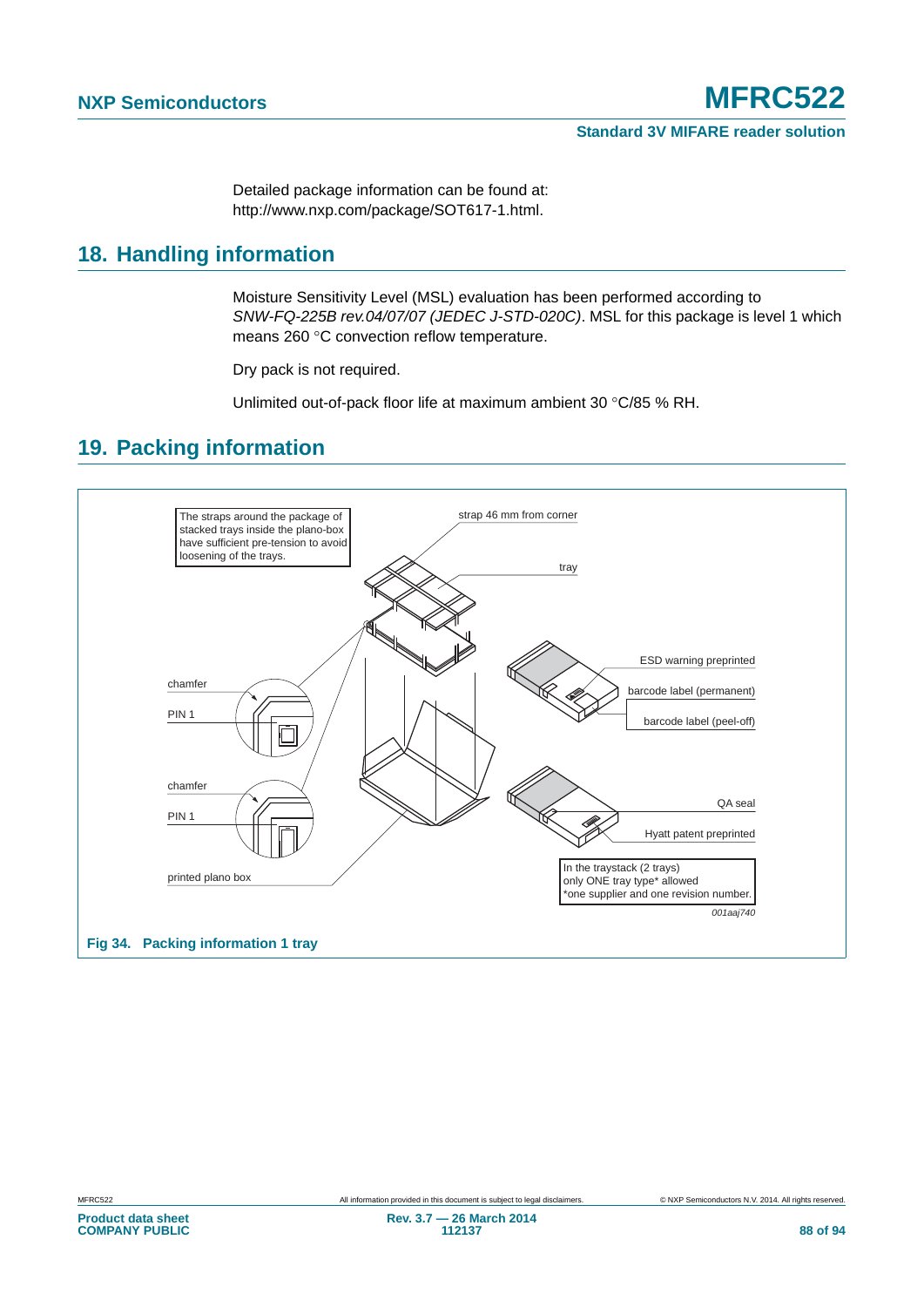Detailed package information can be found at:
http://www.nxp.com/package/SOT617-1.html.

## 18. Handling information

Moisture Sensitivity Level (MSL) evaluation has been performed according to *SNW-FQ-225B rev.04/07/07 (JEDEC J-STD-020C)*. MSL for this package is level 1 which means 260 °C convection reflow temperature.

Dry pack is not required.

Unlimited out-of-pack floor life at maximum ambient 30 °C/85 % RH.

## 19. Packing information

**Fig 34. Packing information 1 tray**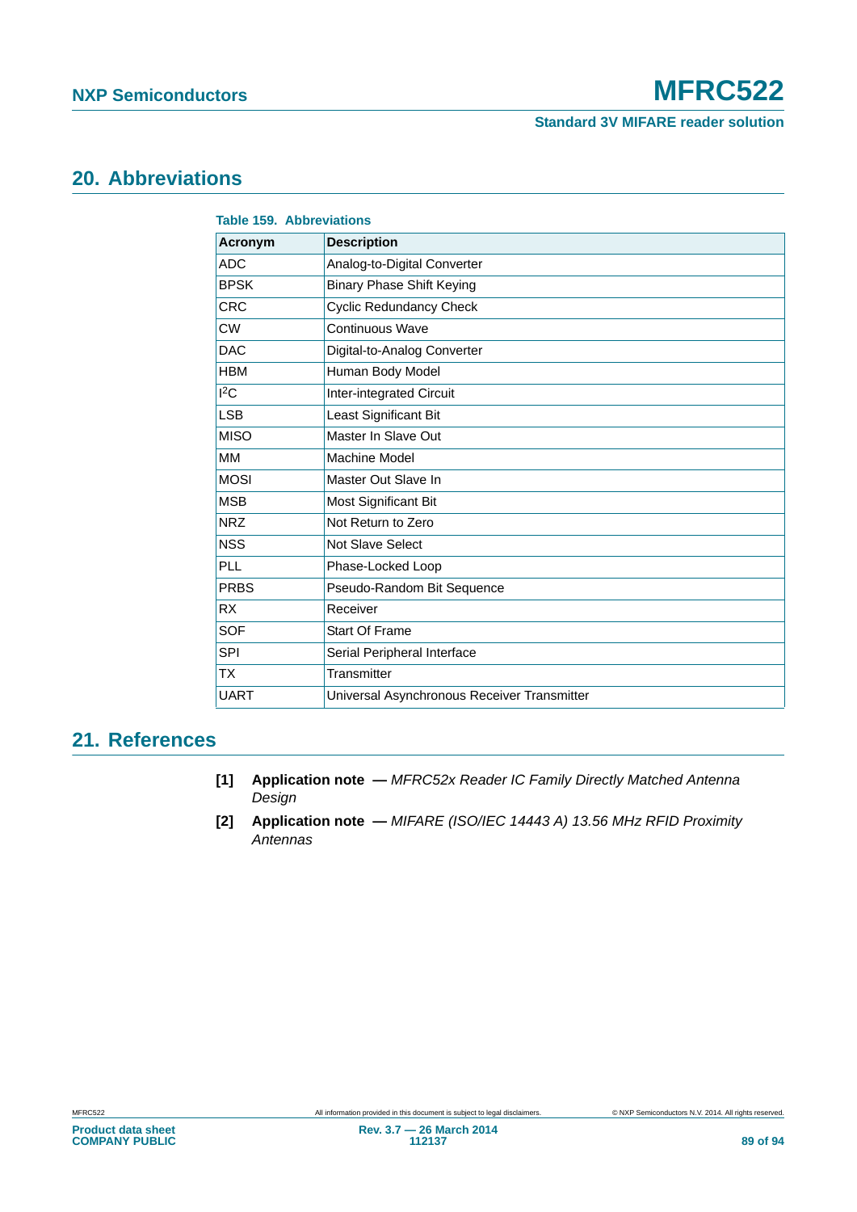## 20. Abbreviations

**Table 159. Abbreviations**

| Acronym | Description |
|---|---|
| ADC | Analog-to-Digital Converter |
| BPSK | Binary Phase Shift Keying |
| CRC | Cyclic Redundancy Check |
| CW | Continuous Wave |
| DAC | Digital-to-Analog Converter |
| HBM | Human Body Model |
| $I^2C$ | Inter-integrated Circuit |
| LSB | Least Significant Bit |
| MISO | Master In Slave Out |
| MM | Machine Model |
| MOSI | Master Out Slave In |
| MSB | Most Significant Bit |
| NRZ | Not Return to Zero |
| NSS | Not Slave Select |
| PLL | Phase-Locked Loop |
| PRBS | Pseudo-Random Bit Sequence |
| RX | Receiver |
| SOF | Start Of Frame |
| SPI | Serial Peripheral Interface |
| TX | Transmitter |
| UART | Universal Asynchronous Receiver Transmitter |

## 21. References

**[1]** **Application note —** *MFRC52x Reader IC Family Directly Matched Antenna Design*

**[2]** **Application note —** *MIFARE (ISO/IEC 14443 A) 13.56 MHz RFID Proximity Antennas*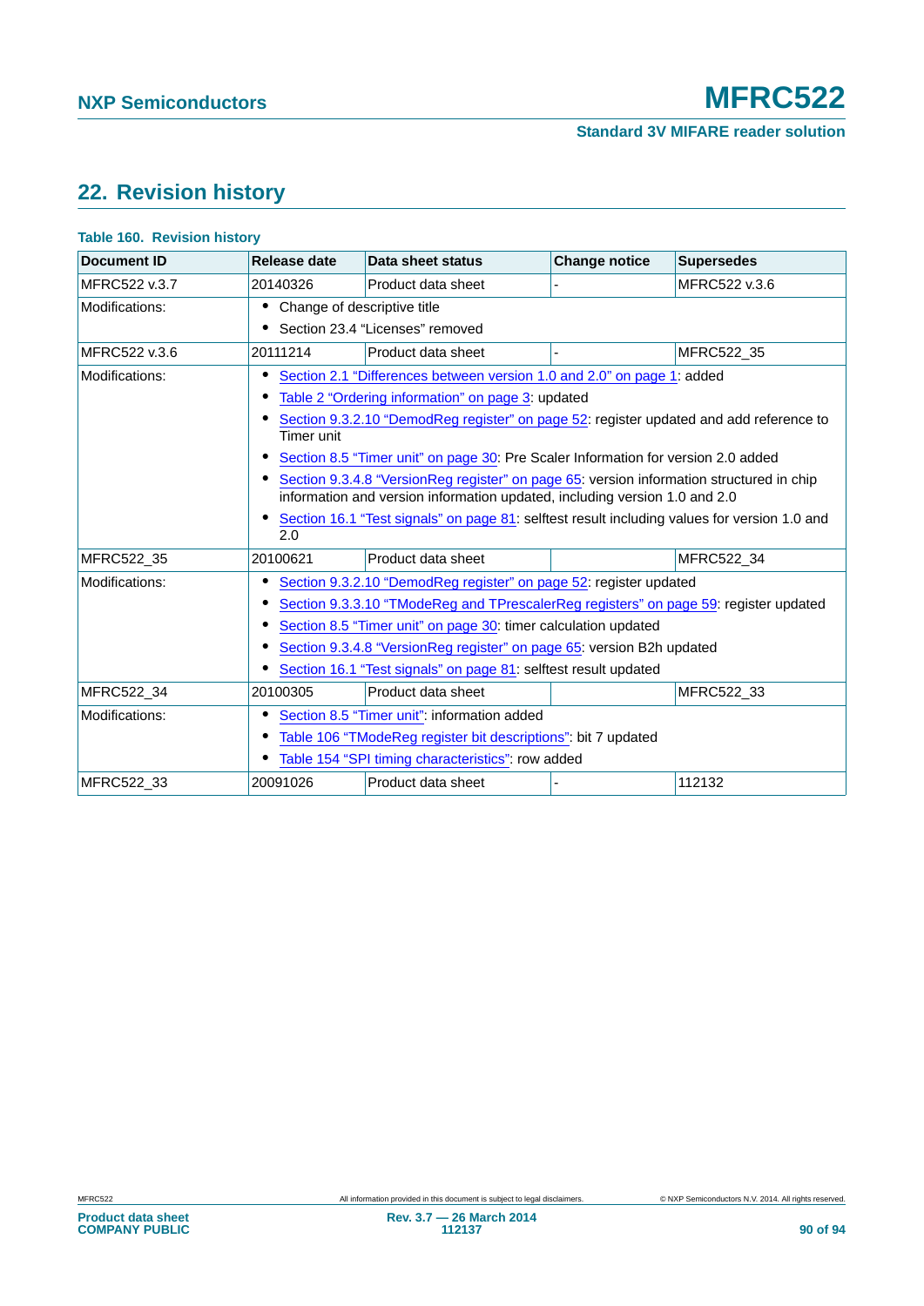## 22. Revision history

**Table 160. Revision history**

| Document ID | Release date | Data sheet status | Change notice | Supersedes |
|---|---|---|---|---|
| MFRC522 v.3.7 | 20140326 | Product data sheet | - | MFRC522 v.3.6 |
| Modifications: | • Change of descriptive title<br>• Section 23.4 “Licenses” removed | | | |
| MFRC522 v.3.6 | 20111214 | Product data sheet | - | MFRC522_35 |
| Modifications: | • Section 2.1 “Differences between version 1.0 and 2.0” on page 1: added<br>• Table 2 “Ordering information” on page 3: updated<br>• Section 9.3.2.10 “DemodReg register” on page 52: register updated and add reference to Timer unit<br>• Section 8.5 “Timer unit” on page 30: Pre Scaler Information for version 2.0 added<br>• Section 9.3.4.8 “VersionReg register” on page 65: version information structured in chip information and version information updated, including version 1.0 and 2.0<br>• Section 16.1 “Test signals” on page 81: selftest result including values for version 1.0 and 2.0 | | | |
| MFRC522_35 | 20100621 | Product data sheet | | MFRC522_34 |
| Modifications: | • Section 9.3.2.10 “DemodReg register” on page 52: register updated<br>• Section 9.3.3.10 “TModeReg and TPrescalerReg registers” on page 59: register updated<br>• Section 8.5 “Timer unit” on page 30: timer calculation updated<br>• Section 9.3.4.8 “VersionReg register” on page 65: version B2h updated<br>• Section 16.1 “Test signals” on page 81: selftest result updated | | | |
| MFRC522_34 | 20100305 | Product data sheet | | MFRC522_33 |
| Modifications: | • Section 8.5 “Timer unit”: information added<br>• Table 106 “TModeReg register bit descriptions”: bit 7 updated<br>• Table 154 “SPI timing characteristics”: row added | | | |
| MFRC522_33 | 20091026 | Product data sheet | - | 112132 |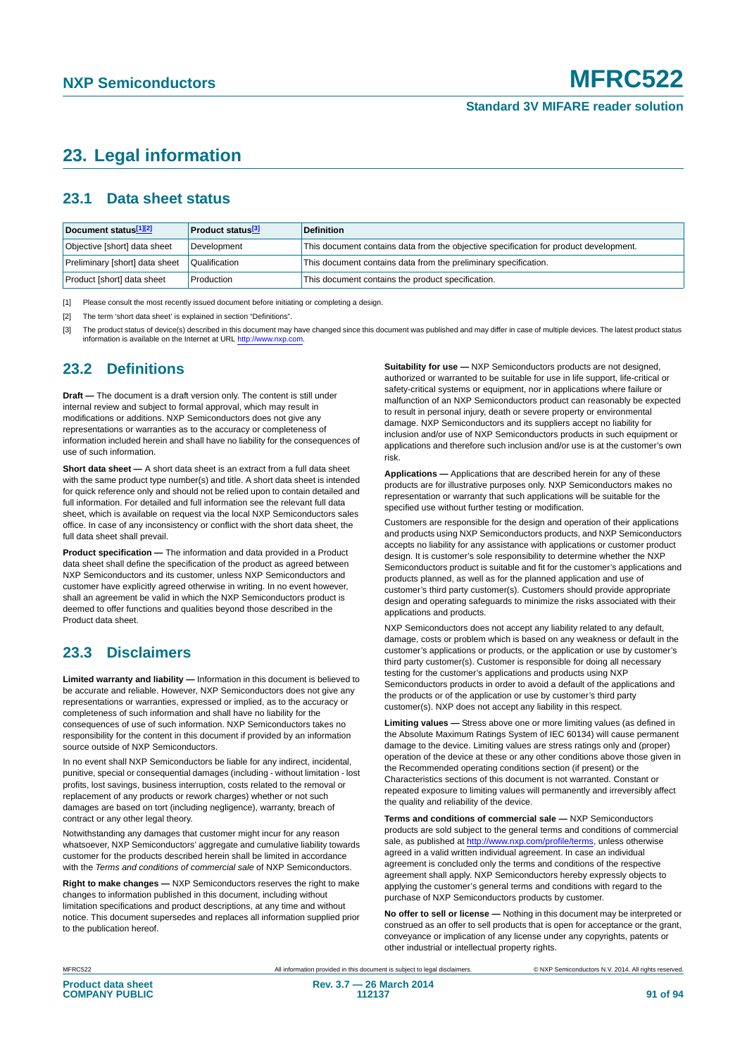# 23. Legal information

## 23.1 Data sheet status

| Document status[1][2] | Product status[3] | Definition |
|---|---|---|
| Objective [short] data sheet | Development | This document contains data from the objective specification for product development. |
| Preliminary [short] data sheet | Qualification | This document contains data from the preliminary specification. |
| Product [short] data sheet | Production | This document contains the product specification. |

[1] Please consult the most recently issued document before initiating or completing a design.

[2] The term 'short data sheet' is explained in section "Definitions".

[3] The product status of device(s) described in this document may have changed since this document was published and may differ in case of multiple devices. The latest product status information is available on the Internet at URL http://www.nxp.com.

## 23.2 Definitions

**Draft —** The document is a draft version only. The content is still under internal review and subject to formal approval, which may result in modifications or additions. NXP Semiconductors does not give any representations or warranties as to the accuracy or completeness of information included herein and shall have no liability for the consequences of use of such information.

**Short data sheet —** A short data sheet is an extract from a full data sheet with the same product type number(s) and title. A short data sheet is intended for quick reference only and should not be relied upon to contain detailed and full information. For detailed and full information see the relevant full data sheet, which is available on request via the local NXP Semiconductors sales office. In case of any inconsistency or conflict with the short data sheet, the full data sheet shall prevail.

**Product specification —** The information and data provided in a Product data sheet shall define the specification of the product as agreed between NXP Semiconductors and its customer, unless NXP Semiconductors and customer have explicitly agreed otherwise in writing. In no event however, shall an agreement be valid in which the NXP Semiconductors product is deemed to offer functions and qualities beyond those described in the Product data sheet.

## 23.3 Disclaimers

**Limited warranty and liability —** Information in this document is believed to be accurate and reliable. However, NXP Semiconductors does not give any representations or warranties, expressed or implied, as to the accuracy or completeness of such information and shall have no liability for the consequences of use of such information. NXP Semiconductors takes no responsibility for the content in this document if provided by an information source outside of NXP Semiconductors.

In no event shall NXP Semiconductors be liable for any indirect, incidental, punitive, special or consequential damages (including - without limitation - lost profits, lost savings, business interruption, costs related to the removal or replacement of any products or rework charges) whether or not such damages are based on tort (including negligence), warranty, breach of contract or any other legal theory.

Notwithstanding any damages that customer might incur for any reason whatsoever, NXP Semiconductors' aggregate and cumulative liability towards customer for the products described herein shall be limited in accordance with the *Terms and conditions of commercial sale* of NXP Semiconductors.

**Right to make changes —** NXP Semiconductors reserves the right to make changes to information published in this document, including without limitation specifications and product descriptions, at any time and without notice. This document supersedes and replaces all information supplied prior to the publication hereof.

**Suitability for use —** NXP Semiconductors products are not designed, authorized or warranted to be suitable for use in life support, life-critical or safety-critical systems or equipment, nor in applications where failure or malfunction of an NXP Semiconductors product can reasonably be expected to result in personal injury, death or severe property or environmental damage. NXP Semiconductors and its suppliers accept no liability for inclusion and/or use of NXP Semiconductors products in such equipment or applications and therefore such inclusion and/or use is at the customer's own risk.

**Applications —** Applications that are described herein for any of these products are for illustrative purposes only. NXP Semiconductors makes no representation or warranty that such applications will be suitable for the specified use without further testing or modification.

Customers are responsible for the design and operation of their applications and products using NXP Semiconductors products, and NXP Semiconductors accepts no liability for any assistance with applications or customer product design. It is customer's sole responsibility to determine whether the NXP Semiconductors product is suitable and fit for the customer's applications and products planned, as well as for the planned application and use of customer's third party customer(s). Customers should provide appropriate design and operating safeguards to minimize the risks associated with their applications and products.

NXP Semiconductors does not accept any liability related to any default, damage, costs or problem which is based on any weakness or default in the customer's applications or products, or the application or use by customer's third party customer(s). Customer is responsible for doing all necessary testing for the customer's applications and products using NXP Semiconductors products in order to avoid a default of the applications and the products or of the application or use by customer's third party customer(s). NXP does not accept any liability in this respect.

**Limiting values —** Stress above one or more limiting values (as defined in the Absolute Maximum Ratings System of IEC 60134) will cause permanent damage to the device. Limiting values are stress ratings only and (proper) operation of the device at these or any other conditions above those given in the Recommended operating conditions section (if present) or the Characteristics sections of this document is not warranted. Constant or repeated exposure to limiting values will permanently and irreversibly affect the quality and reliability of the device.

**Terms and conditions of commercial sale —** NXP Semiconductors products are sold subject to the general terms and conditions of commercial sale, as published at http://www.nxp.com/profile/terms, unless otherwise agreed in a valid written individual agreement. In case an individual agreement is concluded only the terms and conditions of the respective agreement shall apply. NXP Semiconductors hereby expressly objects to applying the customer's general terms and conditions with regard to the purchase of NXP Semiconductors products by customer.

**No offer to sell or license —** Nothing in this document may be interpreted or construed as an offer to sell products that is open for acceptance or the grant, conveyance or implication of any license under any copyrights, patents or other industrial or intellectual property rights.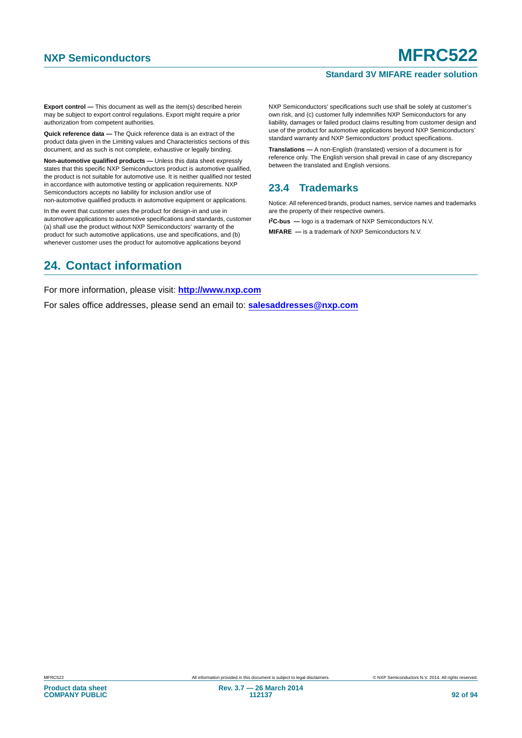**Export control —** This document as well as the item(s) described herein may be subject to export control regulations. Export might require a prior authorization from competent authorities.

**Quick reference data —** The Quick reference data is an extract of the product data given in the Limiting values and Characteristics sections of this document, and as such is not complete, exhaustive or legally binding.

**Non-automotive qualified products —** Unless this data sheet expressly states that this specific NXP Semiconductors product is automotive qualified, the product is not suitable for automotive use. It is neither qualified nor tested in accordance with automotive testing or application requirements. NXP Semiconductors accepts no liability for inclusion and/or use of non-automotive qualified products in automotive equipment or applications.

In the event that customer uses the product for design-in and use in automotive applications to automotive specifications and standards, customer (a) shall use the product without NXP Semiconductors' warranty of the product for such automotive applications, use and specifications, and (b) whenever customer uses the product for automotive applications beyond NXP Semiconductors' specifications such use shall be solely at customer's own risk, and (c) customer fully indemnifies NXP Semiconductors for any liability, damages or failed product claims resulting from customer design and use of the product for automotive applications beyond NXP Semiconductors' standard warranty and NXP Semiconductors' product specifications.

**Translations —** A non-English (translated) version of a document is for reference only. The English version shall prevail in case of any discrepancy between the translated and English versions.

### 23.4 Trademarks

Notice: All referenced brands, product names, service names and trademarks are the property of their respective owners.

**I²C-bus —** logo is a trademark of NXP Semiconductors N.V.

**MIFARE —** is a trademark of NXP Semiconductors N.V.

## 24. Contact information

For more information, please visit: **http://www.nxp.com**

For sales office addresses, please send an email to: **salesaddresses@nxp.com**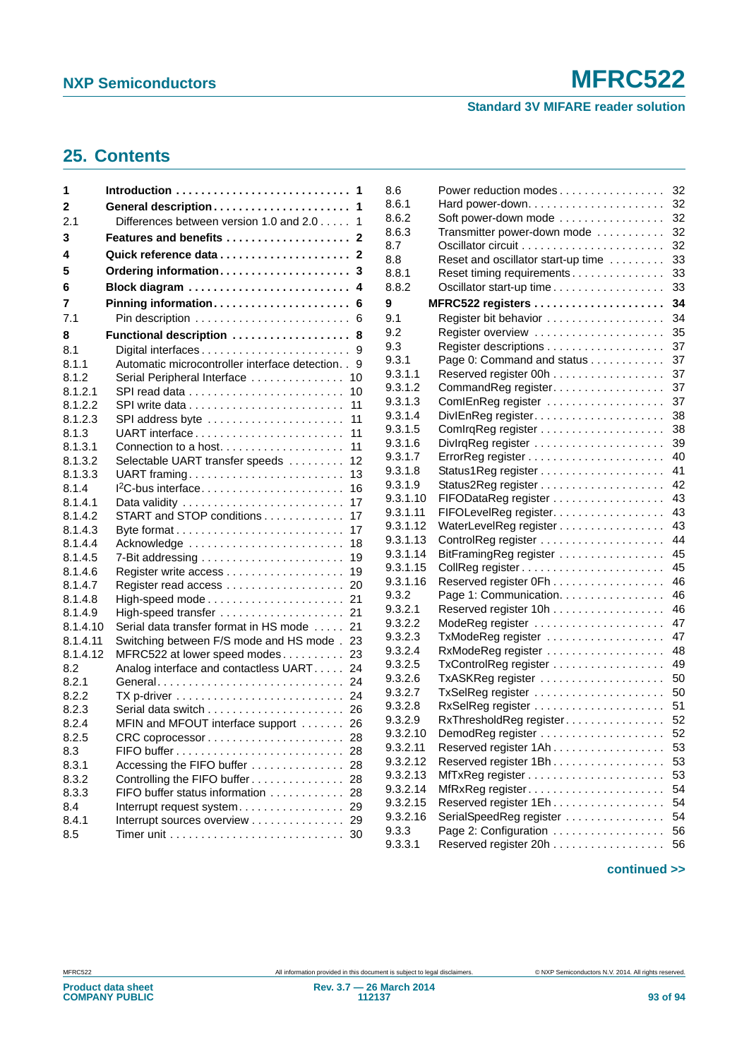## 25. Contents

| | | |
|---|---|---|
| **1** | **Introduction** | **1** |
| **2** | **General description** | **1** |
| 2.1 | Differences between version 1.0 and 2.0 | 1 |
| **3** | **Features and benefits** | **2** |
| **4** | **Quick reference data** | **2** |
| **5** | **Ordering information** | **3** |
| **6** | **Block diagram** | **4** |
| **7** | **Pinning information** | **6** |
| 7.1 | Pin description | 6 |
| **8** | **Functional description** | **8** |
| 8.1 | Digital interfaces | 9 |
| 8.1.1 | Automatic microcontroller interface detection | 9 |
| 8.1.2 | Serial Peripheral Interface | 10 |
| 8.1.2.1 | SPI read data | 10 |
| 8.1.2.2 | SPI write data | 11 |
| 8.1.2.3 | SPI address byte | 11 |
| 8.1.3 | UART interface | 11 |
| 8.1.3.1 | Connection to a host | 11 |
| 8.1.3.2 | Selectable UART transfer speeds | 12 |
| 8.1.3.3 | UART framing | 13 |
| 8.1.4 | I²C-bus interface | 16 |
| 8.1.4.1 | Data validity | 17 |
| 8.1.4.2 | START and STOP conditions | 17 |
| 8.1.4.3 | Byte format | 17 |
| 8.1.4.4 | Acknowledge | 18 |
| 8.1.4.5 | 7-Bit addressing | 19 |
| 8.1.4.6 | Register write access | 19 |
| 8.1.4.7 | Register read access | 20 |
| 8.1.4.8 | High-speed mode | 21 |
| 8.1.4.9 | High-speed transfer | 21 |
| 8.1.4.10 | Serial data transfer format in HS mode | 21 |
| 8.1.4.11 | Switching between F/S mode and HS mode | 23 |
| 8.1.4.12 | MFRC522 at lower speed modes | 23 |
| 8.2 | Analog interface and contactless UART | 24 |
| 8.2.1 | General | 24 |
| 8.2.2 | TX p-driver | 24 |
| 8.2.3 | Serial data switch | 26 |
| 8.2.4 | MFIN and MFOUT interface support | 26 |
| 8.2.5 | CRC coprocessor | 28 |
| 8.3 | FIFO buffer | 28 |
| 8.3.1 | Accessing the FIFO buffer | 28 |
| 8.3.2 | Controlling the FIFO buffer | 28 |
| 8.3.3 | FIFO buffer status information | 28 |
| 8.4 | Interrupt request system | 29 |
| 8.4.1 | Interrupt sources overview | 29 |
| 8.5 | Timer unit | 30 |
| 8.6 | Power reduction modes | 32 |
| 8.6.1 | Hard power-down | 32 |
| 8.6.2 | Soft power-down mode | 32 |
| 8.6.3 | Transmitter power-down mode | 32 |
| 8.7 | Oscillator circuit | 32 |
| 8.8 | Reset and oscillator start-up time | 33 |
| 8.8.1 | Reset timing requirements | 33 |
| 8.8.2 | Oscillator start-up time | 33 |
| **9** | **MFRC522 registers** | **34** |
| 9.1 | Register bit behavior | 34 |
| 9.2 | Register overview | 35 |
| 9.3 | Register descriptions | 37 |
| 9.3.1 | Page 0: Command and status | 37 |
| 9.3.1.1 | Reserved register 00h | 37 |
| 9.3.1.2 | CommandReg register | 37 |
| 9.3.1.3 | ComIEnReg register | 37 |
| 9.3.1.4 | DivIEnReg register | 38 |
| 9.3.1.5 | ComIrqReg register | 38 |
| 9.3.1.6 | DivIrqReg register | 39 |
| 9.3.1.7 | ErrorReg register | 40 |
| 9.3.1.8 | Status1Reg register | 41 |
| 9.3.1.9 | Status2Reg register | 42 |
| 9.3.1.10 | FIFODataReg register | 43 |
| 9.3.1.11 | FIFOLevelReg register | 43 |
| 9.3.1.12 | WaterLevelReg register | 43 |
| 9.3.1.13 | ControlReg register | 44 |
| 9.3.1.14 | BitFramingReg register | 45 |
| 9.3.1.15 | CollReg register | 45 |
| 9.3.1.16 | Reserved register 0Fh | 46 |
| 9.3.2 | Page 1: Communication | 46 |
| 9.3.2.1 | Reserved register 10h | 46 |
| 9.3.2.2 | ModeReg register | 47 |
| 9.3.2.3 | TxModeReg register | 47 |
| 9.3.2.4 | RxModeReg register | 48 |
| 9.3.2.5 | TxControlReg register | 49 |
| 9.3.2.6 | TxASKReg register | 50 |
| 9.3.2.7 | TxSelReg register | 50 |
| 9.3.2.8 | RxSelReg register | 51 |
| 9.3.2.9 | RxThresholdReg register | 52 |
| 9.3.2.10 | DemodReg register | 52 |
| 9.3.2.11 | Reserved register 1Ah | 53 |
| 9.3.2.12 | Reserved register 1Bh | 53 |
| 9.3.2.13 | MfTxReg register | 53 |
| 9.3.2.14 | MfRxReg register | 54 |
| 9.3.2.15 | Reserved register 1Eh | 54 |
| 9.3.2.16 | SerialSpeedReg register | 54 |
| 9.3.3 | Page 2: Configuration | 56 |
| 9.3.3.1 | Reserved register 20h | 56 |

**continued >>**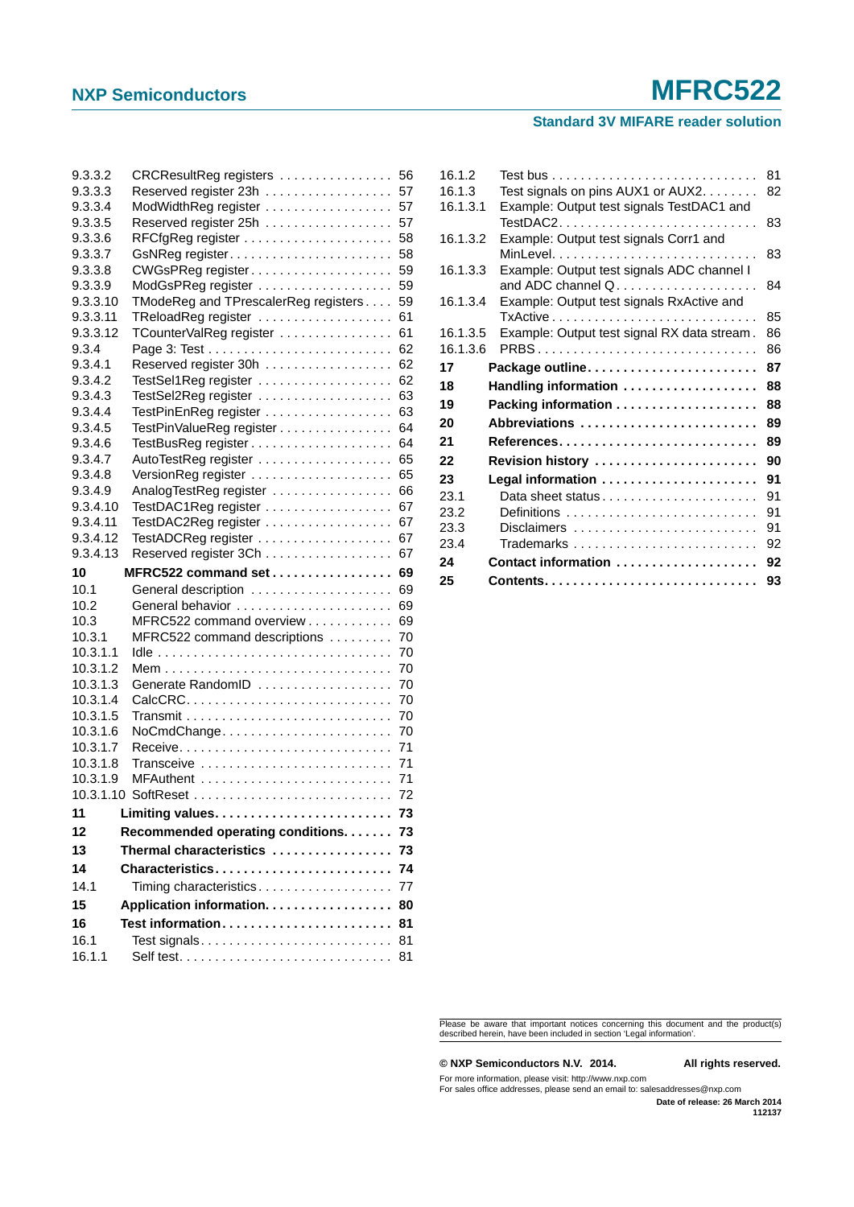9.3.3.2 CRCResultReg registers . . . . . . . . . . . . . . . . 56
9.3.3.3 Reserved register 23h . . . . . . . . . . . . . . . . . . 57
9.3.3.4 ModWidthReg register . . . . . . . . . . . . . . . . . . 57
9.3.3.5 Reserved register 25h . . . . . . . . . . . . . . . . . . 57
9.3.3.6 RFCfgReg register . . . . . . . . . . . . . . . . . . . . . 58
9.3.3.7 GsNReg register . . . . . . . . . . . . . . . . . . . . . . . 58
9.3.3.8 CWGsPReg register . . . . . . . . . . . . . . . . . . . . 59
9.3.3.9 ModGsPReg register . . . . . . . . . . . . . . . . . . . 59
9.3.3.10 TModeReg and TPrescalerReg registers . . . . 59
9.3.3.11 TReloadReg register . . . . . . . . . . . . . . . . . . . 61
9.3.3.12 TCounterValReg register . . . . . . . . . . . . . . . . 61
9.3.4 Page 3: Test . . . . . . . . . . . . . . . . . . . . . . . . . . 62
9.3.4.1 Reserved register 30h . . . . . . . . . . . . . . . . . . 62
9.3.4.2 TestSel1Reg register . . . . . . . . . . . . . . . . . . . 62
9.3.4.3 TestSel2Reg register . . . . . . . . . . . . . . . . . . . 63
9.3.4.4 TestPinEnReg register . . . . . . . . . . . . . . . . . . 63
9.3.4.5 TestPinValueReg register . . . . . . . . . . . . . . . . 64
9.3.4.6 TestBusReg register . . . . . . . . . . . . . . . . . . . . 64
9.3.4.7 AutoTestReg register . . . . . . . . . . . . . . . . . . . 65
9.3.4.8 VersionReg register . . . . . . . . . . . . . . . . . . . . 65
9.3.4.9 AnalogTestReg register . . . . . . . . . . . . . . . . . 66
9.3.4.10 TestDAC1Reg register . . . . . . . . . . . . . . . . . . 67
9.3.4.11 TestDAC2Reg register . . . . . . . . . . . . . . . . . . 67
9.3.4.12 TestADCReg register . . . . . . . . . . . . . . . . . . . 67
9.3.4.13 Reserved register 3Ch . . . . . . . . . . . . . . . . . . 67

**10 MFRC522 command set . . . . . . . . . . . . . . . . . 69**

10.1 General description . . . . . . . . . . . . . . . . . . . . 69
10.2 General behavior . . . . . . . . . . . . . . . . . . . . . . 69
10.3 MFRC522 command overview . . . . . . . . . . . . 69
10.3.1 MFRC522 command descriptions . . . . . . . . . 70
10.3.1.1 Idle . . . . . . . . . . . . . . . . . . . . . . . . . . . . . . . . . 70
10.3.1.2 Mem . . . . . . . . . . . . . . . . . . . . . . . . . . . . . . . . 70
10.3.1.3 Generate RandomID . . . . . . . . . . . . . . . . . . . 70
10.3.1.4 CalcCRC . . . . . . . . . . . . . . . . . . . . . . . . . . . . 70
10.3.1.5 Transmit . . . . . . . . . . . . . . . . . . . . . . . . . . . . . 70
10.3.1.6 NoCmdChange . . . . . . . . . . . . . . . . . . . . . . . . 70
10.3.1.7 Receive . . . . . . . . . . . . . . . . . . . . . . . . . . . . . . 71
10.3.1.8 Transceive . . . . . . . . . . . . . . . . . . . . . . . . . . . 71
10.3.1.9 MFAuthent . . . . . . . . . . . . . . . . . . . . . . . . . . . 71
10.3.1.10 SoftReset . . . . . . . . . . . . . . . . . . . . . . . . . . . . 72

**11 Limiting values . . . . . . . . . . . . . . . . . . . . . . . . 73**

**12 Recommended operating conditions . . . . . . . 73**

**13 Thermal characteristics . . . . . . . . . . . . . . . . . 73**

**14 Characteristics . . . . . . . . . . . . . . . . . . . . . . . . 74**

14.1 Timing characteristics . . . . . . . . . . . . . . . . . . 77

**15 Application information . . . . . . . . . . . . . . . . . 80**

**16 Test information . . . . . . . . . . . . . . . . . . . . . . . 81**

16.1 Test signals . . . . . . . . . . . . . . . . . . . . . . . . . . 81
16.1.1 Self test . . . . . . . . . . . . . . . . . . . . . . . . . . . . . 81
16.1.2 Test bus . . . . . . . . . . . . . . . . . . . . . . . . . . . . . 81
16.1.3 Test signals on pins AUX1 or AUX2 . . . . . . . . 82
16.1.3.1 Example: Output test signals TestDAC1 and TestDAC2 . . . . . . . . . . . . . . . . . . . . . . . . . . . . 83
16.1.3.2 Example: Output test signals Corr1 and MinLevel . . . . . . . . . . . . . . . . . . . . . . . . . . . . . 83
16.1.3.3 Example: Output test signals ADC channel I and ADC channel Q . . . . . . . . . . . . . . . . . . . . 84
16.1.3.4 Example: Output test signals RxActive and TxActive . . . . . . . . . . . . . . . . . . . . . . . . . . . . . 85
16.1.3.5 Example: Output test signal RX data stream . 86
16.1.3.6 PRBS . . . . . . . . . . . . . . . . . . . . . . . . . . . . . . . . 86

**17 Package outline . . . . . . . . . . . . . . . . . . . . . . . . 87**

**18 Handling information . . . . . . . . . . . . . . . . . . . 88**

**19 Packing information . . . . . . . . . . . . . . . . . . . . 88**

**20 Abbreviations . . . . . . . . . . . . . . . . . . . . . . . . . 89**

**21 References . . . . . . . . . . . . . . . . . . . . . . . . . . . . 89**

**22 Revision history . . . . . . . . . . . . . . . . . . . . . . . 90**

**23 Legal information . . . . . . . . . . . . . . . . . . . . . . 91**

23.1 Data sheet status . . . . . . . . . . . . . . . . . . . . . . 91
23.2 Definitions . . . . . . . . . . . . . . . . . . . . . . . . . . . 91
23.3 Disclaimers . . . . . . . . . . . . . . . . . . . . . . . . . . 91
23.4 Trademarks . . . . . . . . . . . . . . . . . . . . . . . . . . 92

**24 Contact information . . . . . . . . . . . . . . . . . . . . 92**

**25 Contents . . . . . . . . . . . . . . . . . . . . . . . . . . . . . 93**

Please be aware that important notices concerning this document and the product(s) described herein, have been included in section 'Legal information'.

**© NXP Semiconductors N.V. 2014. All rights reserved.**

For more information, please visit: http://www.nxp.com
For sales office addresses, please send an email to: salesaddresses@nxp.com

**Date of release: 26 March 2014**
**112137**